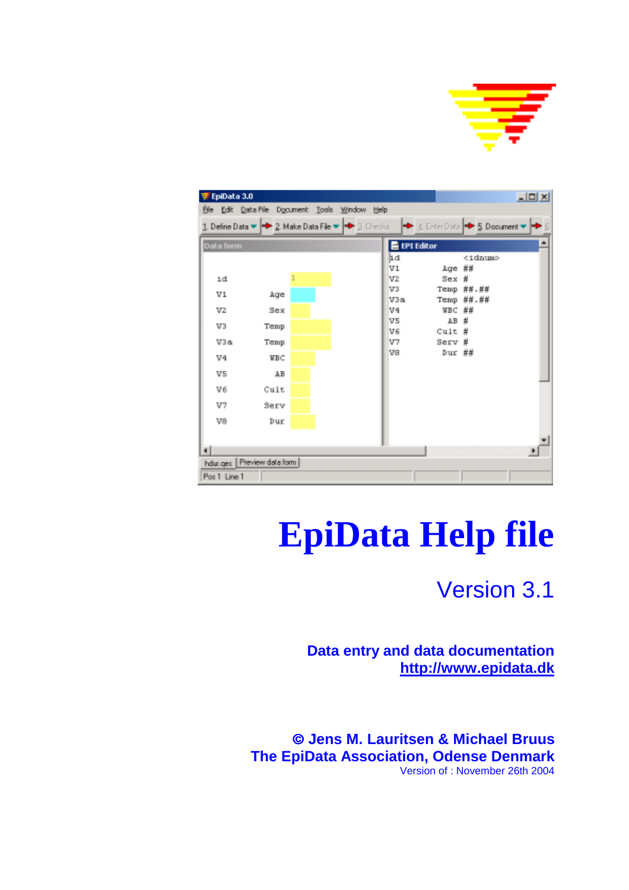# EpiData Help file

## Version 3.1

**Data entry and data documentation**
**http://www.epidata.dk**

**© Jens M. Lauritsen & Michael Bruus**
**The EpiData Association, Odense Denmark**
Version of : November 26th 2004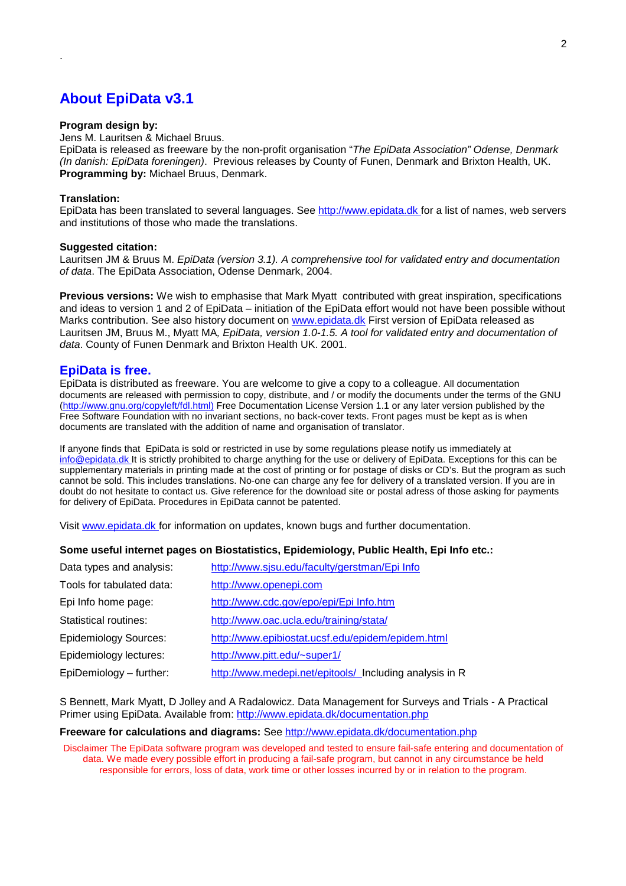.

## About EpiData v3.1

**Program design by:**
Jens M. Lauritsen & Michael Bruus.
EpiData is released as freeware by the non-profit organisation "*The EpiData Association" Odense, Denmark (In danish: EpiData foreningen)*. Previous releases by County of Funen, Denmark and Brixton Health, UK.
**Programming by:** Michael Bruus, Denmark.

**Translation:**
EpiData has been translated to several languages. See http://www.epidata.dk for a list of names, web servers and institutions of those who made the translations.

**Suggested citation:**
Lauritsen JM & Bruus M. *EpiData (version 3.1). A comprehensive tool for validated entry and documentation of data*. The EpiData Association, Odense Denmark, 2004.

**Previous versions:** We wish to emphasise that Mark Myatt contributed with great inspiration, specifications and ideas to version 1 and 2 of EpiData – initiation of the EpiData effort would not have been possible without Marks contribution. See also history document on www.epidata.dk First version of EpiData released as Lauritsen JM, Bruus M., Myatt MA*, EpiData, version 1.0-1.5. A tool for validated entry and documentation of data*. County of Funen Denmark and Brixton Health UK. 2001.

## EpiData is free.

EpiData is distributed as freeware. You are welcome to give a copy to a colleague. All documentation documents are released with permission to copy, distribute, and / or modify the documents under the terms of the GNU (http://www.gnu.org/copyleft/fdl.html) Free Documentation License Version 1.1 or any later version published by the Free Software Foundation with no invariant sections, no back-cover texts. Front pages must be kept as is when documents are translated with the addition of name and organisation of translator.

If anyone finds that EpiData is sold or restricted in use by some regulations please notify us immediately at info@epidata.dk It is strictly prohibited to charge anything for the use or delivery of EpiData. Exceptions for this can be supplementary materials in printing made at the cost of printing or for postage of disks or CD's. But the program as such cannot be sold. This includes translations. No-one can charge any fee for delivery of a translated version. If you are in doubt do not hesitate to contact us. Give reference for the download site or postal adress of those asking for payments for delivery of EpiData. Procedures in EpiData cannot be patented.

Visit www.epidata.dk for information on updates, known bugs and further documentation.

**Some useful internet pages on Biostatistics, Epidemiology, Public Health, Epi Info etc.:**

| | |
|---|---|
| Data types and analysis: | http://www.sjsu.edu/faculty/gerstman/Epi Info |
| Tools for tabulated data: | http://www.openepi.com |
| Epi Info home page: | http://www.cdc.gov/epo/epi/Epi Info.htm |
| Statistical routines: | http://www.oac.ucla.edu/training/stata/ |
| Epidemiology Sources: | http://www.epibiostat.ucsf.edu/epidem/epidem.html |
| Epidemiology lectures: | http://www.pitt.edu/~super1/ |
| EpiDemiology – further: | http://www.medepi.net/epitools/ Including analysis in R |

S Bennett, Mark Myatt, D Jolley and A Radalowicz. Data Management for Surveys and Trials - A Practical Primer using EpiData. Available from: http://www.epidata.dk/documentation.php

**Freeware for calculations and diagrams:** See http://www.epidata.dk/documentation.php

Disclaimer The EpiData software program was developed and tested to ensure fail-safe entering and documentation of data. We made every possible effort in producing a fail-safe program, but cannot in any circumstance be held responsible for errors, loss of data, work time or other losses incurred by or in relation to the program.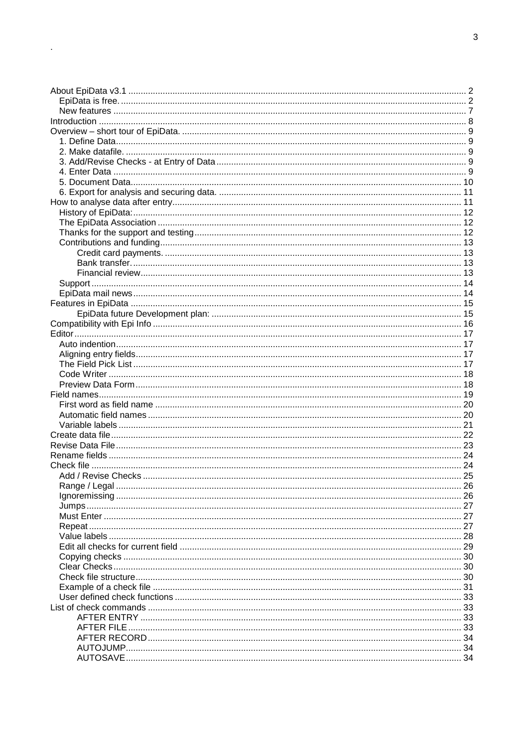.

- About EpiData v3.1 ........................................................................................................... 2
  - EpiData is free. .......................................................................................................... 2
  - New features ............................................................................................................. 7
- Introduction ...................................................................................................................... 8
- Overview – short tour of EpiData. .................................................................................... 9
  - 1. Define Data............................................................................................................ 9
  - 2. Make datafile. ........................................................................................................ 9
  - 3. Add/Revise Checks - at Entry of Data ................................................................... 9
  - 4. Enter Data ............................................................................................................. 9
  - 5. Document Data.................................................................................................... 10
  - 6. Export for analysis and securing data. ................................................................. 11
- How to analyse data after entry....................................................................................... 11
  - History of EpiData:..................................................................................................... 12
  - The EpiData Association ........................................................................................... 12
  - Thanks for the support and testing............................................................................. 12
  - Contributions and funding........................................................................................... 13
    - Credit card payments. ......................................................................................... 13
    - Bank transfer. ...................................................................................................... 13
    - Financial review................................................................................................... 13
  - Support ...................................................................................................................... 14
  - EpiData mail news ..................................................................................................... 14
- Features in EpiData ........................................................................................................ 15
    - EpiData future Development plan: ..................................................................... 15
- Compatibility with Epi Info ............................................................................................... 16
- Editor............................................................................................................................... 17
  - Auto indention............................................................................................................ 17
  - Aligning entry fields.................................................................................................... 17
  - The Field Pick List ..................................................................................................... 17
  - Code Writer ............................................................................................................... 18
  - Preview Data Form.................................................................................................... 18
- Field names..................................................................................................................... 19
  - First word as field name ............................................................................................ 20
  - Automatic field names ............................................................................................... 20
  - Variable labels ........................................................................................................... 21
- Create data file................................................................................................................ 22
- Revise Data File.............................................................................................................. 23
- Rename fields .................................................................................................................. 24
- Check file ........................................................................................................................ 24
  - Add / Revise Checks ................................................................................................. 25
  - Range / Legal ............................................................................................................ 26
  - Ignoremissing ............................................................................................................ 26
  - Jumps........................................................................................................................ 27
  - Must Enter ................................................................................................................. 27
  - Repeat ....................................................................................................................... 27
  - Value labels ............................................................................................................... 28
  - Edit all checks for current field .................................................................................. 29
  - Copying checks ......................................................................................................... 30
  - Clear Checks............................................................................................................. 30
  - Check file structure.................................................................................................... 30
  - Example of a check file ............................................................................................. 31
  - User defined check functions .................................................................................... 33
- List of check commands .................................................................................................. 33
    - AFTER ENTRY .................................................................................................. 33
    - AFTER FILE....................................................................................................... 33
    - AFTER RECORD............................................................................................... 34
    - AUTOJUMP........................................................................................................ 34
    - AUTOSAVE........................................................................................................ 34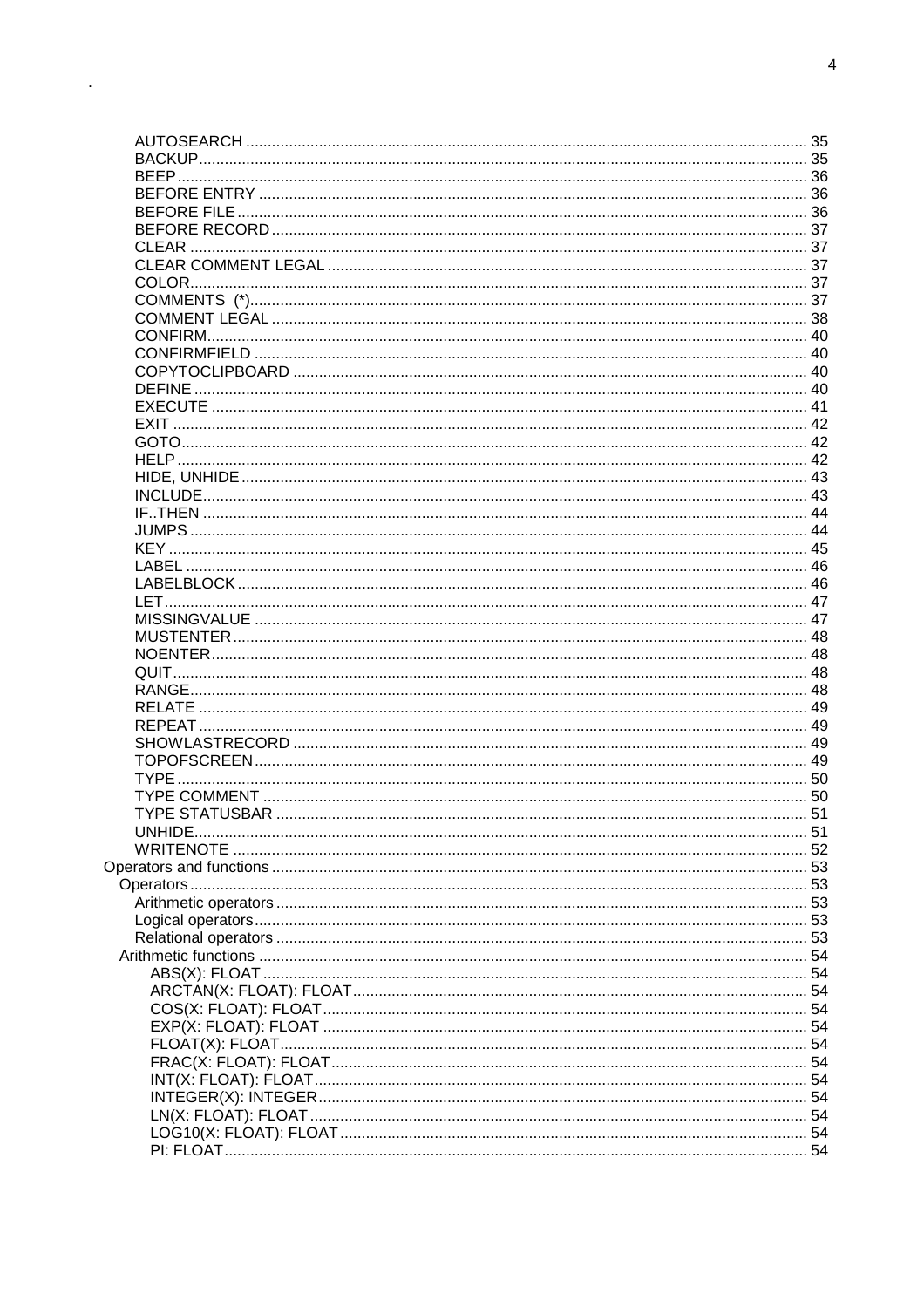- AUTOSEARCH ... 35
- BACKUP ... 35
- BEEP ... 36
- BEFORE ENTRY ... 36
- BEFORE FILE ... 36
- BEFORE RECORD ... 37
- CLEAR ... 37
- CLEAR COMMENT LEGAL ... 37
- COLOR ... 37
- COMMENTS (*) ... 37
- COMMENT LEGAL ... 38
- CONFIRM ... 40
- CONFIRMFIELD ... 40
- COPYTOCLIPBOARD ... 40
- DEFINE ... 40
- EXECUTE ... 41
- EXIT ... 42
- GOTO ... 42
- HELP ... 42
- HIDE, UNHIDE ... 43
- INCLUDE ... 43
- IF..THEN ... 44
- JUMPS ... 44
- KEY ... 45
- LABEL ... 46
- LABELBLOCK ... 46
- LET ... 47
- MISSINGVALUE ... 47
- MUSTENTER ... 48
- NOENTER ... 48
- QUIT ... 48
- RANGE ... 48
- RELATE ... 49
- REPEAT ... 49
- SHOWLASTRECORD ... 49
- TOPOFSCREEN ... 49
- TYPE ... 50
- TYPE COMMENT ... 50
- TYPE STATUSBAR ... 51
- UNHIDE ... 51
- WRITENOTE ... 52

Operators and functions ... 53
- Operators ... 53
  - Arithmetic operators ... 53
  - Logical operators ... 53
  - Relational operators ... 53
- Arithmetic functions ... 54
  - ABS(X): FLOAT ... 54
  - ARCTAN(X: FLOAT): FLOAT ... 54
  - COS(X: FLOAT): FLOAT ... 54
  - EXP(X: FLOAT): FLOAT ... 54
  - FLOAT(X): FLOAT ... 54
  - FRAC(X: FLOAT): FLOAT ... 54
  - INT(X: FLOAT): FLOAT ... 54
  - INTEGER(X): INTEGER ... 54
  - LN(X: FLOAT): FLOAT ... 54
  - LOG10(X: FLOAT): FLOAT ... 54
  - PI: FLOAT ... 54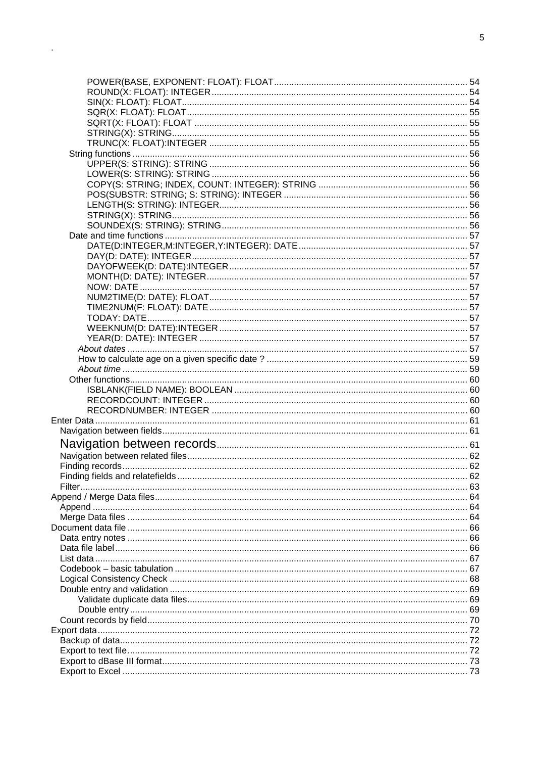POWER(BASE, EXPONENT: FLOAT): FLOAT ..... 54
ROUND(X: FLOAT): INTEGER ..... 54
SIN(X: FLOAT): FLOAT ..... 54
SQR(X: FLOAT): FLOAT ..... 55
SQRT(X: FLOAT): FLOAT ..... 55
STRING(X): STRING ..... 55
TRUNC(X: FLOAT):INTEGER ..... 55

String functions ..... 56
UPPER(S: STRING): STRING ..... 56
LOWER(S: STRING): STRING ..... 56
COPY(S: STRING; INDEX, COUNT: INTEGER): STRING ..... 56
POS(SUBSTR: STRING; S: STRING): INTEGER ..... 56
LENGTH(S: STRING): INTEGER ..... 56
STRING(X): STRING ..... 56
SOUNDEX(S: STRING): STRING ..... 56

Date and time functions ..... 57
DATE(D:INTEGER,M:INTEGER,Y:INTEGER): DATE ..... 57
DAY(D: DATE): INTEGER ..... 57
DAYOFWEEK(D: DATE):INTEGER ..... 57
MONTH(D: DATE): INTEGER ..... 57
NOW: DATE ..... 57
NUM2TIME(D: DATE): FLOAT ..... 57
TIME2NUM(F: FLOAT): DATE ..... 57
TODAY: DATE ..... 57
WEEKNUM(D: DATE):INTEGER ..... 57
YEAR(D: DATE): INTEGER ..... 57
*About dates* ..... 57
How to calculate age on a given specific date ? ..... 59
*About time* ..... 59

Other functions ..... 60
ISBLANK(FIELD NAME): BOOLEAN ..... 60
RECORDCOUNT: INTEGER ..... 60
RECORDNUMBER: INTEGER ..... 60

Enter Data ..... 61
Navigation between fields ..... 61
Navigation between records ..... 61
Navigation between related files ..... 62
Finding records ..... 62
Finding fields and relatefields ..... 62
Filter ..... 63

Append / Merge Data files ..... 64
Append ..... 64
Merge Data files ..... 64

Document data file ..... 66
Data entry notes ..... 66
Data file label ..... 66
List data ..... 67
Codebook – basic tabulation ..... 67
Logical Consistency Check ..... 68
Double entry and validation ..... 69
Validate duplicate data files ..... 69
Double entry ..... 69
Count records by field ..... 70

Export data ..... 72
Backup of data ..... 72
Export to text file ..... 72
Export to dBase III format ..... 73
Export to Excel ..... 73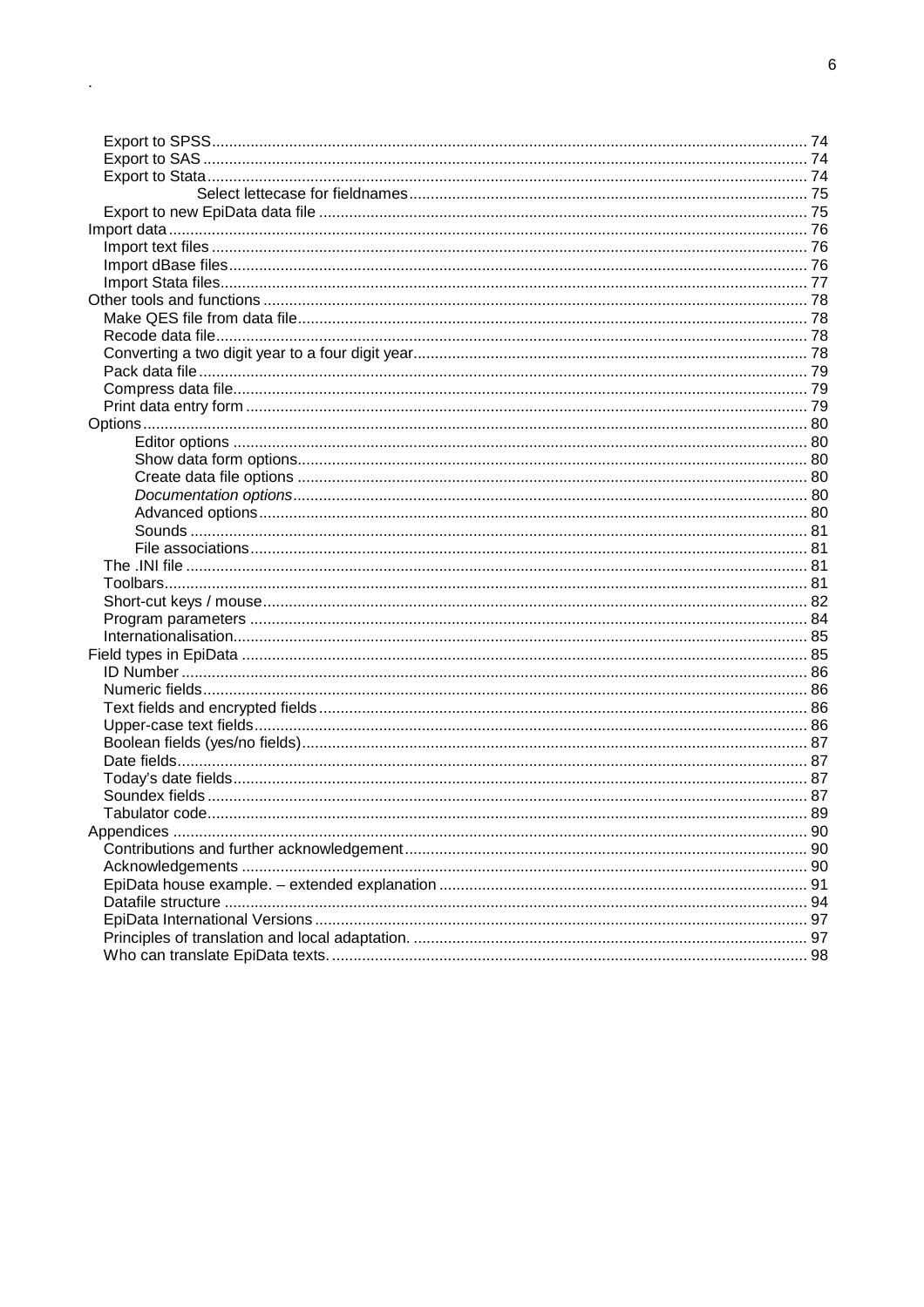- Export to SPSS ........ 74
- Export to SAS ........ 74
- Export to Stata ........ 74
  - Select lettecase for fieldnames ........ 75
- Export to new EpiData data file ........ 75

Import data ........ 76

- Import text files ........ 76
- Import dBase files ........ 76
- Import Stata files ........ 77

Other tools and functions ........ 78

- Make QES file from data file ........ 78
- Recode data file ........ 78
- Converting a two digit year to a four digit year ........ 78
- Pack data file ........ 79
- Compress data file ........ 79
- Print data entry form ........ 79

Options ........ 80

- Editor options ........ 80
- Show data form options ........ 80
- Create data file options ........ 80
- *Documentation options* ........ 80
- Advanced options ........ 80
- Sounds ........ 81
- File associations ........ 81
- The .INI file ........ 81
- Toolbars ........ 81
- Short-cut keys / mouse ........ 82
- Program parameters ........ 84
- Internationalisation ........ 85

Field types in EpiData ........ 85

- ID Number ........ 86
- Numeric fields ........ 86
- Text fields and encrypted fields ........ 86
- Upper-case text fields ........ 86
- Boolean fields (yes/no fields) ........ 87
- Date fields ........ 87
- Today's date fields ........ 87
- Soundex fields ........ 87
- Tabulator code ........ 89

Appendices ........ 90

- Contributions and further acknowledgement ........ 90
- Acknowledgements ........ 90
- EpiData house example. – extended explanation ........ 91
- Datafile structure ........ 94
- EpiData International Versions ........ 97
- Principles of translation and local adaptation. ........ 97
- Who can translate EpiData texts. ........ 98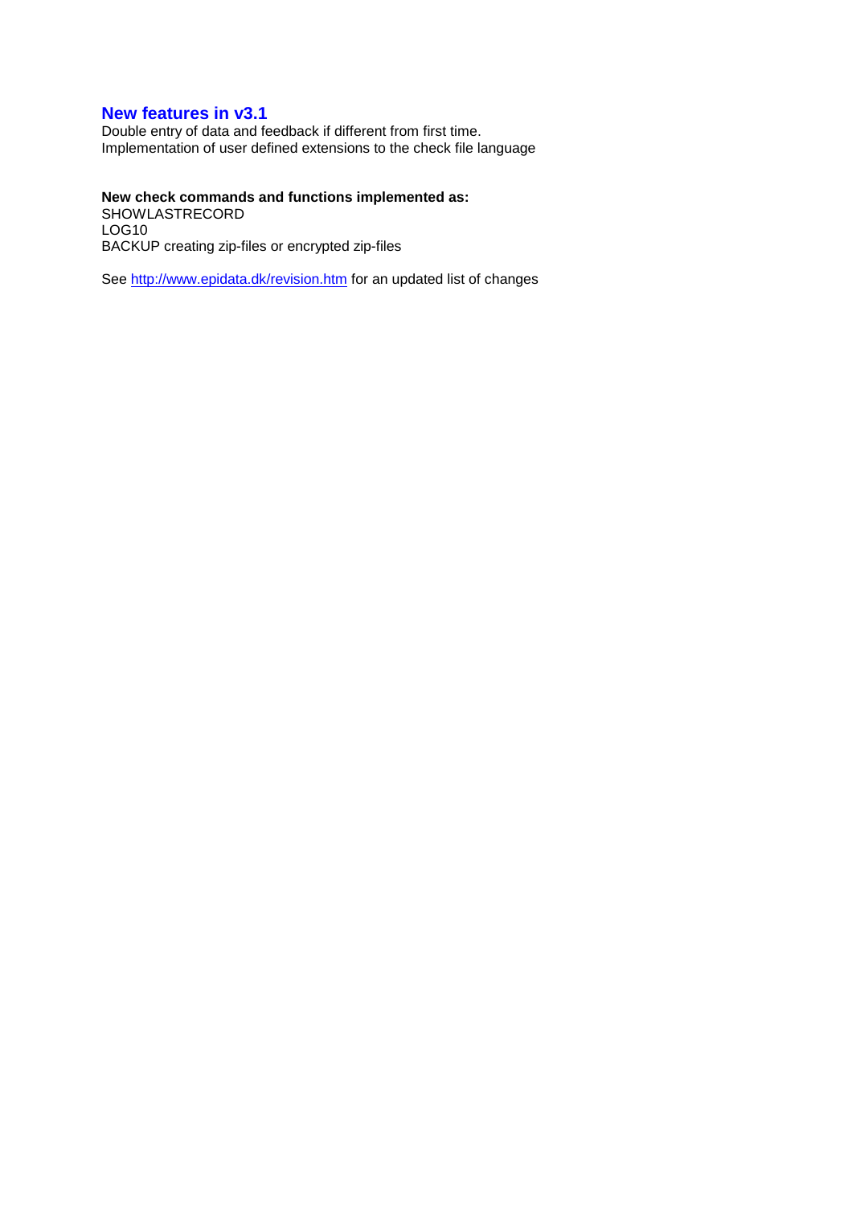## New features in v3.1

Double entry of data and feedback if different from first time.
Implementation of user defined extensions to the check file language

**New check commands and functions implemented as:**
SHOWLASTRECORD
LOG10
BACKUP creating zip-files or encrypted zip-files

See [http://www.epidata.dk/revision.htm](http://www.epidata.dk/revision.htm) for an updated list of changes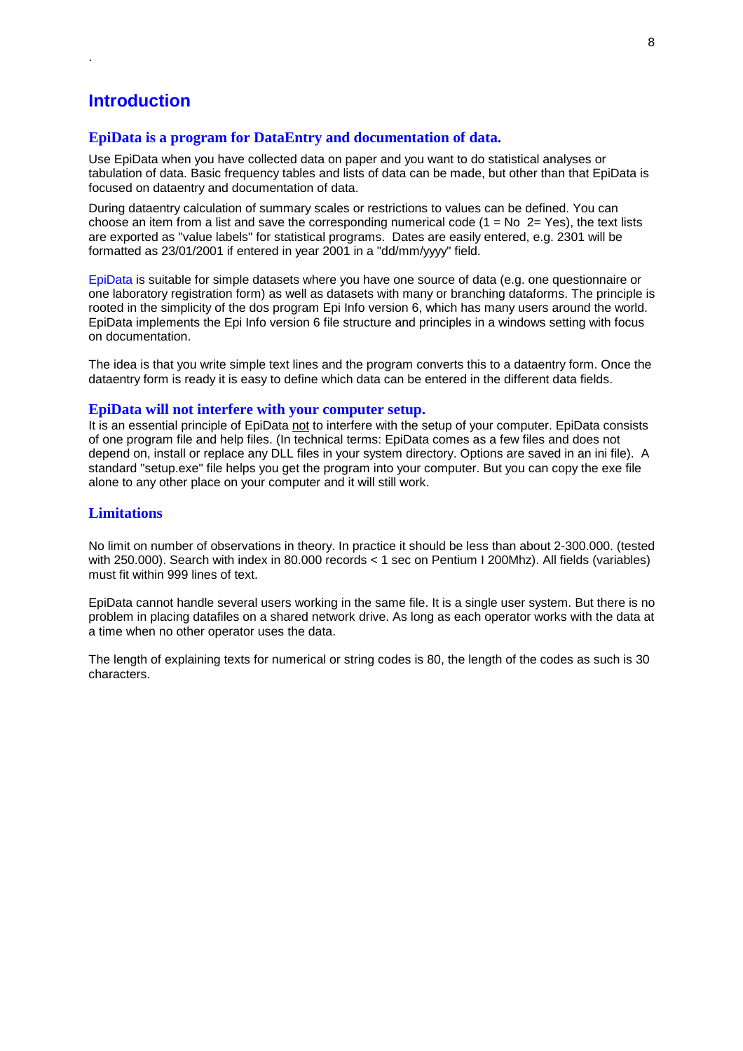.

# Introduction

## EpiData is a program for DataEntry and documentation of data.

Use EpiData when you have collected data on paper and you want to do statistical analyses or tabulation of data. Basic frequency tables and lists of data can be made, but other than that EpiData is focused on dataentry and documentation of data.

During dataentry calculation of summary scales or restrictions to values can be defined. You can choose an item from a list and save the corresponding numerical code (1 = No  2= Yes), the text lists are exported as "value labels" for statistical programs.  Dates are easily entered, e.g. 2301 will be formatted as 23/01/2001 if entered in year 2001 in a "dd/mm/yyyy" field.

EpiData is suitable for simple datasets where you have one source of data (e.g. one questionnaire or one laboratory registration form) as well as datasets with many or branching dataforms. The principle is rooted in the simplicity of the dos program Epi Info version 6, which has many users around the world. EpiData implements the Epi Info version 6 file structure and principles in a windows setting with focus on documentation.

The idea is that you write simple text lines and the program converts this to a dataentry form. Once the dataentry form is ready it is easy to define which data can be entered in the different data fields.

## EpiData will not interfere with your computer setup.

It is an essential principle of EpiData not to interfere with the setup of your computer. EpiData consists of one program file and help files. (In technical terms: EpiData comes as a few files and does not depend on, install or replace any DLL files in your system directory. Options are saved in an ini file).  A standard "setup.exe" file helps you get the program into your computer. But you can copy the exe file alone to any other place on your computer and it will still work.

## Limitations

No limit on number of observations in theory. In practice it should be less than about 2-300.000. (tested with 250.000). Search with index in 80.000 records < 1 sec on Pentium I 200Mhz). All fields (variables) must fit within 999 lines of text.

EpiData cannot handle several users working in the same file. It is a single user system. But there is no problem in placing datafiles on a shared network drive. As long as each operator works with the data at a time when no other operator uses the data.

The length of explaining texts for numerical or string codes is 80, the length of the codes as such is 30 characters.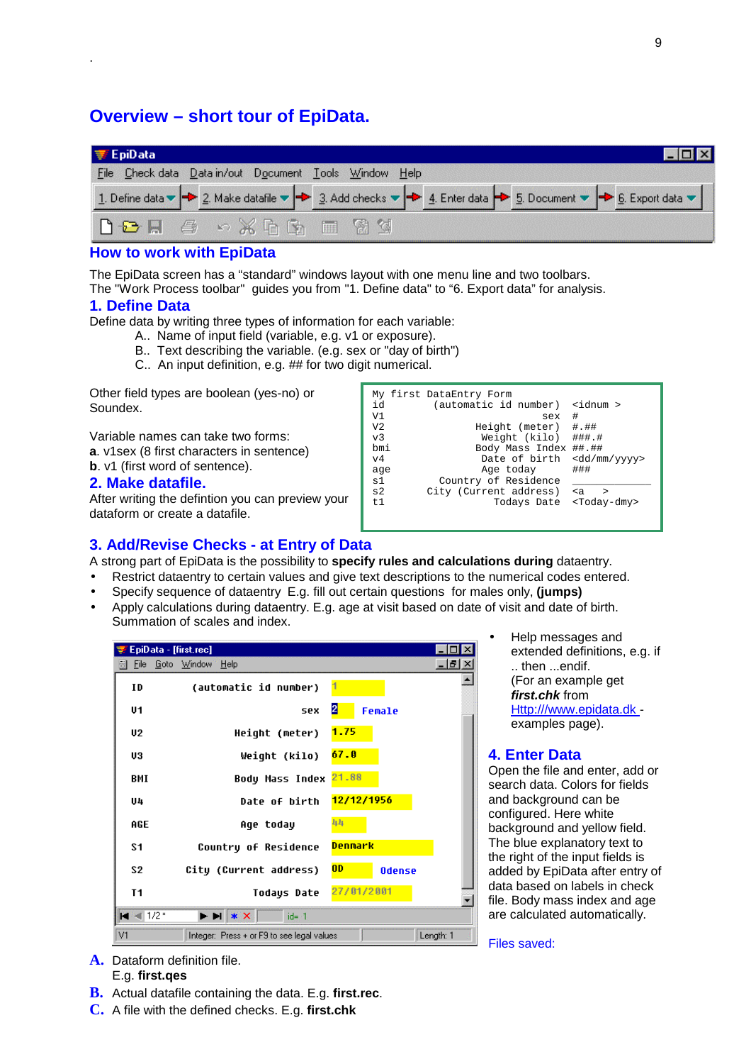# Overview – short tour of EpiData.

## How to work with EpiData

The EpiData screen has a “standard” windows layout with one menu line and two toolbars.
The "Work Process toolbar" guides you from "1. Define data" to “6. Export data” for analysis.

## 1. Define Data

Define data by writing three types of information for each variable:

A.. Name of input field (variable, e.g. v1 or exposure).
B.. Text describing the variable. (e.g. sex or "day of birth")
C.. An input definition, e.g. ## for two digit numerical.

Other field types are boolean (yes-no) or Soundex.

Variable names can take two forms:
**a**. v1sex (8 first characters in sentence)
**b**. v1 (first word of sentence).

```
My first DataEntry Form
id        (automatic id number)  <idnum >
V1                          sex  #
V2               Height (meter)  #.##
v3                Weight (kilo)  ###.#
bmi             Body Mass Index  ##.##
v4                Date of birth  <dd/mm/yyyy>
age                   Age today  ###
s1         Country of Residence  ____________
s2        City (Current address) <a     >
t1                  Todays Date  <Today-dmy>
```

## 2. Make datafile.

After writing the defintion you can preview your dataform or create a datafile.

## 3. Add/Revise Checks - at Entry of Data

A strong part of EpiData is the possibility to **specify rules and calculations during** dataentry.

- Restrict dataentry to certain values and give text descriptions to the numerical codes entered.
- Specify sequence of dataentry E.g. fill out certain questions for males only, **(jumps)**
- Apply calculations during dataentry. E.g. age at visit based on date of visit and date of birth. Summation of scales and index.
- Help messages and extended definitions, e.g. if .. then ...endif. (For an example get ***first.chk*** from Http:///www.epidata.dk - examples page).

## 4. Enter Data

Open the file and enter, add or search data. Colors for fields and background can be configured. Here white background and yellow field. The blue explanatory text to the right of the input fields is added by EpiData after entry of data based on labels in check file. Body mass index and age are calculated automatically.

Files saved:

**A.** Dataform definition file. E.g. **first.qes**
**B.** Actual datafile containing the data. E.g. **first.rec**.
**C.** A file with the defined checks. E.g. **first.chk**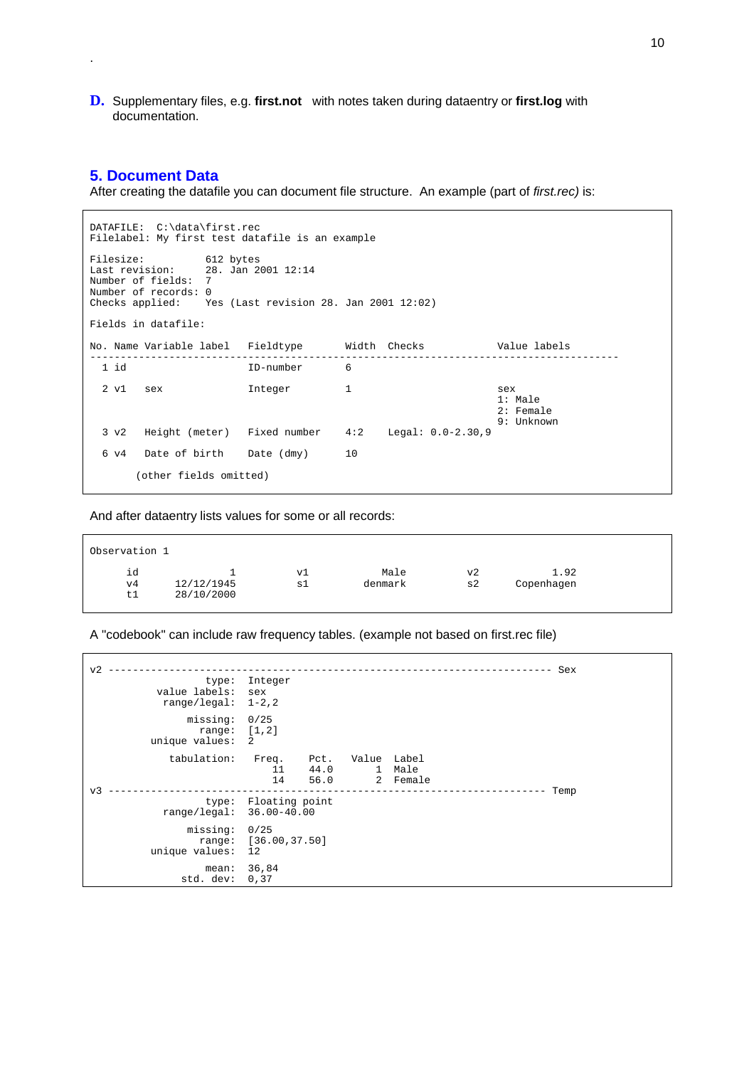**D.** Supplementary files, e.g. **first.not** with notes taken during dataentry or **first.log** with documentation.

## 5. Document Data

After creating the datafile you can document file structure. An example (part of *first.rec)* is:

```
DATAFILE:  C:\data\first.rec
Filelabel: My first test datafile is an example

Filesize:          612 bytes
Last revision:     28. Jan 2001 12:14
Number of fields:  7
Number of records: 0
Checks applied:    Yes (Last revision 28. Jan 2001 12:02)

Fields in datafile:

No. Name Variable label  Fieldtype      Width  Checks             Value labels
------------------------------------------------------------------------------------
  1 id                   ID-number      6

  2 v1   sex             Integer        1                         sex
                                                                  1: Male
                                                                  2: Female
                                                                  9: Unknown
  3 v2   Height (meter)  Fixed number   4:2    Legal: 0.0-2.30,9

  6 v4   Date of birth   Date (dmy)     10

       (other fields omitted)
```

And after dataentry lists values for some or all records:

```
Observation 1

      id             1          v1           Male         v2          1.92
      v4    12/12/1945          s1        denmark         s2    Copenhagen
      t1    28/10/2000
```

A "codebook" can include raw frequency tables. (example not based on first.rec file)

```
v2 ------------------------------------------------------------------------ Sex
                 type:  Integer
         value labels:  sex
          range/legal:  1-2,2

              missing:  0/25
                range:  [1,2]
        unique values:  2

          tabulation:  Freq.    Pct.   Value  Label
                          11    44.0       1  Male
                          14    56.0       2  Female
v3 ---------------------------------------------------------------------- Temp
                 type:  Floating point
          range/legal:  36.00-40.00

              missing:  0/25
                range:  [36.00,37.50]
        unique values:  12

                 mean:  36,84
            std. dev:  0,37
```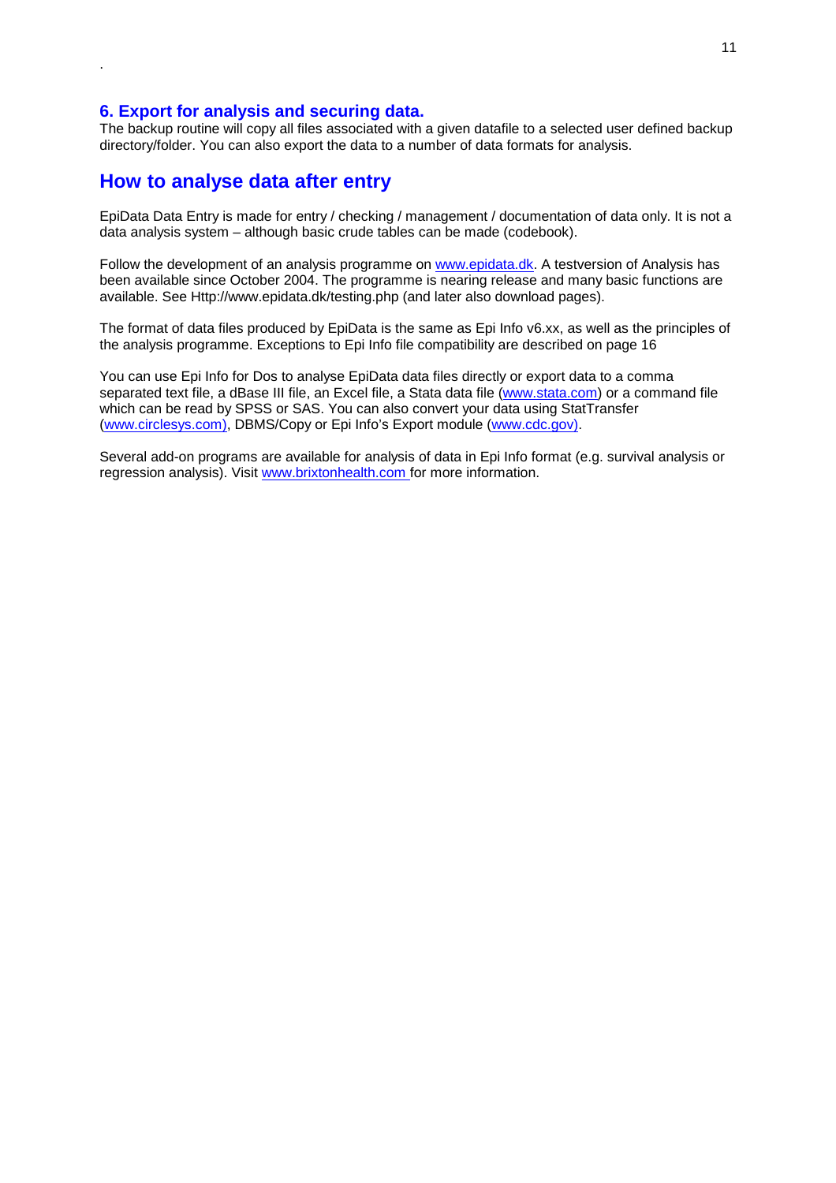### 6. Export for analysis and securing data.

The backup routine will copy all files associated with a given datafile to a selected user defined backup directory/folder. You can also export the data to a number of data formats for analysis.

## How to analyse data after entry

EpiData Data Entry is made for entry / checking / management / documentation of data only. It is not a data analysis system – although basic crude tables can be made (codebook).

Follow the development of an analysis programme on www.epidata.dk. A testversion of Analysis has been available since October 2004. The programme is nearing release and many basic functions are available. See Http://www.epidata.dk/testing.php (and later also download pages).

The format of data files produced by EpiData is the same as Epi Info v6.xx, as well as the principles of the analysis programme. Exceptions to Epi Info file compatibility are described on page 16

You can use Epi Info for Dos to analyse EpiData data files directly or export data to a comma separated text file, a dBase III file, an Excel file, a Stata data file (www.stata.com) or a command file which can be read by SPSS or SAS. You can also convert your data using StatTransfer (www.circlesys.com), DBMS/Copy or Epi Info's Export module (www.cdc.gov).

Several add-on programs are available for analysis of data in Epi Info format (e.g. survival analysis or regression analysis). Visit www.brixtonhealth.com for more information.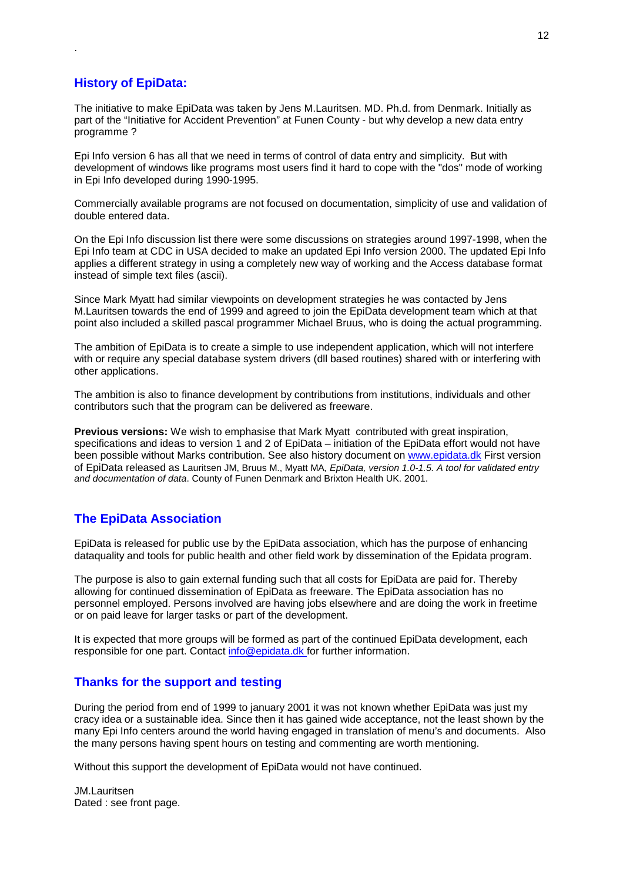## History of EpiData:

The initiative to make EpiData was taken by Jens M.Lauritsen. MD. Ph.d. from Denmark. Initially as part of the "Initiative for Accident Prevention" at Funen County - but why develop a new data entry programme ?

Epi Info version 6 has all that we need in terms of control of data entry and simplicity. But with development of windows like programs most users find it hard to cope with the "dos" mode of working in Epi Info developed during 1990-1995.

Commercially available programs are not focused on documentation, simplicity of use and validation of double entered data.

On the Epi Info discussion list there were some discussions on strategies around 1997-1998, when the Epi Info team at CDC in USA decided to make an updated Epi Info version 2000. The updated Epi Info applies a different strategy in using a completely new way of working and the Access database format instead of simple text files (ascii).

Since Mark Myatt had similar viewpoints on development strategies he was contacted by Jens M.Lauritsen towards the end of 1999 and agreed to join the EpiData development team which at that point also included a skilled pascal programmer Michael Bruus, who is doing the actual programming.

The ambition of EpiData is to create a simple to use independent application, which will not interfere with or require any special database system drivers (dll based routines) shared with or interfering with other applications.

The ambition is also to finance development by contributions from institutions, individuals and other contributors such that the program can be delivered as freeware.

**Previous versions:** We wish to emphasise that Mark Myatt contributed with great inspiration, specifications and ideas to version 1 and 2 of EpiData – initiation of the EpiData effort would not have been possible without Marks contribution. See also history document on www.epidata.dk First version of EpiData released as Lauritsen JM, Bruus M., Myatt MA, *EpiData, version 1.0-1.5. A tool for validated entry and documentation of data*. County of Funen Denmark and Brixton Health UK. 2001.

## The EpiData Association

EpiData is released for public use by the EpiData association, which has the purpose of enhancing dataquality and tools for public health and other field work by dissemination of the Epidata program.

The purpose is also to gain external funding such that all costs for EpiData are paid for. Thereby allowing for continued dissemination of EpiData as freeware. The EpiData association has no personnel employed. Persons involved are having jobs elsewhere and are doing the work in freetime or on paid leave for larger tasks or part of the development.

It is expected that more groups will be formed as part of the continued EpiData development, each responsible for one part. Contact info@epidata.dk for further information.

## Thanks for the support and testing

During the period from end of 1999 to january 2001 it was not known whether EpiData was just my cracy idea or a sustainable idea. Since then it has gained wide acceptance, not the least shown by the many Epi Info centers around the world having engaged in translation of menu's and documents. Also the many persons having spent hours on testing and commenting are worth mentioning.

Without this support the development of EpiData would not have continued.

JM.Lauritsen
Dated : see front page.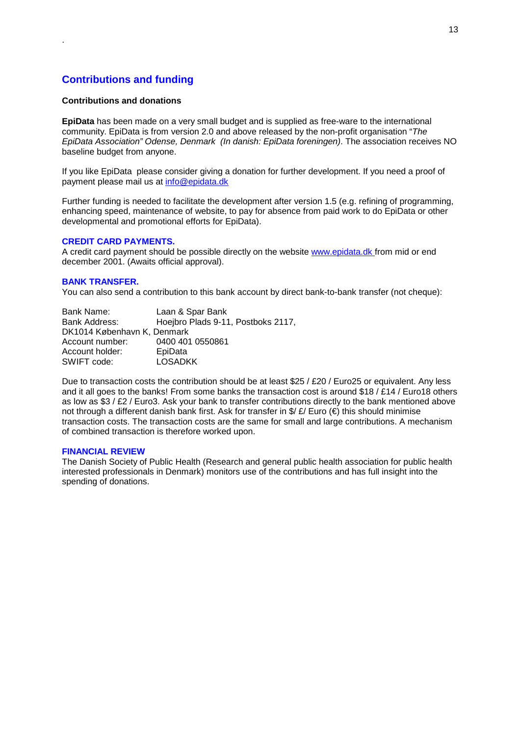.

## Contributions and funding

### Contributions and donations

**EpiData** has been made on a very small budget and is supplied as free-ware to the international community. EpiData is from version 2.0 and above released by the non-profit organisation "*The EpiData Association" Odense, Denmark (In danish: EpiData foreningen)*. The association receives NO baseline budget from anyone.

If you like EpiData please consider giving a donation for further development. If you need a proof of payment please mail us at info@epidata.dk

Further funding is needed to facilitate the development after version 1.5 (e.g. refining of programming, enhancing speed, maintenance of website, to pay for absence from paid work to do EpiData or other developmental and promotional efforts for EpiData).

**CREDIT CARD PAYMENTS.**

A credit card payment should be possible directly on the website www.epidata.dk from mid or end december 2001. (Awaits official approval).

**BANK TRANSFER.**

You can also send a contribution to this bank account by direct bank-to-bank transfer (not cheque):

Bank Name: Laan & Spar Bank
Bank Address: Hoejbro Plads 9-11, Postboks 2117,
DK1014 København K, Denmark
Account number: 0400 401 0550861
Account holder: EpiData
SWIFT code: LOSADKK

Due to transaction costs the contribution should be at least $25 / £20 / Euro25 or equivalent. Any less and it all goes to the banks! From some banks the transaction cost is around $18 / £14 / Euro18 others as low as $3 / £2 / Euro3. Ask your bank to transfer contributions directly to the bank mentioned above not through a different danish bank first. Ask for transfer in $/ £/ Euro (€) this should minimise transaction costs. The transaction costs are the same for small and large contributions. A mechanism of combined transaction is therefore worked upon.

**FINANCIAL REVIEW**

The Danish Society of Public Health (Research and general public health association for public health interested professionals in Denmark) monitors use of the contributions and has full insight into the spending of donations.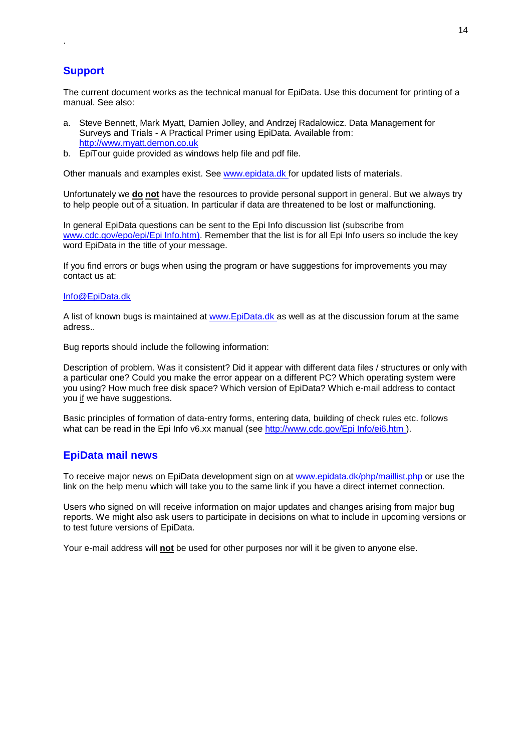## Support

The current document works as the technical manual for EpiData. Use this document for printing of a manual. See also:

a. Steve Bennett, Mark Myatt, Damien Jolley, and Andrzej Radalowicz. Data Management for Surveys and Trials - A Practical Primer using EpiData. Available from: http://www.myatt.demon.co.uk
b. EpiTour guide provided as windows help file and pdf file.

Other manuals and examples exist. See www.epidata.dk for updated lists of materials.

Unfortunately we **do** **not** have the resources to provide personal support in general. But we always try to help people out of a situation. In particular if data are threatened to be lost or malfunctioning.

In general EpiData questions can be sent to the Epi Info discussion list (subscribe from www.cdc.gov/epo/epi/Epi Info.htm). Remember that the list is for all Epi Info users so include the key word EpiData in the title of your message.

If you find errors or bugs when using the program or have suggestions for improvements you may contact us at:

Info@EpiData.dk

A list of known bugs is maintained at www.EpiData.dk as well as at the discussion forum at the same adress..

Bug reports should include the following information:

Description of problem. Was it consistent? Did it appear with different data files / structures or only with a particular one? Could you make the error appear on a different PC? Which operating system were you using? How much free disk space? Which version of EpiData? Which e-mail address to contact you if we have suggestions.

Basic principles of formation of data-entry forms, entering data, building of check rules etc. follows what can be read in the Epi Info v6.xx manual (see http://www.cdc.gov/Epi Info/ei6.htm ).

## EpiData mail news

To receive major news on EpiData development sign on at www.epidata.dk/php/maillist.php or use the link on the help menu which will take you to the same link if you have a direct internet connection.

Users who signed on will receive information on major updates and changes arising from major bug reports. We might also ask users to participate in decisions on what to include in upcoming versions or to test future versions of EpiData.

Your e-mail address will **not** be used for other purposes nor will it be given to anyone else.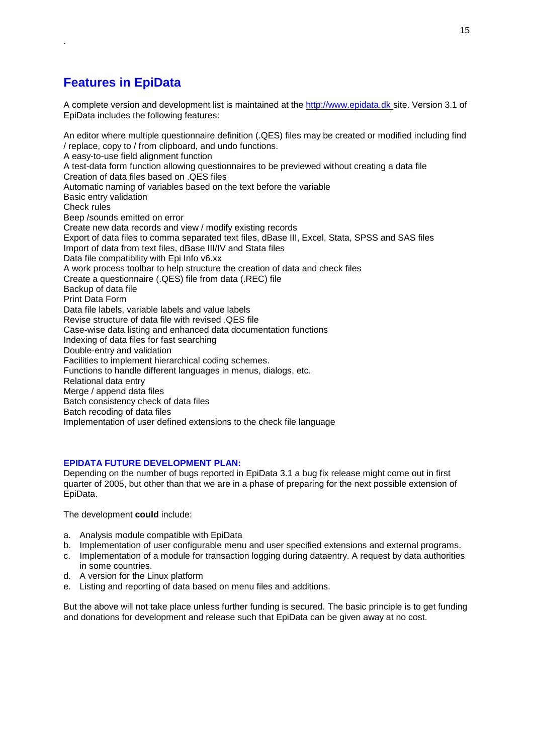# Features in EpiData

A complete version and development list is maintained at the http://www.epidata.dk site. Version 3.1 of EpiData includes the following features:

An editor where multiple questionnaire definition (.QES) files may be created or modified including find / replace, copy to / from clipboard, and undo functions.
A easy-to-use field alignment function
A test-data form function allowing questionnaires to be previewed without creating a data file
Creation of data files based on .QES files
Automatic naming of variables based on the text before the variable
Basic entry validation
Check rules
Beep /sounds emitted on error
Create new data records and view / modify existing records
Export of data files to comma separated text files, dBase III, Excel, Stata, SPSS and SAS files
Import of data from text files, dBase III/IV and Stata files
Data file compatibility with Epi Info v6.xx
A work process toolbar to help structure the creation of data and check files
Create a questionnaire (.QES) file from data (.REC) file
Backup of data file
Print Data Form
Data file labels, variable labels and value labels
Revise structure of data file with revised .QES file
Case-wise data listing and enhanced data documentation functions
Indexing of data files for fast searching
Double-entry and validation
Facilities to implement hierarchical coding schemes.
Functions to handle different languages in menus, dialogs, etc.
Relational data entry
Merge / append data files
Batch consistency check of data files
Batch recoding of data files
Implementation of user defined extensions to the check file language

### EPIDATA FUTURE DEVELOPMENT PLAN:

Depending on the number of bugs reported in EpiData 3.1 a bug fix release might come out in first quarter of 2005, but other than that we are in a phase of preparing for the next possible extension of EpiData.

The development **could** include:

a. Analysis module compatible with EpiData
b. Implementation of user configurable menu and user specified extensions and external programs.
c. Implementation of a module for transaction logging during dataentry. A request by data authorities in some countries.
d. A version for the Linux platform
e. Listing and reporting of data based on menu files and additions.

But the above will not take place unless further funding is secured. The basic principle is to get funding and donations for development and release such that EpiData can be given away at no cost.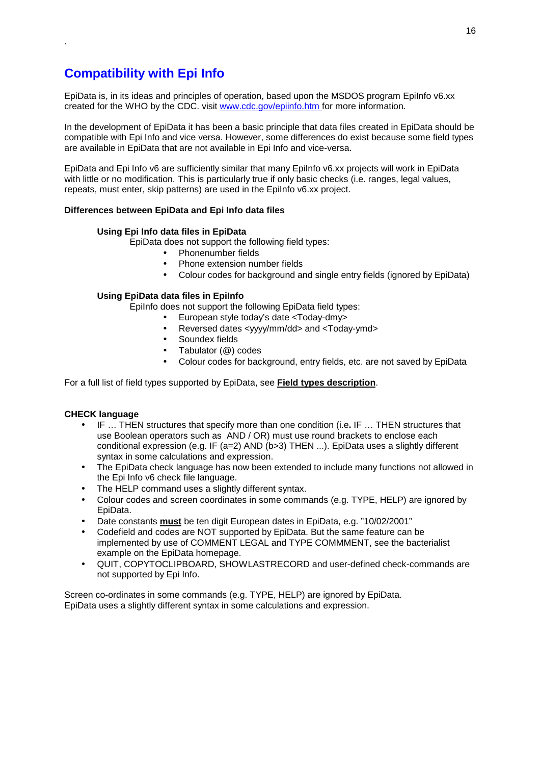## Compatibility with Epi Info

EpiData is, in its ideas and principles of operation, based upon the MSDOS program EpiInfo v6.xx created for the WHO by the CDC. visit [www.cdc.gov/epiinfo.htm](www.cdc.gov/epiinfo.htm) for more information.

In the development of EpiData it has been a basic principle that data files created in EpiData should be compatible with Epi Info and vice versa. However, some differences do exist because some field types are available in EpiData that are not available in Epi Info and vice-versa.

EpiData and Epi Info v6 are sufficiently similar that many EpiInfo v6.xx projects will work in EpiData with little or no modification. This is particularly true if only basic checks (i.e. ranges, legal values, repeats, must enter, skip patterns) are used in the EpiInfo v6.xx project.

**Differences between EpiData and Epi Info data files**

**Using Epi Info data files in EpiData**

EpiData does not support the following field types:

- Phonenumber fields
- Phone extension number fields
- Colour codes for background and single entry fields (ignored by EpiData)

**Using EpiData data files in EpiInfo**

EpiInfo does not support the following EpiData field types:

- European style today's date <Today-dmy>
- Reversed dates <yyyy/mm/dd> and <Today-ymd>
- Soundex fields
- Tabulator (@) codes
- Colour codes for background, entry fields, etc. are not saved by EpiData

For a full list of field types supported by EpiData, see **Field types description**.

**CHECK language**

- IF … THEN structures that specify more than one condition (i.e**.** IF … THEN structures that use Boolean operators such as AND / OR) must use round brackets to enclose each conditional expression (e.g. IF (a=2) AND (b>3) THEN ...). EpiData uses a slightly different syntax in some calculations and expression.
- The EpiData check language has now been extended to include many functions not allowed in the Epi Info v6 check file language.
- The HELP command uses a slightly different syntax.
- Colour codes and screen coordinates in some commands (e.g. TYPE, HELP) are ignored by EpiData.
- Date constants **must** be ten digit European dates in EpiData, e.g. "10/02/2001"
- Codefield and codes are NOT supported by EpiData. But the same feature can be implemented by use of COMMENT LEGAL and TYPE COMMMENT, see the bacterialist example on the EpiData homepage.
- QUIT, COPYTOCLIPBOARD, SHOWLASTRECORD and user-defined check-commands are not supported by Epi Info.

Screen co-ordinates in some commands (e.g. TYPE, HELP) are ignored by EpiData.
EpiData uses a slightly different syntax in some calculations and expression.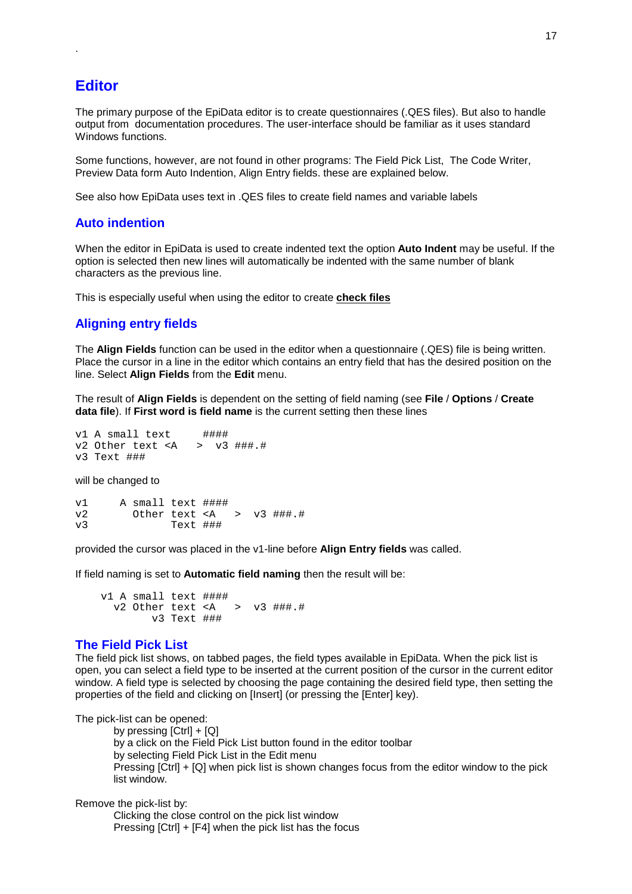.

# Editor

The primary purpose of the EpiData editor is to create questionnaires (.QES files). But also to handle output from documentation procedures. The user-interface should be familiar as it uses standard Windows functions.

Some functions, however, are not found in other programs: The Field Pick List, The Code Writer, Preview Data form Auto Indention, Align Entry fields. these are explained below.

See also how EpiData uses text in .QES files to create field names and variable labels

## Auto indention

When the editor in EpiData is used to create indented text the option **Auto Indent** may be useful. If the option is selected then new lines will automatically be indented with the same number of blank characters as the previous line.

This is especially useful when using the editor to create **check files**

## Aligning entry fields

The **Align Fields** function can be used in the editor when a questionnaire (.QES) file is being written. Place the cursor in a line in the editor which contains an entry field that has the desired position on the line. Select **Align Fields** from the **Edit** menu.

The result of **Align Fields** is dependent on the setting of field naming (see **File** / **Options** / **Create data file**). If **First word is field name** is the current setting then these lines

```
v1 A small text     ####
v2 Other text <A   >  v3 ###.#
v3 Text ###
```

will be changed to

```
v1      A small text ####
v2        Other text <A   >  v3 ###.#
v3              Text ###
```

provided the cursor was placed in the v1-line before **Align Entry fields** was called.

If field naming is set to **Automatic field naming** then the result will be:

```
    v1 A small text ####
      v2 Other text <A   >  v3 ###.#
            v3 Text ###
```

## The Field Pick List

The field pick list shows, on tabbed pages, the field types available in EpiData. When the pick list is open, you can select a field type to be inserted at the current position of the cursor in the current editor window. A field type is selected by choosing the page containing the desired field type, then setting the properties of the field and clicking on [Insert] (or pressing the [Enter] key).

The pick-list can be opened:

by pressing [Ctrl] + [Q]
by a click on the Field Pick List button found in the editor toolbar
by selecting Field Pick List in the Edit menu
Pressing [Ctrl] + [Q] when pick list is shown changes focus from the editor window to the pick list window.

Remove the pick-list by:

Clicking the close control on the pick list window
Pressing [Ctrl] + [F4] when the pick list has the focus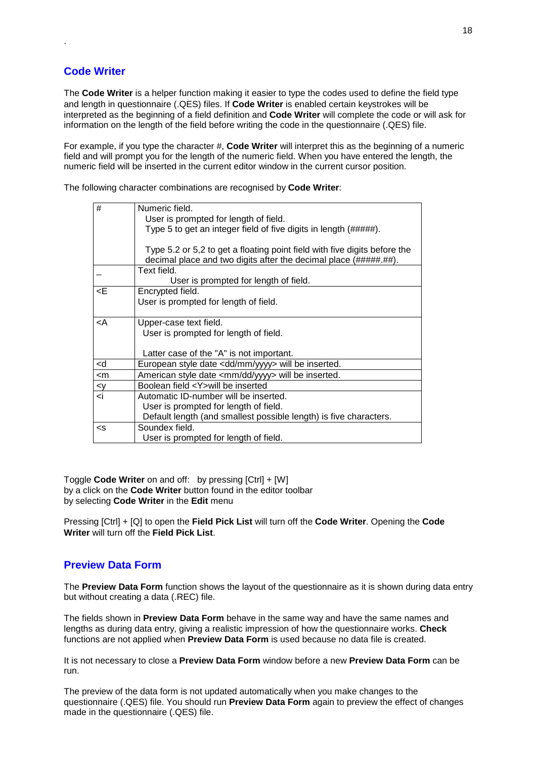.

## Code Writer

The **Code Writer** is a helper function making it easier to type the codes used to define the field type and length in questionnaire (.QES) files. If **Code Writer** is enabled certain keystrokes will be interpreted as the beginning of a field definition and **Code Writer** will complete the code or will ask for information on the length of the field before writing the code in the questionnaire (.QES) file.

For example, if you type the character #, **Code Writer** will interpret this as the beginning of a numeric field and will prompt you for the length of the numeric field. When you have entered the length, the numeric field will be inserted in the current editor window in the current cursor position.

The following character combinations are recognised by **Code Writer**:

| | |
|---|---|
| # | Numeric field.<br>User is prompted for length of field.<br>Type 5 to get an integer field of five digits in length (#####).<br><br>Type 5.2 or 5,2 to get a floating point field with five digits before the decimal place and two digits after the decimal place (#####.##). |
| _ | Text field.<br>User is prompted for length of field. |
| <E | Encrypted field.<br>User is prompted for length of field. |
| <A | Upper-case text field.<br>User is prompted for length of field.<br><br>Latter case of the "A" is not important. |
| <d | European style date <dd/mm/yyyy> will be inserted. |
| <m | American style date <mm/dd/yyyy> will be inserted. |
| <y | Boolean field <Y>will be inserted |
| <i | Automatic ID-number will be inserted.<br>User is prompted for length of field.<br>Default length (and smallest possible length) is five characters. |
| <s | Soundex field.<br>User is prompted for length of field. |

Toggle **Code Writer** on and off: by pressing [Ctrl] + [W]
by a click on the **Code Writer** button found in the editor toolbar
by selecting **Code Writer** in the **Edit** menu

Pressing [Ctrl] + [Q] to open the **Field Pick List** will turn off the **Code Writer**. Opening the **Code Writer** will turn off the **Field Pick List**.

## Preview Data Form

The **Preview Data Form** function shows the layout of the questionnaire as it is shown during data entry but without creating a data (.REC) file.

The fields shown in **Preview Data Form** behave in the same way and have the same names and lengths as during data entry, giving a realistic impression of how the questionnaire works. **Check** functions are not applied when **Preview Data Form** is used because no data file is created.

It is not necessary to close a **Preview Data Form** window before a new **Preview Data Form** can be run.

The preview of the data form is not updated automatically when you make changes to the questionnaire (.QES) file. You should run **Preview Data Form** again to preview the effect of changes made in the questionnaire (.QES) file.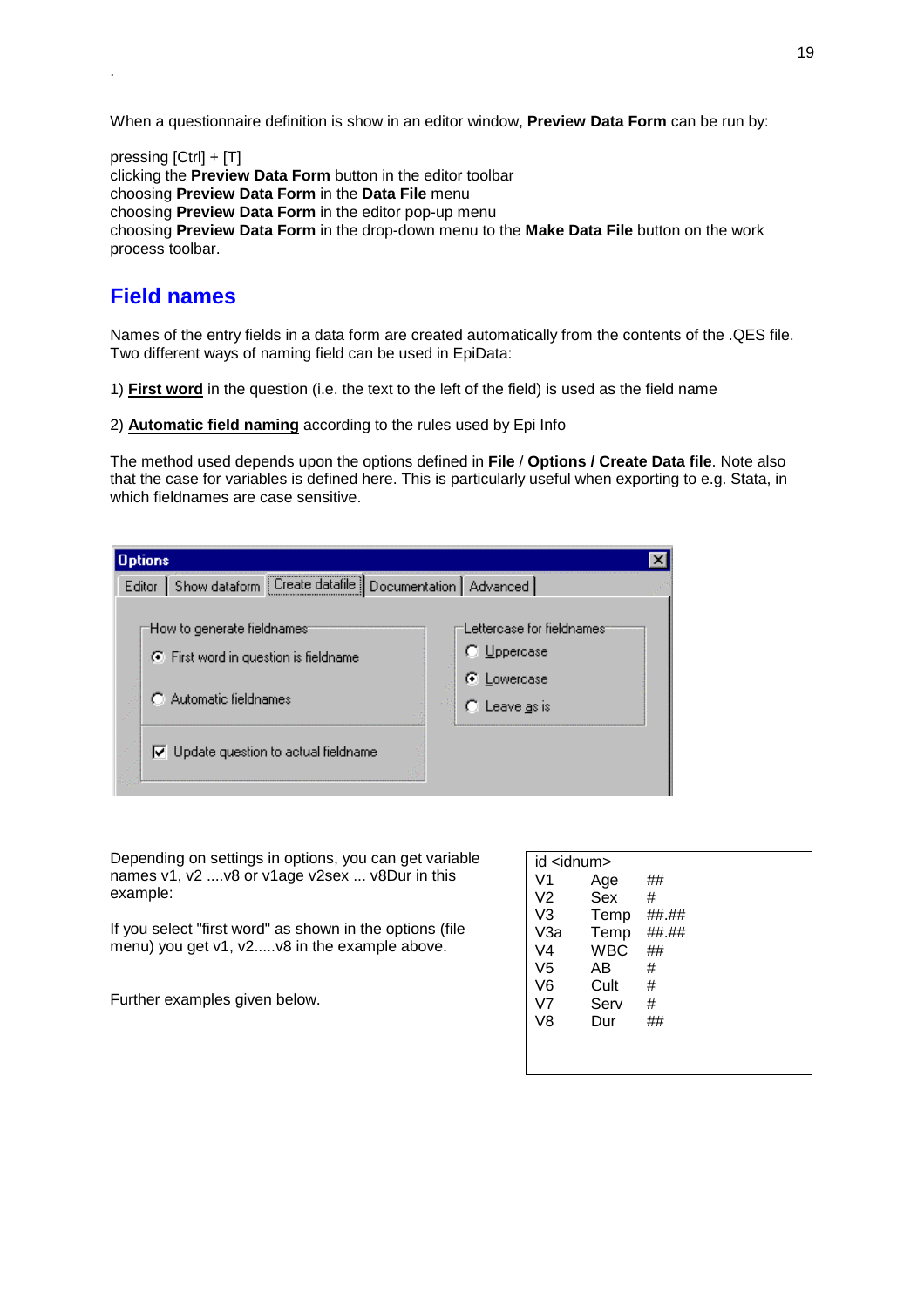.

When a questionnaire definition is show in an editor window, **Preview Data Form** can be run by:

pressing [Ctrl] + [T]
clicking the **Preview Data Form** button in the editor toolbar
choosing **Preview Data Form** in the **Data File** menu
choosing **Preview Data Form** in the editor pop-up menu
choosing **Preview Data Form** in the drop-down menu to the **Make Data File** button on the work process toolbar.

## Field names

Names of the entry fields in a data form are created automatically from the contents of the .QES file. Two different ways of naming field can be used in EpiData:

1) **First word** in the question (i.e. the text to the left of the field) is used as the field name

2) **Automatic field naming** according to the rules used by Epi Info

The method used depends upon the options defined in **File** / **Options / Create Data file**. Note also that the case for variables is defined here. This is particularly useful when exporting to e.g. Stata, in which fieldnames are case sensitive.

Options

Editor | Show dataform | Create datafile | Documentation | Advanced

How to generate fieldnames
- (•) First word in question is fieldname
- ( ) Automatic fieldnames

[x] Update question to actual fieldname

Lettercase for fieldnames
- ( ) Uppercase
- (•) Lowercase
- ( ) Leave as is

Depending on settings in options, you can get variable names v1, v2 ....v8 or v1age v2sex ... v8Dur in this example:

If you select "first word" as shown in the options (file menu) you get v1, v2.....v8 in the example above.

Further examples given below.

```
id <idnum>
V1    Age   ##
V2    Sex   #
V3    Temp  ##.##
V3a   Temp  ##.##
V4    WBC   ##
V5    AB    #
V6    Cult  #
V7    Serv  #
V8    Dur   ##
```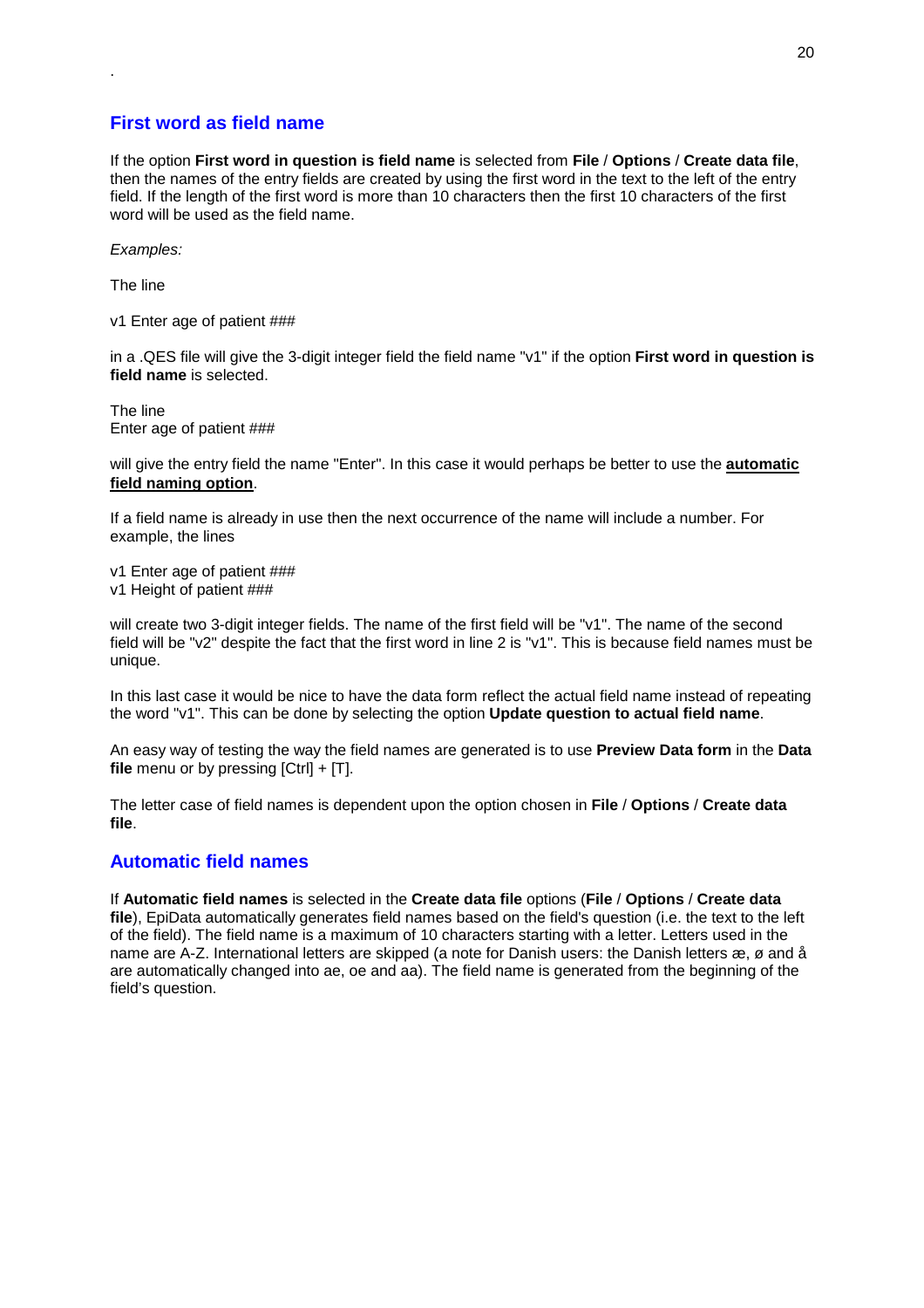.

## First word as field name

If the option **First word in question is field name** is selected from **File** / **Options** / **Create data file**, then the names of the entry fields are created by using the first word in the text to the left of the entry field. If the length of the first word is more than 10 characters then the first 10 characters of the first word will be used as the field name.

*Examples:*

The line

v1 Enter age of patient ###

in a .QES file will give the 3-digit integer field the field name "v1" if the option **First word in question is field name** is selected.

The line
Enter age of patient ###

will give the entry field the name "Enter". In this case it would perhaps be better to use the **automatic field naming option**.

If a field name is already in use then the next occurrence of the name will include a number. For example, the lines

v1 Enter age of patient ###
v1 Height of patient ###

will create two 3-digit integer fields. The name of the first field will be "v1". The name of the second field will be "v2" despite the fact that the first word in line 2 is "v1". This is because field names must be unique.

In this last case it would be nice to have the data form reflect the actual field name instead of repeating the word "v1". This can be done by selecting the option **Update question to actual field name**.

An easy way of testing the way the field names are generated is to use **Preview Data form** in the **Data file** menu or by pressing [Ctrl] + [T].

The letter case of field names is dependent upon the option chosen in **File** / **Options** / **Create data file**.

## Automatic field names

If **Automatic field names** is selected in the **Create data file** options (**File** / **Options** / **Create data file**), EpiData automatically generates field names based on the field's question (i.e. the text to the left of the field). The field name is a maximum of 10 characters starting with a letter. Letters used in the name are A-Z. International letters are skipped (a note for Danish users: the Danish letters æ, ø and å are automatically changed into ae, oe and aa). The field name is generated from the beginning of the field's question.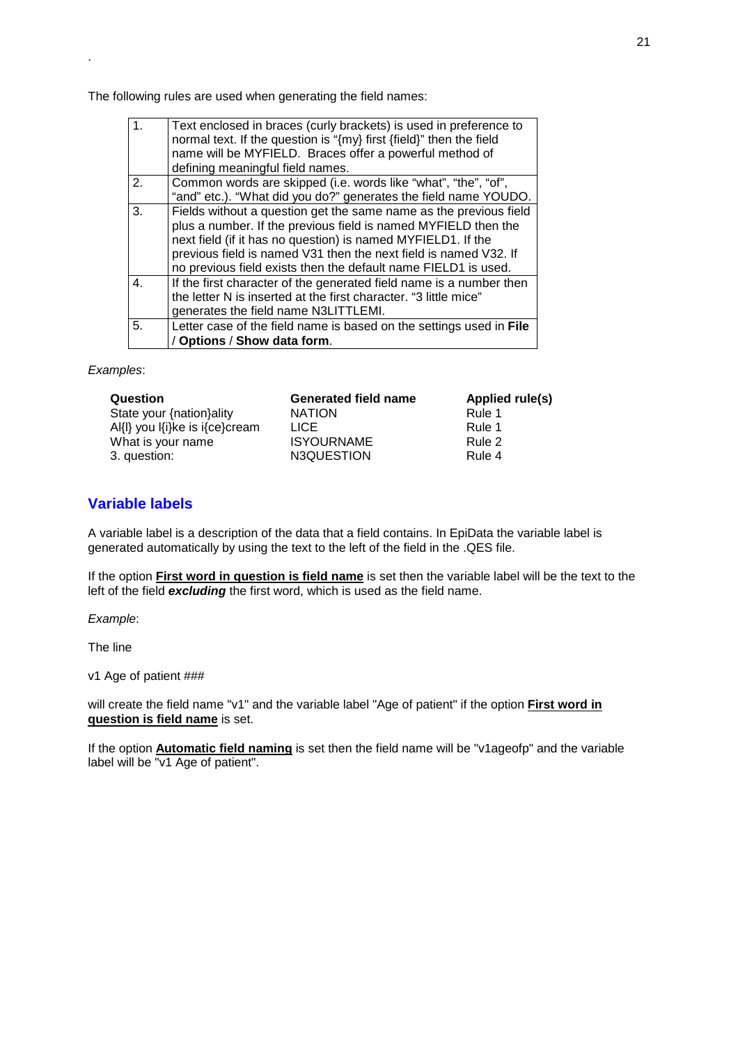.

The following rules are used when generating the field names:

| | |
|---|---|
| 1. | Text enclosed in braces (curly brackets) is used in preference to normal text. If the question is "{my} first {field}" then the field name will be MYFIELD. Braces offer a powerful method of defining meaningful field names. |
| 2. | Common words are skipped (i.e. words like "what", "the", "of", "and" etc.). "What did you do?" generates the field name YOUDO. |
| 3. | Fields without a question get the same name as the previous field plus a number. If the previous field is named MYFIELD then the next field (if it has no question) is named MYFIELD1. If the previous field is named V31 then the next field is named V32. If no previous field exists then the default name FIELD1 is used. |
| 4. | If the first character of the generated field name is a number then the letter N is inserted at the first character. "3 little mice" generates the field name N3LITTLEMI. |
| 5. | Letter case of the field name is based on the settings used in **File** / **Options** / **Show data form**. |

*Examples*:

| **Question** | **Generated field name** | **Applied rule(s)** |
|---|---|---|
| State your {nation}ality | NATION | Rule 1 |
| Al{l} you l{i}ke is i{ce}cream | LICE | Rule 1 |
| What is your name | ISYOURNAME | Rule 2 |
| 3. question: | N3QUESTION | Rule 4 |

## Variable labels

A variable label is a description of the data that a field contains. In EpiData the variable label is generated automatically by using the text to the left of the field in the .QES file.

If the option **First word in question is field name** is set then the variable label will be the text to the left of the field ***excluding*** the first word, which is used as the field name.

*Example*:

The line

v1 Age of patient ###

will create the field name "v1" and the variable label "Age of patient" if the option **First word in question is field name** is set.

If the option **Automatic field naming** is set then the field name will be "v1ageofp" and the variable label will be "v1 Age of patient".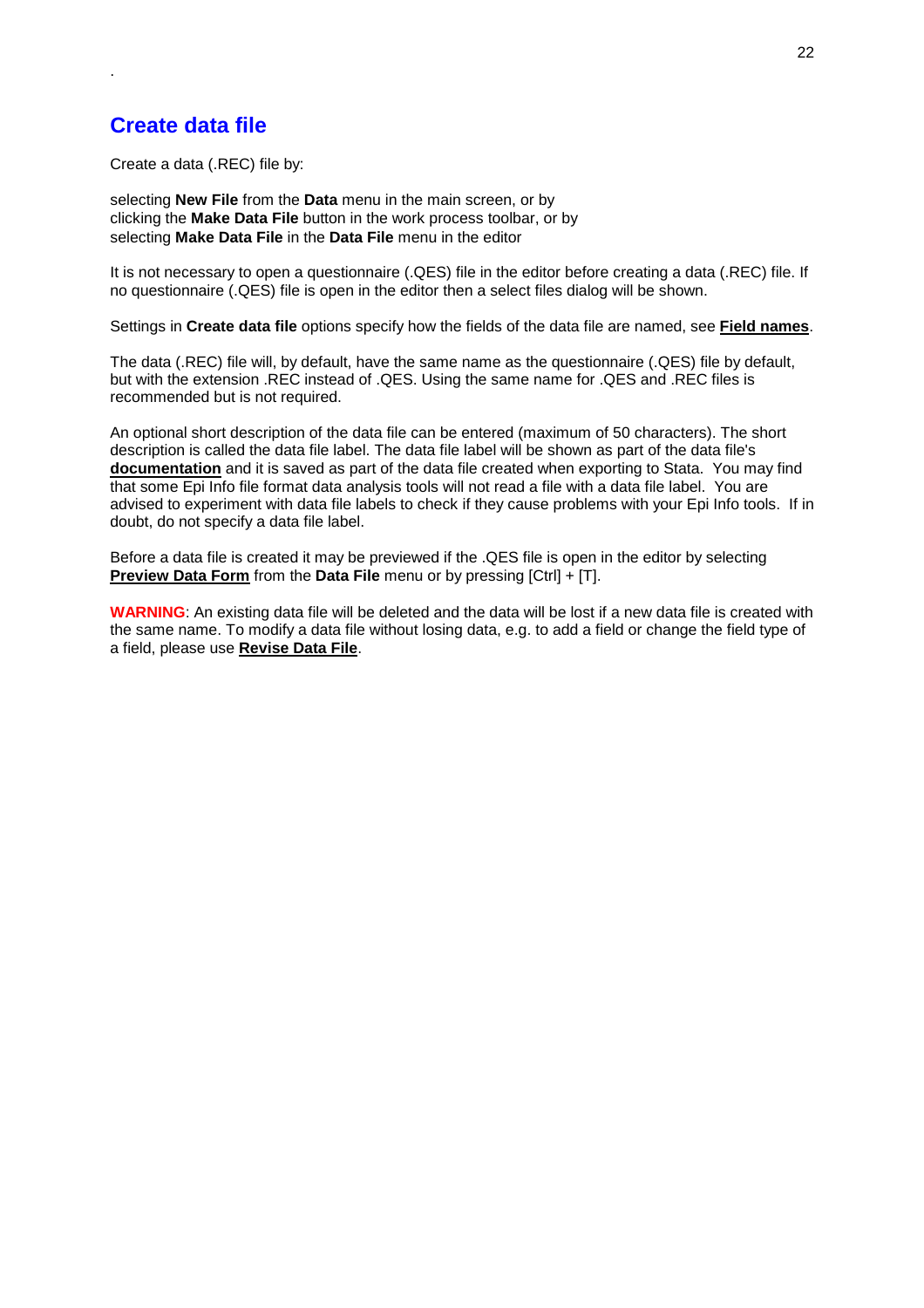## Create data file

Create a data (.REC) file by:

selecting **New File** from the **Data** menu in the main screen, or by
clicking the **Make Data File** button in the work process toolbar, or by
selecting **Make Data File** in the **Data File** menu in the editor

It is not necessary to open a questionnaire (.QES) file in the editor before creating a data (.REC) file. If no questionnaire (.QES) file is open in the editor then a select files dialog will be shown.

Settings in **Create data file** options specify how the fields of the data file are named, see **Field names**.

The data (.REC) file will, by default, have the same name as the questionnaire (.QES) file by default, but with the extension .REC instead of .QES. Using the same name for .QES and .REC files is recommended but is not required.

An optional short description of the data file can be entered (maximum of 50 characters). The short description is called the data file label. The data file label will be shown as part of the data file's **documentation** and it is saved as part of the data file created when exporting to Stata. You may find that some Epi Info file format data analysis tools will not read a file with a data file label. You are advised to experiment with data file labels to check if they cause problems with your Epi Info tools. If in doubt, do not specify a data file label.

Before a data file is created it may be previewed if the .QES file is open in the editor by selecting **Preview Data Form** from the **Data File** menu or by pressing [Ctrl] + [T].

**WARNING**: An existing data file will be deleted and the data will be lost if a new data file is created with the same name. To modify a data file without losing data, e.g. to add a field or change the field type of a field, please use **Revise Data File**.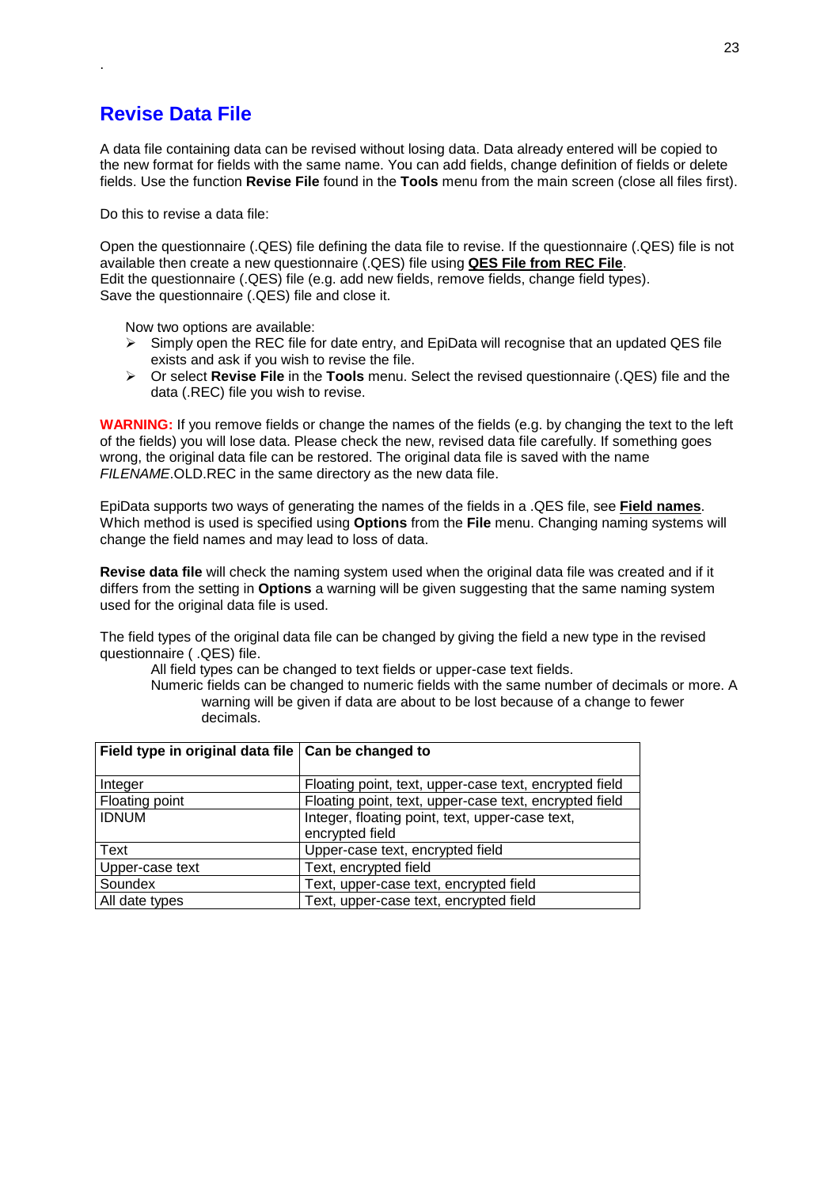## Revise Data File

A data file containing data can be revised without losing data. Data already entered will be copied to the new format for fields with the same name. You can add fields, change definition of fields or delete fields. Use the function **Revise File** found in the **Tools** menu from the main screen (close all files first).

Do this to revise a data file:

Open the questionnaire (.QES) file defining the data file to revise. If the questionnaire (.QES) file is not available then create a new questionnaire (.QES) file using **QES File from REC File**.
Edit the questionnaire (.QES) file (e.g. add new fields, remove fields, change field types).
Save the questionnaire (.QES) file and close it.

Now two options are available:

- Simply open the REC file for date entry, and EpiData will recognise that an updated QES file exists and ask if you wish to revise the file.
- Or select **Revise File** in the **Tools** menu. Select the revised questionnaire (.QES) file and the data (.REC) file you wish to revise.

**WARNING:** If you remove fields or change the names of the fields (e.g. by changing the text to the left of the fields) you will lose data. Please check the new, revised data file carefully. If something goes wrong, the original data file can be restored. The original data file is saved with the name *FILENAME*.OLD.REC in the same directory as the new data file.

EpiData supports two ways of generating the names of the fields in a .QES file, see **Field names**. Which method is used is specified using **Options** from the **File** menu. Changing naming systems will change the field names and may lead to loss of data.

**Revise data file** will check the naming system used when the original data file was created and if it differs from the setting in **Options** a warning will be given suggesting that the same naming system used for the original data file is used.

The field types of the original data file can be changed by giving the field a new type in the revised questionnaire ( .QES) file.

All field types can be changed to text fields or upper-case text fields.

Numeric fields can be changed to numeric fields with the same number of decimals or more. A warning will be given if data are about to be lost because of a change to fewer decimals.

| Field type in original data file | Can be changed to |
|---|---|
| Integer | Floating point, text, upper-case text, encrypted field |
| Floating point | Floating point, text, upper-case text, encrypted field |
| IDNUM | Integer, floating point, text, upper-case text, encrypted field |
| Text | Upper-case text, encrypted field |
| Upper-case text | Text, encrypted field |
| Soundex | Text, upper-case text, encrypted field |
| All date types | Text, upper-case text, encrypted field |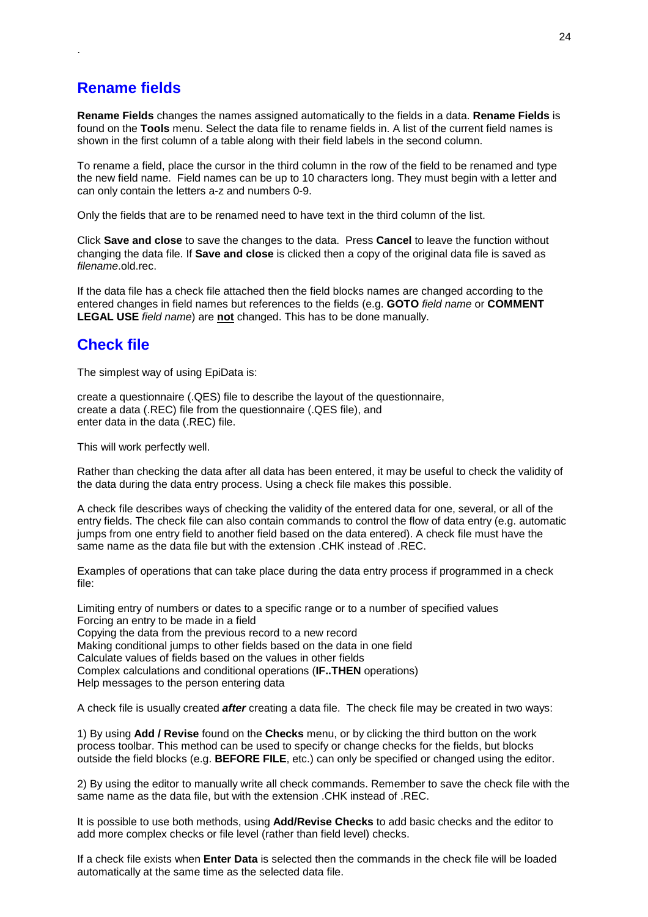## Rename fields

**Rename Fields** changes the names assigned automatically to the fields in a data. **Rename Fields** is found on the **Tools** menu. Select the data file to rename fields in. A list of the current field names is shown in the first column of a table along with their field labels in the second column.

To rename a field, place the cursor in the third column in the row of the field to be renamed and type the new field name. Field names can be up to 10 characters long. They must begin with a letter and can only contain the letters a-z and numbers 0-9.

Only the fields that are to be renamed need to have text in the third column of the list.

Click **Save and close** to save the changes to the data. Press **Cancel** to leave the function without changing the data file. If **Save and close** is clicked then a copy of the original data file is saved as *filename*.old.rec.

If the data file has a check file attached then the field blocks names are changed according to the entered changes in field names but references to the fields (e.g. **GOTO** *field name* or **COMMENT LEGAL USE** *field name*) are **not** changed. This has to be done manually.

## Check file

The simplest way of using EpiData is:

create a questionnaire (.QES) file to describe the layout of the questionnaire,
create a data (.REC) file from the questionnaire (.QES file), and
enter data in the data (.REC) file.

This will work perfectly well.

Rather than checking the data after all data has been entered, it may be useful to check the validity of the data during the data entry process. Using a check file makes this possible.

A check file describes ways of checking the validity of the entered data for one, several, or all of the entry fields. The check file can also contain commands to control the flow of data entry (e.g. automatic jumps from one entry field to another field based on the data entered). A check file must have the same name as the data file but with the extension .CHK instead of .REC.

Examples of operations that can take place during the data entry process if programmed in a check file:

Limiting entry of numbers or dates to a specific range or to a number of specified values
Forcing an entry to be made in a field
Copying the data from the previous record to a new record
Making conditional jumps to other fields based on the data in one field
Calculate values of fields based on the values in other fields
Complex calculations and conditional operations (**IF..THEN** operations)
Help messages to the person entering data

A check file is usually created ***after*** creating a data file. The check file may be created in two ways:

1) By using **Add / Revise** found on the **Checks** menu, or by clicking the third button on the work process toolbar. This method can be used to specify or change checks for the fields, but blocks outside the field blocks (e.g. **BEFORE FILE**, etc.) can only be specified or changed using the editor.

2) By using the editor to manually write all check commands. Remember to save the check file with the same name as the data file, but with the extension .CHK instead of .REC.

It is possible to use both methods, using **Add/Revise Checks** to add basic checks and the editor to add more complex checks or file level (rather than field level) checks.

If a check file exists when **Enter Data** is selected then the commands in the check file will be loaded automatically at the same time as the selected data file.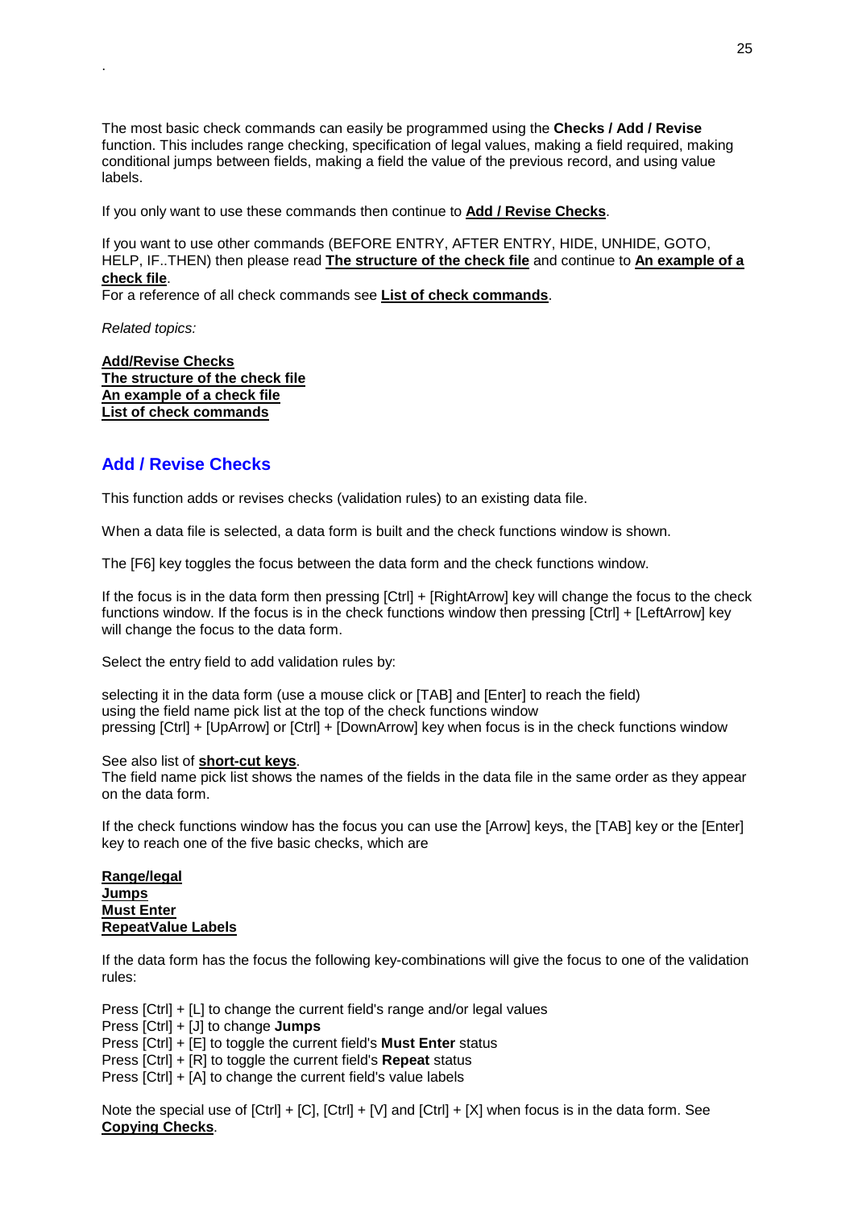.

The most basic check commands can easily be programmed using the **Checks / Add / Revise** function. This includes range checking, specification of legal values, making a field required, making conditional jumps between fields, making a field the value of the previous record, and using value labels.

If you only want to use these commands then continue to **Add / Revise Checks**.

If you want to use other commands (BEFORE ENTRY, AFTER ENTRY, HIDE, UNHIDE, GOTO, HELP, IF..THEN) then please read **The structure of the check file** and continue to **An example of a check file**.
For a reference of all check commands see **List of check commands**.

*Related topics:*

**Add/Revise Checks**
**The structure of the check file**
**An example of a check file**
**List of check commands**

## Add / Revise Checks

This function adds or revises checks (validation rules) to an existing data file.

When a data file is selected, a data form is built and the check functions window is shown.

The [F6] key toggles the focus between the data form and the check functions window.

If the focus is in the data form then pressing [Ctrl] + [RightArrow] key will change the focus to the check functions window. If the focus is in the check functions window then pressing [Ctrl] + [LeftArrow] key will change the focus to the data form.

Select the entry field to add validation rules by:

selecting it in the data form (use a mouse click or [TAB] and [Enter] to reach the field)
using the field name pick list at the top of the check functions window
pressing [Ctrl] + [UpArrow] or [Ctrl] + [DownArrow] key when focus is in the check functions window

See also list of **short-cut keys**.
The field name pick list shows the names of the fields in the data file in the same order as they appear on the data form.

If the check functions window has the focus you can use the [Arrow] keys, the [TAB] key or the [Enter] key to reach one of the five basic checks, which are

**Range/legal**
**Jumps**
**Must Enter**
**RepeatValue Labels**

If the data form has the focus the following key-combinations will give the focus to one of the validation rules:

Press [Ctrl] + [L] to change the current field's range and/or legal values
Press [Ctrl] + [J] to change **Jumps**
Press [Ctrl] + [E] to toggle the current field's **Must Enter** status
Press [Ctrl] + [R] to toggle the current field's **Repeat** status
Press [Ctrl] + [A] to change the current field's value labels

Note the special use of [Ctrl] + [C], [Ctrl] + [V] and [Ctrl] + [X] when focus is in the data form. See **Copying Checks**.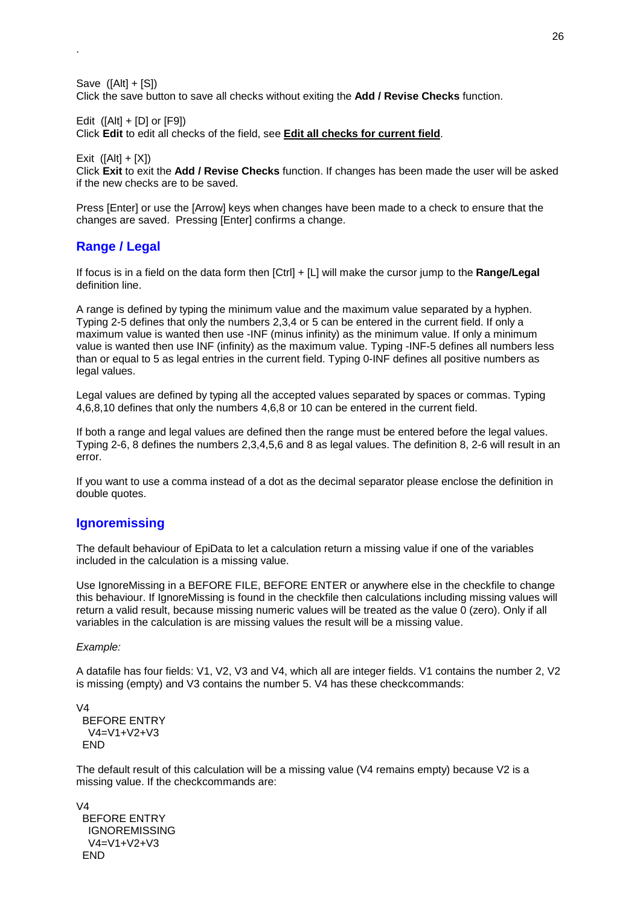.

Save ([Alt] + [S])
Click the save button to save all checks without exiting the **Add / Revise Checks** function.

Edit ([Alt] + [D] or [F9])
Click **Edit** to edit all checks of the field, see **Edit all checks for current field**.

Exit ([Alt] + [X])
Click **Exit** to exit the **Add / Revise Checks** function. If changes has been made the user will be asked if the new checks are to be saved.

Press [Enter] or use the [Arrow] keys when changes have been made to a check to ensure that the changes are saved. Pressing [Enter] confirms a change.

## Range / Legal

If focus is in a field on the data form then [Ctrl] + [L] will make the cursor jump to the **Range/Legal** definition line.

A range is defined by typing the minimum value and the maximum value separated by a hyphen. Typing 2-5 defines that only the numbers 2,3,4 or 5 can be entered in the current field. If only a maximum value is wanted then use -INF (minus infinity) as the minimum value. If only a minimum value is wanted then use INF (infinity) as the maximum value. Typing -INF-5 defines all numbers less than or equal to 5 as legal entries in the current field. Typing 0-INF defines all positive numbers as legal values.

Legal values are defined by typing all the accepted values separated by spaces or commas. Typing 4,6,8,10 defines that only the numbers 4,6,8 or 10 can be entered in the current field.

If both a range and legal values are defined then the range must be entered before the legal values. Typing 2-6, 8 defines the numbers 2,3,4,5,6 and 8 as legal values. The definition 8, 2-6 will result in an error.

If you want to use a comma instead of a dot as the decimal separator please enclose the definition in double quotes.

## Ignoremissing

The default behaviour of EpiData to let a calculation return a missing value if one of the variables included in the calculation is a missing value.

Use IgnoreMissing in a BEFORE FILE, BEFORE ENTER or anywhere else in the checkfile to change this behaviour. If IgnoreMissing is found in the checkfile then calculations including missing values will return a valid result, because missing numeric values will be treated as the value 0 (zero). Only if all variables in the calculation is are missing values the result will be a missing value.

*Example:*

A datafile has four fields: V1, V2, V3 and V4, which all are integer fields. V1 contains the number 2, V2 is missing (empty) and V3 contains the number 5. V4 has these checkcommands:

```
V4
 BEFORE ENTRY
  V4=V1+V2+V3
 END
```

The default result of this calculation will be a missing value (V4 remains empty) because V2 is a missing value. If the checkcommands are:

```
V4
 BEFORE ENTRY
  IGNOREMISSING
  V4=V1+V2+V3
 END
```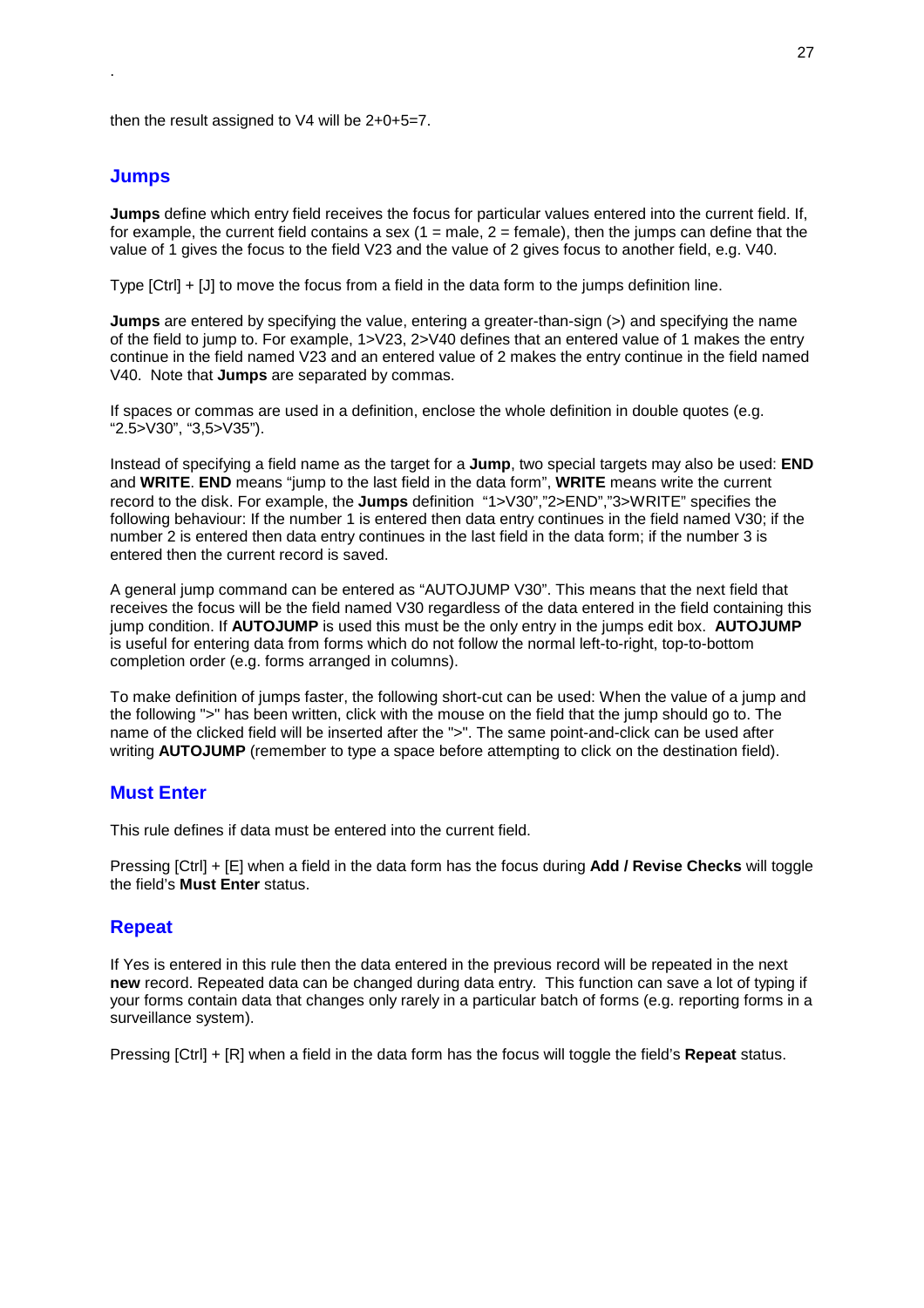then the result assigned to V4 will be 2+0+5=7.

## Jumps

**Jumps** define which entry field receives the focus for particular values entered into the current field. If, for example, the current field contains a sex (1 = male, 2 = female), then the jumps can define that the value of 1 gives the focus to the field V23 and the value of 2 gives focus to another field, e.g. V40.

Type [Ctrl] + [J] to move the focus from a field in the data form to the jumps definition line.

**Jumps** are entered by specifying the value, entering a greater-than-sign (>) and specifying the name of the field to jump to. For example, 1>V23, 2>V40 defines that an entered value of 1 makes the entry continue in the field named V23 and an entered value of 2 makes the entry continue in the field named V40. Note that **Jumps** are separated by commas.

If spaces or commas are used in a definition, enclose the whole definition in double quotes (e.g. "2.5>V30", "3,5>V35").

Instead of specifying a field name as the target for a **Jump**, two special targets may also be used: **END** and **WRITE**. **END** means "jump to the last field in the data form", **WRITE** means write the current record to the disk. For example, the **Jumps** definition "1>V30","2>END","3>WRITE" specifies the following behaviour: If the number 1 is entered then data entry continues in the field named V30; if the number 2 is entered then data entry continues in the last field in the data form; if the number 3 is entered then the current record is saved.

A general jump command can be entered as "AUTOJUMP V30". This means that the next field that receives the focus will be the field named V30 regardless of the data entered in the field containing this jump condition. If **AUTOJUMP** is used this must be the only entry in the jumps edit box. **AUTOJUMP** is useful for entering data from forms which do not follow the normal left-to-right, top-to-bottom completion order (e.g. forms arranged in columns).

To make definition of jumps faster, the following short-cut can be used: When the value of a jump and the following ">" has been written, click with the mouse on the field that the jump should go to. The name of the clicked field will be inserted after the ">". The same point-and-click can be used after writing **AUTOJUMP** (remember to type a space before attempting to click on the destination field).

## Must Enter

This rule defines if data must be entered into the current field.

Pressing [Ctrl] + [E] when a field in the data form has the focus during **Add / Revise Checks** will toggle the field's **Must Enter** status.

## Repeat

If Yes is entered in this rule then the data entered in the previous record will be repeated in the next **new** record. Repeated data can be changed during data entry. This function can save a lot of typing if your forms contain data that changes only rarely in a particular batch of forms (e.g. reporting forms in a surveillance system).

Pressing [Ctrl] + [R] when a field in the data form has the focus will toggle the field's **Repeat** status.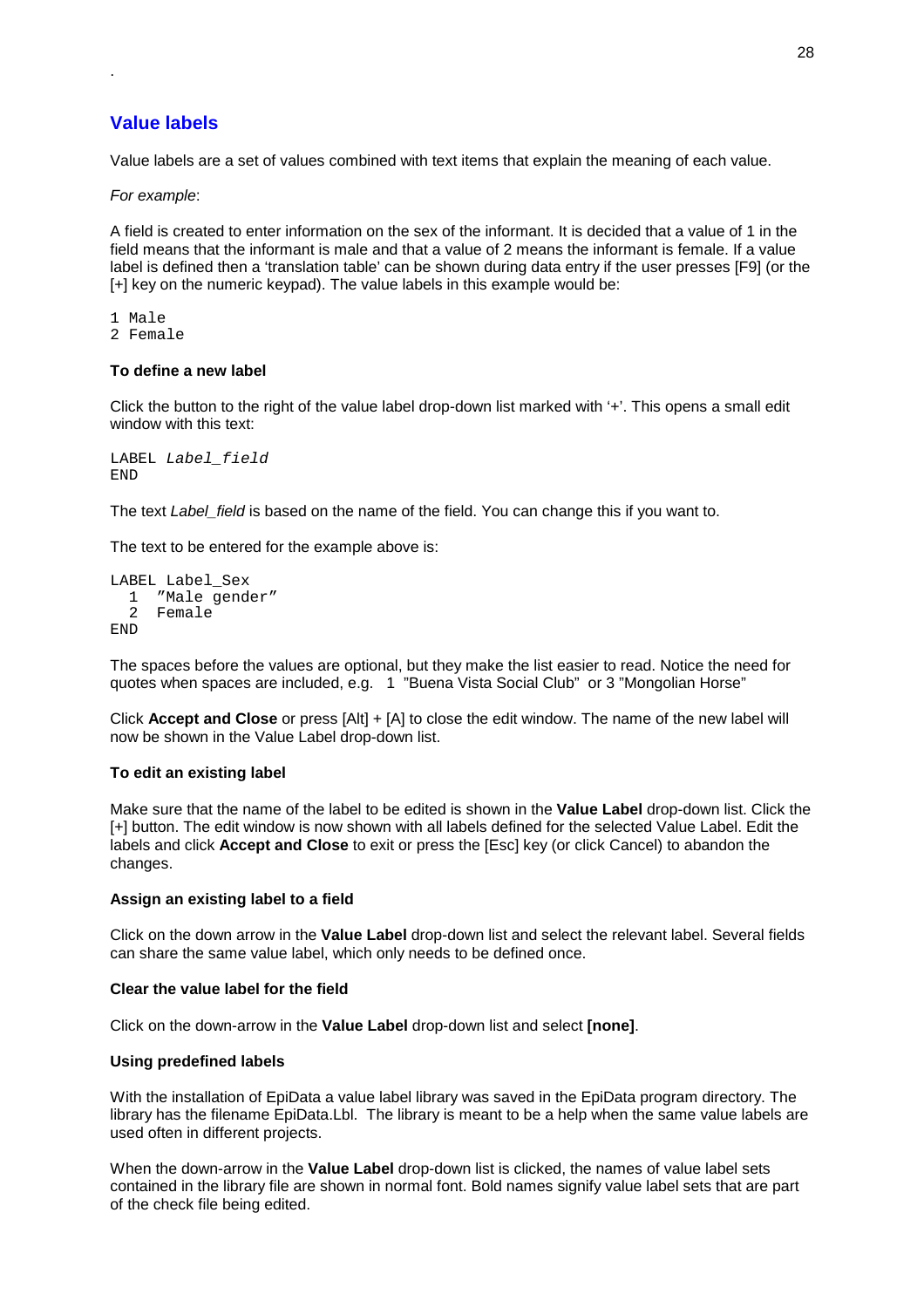.

## Value labels

Value labels are a set of values combined with text items that explain the meaning of each value.

*For example*:

A field is created to enter information on the sex of the informant. It is decided that a value of 1 in the field means that the informant is male and that a value of 2 means the informant is female. If a value label is defined then a 'translation table' can be shown during data entry if the user presses [F9] (or the [+] key on the numeric keypad). The value labels in this example would be:

```
1 Male
2 Female
```

**To define a new label**

Click the button to the right of the value label drop-down list marked with '+'. This opens a small edit window with this text:

```
LABEL Label_field
END
```

The text *Label_field* is based on the name of the field. You can change this if you want to.

The text to be entered for the example above is:

```
LABEL Label_Sex
  1  "Male gender"
  2  Female
END
```

The spaces before the values are optional, but they make the list easier to read. Notice the need for quotes when spaces are included, e.g.  1 "Buena Vista Social Club" or 3 "Mongolian Horse"

Click **Accept and Close** or press [Alt] + [A] to close the edit window. The name of the new label will now be shown in the Value Label drop-down list.

**To edit an existing label**

Make sure that the name of the label to be edited is shown in the **Value Label** drop-down list. Click the [+] button. The edit window is now shown with all labels defined for the selected Value Label. Edit the labels and click **Accept and Close** to exit or press the [Esc] key (or click Cancel) to abandon the changes.

**Assign an existing label to a field**

Click on the down arrow in the **Value Label** drop-down list and select the relevant label. Several fields can share the same value label, which only needs to be defined once.

**Clear the value label for the field**

Click on the down-arrow in the **Value Label** drop-down list and select **[none]**.

**Using predefined labels**

With the installation of EpiData a value label library was saved in the EpiData program directory. The library has the filename EpiData.Lbl. The library is meant to be a help when the same value labels are used often in different projects.

When the down-arrow in the **Value Label** drop-down list is clicked, the names of value label sets contained in the library file are shown in normal font. Bold names signify value label sets that are part of the check file being edited.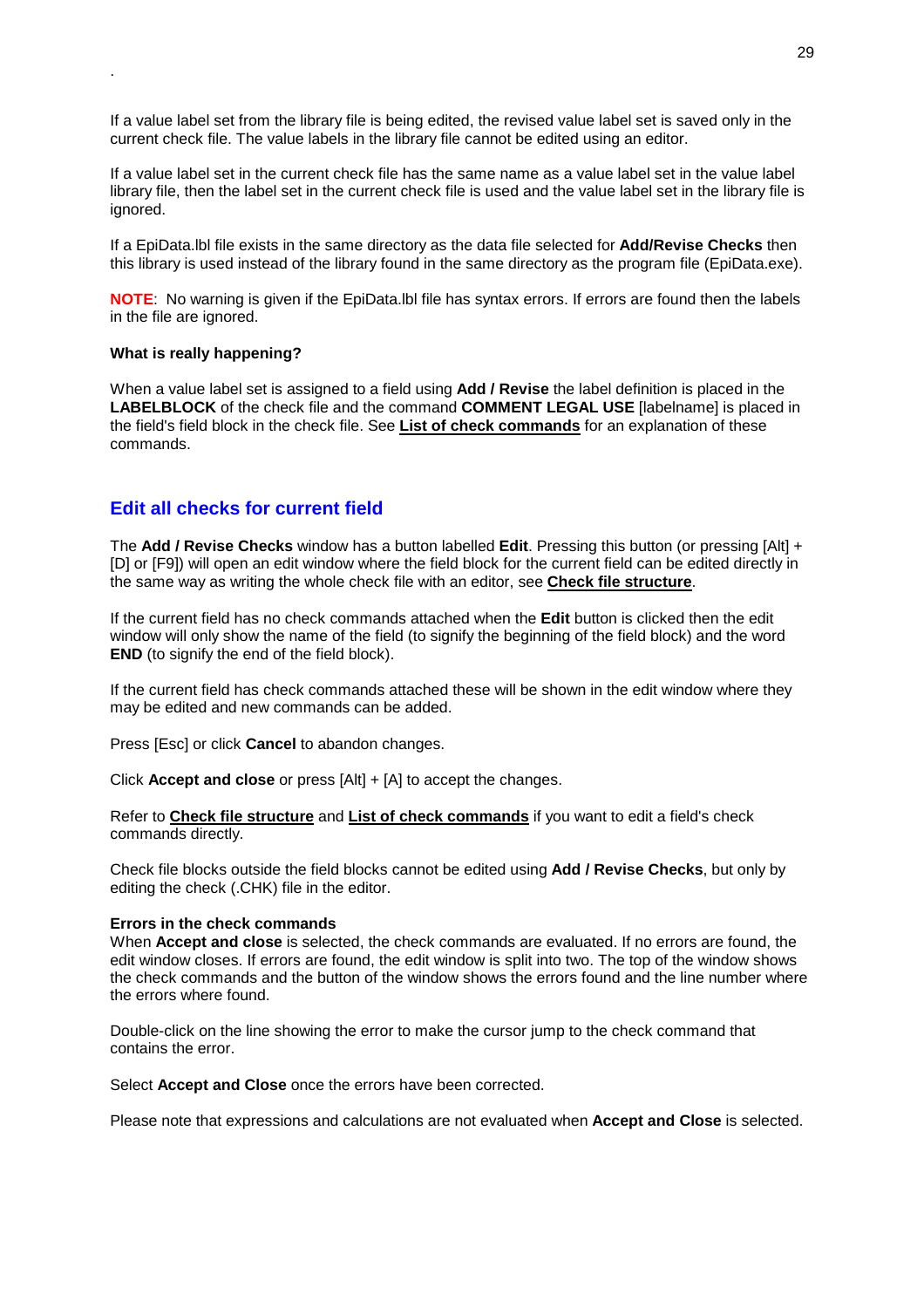.

If a value label set from the library file is being edited, the revised value label set is saved only in the current check file. The value labels in the library file cannot be edited using an editor.

If a value label set in the current check file has the same name as a value label set in the value label library file, then the label set in the current check file is used and the value label set in the library file is ignored.

If a EpiData.lbl file exists in the same directory as the data file selected for **Add/Revise Checks** then this library is used instead of the library found in the same directory as the program file (EpiData.exe).

**NOTE**: No warning is given if the EpiData.lbl file has syntax errors. If errors are found then the labels in the file are ignored.

**What is really happening?**

When a value label set is assigned to a field using **Add / Revise** the label definition is placed in the **LABELBLOCK** of the check file and the command **COMMENT LEGAL USE** [labelname] is placed in the field's field block in the check file. See **List of check commands** for an explanation of these commands.

## Edit all checks for current field

The **Add / Revise Checks** window has a button labelled **Edit**. Pressing this button (or pressing [Alt] + [D] or [F9]) will open an edit window where the field block for the current field can be edited directly in the same way as writing the whole check file with an editor, see **Check file structure**.

If the current field has no check commands attached when the **Edit** button is clicked then the edit window will only show the name of the field (to signify the beginning of the field block) and the word **END** (to signify the end of the field block).

If the current field has check commands attached these will be shown in the edit window where they may be edited and new commands can be added.

Press [Esc] or click **Cancel** to abandon changes.

Click **Accept and close** or press [Alt] + [A] to accept the changes.

Refer to **Check file structure** and **List of check commands** if you want to edit a field's check commands directly.

Check file blocks outside the field blocks cannot be edited using **Add / Revise Checks**, but only by editing the check (.CHK) file in the editor.

**Errors in the check commands**
When **Accept and close** is selected, the check commands are evaluated. If no errors are found, the edit window closes. If errors are found, the edit window is split into two. The top of the window shows the check commands and the button of the window shows the errors found and the line number where the errors where found.

Double-click on the line showing the error to make the cursor jump to the check command that contains the error.

Select **Accept and Close** once the errors have been corrected.

Please note that expressions and calculations are not evaluated when **Accept and Close** is selected.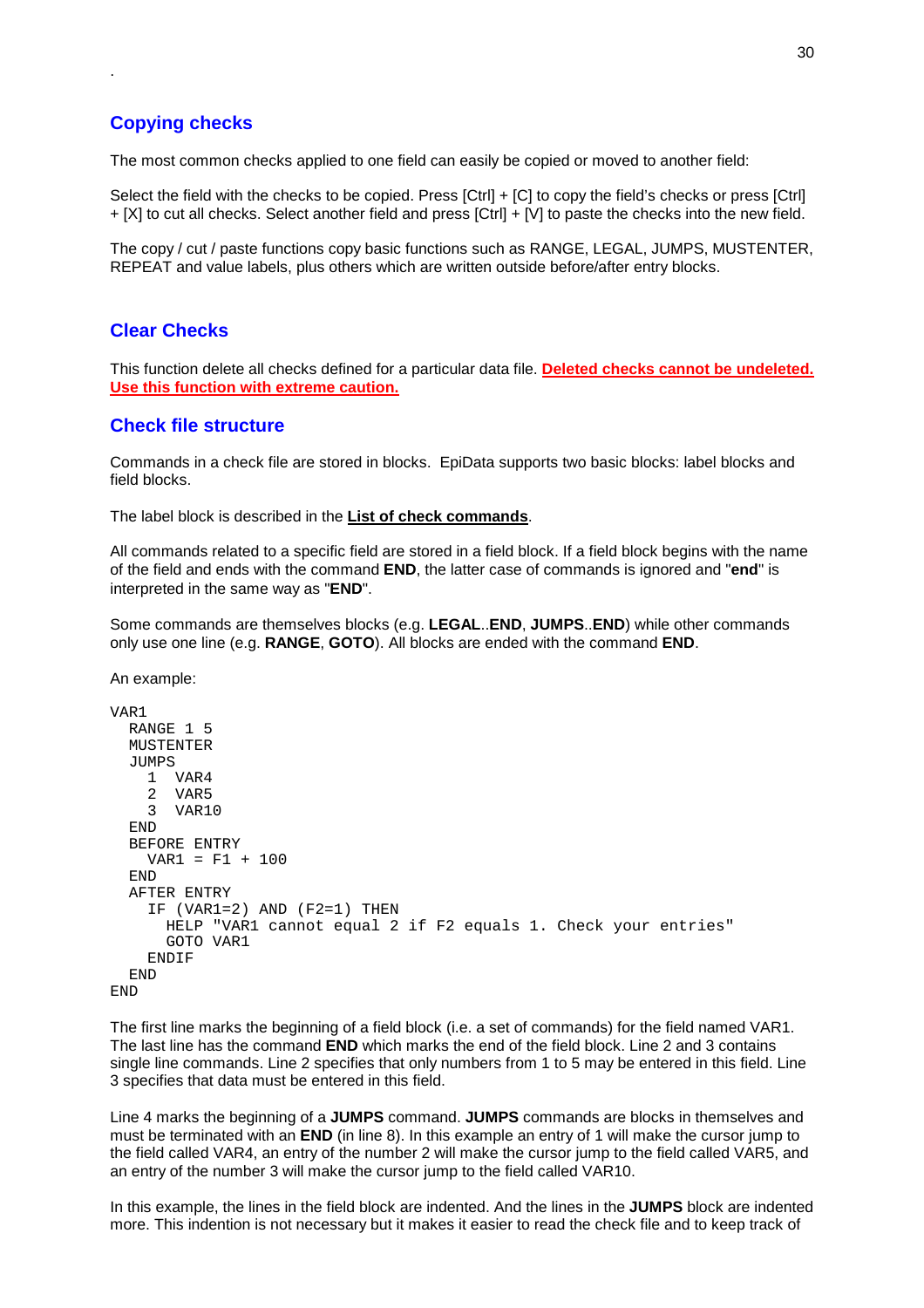.

## Copying checks

The most common checks applied to one field can easily be copied or moved to another field:

Select the field with the checks to be copied. Press [Ctrl] + [C] to copy the field's checks or press [Ctrl] + [X] to cut all checks. Select another field and press [Ctrl] + [V] to paste the checks into the new field.

The copy / cut / paste functions copy basic functions such as RANGE, LEGAL, JUMPS, MUSTENTER, REPEAT and value labels, plus others which are written outside before/after entry blocks.

## Clear Checks

This function delete all checks defined for a particular data file. **Deleted checks cannot be undeleted. Use this function with extreme caution.**

## Check file structure

Commands in a check file are stored in blocks. EpiData supports two basic blocks: label blocks and field blocks.

The label block is described in the **List of check commands**.

All commands related to a specific field are stored in a field block. If a field block begins with the name of the field and ends with the command **END**, the latter case of commands is ignored and "**end**" is interpreted in the same way as "**END**".

Some commands are themselves blocks (e.g. **LEGAL**..**END**, **JUMPS**..**END**) while other commands only use one line (e.g. **RANGE**, **GOTO**). All blocks are ended with the command **END**.

An example:

```
VAR1
  RANGE 1 5
  MUSTENTER
  JUMPS
    1  VAR4
    2  VAR5
    3  VAR10
  END
  BEFORE ENTRY
    VAR1 = F1 + 100
  END
  AFTER ENTRY
    IF (VAR1=2) AND (F2=1) THEN
      HELP "VAR1 cannot equal 2 if F2 equals 1. Check your entries"
      GOTO VAR1
    ENDIF
  END
END
```

The first line marks the beginning of a field block (i.e. a set of commands) for the field named VAR1. The last line has the command **END** which marks the end of the field block. Line 2 and 3 contains single line commands. Line 2 specifies that only numbers from 1 to 5 may be entered in this field. Line 3 specifies that data must be entered in this field.

Line 4 marks the beginning of a **JUMPS** command. **JUMPS** commands are blocks in themselves and must be terminated with an **END** (in line 8). In this example an entry of 1 will make the cursor jump to the field called VAR4, an entry of the number 2 will make the cursor jump to the field called VAR5, and an entry of the number 3 will make the cursor jump to the field called VAR10.

In this example, the lines in the field block are indented. And the lines in the **JUMPS** block are indented more. This indention is not necessary but it makes it easier to read the check file and to keep track of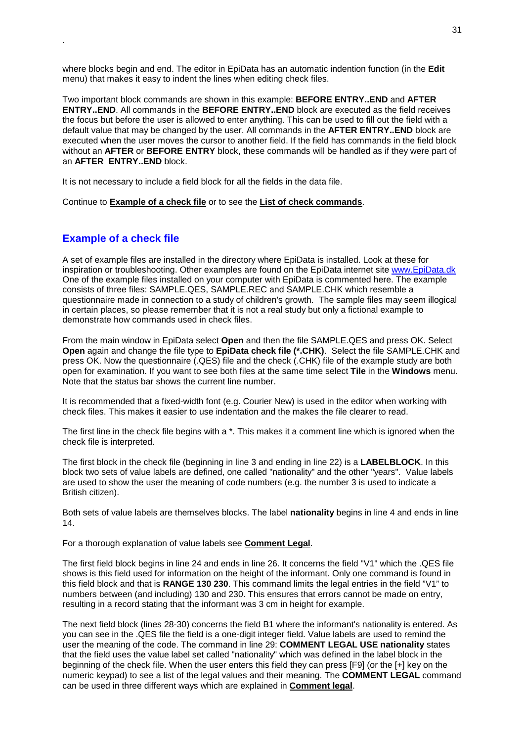where blocks begin and end. The editor in EpiData has an automatic indention function (in the **Edit** menu) that makes it easy to indent the lines when editing check files.

Two important block commands are shown in this example: **BEFORE ENTRY..END** and **AFTER ENTRY..END**. All commands in the **BEFORE ENTRY..END** block are executed as the field receives the focus but before the user is allowed to enter anything. This can be used to fill out the field with a default value that may be changed by the user. All commands in the **AFTER ENTRY..END** block are executed when the user moves the cursor to another field. If the field has commands in the field block without an **AFTER** or **BEFORE ENTRY** block, these commands will be handled as if they were part of an **AFTER ENTRY..END** block.

It is not necessary to include a field block for all the fields in the data file.

Continue to **Example of a check file** or to see the **List of check commands**.

## Example of a check file

A set of example files are installed in the directory where EpiData is installed. Look at these for inspiration or troubleshooting. Other examples are found on the EpiData internet site www.EpiData.dk One of the example files installed on your computer with EpiData is commented here. The example consists of three files: SAMPLE.QES, SAMPLE.REC and SAMPLE.CHK which resemble a questionnaire made in connection to a study of children's growth. The sample files may seem illogical in certain places, so please remember that it is not a real study but only a fictional example to demonstrate how commands used in check files.

From the main window in EpiData select **Open** and then the file SAMPLE.QES and press OK. Select **Open** again and change the file type to **EpiData check file (*.CHK)**. Select the file SAMPLE.CHK and press OK. Now the questionnaire (.QES) file and the check (.CHK) file of the example study are both open for examination. If you want to see both files at the same time select **Tile** in the **Windows** menu. Note that the status bar shows the current line number.

It is recommended that a fixed-width font (e.g. Courier New) is used in the editor when working with check files. This makes it easier to use indentation and the makes the file clearer to read.

The first line in the check file begins with a *. This makes it a comment line which is ignored when the check file is interpreted.

The first block in the check file (beginning in line 3 and ending in line 22) is a **LABELBLOCK**. In this block two sets of value labels are defined, one called "nationality" and the other "years". Value labels are used to show the user the meaning of code numbers (e.g. the number 3 is used to indicate a British citizen).

Both sets of value labels are themselves blocks. The label **nationality** begins in line 4 and ends in line 14.

For a thorough explanation of value labels see **Comment Legal**.

The first field block begins in line 24 and ends in line 26. It concerns the field "V1" which the .QES file shows is this field used for information on the height of the informant. Only one command is found in this field block and that is **RANGE 130 230**. This command limits the legal entries in the field "V1" to numbers between (and including) 130 and 230. This ensures that errors cannot be made on entry, resulting in a record stating that the informant was 3 cm in height for example.

The next field block (lines 28-30) concerns the field B1 where the informant's nationality is entered. As you can see in the .QES file the field is a one-digit integer field. Value labels are used to remind the user the meaning of the code. The command in line 29: **COMMENT LEGAL USE nationality** states that the field uses the value label set called "nationality" which was defined in the label block in the beginning of the check file. When the user enters this field they can press [F9] (or the [+] key on the numeric keypad) to see a list of the legal values and their meaning. The **COMMENT LEGAL** command can be used in three different ways which are explained in **Comment legal**.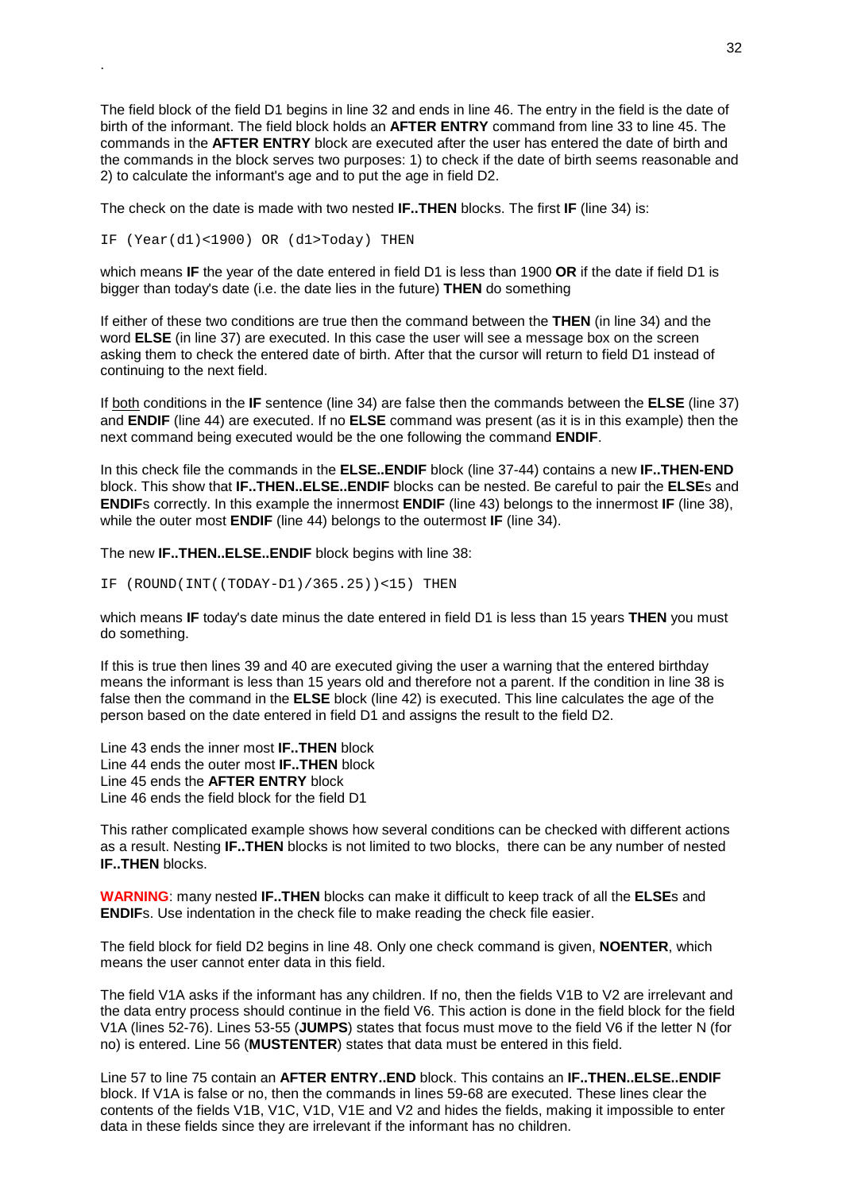.

The field block of the field D1 begins in line 32 and ends in line 46. The entry in the field is the date of birth of the informant. The field block holds an **AFTER ENTRY** command from line 33 to line 45. The commands in the **AFTER ENTRY** block are executed after the user has entered the date of birth and the commands in the block serves two purposes: 1) to check if the date of birth seems reasonable and 2) to calculate the informant's age and to put the age in field D2.

The check on the date is made with two nested **IF..THEN** blocks. The first **IF** (line 34) is:

```
IF (Year(d1)<1900) OR (d1>Today) THEN
```

which means **IF** the year of the date entered in field D1 is less than 1900 **OR** if the date if field D1 is bigger than today's date (i.e. the date lies in the future) **THEN** do something

If either of these two conditions are true then the command between the **THEN** (in line 34) and the word **ELSE** (in line 37) are executed. In this case the user will see a message box on the screen asking them to check the entered date of birth. After that the cursor will return to field D1 instead of continuing to the next field.

If both conditions in the **IF** sentence (line 34) are false then the commands between the **ELSE** (line 37) and **ENDIF** (line 44) are executed. If no **ELSE** command was present (as it is in this example) then the next command being executed would be the one following the command **ENDIF**.

In this check file the commands in the **ELSE..ENDIF** block (line 37-44) contains a new **IF..THEN-END** block. This show that **IF..THEN..ELSE..ENDIF** blocks can be nested. Be careful to pair the **ELSE**s and **ENDIF**s correctly. In this example the innermost **ENDIF** (line 43) belongs to the innermost **IF** (line 38), while the outer most **ENDIF** (line 44) belongs to the outermost **IF** (line 34).

The new **IF..THEN..ELSE..ENDIF** block begins with line 38:

```
IF (ROUND(INT((TODAY-D1)/365.25))<15) THEN
```

which means **IF** today's date minus the date entered in field D1 is less than 15 years **THEN** you must do something.

If this is true then lines 39 and 40 are executed giving the user a warning that the entered birthday means the informant is less than 15 years old and therefore not a parent. If the condition in line 38 is false then the command in the **ELSE** block (line 42) is executed. This line calculates the age of the person based on the date entered in field D1 and assigns the result to the field D2.

Line 43 ends the inner most **IF..THEN** block
Line 44 ends the outer most **IF..THEN** block
Line 45 ends the **AFTER ENTRY** block
Line 46 ends the field block for the field D1

This rather complicated example shows how several conditions can be checked with different actions as a result. Nesting **IF..THEN** blocks is not limited to two blocks, there can be any number of nested **IF..THEN** blocks.

**WARNING**: many nested **IF..THEN** blocks can make it difficult to keep track of all the **ELSE**s and **ENDIF**s. Use indentation in the check file to make reading the check file easier.

The field block for field D2 begins in line 48. Only one check command is given, **NOENTER**, which means the user cannot enter data in this field.

The field V1A asks if the informant has any children. If no, then the fields V1B to V2 are irrelevant and the data entry process should continue in the field V6. This action is done in the field block for the field V1A (lines 52-76). Lines 53-55 (**JUMPS**) states that focus must move to the field V6 if the letter N (for no) is entered. Line 56 (**MUSTENTER**) states that data must be entered in this field.

Line 57 to line 75 contain an **AFTER ENTRY..END** block. This contains an **IF..THEN..ELSE..ENDIF** block. If V1A is false or no, then the commands in lines 59-68 are executed. These lines clear the contents of the fields V1B, V1C, V1D, V1E and V2 and hides the fields, making it impossible to enter data in these fields since they are irrelevant if the informant has no children.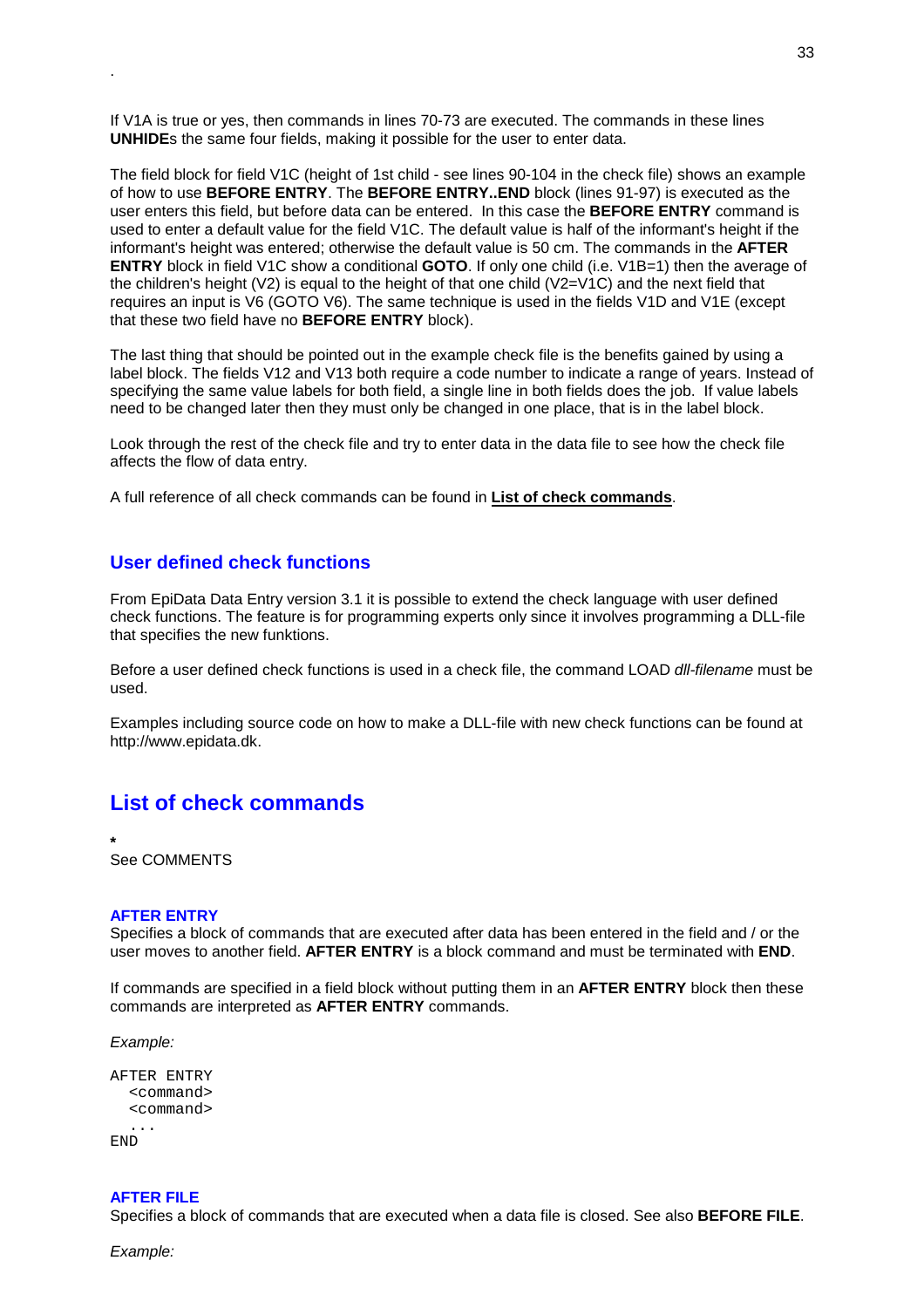.

If V1A is true or yes, then commands in lines 70-73 are executed. The commands in these lines **UNHIDE**s the same four fields, making it possible for the user to enter data.

The field block for field V1C (height of 1st child - see lines 90-104 in the check file) shows an example of how to use **BEFORE ENTRY**. The **BEFORE ENTRY..END** block (lines 91-97) is executed as the user enters this field, but before data can be entered. In this case the **BEFORE ENTRY** command is used to enter a default value for the field V1C. The default value is half of the informant's height if the informant's height was entered; otherwise the default value is 50 cm. The commands in the **AFTER ENTRY** block in field V1C show a conditional **GOTO**. If only one child (i.e. V1B=1) then the average of the children's height (V2) is equal to the height of that one child (V2=V1C) and the next field that requires an input is V6 (GOTO V6). The same technique is used in the fields V1D and V1E (except that these two field have no **BEFORE ENTRY** block).

The last thing that should be pointed out in the example check file is the benefits gained by using a label block. The fields V12 and V13 both require a code number to indicate a range of years. Instead of specifying the same value labels for both field, a single line in both fields does the job. If value labels need to be changed later then they must only be changed in one place, that is in the label block.

Look through the rest of the check file and try to enter data in the data file to see how the check file affects the flow of data entry.

A full reference of all check commands can be found in **List of check commands**.

## User defined check functions

From EpiData Data Entry version 3.1 it is possible to extend the check language with user defined check functions. The feature is for programming experts only since it involves programming a DLL-file that specifies the new funktions.

Before a user defined check functions is used in a check file, the command LOAD *dll-filename* must be used.

Examples including source code on how to make a DLL-file with new check functions can be found at http://www.epidata.dk.

# List of check commands

**\***
See COMMENTS

### AFTER ENTRY

Specifies a block of commands that are executed after data has been entered in the field and / or the user moves to another field. **AFTER ENTRY** is a block command and must be terminated with **END**.

If commands are specified in a field block without putting them in an **AFTER ENTRY** block then these commands are interpreted as **AFTER ENTRY** commands.

*Example:*

```
AFTER ENTRY
  <command>
  <command>
  ...
END
```

### AFTER FILE

Specifies a block of commands that are executed when a data file is closed. See also **BEFORE FILE**.

*Example:*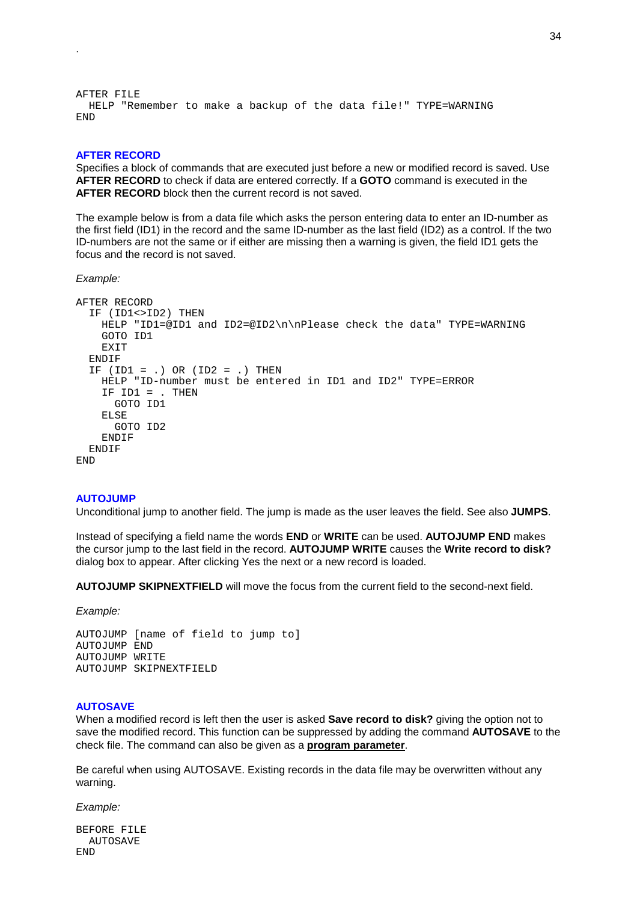.

```
AFTER FILE
  HELP "Remember to make a backup of the data file!" TYPE=WARNING
END
```

### AFTER RECORD

Specifies a block of commands that are executed just before a new or modified record is saved. Use **AFTER RECORD** to check if data are entered correctly. If a **GOTO** command is executed in the **AFTER RECORD** block then the current record is not saved.

The example below is from a data file which asks the person entering data to enter an ID-number as the first field (ID1) in the record and the same ID-number as the last field (ID2) as a control. If the two ID-numbers are not the same or if either are missing then a warning is given, the field ID1 gets the focus and the record is not saved.

*Example:*

```
AFTER RECORD
  IF (ID1<>ID2) THEN
    HELP "ID1=@ID1 and ID2=@ID2\n\nPlease check the data" TYPE=WARNING
    GOTO ID1
    EXIT
  ENDIF
  IF (ID1 = .) OR (ID2 = .) THEN
    HELP "ID-number must be entered in ID1 and ID2" TYPE=ERROR
    IF ID1 = . THEN
      GOTO ID1
    ELSE
      GOTO ID2
    ENDIF
  ENDIF
END
```

### AUTOJUMP

Unconditional jump to another field. The jump is made as the user leaves the field. See also **JUMPS**.

Instead of specifying a field name the words **END** or **WRITE** can be used. **AUTOJUMP END** makes the cursor jump to the last field in the record. **AUTOJUMP WRITE** causes the **Write record to disk?** dialog box to appear. After clicking Yes the next or a new record is loaded.

**AUTOJUMP SKIPNEXTFIELD** will move the focus from the current field to the second-next field.

*Example:*

```
AUTOJUMP [name of field to jump to]
AUTOJUMP END
AUTOJUMP WRITE
AUTOJUMP SKIPNEXTFIELD
```

### AUTOSAVE

When a modified record is left then the user is asked **Save record to disk?** giving the option not to save the modified record. This function can be suppressed by adding the command **AUTOSAVE** to the check file. The command can also be given as a **program parameter**.

Be careful when using AUTOSAVE. Existing records in the data file may be overwritten without any warning.

*Example:*

```
BEFORE FILE
  AUTOSAVE
END
```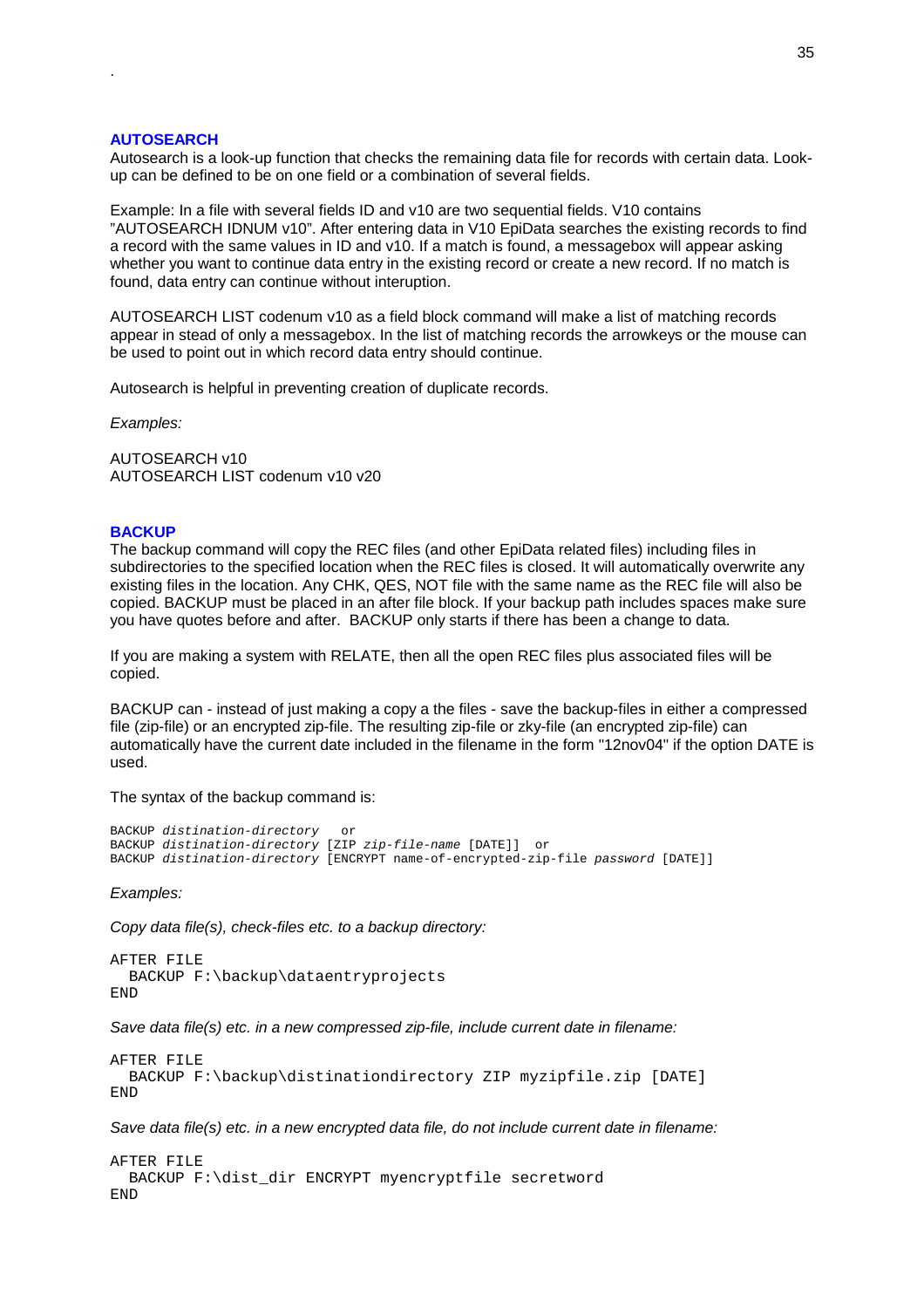## AUTOSEARCH

Autosearch is a look-up function that checks the remaining data file for records with certain data. Look-up can be defined to be on one field or a combination of several fields.

Example: In a file with several fields ID and v10 are two sequential fields. V10 contains "AUTOSEARCH IDNUM v10". After entering data in V10 EpiData searches the existing records to find a record with the same values in ID and v10. If a match is found, a messagebox will appear asking whether you want to continue data entry in the existing record or create a new record. If no match is found, data entry can continue without interuption.

AUTOSEARCH LIST codenum v10 as a field block command will make a list of matching records appear in stead of only a messagebox. In the list of matching records the arrowkeys or the mouse can be used to point out in which record data entry should continue.

Autosearch is helpful in preventing creation of duplicate records.

*Examples:*

AUTOSEARCH v10
AUTOSEARCH LIST codenum v10 v20

## BACKUP

The backup command will copy the REC files (and other EpiData related files) including files in subdirectories to the specified location when the REC files is closed. It will automatically overwrite any existing files in the location. Any CHK, QES, NOT file with the same name as the REC file will also be copied. BACKUP must be placed in an after file block. If your backup path includes spaces make sure you have quotes before and after. BACKUP only starts if there has been a change to data.

If you are making a system with RELATE, then all the open REC files plus associated files will be copied.

BACKUP can - instead of just making a copy a the files - save the backup-files in either a compressed file (zip-file) or an encrypted zip-file. The resulting zip-file or zky-file (an encrypted zip-file) can automatically have the current date included in the filename in the form "12nov04" if the option DATE is used.

The syntax of the backup command is:

```
BACKUP distination-directory   or
BACKUP distination-directory [ZIP zip-file-name [DATE]]  or
BACKUP distination-directory [ENCRYPT name-of-encrypted-zip-file password [DATE]]
```

*Examples:*

*Copy data file(s), check-files etc. to a backup directory:*

```
AFTER FILE
  BACKUP F:\backup\dataentryprojects
END
```

*Save data file(s) etc. in a new compressed zip-file, include current date in filename:*

```
AFTER FILE
  BACKUP F:\backup\distinationdirectory ZIP myzipfile.zip [DATE]
END
```

*Save data file(s) etc. in a new encrypted data file, do not include current date in filename:*

```
AFTER FILE
  BACKUP F:\dist_dir ENCRYPT myencryptfile secretword
END
```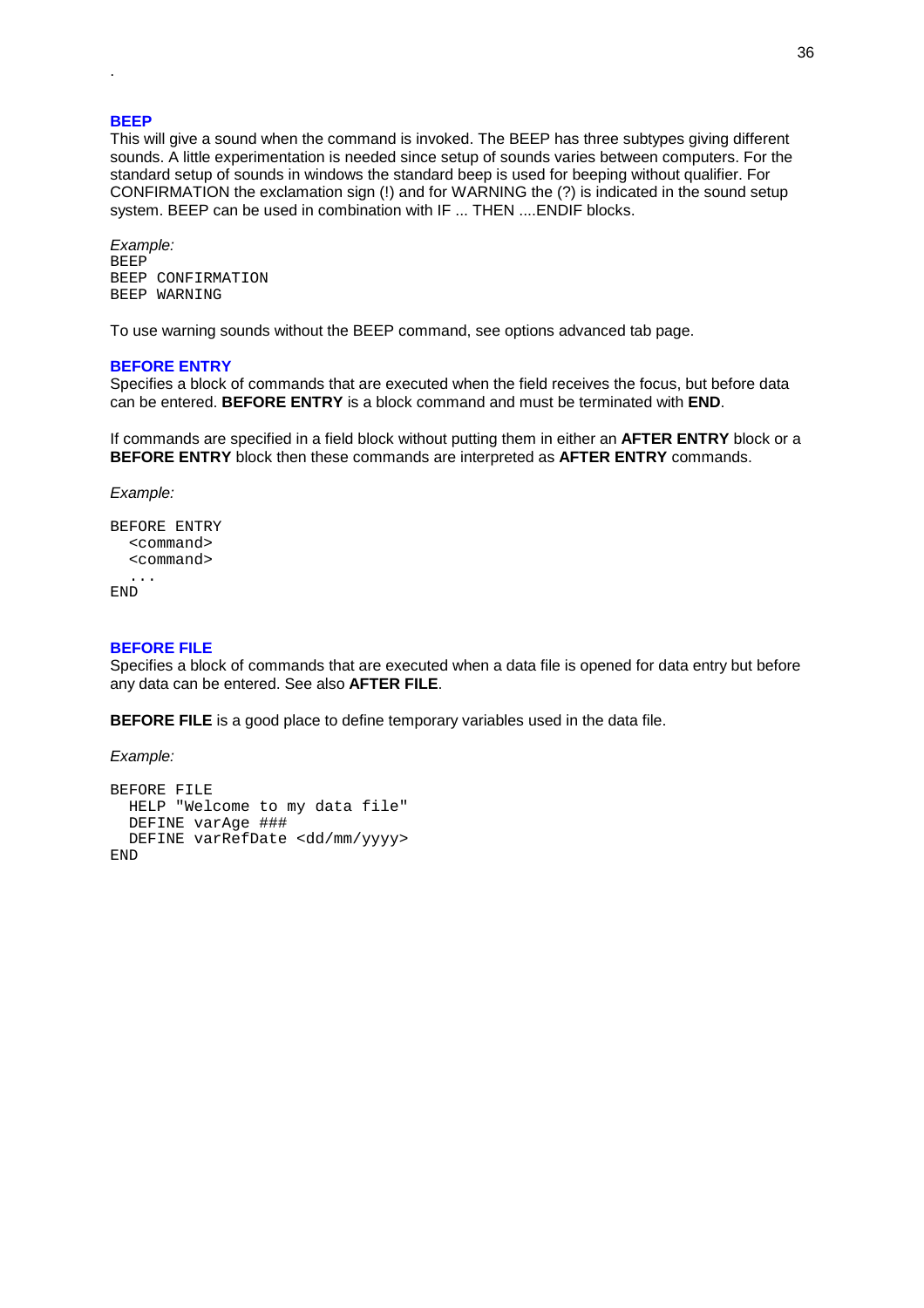.

### BEEP

This will give a sound when the command is invoked. The BEEP has three subtypes giving different sounds. A little experimentation is needed since setup of sounds varies between computers. For the standard setup of sounds in windows the standard beep is used for beeping without qualifier. For CONFIRMATION the exclamation sign (!) and for WARNING the (?) is indicated in the sound setup system. BEEP can be used in combination with IF ... THEN ....ENDIF blocks.

*Example:*

```
BEEP
BEEP CONFIRMATION
BEEP WARNING
```

To use warning sounds without the BEEP command, see options advanced tab page.

### BEFORE ENTRY

Specifies a block of commands that are executed when the field receives the focus, but before data can be entered. **BEFORE ENTRY** is a block command and must be terminated with **END**.

If commands are specified in a field block without putting them in either an **AFTER ENTRY** block or a **BEFORE ENTRY** block then these commands are interpreted as **AFTER ENTRY** commands.

*Example:*

```
BEFORE ENTRY
  <command>
  <command>
  ...
END
```

### BEFORE FILE

Specifies a block of commands that are executed when a data file is opened for data entry but before any data can be entered. See also **AFTER FILE**.

**BEFORE FILE** is a good place to define temporary variables used in the data file.

*Example:*

```
BEFORE FILE
  HELP "Welcome to my data file"
  DEFINE varAge ###
  DEFINE varRefDate <dd/mm/yyyy>
END
```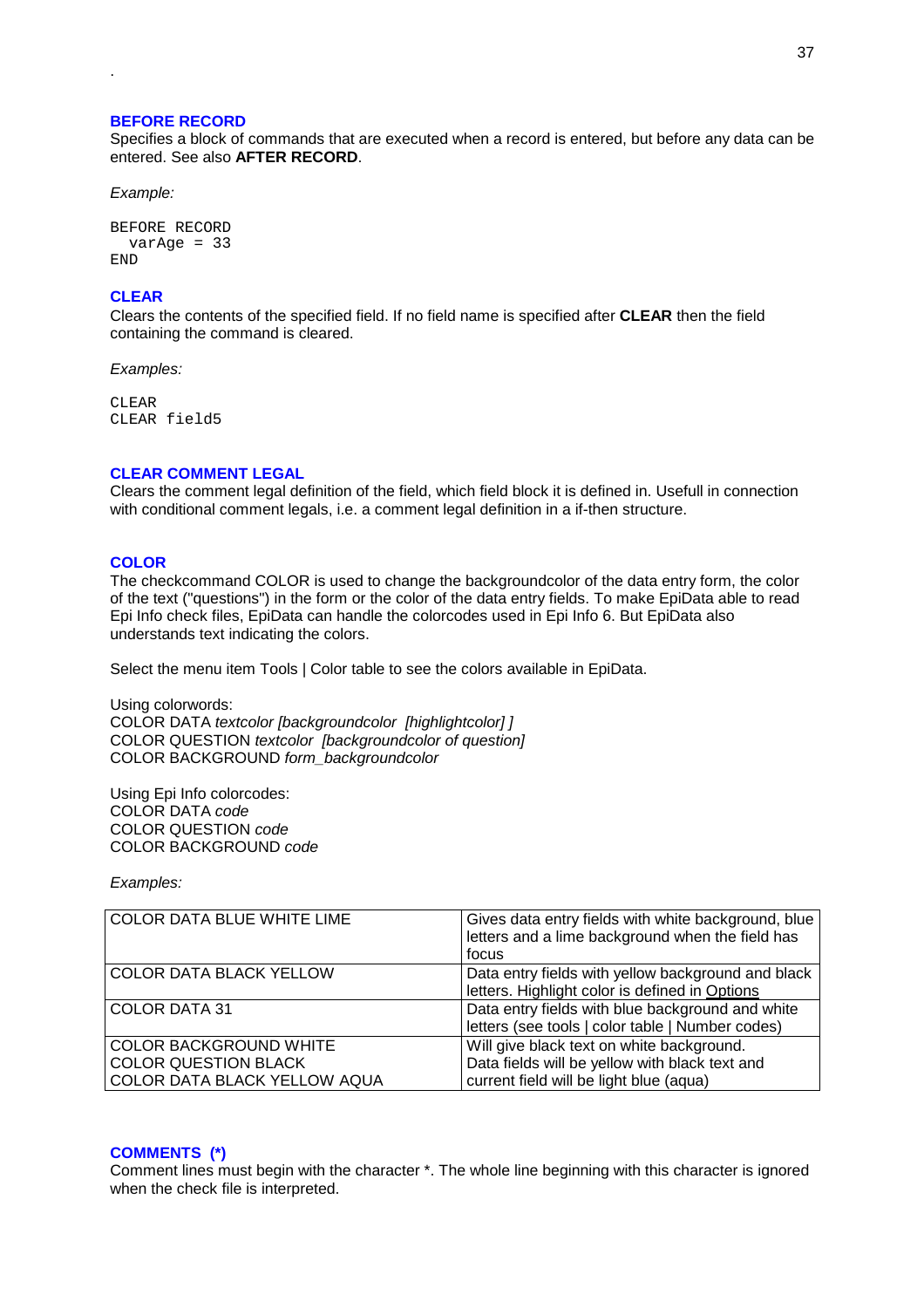.

### BEFORE RECORD

Specifies a block of commands that are executed when a record is entered, but before any data can be entered. See also **AFTER RECORD**.

*Example:*

```
BEFORE RECORD
  varAge = 33
END
```

### CLEAR

Clears the contents of the specified field. If no field name is specified after **CLEAR** then the field containing the command is cleared.

*Examples:*

```
CLEAR
CLEAR field5
```

### CLEAR COMMENT LEGAL

Clears the comment legal definition of the field, which field block it is defined in. Usefull in connection with conditional comment legals, i.e. a comment legal definition in a if-then structure.

### COLOR

The checkcommand COLOR is used to change the backgroundcolor of the data entry form, the color of the text ("questions") in the form or the color of the data entry fields. To make EpiData able to read Epi Info check files, EpiData can handle the colorcodes used in Epi Info 6. But EpiData also understands text indicating the colors.

Select the menu item Tools | Color table to see the colors available in EpiData.

Using colorwords:
COLOR DATA *textcolor [backgroundcolor  [highlightcolor] ]*
COLOR QUESTION *textcolor  [backgroundcolor of question]*
COLOR BACKGROUND *form_backgroundcolor*

Using Epi Info colorcodes:
COLOR DATA *code*
COLOR QUESTION *code*
COLOR BACKGROUND *code*

*Examples:*

| | |
|---|---|
| COLOR DATA BLUE WHITE LIME | Gives data entry fields with white background, blue letters and a lime background when the field has focus |
| COLOR DATA BLACK YELLOW | Data entry fields with yellow background and black letters. Highlight color is defined in Options |
| COLOR DATA 31 | Data entry fields with blue background and white letters (see tools \| color table \| Number codes) |
| COLOR BACKGROUND WHITE<br>COLOR QUESTION BLACK<br>COLOR DATA BLACK YELLOW AQUA | Will give black text on white background.<br>Data fields will be yellow with black text and current field will be light blue (aqua) |

### COMMENTS  (*)

Comment lines must begin with the character *. The whole line beginning with this character is ignored when the check file is interpreted.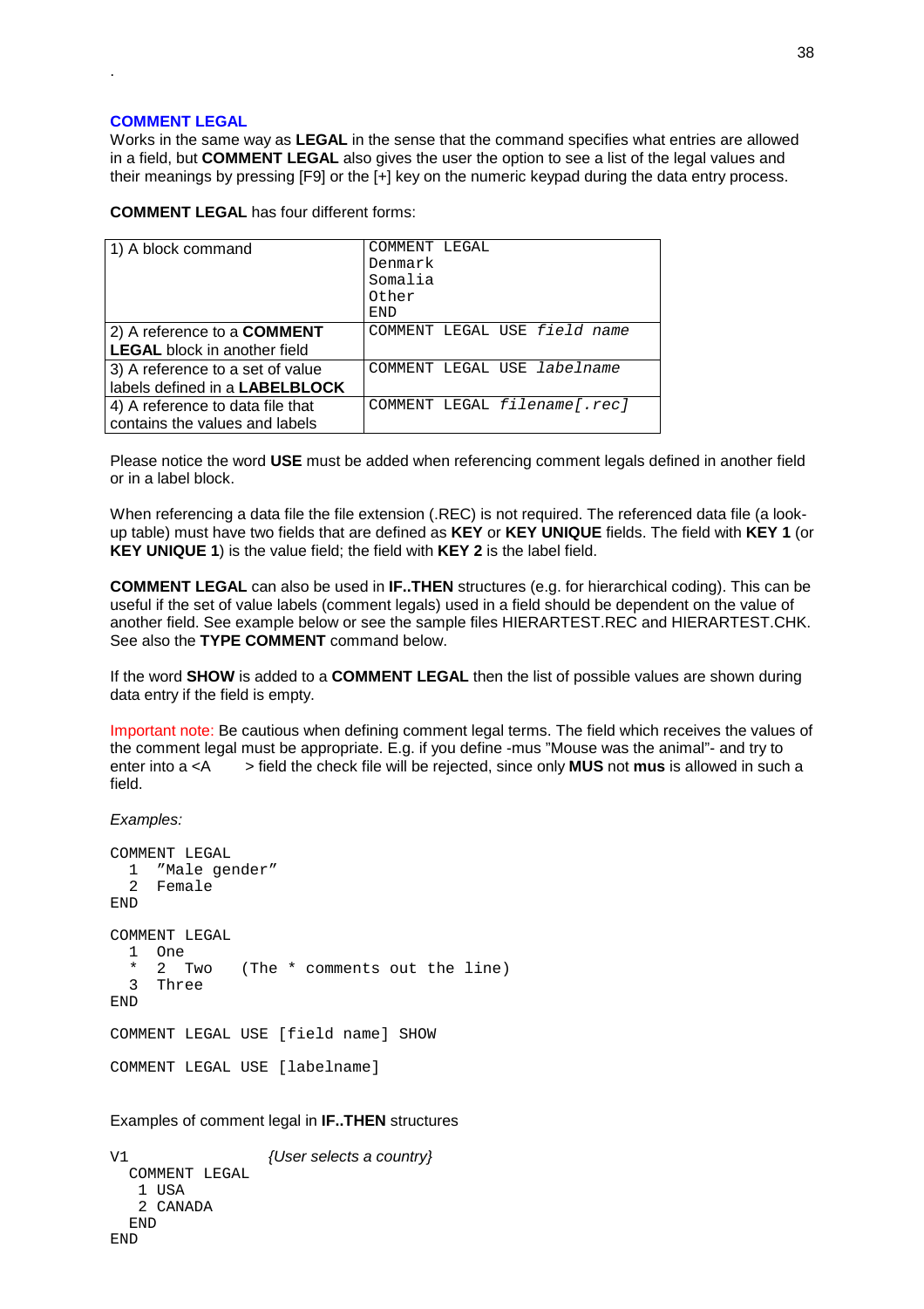.

## COMMENT LEGAL

Works in the same way as **LEGAL** in the sense that the command specifies what entries are allowed in a field, but **COMMENT LEGAL** also gives the user the option to see a list of the legal values and their meanings by pressing [F9] or the [+] key on the numeric keypad during the data entry process.

**COMMENT LEGAL** has four different forms:

| | |
|---|---|
| 1) A block command | `COMMENT LEGAL`<br>`Denmark`<br>`Somalia`<br>`Other`<br>`END` |
| 2) A reference to a **COMMENT LEGAL** block in another field | `COMMENT LEGAL USE` *`field name`* |
| 3) A reference to a set of value labels defined in a **LABELBLOCK** | `COMMENT LEGAL USE` *`labelname`* |
| 4) A reference to data file that contains the values and labels | `COMMENT LEGAL` *`filename[.rec]`* |

Please notice the word **USE** must be added when referencing comment legals defined in another field or in a label block.

When referencing a data file the file extension (.REC) is not required. The referenced data file (a look-up table) must have two fields that are defined as **KEY** or **KEY UNIQUE** fields. The field with **KEY 1** (or **KEY UNIQUE 1**) is the value field; the field with **KEY 2** is the label field.

**COMMENT LEGAL** can also be used in **IF..THEN** structures (e.g. for hierarchical coding). This can be useful if the set of value labels (comment legals) used in a field should be dependent on the value of another field. See example below or see the sample files HIERARTEST.REC and HIERARTEST.CHK. See also the **TYPE COMMENT** command below.

If the word **SHOW** is added to a **COMMENT LEGAL** then the list of possible values are shown during data entry if the field is empty.

Important note: Be cautious when defining comment legal terms. The field which receives the values of the comment legal must be appropriate. E.g. if you define -mus "Mouse was the animal"- and try to enter into a <A      > field the check file will be rejected, since only **MUS** not **mus** is allowed in such a field.

*Examples:*

```
COMMENT LEGAL
  1  "Male gender"
  2  Female
END

COMMENT LEGAL
  1  One
  *  2  Two   (The * comments out the line)
  3  Three
END

COMMENT LEGAL USE [field name] SHOW

COMMENT LEGAL USE [labelname]
```

Examples of comment legal in **IF..THEN** structures

```
V1                 {User selects a country}
  COMMENT LEGAL
   1 USA
   2 CANADA
  END
END
```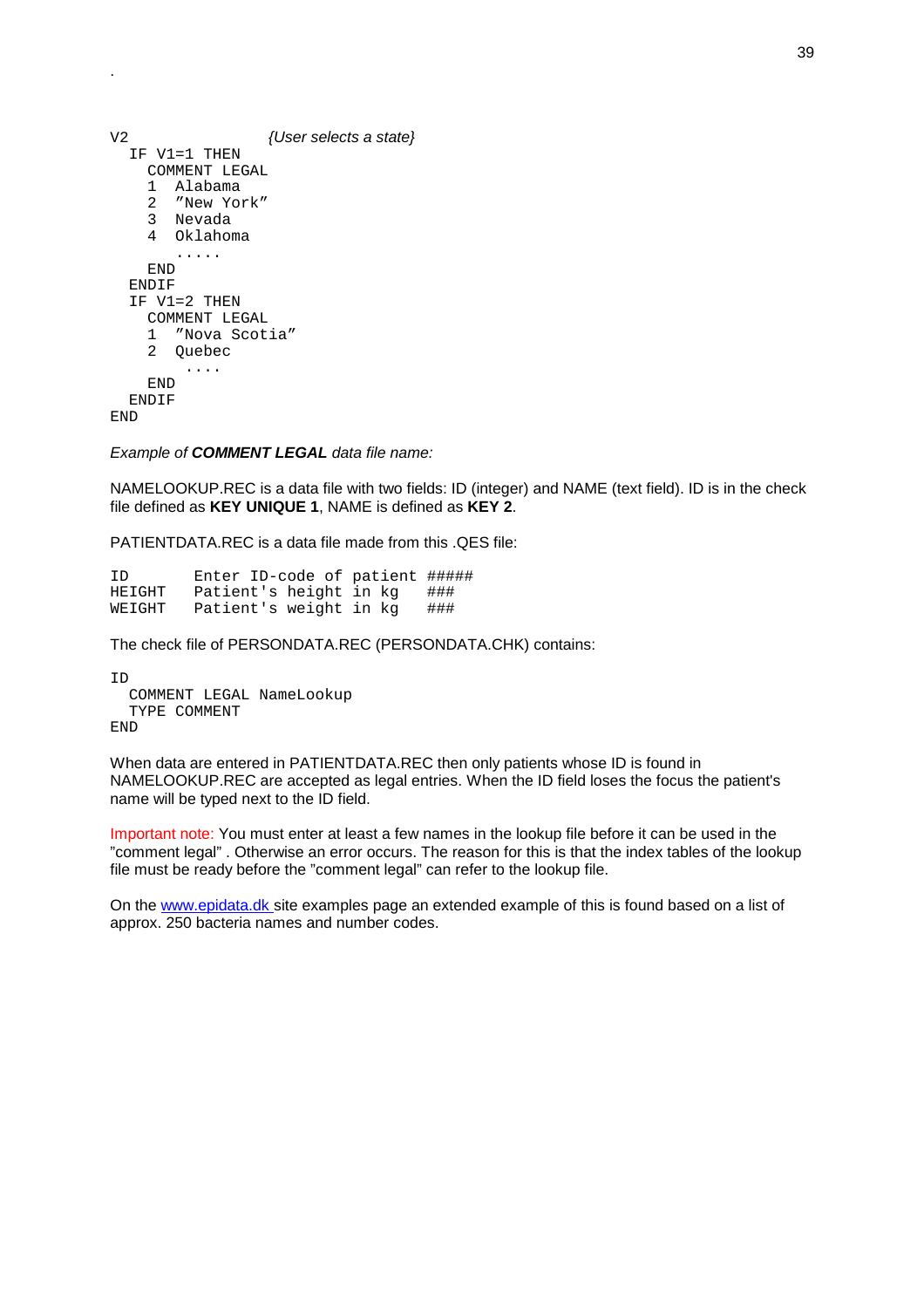.

```
V2                    {User selects a state}
  IF V1=1 THEN
    COMMENT LEGAL
    1  Alabama
    2  "New York"
    3  Nevada
    4  Oklahoma
       .....
    END
  ENDIF
  IF V1=2 THEN
    COMMENT LEGAL
    1  "Nova Scotia"
    2  Quebec
        ....
    END
  ENDIF
END
```

*Example of **COMMENT LEGAL** data file name:*

NAMELOOKUP.REC is a data file with two fields: ID (integer) and NAME (text field). ID is in the check file defined as **KEY UNIQUE 1**, NAME is defined as **KEY 2**.

PATIENTDATA.REC is a data file made from this .QES file:

```
ID       Enter ID-code of patient #####
HEIGHT   Patient's height in kg   ###
WEIGHT   Patient's weight in kg   ###
```

The check file of PERSONDATA.REC (PERSONDATA.CHK) contains:

```
ID
  COMMENT LEGAL NameLookup
  TYPE COMMENT
END
```

When data are entered in PATIENTDATA.REC then only patients whose ID is found in NAMELOOKUP.REC are accepted as legal entries. When the ID field loses the focus the patient's name will be typed next to the ID field.

Important note: You must enter at least a few names in the lookup file before it can be used in the "comment legal" . Otherwise an error occurs. The reason for this is that the index tables of the lookup file must be ready before the "comment legal" can refer to the lookup file.

On the www.epidata.dk site examples page an extended example of this is found based on a list of approx. 250 bacteria names and number codes.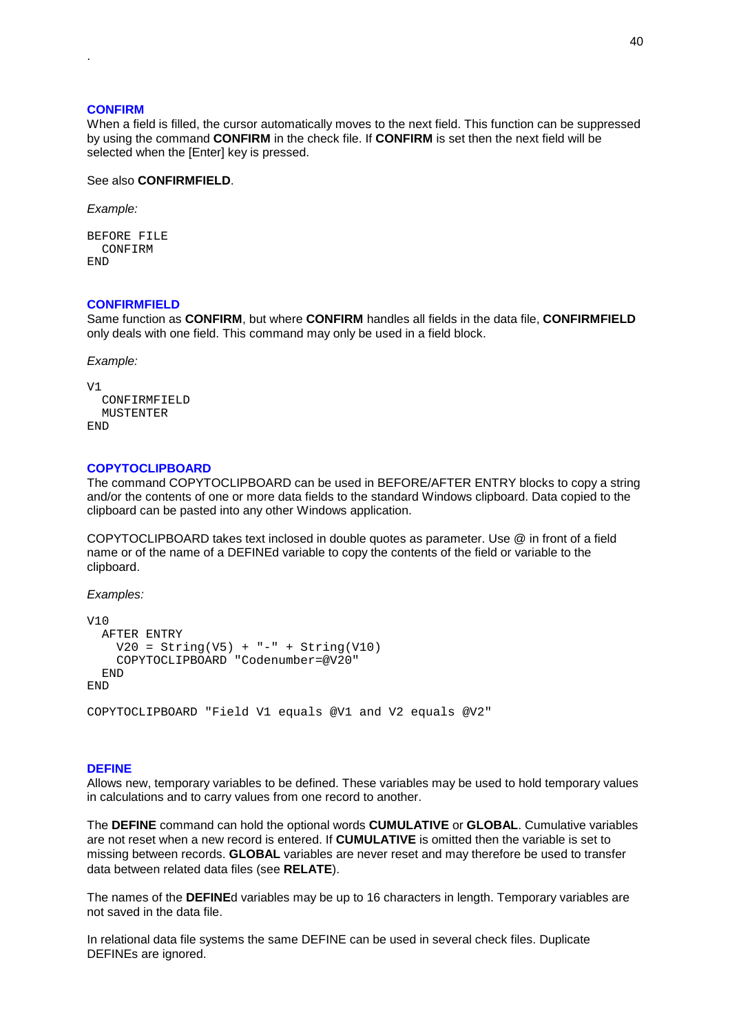### CONFIRM

When a field is filled, the cursor automatically moves to the next field. This function can be suppressed by using the command **CONFIRM** in the check file. If **CONFIRM** is set then the next field will be selected when the [Enter] key is pressed.

See also **CONFIRMFIELD**.

*Example:*

```
BEFORE FILE
  CONFIRM
END
```

### CONFIRMFIELD

Same function as **CONFIRM**, but where **CONFIRM** handles all fields in the data file, **CONFIRMFIELD** only deals with one field. This command may only be used in a field block.

*Example:*

```
V1
  CONFIRMFIELD
  MUSTENTER
END
```

### COPYTOCLIPBOARD

The command COPYTOCLIPBOARD can be used in BEFORE/AFTER ENTRY blocks to copy a string and/or the contents of one or more data fields to the standard Windows clipboard. Data copied to the clipboard can be pasted into any other Windows application.

COPYTOCLIPBOARD takes text inclosed in double quotes as parameter. Use @ in front of a field name or of the name of a DEFINEd variable to copy the contents of the field or variable to the clipboard.

*Examples:*

```
V10
  AFTER ENTRY
    V20 = String(V5) + "-" + String(V10)
    COPYTOCLIPBOARD "Codenumber=@V20"
  END
END

COPYTOCLIPBOARD "Field V1 equals @V1 and V2 equals @V2"
```

### DEFINE

Allows new, temporary variables to be defined. These variables may be used to hold temporary values in calculations and to carry values from one record to another.

The **DEFINE** command can hold the optional words **CUMULATIVE** or **GLOBAL**. Cumulative variables are not reset when a new record is entered. If **CUMULATIVE** is omitted then the variable is set to missing between records. **GLOBAL** variables are never reset and may therefore be used to transfer data between related data files (see **RELATE**).

The names of the **DEFINE**d variables may be up to 16 characters in length. Temporary variables are not saved in the data file.

In relational data file systems the same DEFINE can be used in several check files. Duplicate DEFINEs are ignored.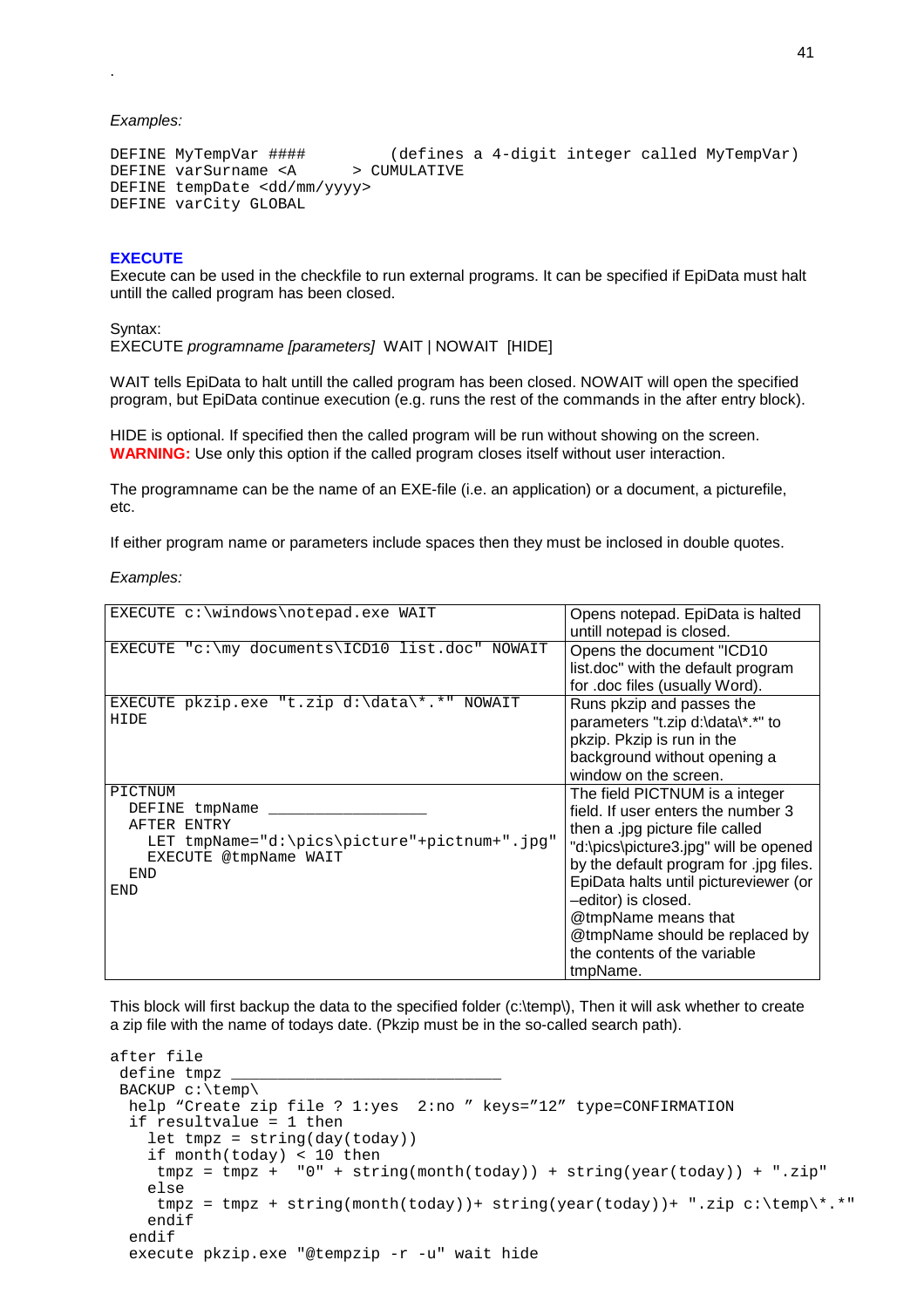.

*Examples:*

```
DEFINE MyTempVar ####         (defines a 4-digit integer called MyTempVar)
DEFINE varSurname <A      > CUMULATIVE
DEFINE tempDate <dd/mm/yyyy>
DEFINE varCity GLOBAL
```

### EXECUTE

Execute can be used in the checkfile to run external programs. It can be specified if EpiData must halt untill the called program has been closed.

Syntax:
EXECUTE *programname [parameters]* WAIT | NOWAIT [HIDE]

WAIT tells EpiData to halt untill the called program has been closed. NOWAIT will open the specified program, but EpiData continue execution (e.g. runs the rest of the commands in the after entry block).

HIDE is optional. If specified then the called program will be run without showing on the screen.
**WARNING:** Use only this option if the called program closes itself without user interaction.

The programname can be the name of an EXE-file (i.e. an application) or a document, a picturefile, etc.

If either program name or parameters include spaces then they must be inclosed in double quotes.

*Examples:*

| | |
|---|---|
| `EXECUTE c:\windows\notepad.exe WAIT` | Opens notepad. EpiData is halted untill notepad is closed. |
| `EXECUTE "c:\my documents\ICD10 list.doc" NOWAIT` | Opens the document "ICD10 list.doc" with the default program for .doc files (usually Word). |
| `EXECUTE pkzip.exe "t.zip d:\data\*.*" NOWAIT HIDE` | Runs pkzip and passes the parameters "t.zip d:\data\*.*" to pkzip. Pkzip is run in the background without opening a window on the screen. |
| `PICTNUM`<br>`  DEFINE tmpName _________________`<br>`  AFTER ENTRY`<br>`    LET tmpName="d:\pics\picture"+pictnum+".jpg"`<br>`    EXECUTE @tmpName WAIT`<br>`  END`<br>`END` | The field PICTNUM is a integer field. If user enters the number 3 then a .jpg picture file called "d:\pics\picture3.jpg" will be opened by the default program for .jpg files. EpiData halts until pictureviewer (or –editor) is closed. @tmpName means that @tmpName should be replaced by the contents of the variable tmpName. |

This block will first backup the data to the specified folder (c:\temp\), Then it will ask whether to create a zip file with the name of todays date. (Pkzip must be in the so-called search path).

```
after file
 define tmpz ______________________________
 BACKUP c:\temp\
  help “Create zip file ? 1:yes  2:no ” keys=”12” type=CONFIRMATION
  if resultvalue = 1 then
    let tmpz = string(day(today))
    if month(today) < 10 then
     tmpz = tmpz +  "0" + string(month(today)) + string(year(today)) + ".zip"
    else
     tmpz = tmpz + string(month(today))+ string(year(today))+ ".zip c:\temp\*.*"
    endif
  endif
  execute pkzip.exe "@tempzip -r -u" wait hide
```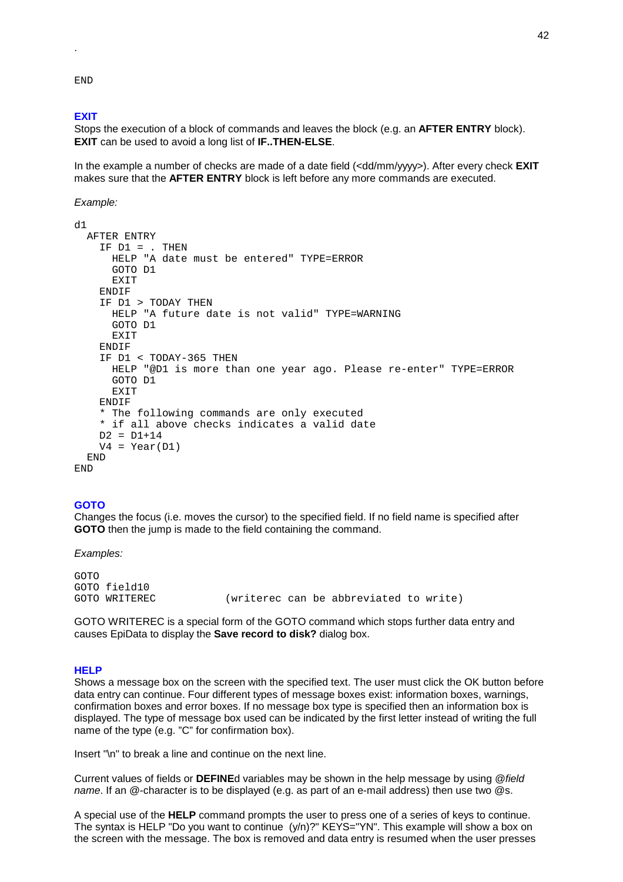.

```
END
```

### EXIT

Stops the execution of a block of commands and leaves the block (e.g. an **AFTER ENTRY** block). **EXIT** can be used to avoid a long list of **IF..THEN-ELSE**.

In the example a number of checks are made of a date field (<dd/mm/yyyy>). After every check **EXIT** makes sure that the **AFTER ENTRY** block is left before any more commands are executed.

*Example:*

```
d1
  AFTER ENTRY
    IF D1 = . THEN
      HELP "A date must be entered" TYPE=ERROR
      GOTO D1
      EXIT
    ENDIF
    IF D1 > TODAY THEN
      HELP "A future date is not valid" TYPE=WARNING
      GOTO D1
      EXIT
    ENDIF
    IF D1 < TODAY-365 THEN
      HELP "@D1 is more than one year ago. Please re-enter" TYPE=ERROR
      GOTO D1
      EXIT
    ENDIF
    * The following commands are only executed
    * if all above checks indicates a valid date
    D2 = D1+14
    V4 = Year(D1)
  END
END
```

### GOTO

Changes the focus (i.e. moves the cursor) to the specified field. If no field name is specified after **GOTO** then the jump is made to the field containing the command.

*Examples:*

```
GOTO
GOTO field10
GOTO WRITEREC           (writerec can be abbreviated to write)
```

GOTO WRITEREC is a special form of the GOTO command which stops further data entry and causes EpiData to display the **Save record to disk?** dialog box.

### HELP

Shows a message box on the screen with the specified text. The user must click the OK button before data entry can continue. Four different types of message boxes exist: information boxes, warnings, confirmation boxes and error boxes. If no message box type is specified then an information box is displayed. The type of message box used can be indicated by the first letter instead of writing the full name of the type (e.g. "C" for confirmation box).

Insert "\n" to break a line and continue on the next line.

Current values of fields or **DEFINE**d variables may be shown in the help message by using *@field name*. If an @-character is to be displayed (e.g. as part of an e-mail address) then use two @s.

A special use of the **HELP** command prompts the user to press one of a series of keys to continue. The syntax is HELP "Do you want to continue (y/n)?" KEYS="YN". This example will show a box on the screen with the message. The box is removed and data entry is resumed when the user presses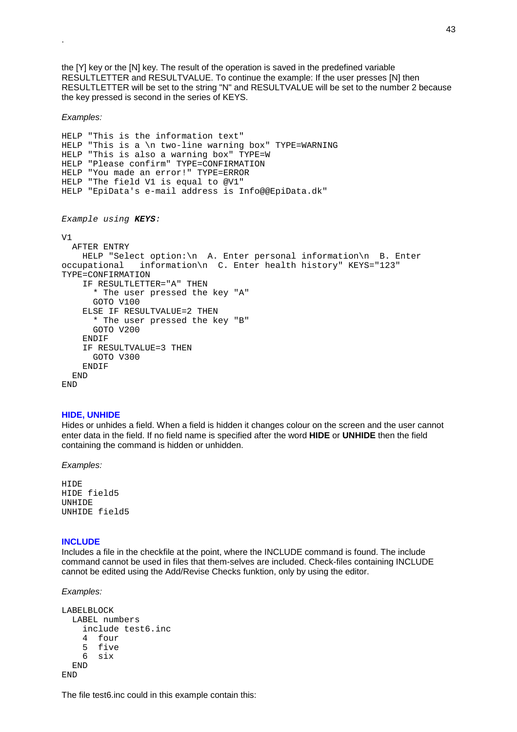the [Y] key or the [N] key. The result of the operation is saved in the predefined variable RESULTLETTER and RESULTVALUE. To continue the example: If the user presses [N] then RESULTLETTER will be set to the string "N" and RESULTVALUE will be set to the number 2 because the key pressed is second in the series of KEYS.

*Examples:*

```
HELP "This is the information text"
HELP "This is a \n two-line warning box" TYPE=WARNING
HELP "This is also a warning box" TYPE=W
HELP "Please confirm" TYPE=CONFIRMATION
HELP "You made an error!" TYPE=ERROR
HELP "The field V1 is equal to @V1"
HELP "EpiData's e-mail address is Info@@EpiData.dk"
```

*Example using **KEYS**:*

```
V1
  AFTER ENTRY
    HELP "Select option:\n  A. Enter personal information\n  B. Enter
occupational   information\n  C. Enter health history" KEYS="123"
TYPE=CONFIRMATION
    IF RESULTLETTER="A" THEN
      * The user pressed the key "A"
      GOTO V100
    ELSE IF RESULTVALUE=2 THEN
      * The user pressed the key "B"
      GOTO V200
    ENDIF
    IF RESULTVALUE=3 THEN
      GOTO V300
    ENDIF
  END
END
```

### HIDE, UNHIDE

Hides or unhides a field. When a field is hidden it changes colour on the screen and the user cannot enter data in the field. If no field name is specified after the word **HIDE** or **UNHIDE** then the field containing the command is hidden or unhidden.

*Examples:*

```
HIDE
HIDE field5
UNHIDE
UNHIDE field5
```

### INCLUDE

Includes a file in the checkfile at the point, where the INCLUDE command is found. The include command cannot be used in files that them-selves are included. Check-files containing INCLUDE cannot be edited using the Add/Revise Checks funktion, only by using the editor.

*Examples:*

```
LABELBLOCK
  LABEL numbers
    include test6.inc
    4  four
    5  five
    6  six
  END
END
```

The file test6.inc could in this example contain this: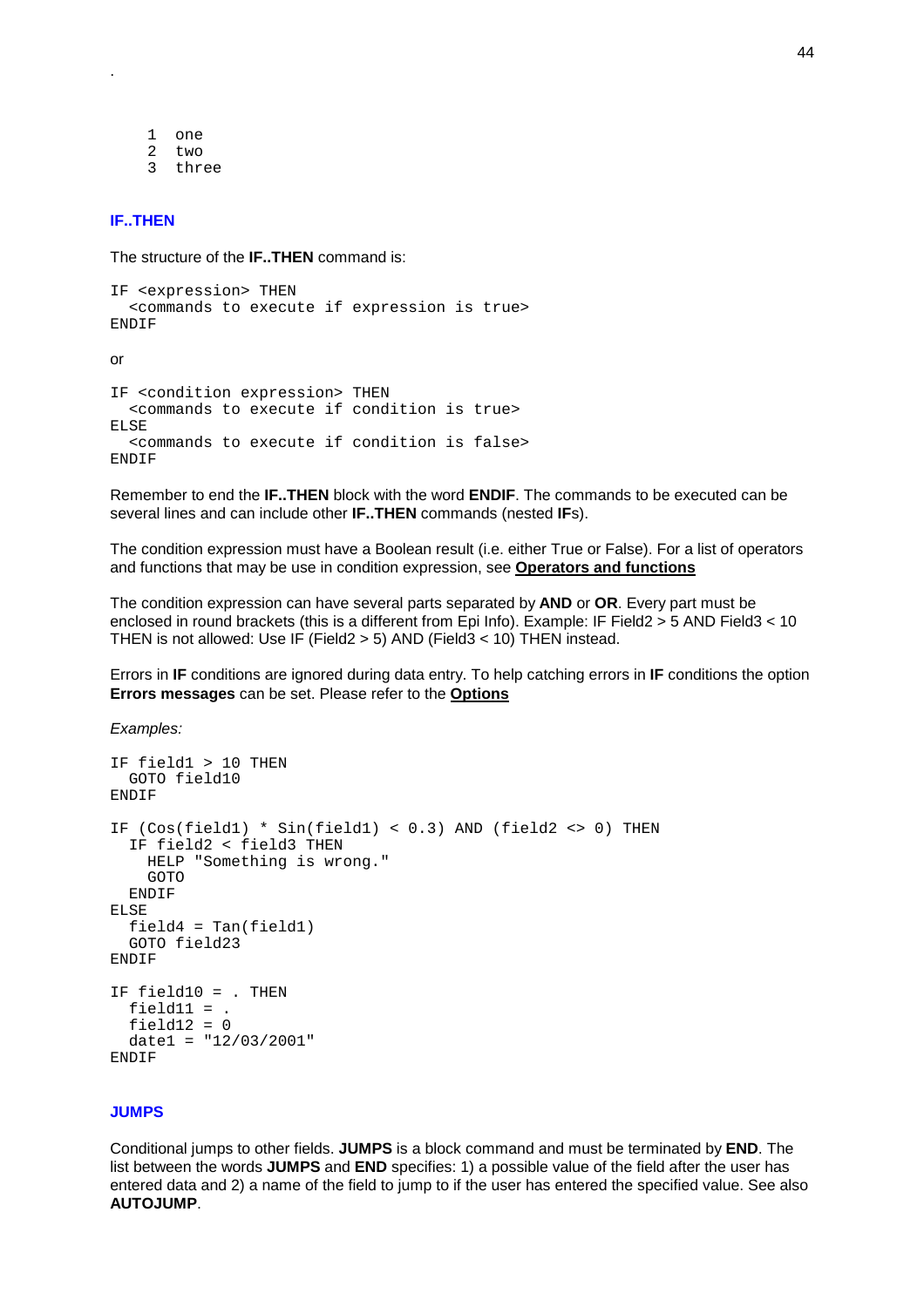.

```
1  one
2  two
3  three
```

### IF..THEN

The structure of the **IF..THEN** command is:

```
IF <expression> THEN
  <commands to execute if expression is true>
ENDIF
```

or

```
IF <condition expression> THEN
  <commands to execute if condition is true>
ELSE
  <commands to execute if condition is false>
ENDIF
```

Remember to end the **IF..THEN** block with the word **ENDIF**. The commands to be executed can be several lines and can include other **IF..THEN** commands (nested **IF**s).

The condition expression must have a Boolean result (i.e. either True or False). For a list of operators and functions that may be use in condition expression, see **Operators and functions**

The condition expression can have several parts separated by **AND** or **OR**. Every part must be enclosed in round brackets (this is a different from Epi Info). Example: IF Field2 > 5 AND Field3 < 10 THEN is not allowed: Use IF (Field2 > 5) AND (Field3 < 10) THEN instead.

Errors in **IF** conditions are ignored during data entry. To help catching errors in **IF** conditions the option **Errors messages** can be set. Please refer to the **Options**

*Examples:*

```
IF field1 > 10 THEN
  GOTO field10
ENDIF

IF (Cos(field1) * Sin(field1) < 0.3) AND (field2 <> 0) THEN
  IF field2 < field3 THEN
    HELP "Something is wrong."
    GOTO
  ENDIF
ELSE
  field4 = Tan(field1)
  GOTO field23
ENDIF

IF field10 = . THEN
  field11 = .
  field12 = 0
  date1 = "12/03/2001"
ENDIF
```

### JUMPS

Conditional jumps to other fields. **JUMPS** is a block command and must be terminated by **END**. The list between the words **JUMPS** and **END** specifies: 1) a possible value of the field after the user has entered data and 2) a name of the field to jump to if the user has entered the specified value. See also **AUTOJUMP**.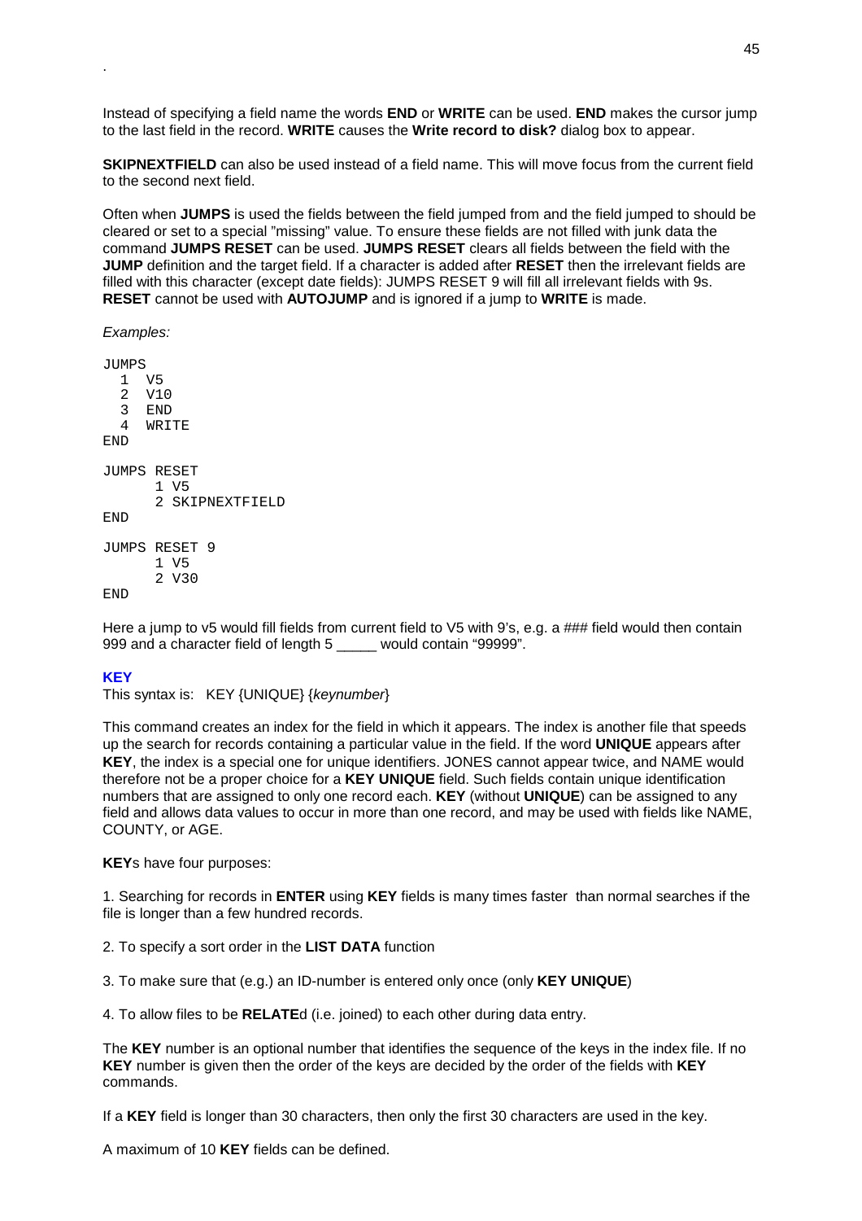.

Instead of specifying a field name the words **END** or **WRITE** can be used. **END** makes the cursor jump to the last field in the record. **WRITE** causes the **Write record to disk?** dialog box to appear.

**SKIPNEXTFIELD** can also be used instead of a field name. This will move focus from the current field to the second next field.

Often when **JUMPS** is used the fields between the field jumped from and the field jumped to should be cleared or set to a special "missing" value. To ensure these fields are not filled with junk data the command **JUMPS RESET** can be used. **JUMPS RESET** clears all fields between the field with the **JUMP** definition and the target field. If a character is added after **RESET** then the irrelevant fields are filled with this character (except date fields): JUMPS RESET 9 will fill all irrelevant fields with 9s. **RESET** cannot be used with **AUTOJUMP** and is ignored if a jump to **WRITE** is made.

*Examples:*

```
JUMPS
  1  V5
  2  V10
  3  END
  4  WRITE
END

JUMPS RESET
      1 V5
      2 SKIPNEXTFIELD
END

JUMPS RESET 9
      1 V5
      2 V30
END
```

Here a jump to v5 would fill fields from current field to V5 with 9's, e.g. a ### field would then contain 999 and a character field of length 5 _____ would contain "99999".

### KEY

This syntax is: KEY {UNIQUE} {*keynumber*}

This command creates an index for the field in which it appears. The index is another file that speeds up the search for records containing a particular value in the field. If the word **UNIQUE** appears after **KEY**, the index is a special one for unique identifiers. JONES cannot appear twice, and NAME would therefore not be a proper choice for a **KEY UNIQUE** field. Such fields contain unique identification numbers that are assigned to only one record each. **KEY** (without **UNIQUE**) can be assigned to any field and allows data values to occur in more than one record, and may be used with fields like NAME, COUNTY, or AGE.

**KEY**s have four purposes:

1. Searching for records in **ENTER** using **KEY** fields is many times faster than normal searches if the file is longer than a few hundred records.

2. To specify a sort order in the **LIST DATA** function

3. To make sure that (e.g.) an ID-number is entered only once (only **KEY UNIQUE**)

4. To allow files to be **RELATE**d (i.e. joined) to each other during data entry.

The **KEY** number is an optional number that identifies the sequence of the keys in the index file. If no **KEY** number is given then the order of the keys are decided by the order of the fields with **KEY** commands.

If a **KEY** field is longer than 30 characters, then only the first 30 characters are used in the key.

A maximum of 10 **KEY** fields can be defined.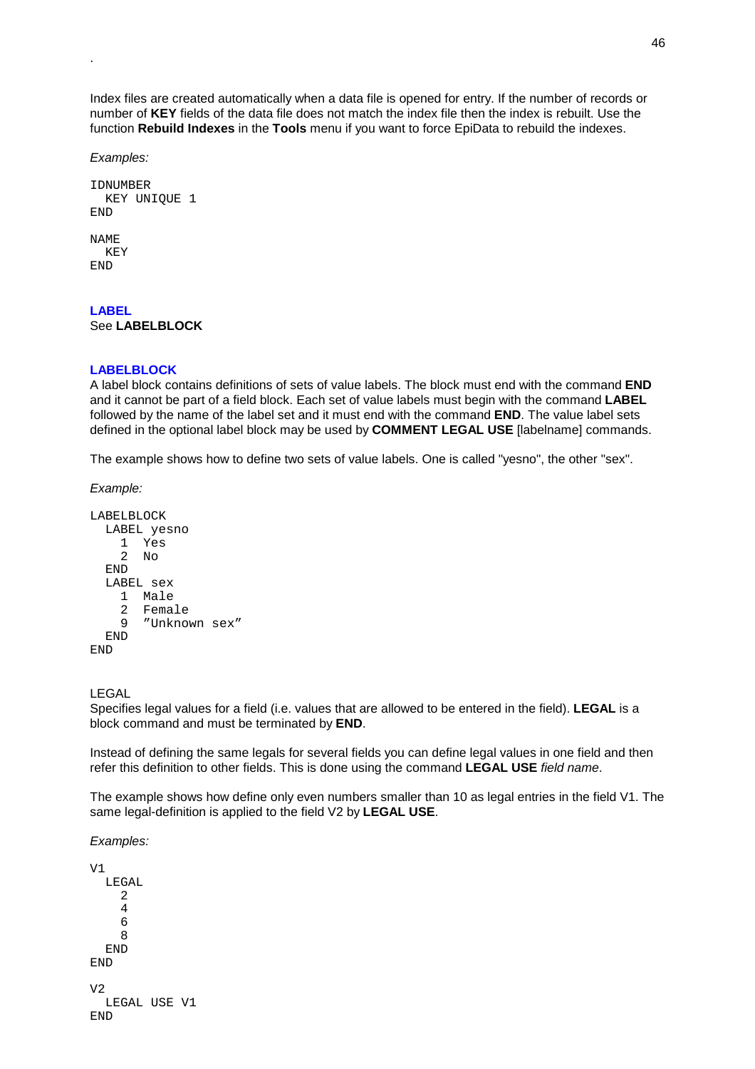.

Index files are created automatically when a data file is opened for entry. If the number of records or number of **KEY** fields of the data file does not match the index file then the index is rebuilt. Use the function **Rebuild Indexes** in the **Tools** menu if you want to force EpiData to rebuild the indexes.

*Examples:*

```
IDNUMBER
  KEY UNIQUE 1
END

NAME
  KEY
END
```

### LABEL

See **LABELBLOCK**

### LABELBLOCK

A label block contains definitions of sets of value labels. The block must end with the command **END** and it cannot be part of a field block. Each set of value labels must begin with the command **LABEL** followed by the name of the label set and it must end with the command **END**. The value label sets defined in the optional label block may be used by **COMMENT LEGAL USE** [labelname] commands.

The example shows how to define two sets of value labels. One is called "yesno", the other "sex".

*Example:*

```
LABELBLOCK
  LABEL yesno
    1  Yes
    2  No
  END
  LABEL sex
    1  Male
    2  Female
    9  "Unknown sex"
  END
END
```

LEGAL

Specifies legal values for a field (i.e. values that are allowed to be entered in the field). **LEGAL** is a block command and must be terminated by **END**.

Instead of defining the same legals for several fields you can define legal values in one field and then refer this definition to other fields. This is done using the command **LEGAL USE** *field name*.

The example shows how define only even numbers smaller than 10 as legal entries in the field V1. The same legal-definition is applied to the field V2 by **LEGAL USE**.

*Examples:*

```
V1
  LEGAL
    2
    4
    6
    8
  END
END

V2
  LEGAL USE V1
END
```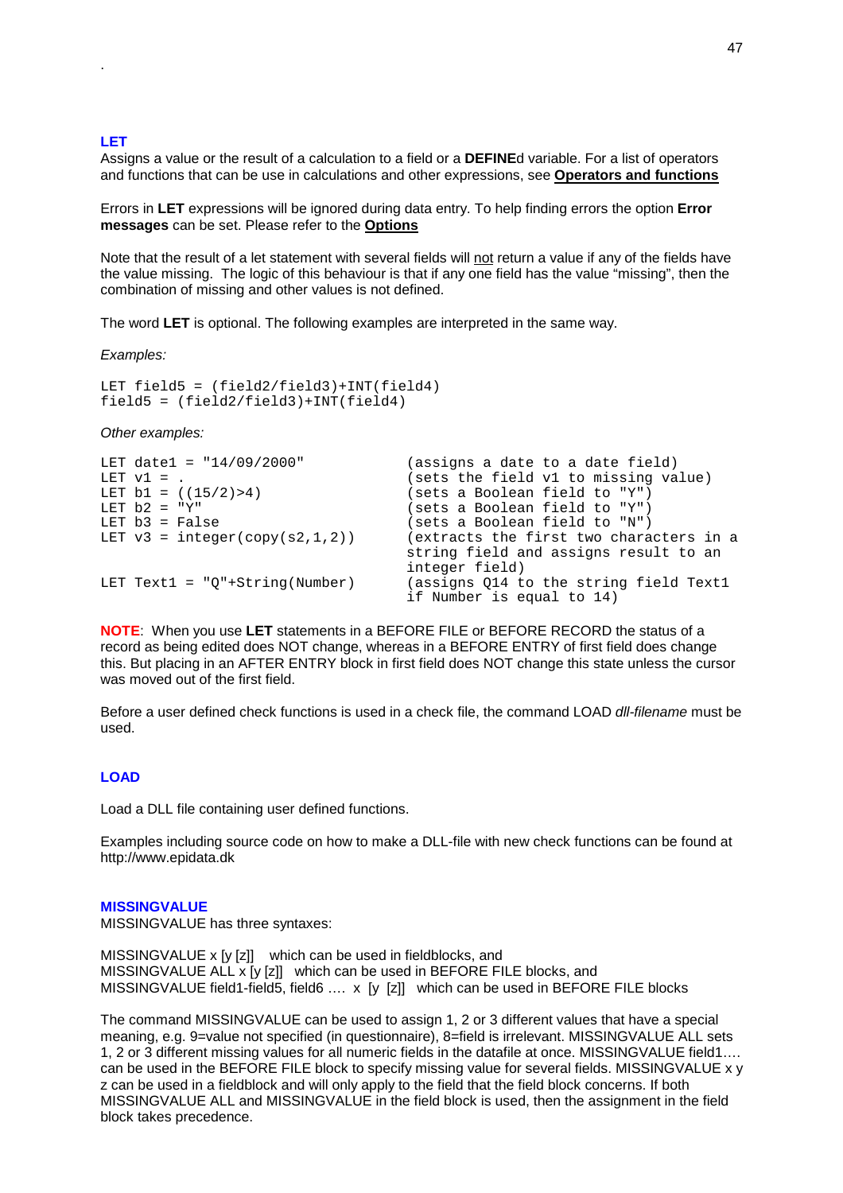### LET

Assigns a value or the result of a calculation to a field or a **DEFINE**d variable. For a list of operators and functions that can be use in calculations and other expressions, see **Operators and functions**

Errors in **LET** expressions will be ignored during data entry. To help finding errors the option **Error messages** can be set. Please refer to the **Options**

Note that the result of a let statement with several fields will not return a value if any of the fields have the value missing. The logic of this behaviour is that if any one field has the value "missing", then the combination of missing and other values is not defined.

The word **LET** is optional. The following examples are interpreted in the same way.

*Examples:*

```
LET field5 = (field2/field3)+INT(field4)
field5 = (field2/field3)+INT(field4)
```

*Other examples:*

```
LET date1 = "14/09/2000"           (assigns a date to a date field)
LET v1 = .                         (sets the field v1 to missing value)
LET b1 = ((15/2)>4)                (sets a Boolean field to "Y")
LET b2 = "Y"                       (sets a Boolean field to "Y")
LET b3 = False                     (sets a Boolean field to "N")
LET v3 = integer(copy(s2,1,2))     (extracts the first two characters in a
                                   string field and assigns result to an
                                   integer field)
LET Text1 = "Q"+String(Number)     (assigns Q14 to the string field Text1
                                   if Number is equal to 14)
```

**NOTE**: When you use **LET** statements in a BEFORE FILE or BEFORE RECORD the status of a record as being edited does NOT change, whereas in a BEFORE ENTRY of first field does change this. But placing in an AFTER ENTRY block in first field does NOT change this state unless the cursor was moved out of the first field.

Before a user defined check functions is used in a check file, the command LOAD *dll-filename* must be used.

### LOAD

Load a DLL file containing user defined functions.

Examples including source code on how to make a DLL-file with new check functions can be found at http://www.epidata.dk

### MISSINGVALUE

MISSINGVALUE has three syntaxes:

MISSINGVALUE x [y [z]] which can be used in fieldblocks, and
MISSINGVALUE ALL x [y [z]] which can be used in BEFORE FILE blocks, and
MISSINGVALUE field1-field5, field6 …. x [y [z]] which can be used in BEFORE FILE blocks

The command MISSINGVALUE can be used to assign 1, 2 or 3 different values that have a special meaning, e.g. 9=value not specified (in questionnaire), 8=field is irrelevant. MISSINGVALUE ALL sets 1, 2 or 3 different missing values for all numeric fields in the datafile at once. MISSINGVALUE field1…. can be used in the BEFORE FILE block to specify missing value for several fields. MISSINGVALUE x y z can be used in a fieldblock and will only apply to the field that the field block concerns. If both MISSINGVALUE ALL and MISSINGVALUE in the field block is used, then the assignment in the field block takes precedence.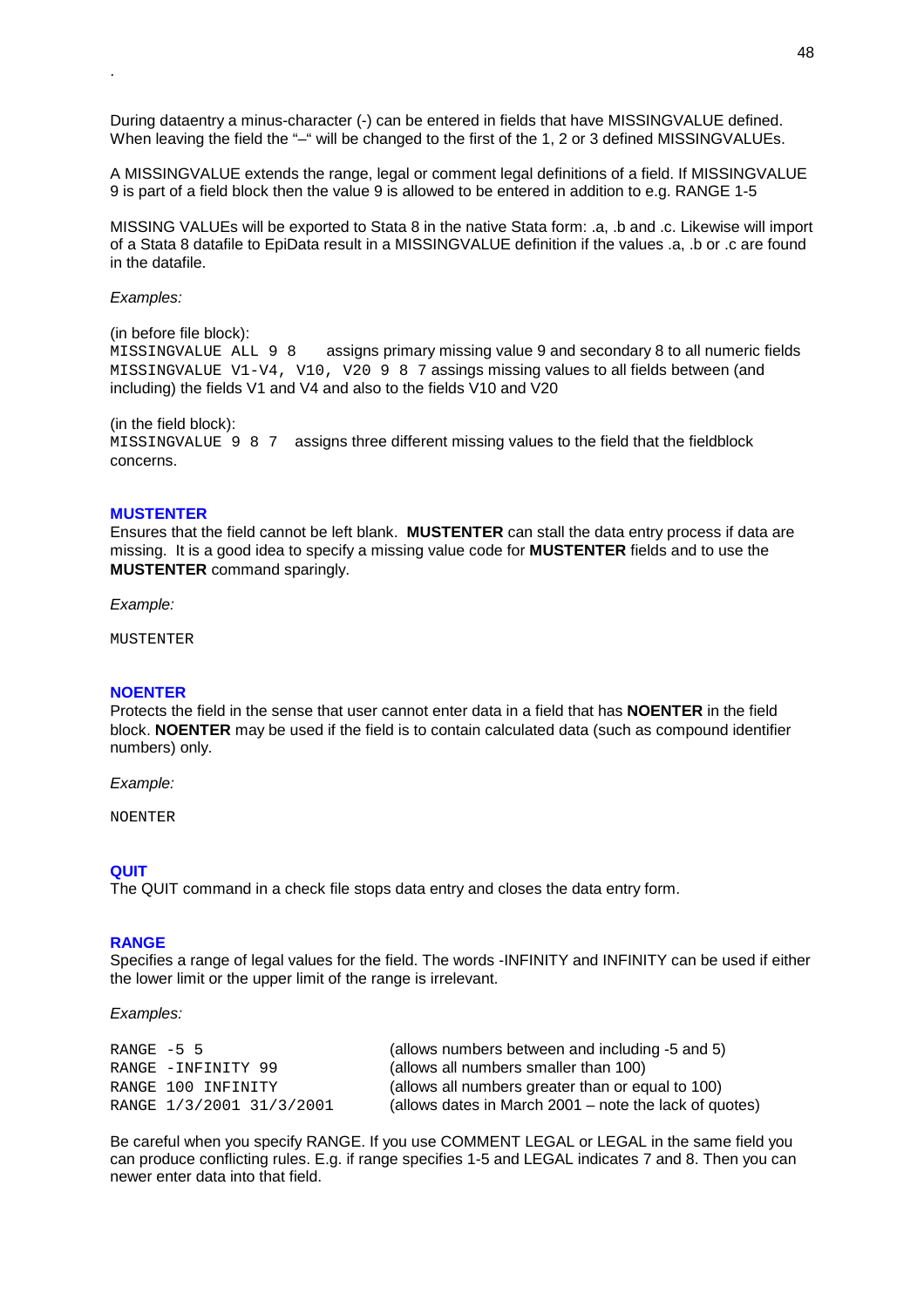.

During dataentry a minus-character (-) can be entered in fields that have MISSINGVALUE defined. When leaving the field the "–" will be changed to the first of the 1, 2 or 3 defined MISSINGVALUEs.

A MISSINGVALUE extends the range, legal or comment legal definitions of a field. If MISSINGVALUE 9 is part of a field block then the value 9 is allowed to be entered in addition to e.g. RANGE 1-5

MISSING VALUEs will be exported to Stata 8 in the native Stata form: .a, .b and .c. Likewise will import of a Stata 8 datafile to EpiData result in a MISSINGVALUE definition if the values .a, .b or .c are found in the datafile.

*Examples:*

(in before file block):
`MISSINGVALUE ALL 9 8` assigns primary missing value 9 and secondary 8 to all numeric fields
`MISSINGVALUE V1-V4, V10, V20 9 8 7` assings missing values to all fields between (and including) the fields V1 and V4 and also to the fields V10 and V20

(in the field block):
`MISSINGVALUE 9 8 7` assigns three different missing values to the field that the fieldblock concerns.

### MUSTENTER

Ensures that the field cannot be left blank. **MUSTENTER** can stall the data entry process if data are missing. It is a good idea to specify a missing value code for **MUSTENTER** fields and to use the **MUSTENTER** command sparingly.

*Example:*

```
MUSTENTER
```

### NOENTER

Protects the field in the sense that user cannot enter data in a field that has **NOENTER** in the field block. **NOENTER** may be used if the field is to contain calculated data (such as compound identifier numbers) only.

*Example:*

```
NOENTER
```

### QUIT

The QUIT command in a check file stops data entry and closes the data entry form.

### RANGE

Specifies a range of legal values for the field. The words -INFINITY and INFINITY can be used if either the lower limit or the upper limit of the range is irrelevant.

*Examples:*

| | |
|---|---|
| `RANGE -5 5` | (allows numbers between and including -5 and 5) |
| `RANGE -INFINITY 99` | (allows all numbers smaller than 100) |
| `RANGE 100 INFINITY` | (allows all numbers greater than or equal to 100) |
| `RANGE 1/3/2001 31/3/2001` | (allows dates in March 2001 – note the lack of quotes) |

Be careful when you specify RANGE. If you use COMMENT LEGAL or LEGAL in the same field you can produce conflicting rules. E.g. if range specifies 1-5 and LEGAL indicates 7 and 8. Then you can newer enter data into that field.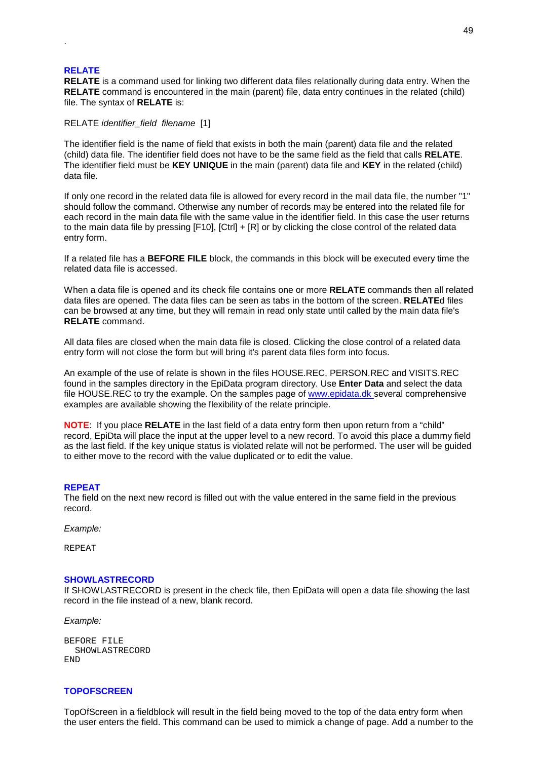.

### RELATE

**RELATE** is a command used for linking two different data files relationally during data entry. When the **RELATE** command is encountered in the main (parent) file, data entry continues in the related (child) file. The syntax of **RELATE** is:

RELATE *identifier_field filename* [1]

The identifier field is the name of field that exists in both the main (parent) data file and the related (child) data file. The identifier field does not have to be the same field as the field that calls **RELATE**. The identifier field must be **KEY UNIQUE** in the main (parent) data file and **KEY** in the related (child) data file.

If only one record in the related data file is allowed for every record in the mail data file, the number "1" should follow the command. Otherwise any number of records may be entered into the related file for each record in the main data file with the same value in the identifier field. In this case the user returns to the main data file by pressing [F10], [Ctrl] + [R] or by clicking the close control of the related data entry form.

If a related file has a **BEFORE FILE** block, the commands in this block will be executed every time the related data file is accessed.

When a data file is opened and its check file contains one or more **RELATE** commands then all related data files are opened. The data files can be seen as tabs in the bottom of the screen. **RELATE**d files can be browsed at any time, but they will remain in read only state until called by the main data file's **RELATE** command.

All data files are closed when the main data file is closed. Clicking the close control of a related data entry form will not close the form but will bring it's parent data files form into focus.

An example of the use of relate is shown in the files HOUSE.REC, PERSON.REC and VISITS.REC found in the samples directory in the EpiData program directory. Use **Enter Data** and select the data file HOUSE.REC to try the example. On the samples page of www.epidata.dk several comprehensive examples are available showing the flexibility of the relate principle.

**NOTE**: If you place **RELATE** in the last field of a data entry form then upon return from a “child” record, EpiDta will place the input at the upper level to a new record. To avoid this place a dummy field as the last field. If the key unique status is violated relate will not be performed. The user will be guided to either move to the record with the value duplicated or to edit the value.

### REPEAT

The field on the next new record is filled out with the value entered in the same field in the previous record.

*Example:*

```
REPEAT
```

### SHOWLASTRECORD

If SHOWLASTRECORD is present in the check file, then EpiData will open a data file showing the last record in the file instead of a new, blank record.

*Example:*

```
BEFORE FILE
  SHOWLASTRECORD
END
```

### TOPOFSCREEN

TopOfScreen in a fieldblock will result in the field being moved to the top of the data entry form when the user enters the field. This command can be used to mimick a change of page. Add a number to the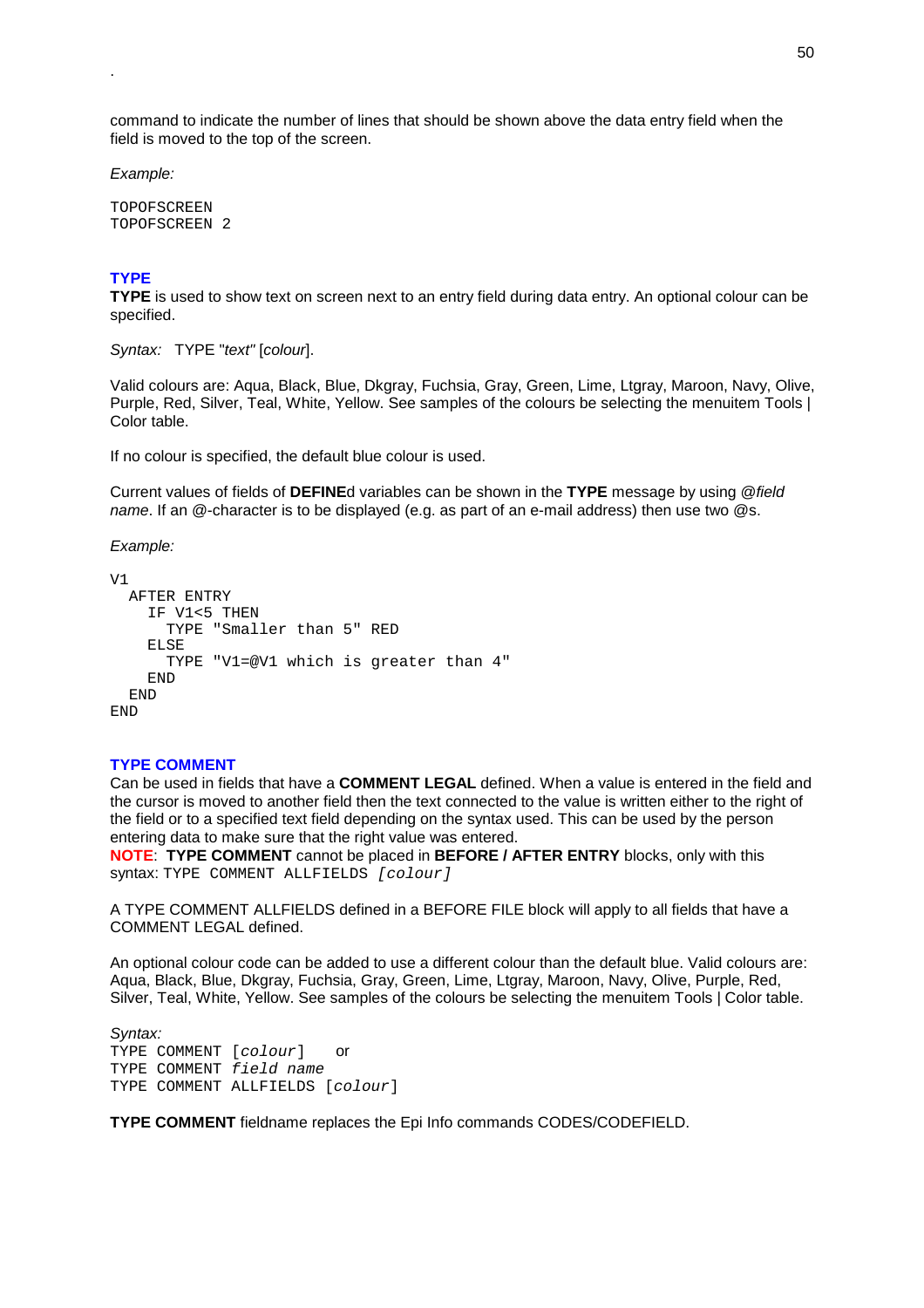.

command to indicate the number of lines that should be shown above the data entry field when the field is moved to the top of the screen.

*Example:*

```
TOPOFSCREEN
TOPOFSCREEN 2
```

### TYPE

**TYPE** is used to show text on screen next to an entry field during data entry. An optional colour can be specified.

*Syntax:* TYPE "*text*" [*colour*].

Valid colours are: Aqua, Black, Blue, Dkgray, Fuchsia, Gray, Green, Lime, Ltgray, Maroon, Navy, Olive, Purple, Red, Silver, Teal, White, Yellow. See samples of the colours be selecting the menuitem Tools | Color table.

If no colour is specified, the default blue colour is used.

Current values of fields of **DEFINE**d variables can be shown in the **TYPE** message by using *@field name*. If an @-character is to be displayed (e.g. as part of an e-mail address) then use two @s.

*Example:*

```
V1
  AFTER ENTRY
    IF V1<5 THEN
      TYPE "Smaller than 5" RED
    ELSE
      TYPE "V1=@V1 which is greater than 4"
    END
  END
END
```

### TYPE COMMENT

Can be used in fields that have a **COMMENT LEGAL** defined. When a value is entered in the field and the cursor is moved to another field then the text connected to the value is written either to the right of the field or to a specified text field depending on the syntax used. This can be used by the person entering data to make sure that the right value was entered.
**NOTE**: **TYPE COMMENT** cannot be placed in **BEFORE / AFTER ENTRY** blocks, only with this syntax: `TYPE COMMENT ALLFIELDS` *`[colour]`*

A TYPE COMMENT ALLFIELDS defined in a BEFORE FILE block will apply to all fields that have a COMMENT LEGAL defined.

An optional colour code can be added to use a different colour than the default blue. Valid colours are: Aqua, Black, Blue, Dkgray, Fuchsia, Gray, Green, Lime, Ltgray, Maroon, Navy, Olive, Purple, Red, Silver, Teal, White, Yellow. See samples of the colours be selecting the menuitem Tools | Color table.

*Syntax:*
`TYPE COMMENT [`*`colour`*`]` or
`TYPE COMMENT` *`field name`*
`TYPE COMMENT ALLFIELDS [`*`colour`*`]`

**TYPE COMMENT** fieldname replaces the Epi Info commands CODES/CODEFIELD.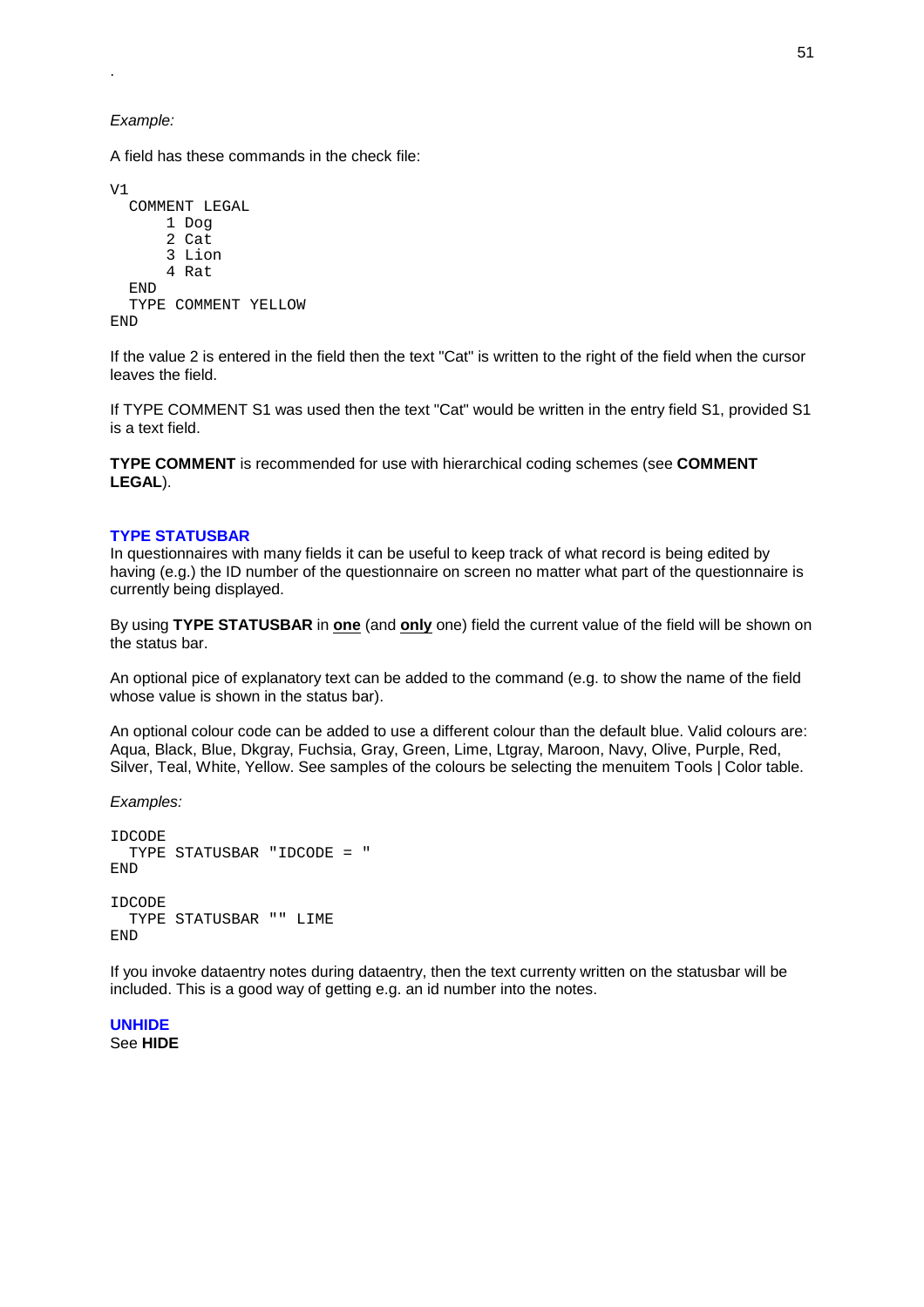.

*Example:*

A field has these commands in the check file:

```
V1
  COMMENT LEGAL
      1 Dog
      2 Cat
      3 Lion
      4 Rat
  END
  TYPE COMMENT YELLOW
END
```

If the value 2 is entered in the field then the text "Cat" is written to the right of the field when the cursor leaves the field.

If TYPE COMMENT S1 was used then the text "Cat" would be written in the entry field S1, provided S1 is a text field.

**TYPE COMMENT** is recommended for use with hierarchical coding schemes (see **COMMENT LEGAL**).

### TYPE STATUSBAR

In questionnaires with many fields it can be useful to keep track of what record is being edited by having (e.g.) the ID number of the questionnaire on screen no matter what part of the questionnaire is currently being displayed.

By using **TYPE STATUSBAR** in **one** (and **only** one) field the current value of the field will be shown on the status bar.

An optional pice of explanatory text can be added to the command (e.g. to show the name of the field whose value is shown in the status bar).

An optional colour code can be added to use a different colour than the default blue. Valid colours are: Aqua, Black, Blue, Dkgray, Fuchsia, Gray, Green, Lime, Ltgray, Maroon, Navy, Olive, Purple, Red, Silver, Teal, White, Yellow. See samples of the colours be selecting the menuitem Tools | Color table.

*Examples:*

```
IDCODE
  TYPE STATUSBAR "IDCODE = "
END

IDCODE
  TYPE STATUSBAR "" LIME
END
```

If you invoke dataentry notes during dataentry, then the text currenty written on the statusbar will be included. This is a good way of getting e.g. an id number into the notes.

### UNHIDE

See **HIDE**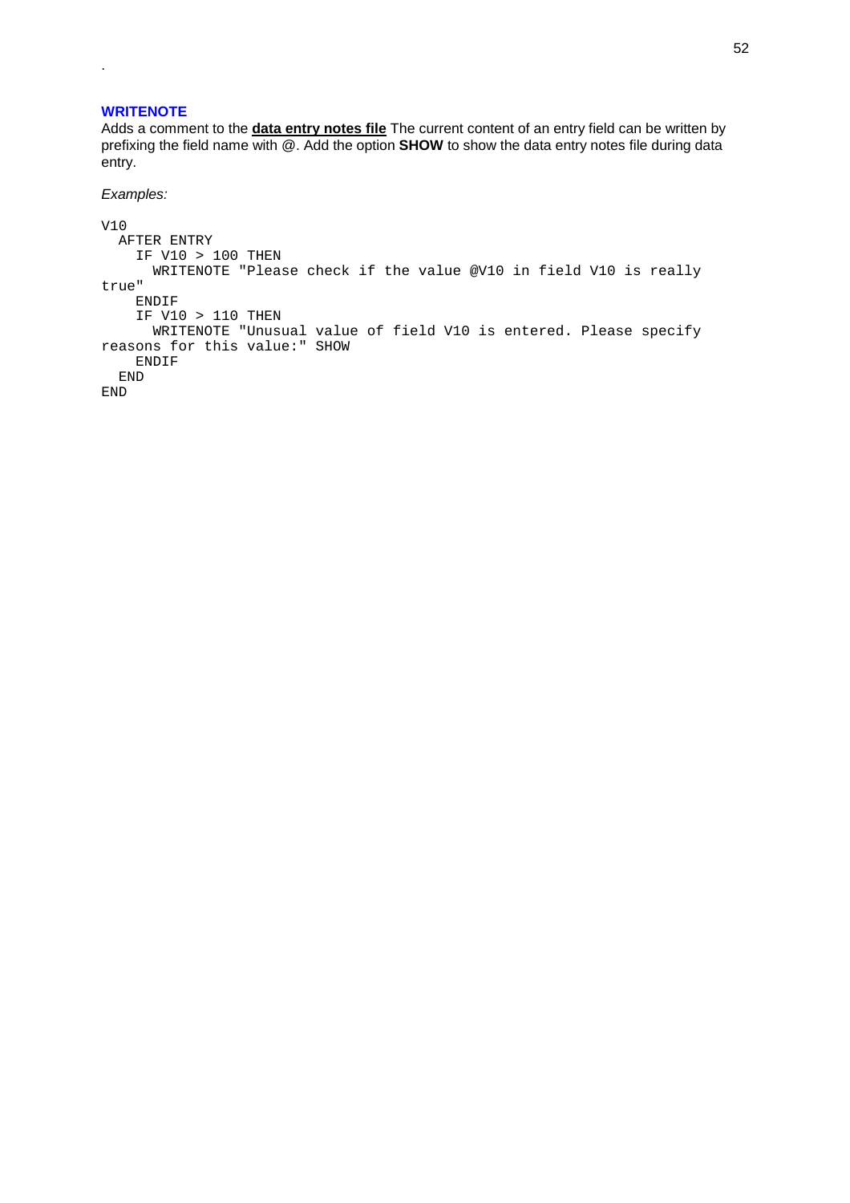.

### WRITENOTE

Adds a comment to the **data entry notes file** The current content of an entry field can be written by prefixing the field name with @. Add the option **SHOW** to show the data entry notes file during data entry.

*Examples:*

```
V10
  AFTER ENTRY
    IF V10 > 100 THEN
      WRITENOTE "Please check if the value @V10 in field V10 is really 
true"
    ENDIF
    IF V10 > 110 THEN
      WRITENOTE "Unusual value of field V10 is entered. Please specify 
reasons for this value:" SHOW
    ENDIF
  END
END
```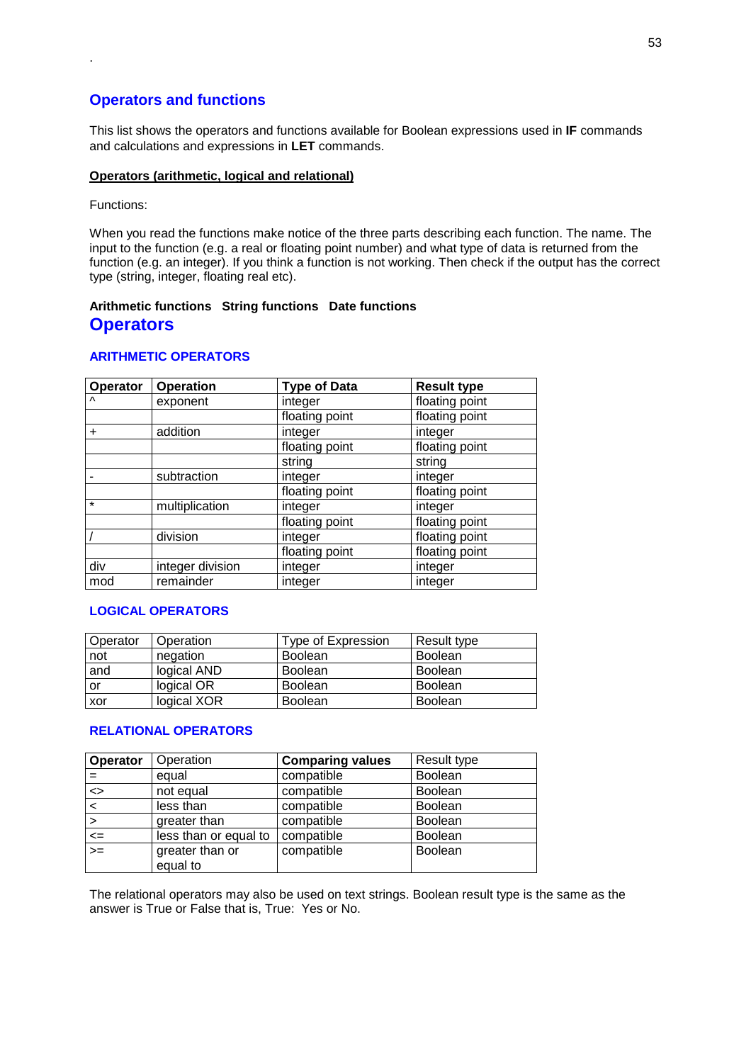.

## Operators and functions

This list shows the operators and functions available for Boolean expressions used in **IF** commands and calculations and expressions in **LET** commands.

**Operators (arithmetic, logical and relational)**

Functions:

When you read the functions make notice of the three parts describing each function. The name. The input to the function (e.g. a real or floating point number) and what type of data is returned from the function (e.g. an integer). If you think a function is not working. Then check if the output has the correct type (string, integer, floating real etc).

**Arithmetic functions String functions Date functions**

# Operators

### ARITHMETIC OPERATORS

| **Operator** | **Operation** | **Type of Data** | **Result type** |
|---|---|---|---|
| ^ | exponent | integer | floating point |
| | | floating point | floating point |
| + | addition | integer | integer |
| | | floating point | floating point |
| | | string | string |
| - | subtraction | integer | integer |
| | | floating point | floating point |
| * | multiplication | integer | integer |
| | | floating point | floating point |
| / | division | integer | floating point |
| | | floating point | floating point |
| div | integer division | integer | integer |
| mod | remainder | integer | integer |

### LOGICAL OPERATORS

| Operator | Operation | Type of Expression | Result type |
|---|---|---|---|
| not | negation | Boolean | Boolean |
| and | logical AND | Boolean | Boolean |
| or | logical OR | Boolean | Boolean |
| xor | logical XOR | Boolean | Boolean |

### RELATIONAL OPERATORS

| **Operator** | Operation | **Comparing values** | Result type |
|---|---|---|---|
| = | equal | compatible | Boolean |
| <> | not equal | compatible | Boolean |
| < | less than | compatible | Boolean |
| > | greater than | compatible | Boolean |
| <= | less than or equal to | compatible | Boolean |
| >= | greater than or equal to | compatible | Boolean |

The relational operators may also be used on text strings. Boolean result type is the same as the answer is True or False that is, True: Yes or No.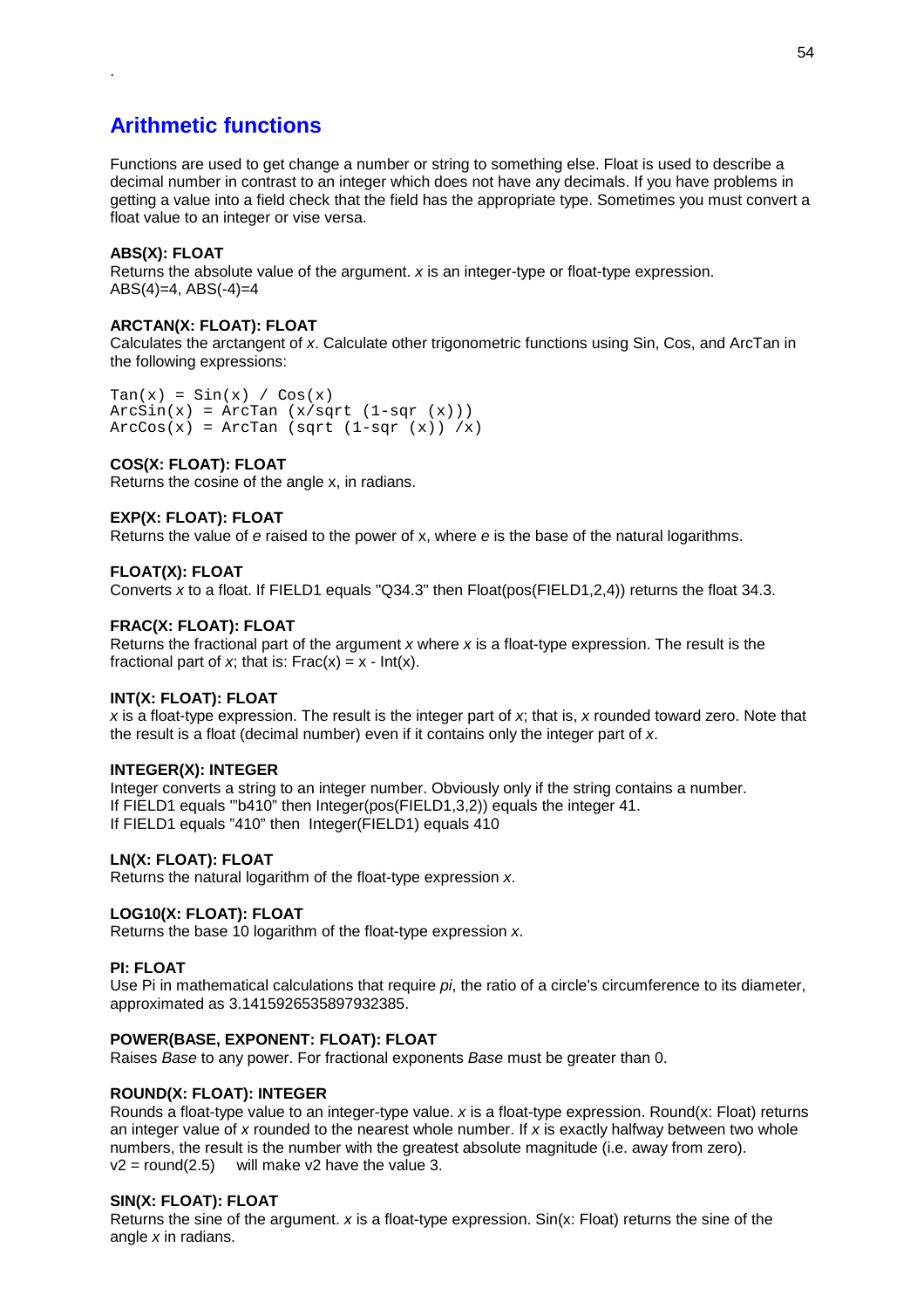## Arithmetic functions

Functions are used to get change a number or string to something else. Float is used to describe a decimal number in contrast to an integer which does not have any decimals. If you have problems in getting a value into a field check that the field has the appropriate type. Sometimes you must convert a float value to an integer or vise versa.

**ABS(X): FLOAT**
Returns the absolute value of the argument. *x* is an integer-type or float-type expression.
ABS(4)=4, ABS(-4)=4

**ARCTAN(X: FLOAT): FLOAT**
Calculates the arctangent of *x*. Calculate other trigonometric functions using Sin, Cos, and ArcTan in the following expressions:

```
Tan(x) = Sin(x) / Cos(x)
ArcSin(x) = ArcTan (x/sqrt (1-sqr (x)))
ArcCos(x) = ArcTan (sqrt (1-sqr (x)) /x)
```

**COS(X: FLOAT): FLOAT**
Returns the cosine of the angle x, in radians.

**EXP(X: FLOAT): FLOAT**
Returns the value of *e* raised to the power of x, where *e* is the base of the natural logarithms.

**FLOAT(X): FLOAT**
Converts *x* to a float. If FIELD1 equals "Q34.3" then Float(pos(FIELD1,2,4)) returns the float 34.3.

**FRAC(X: FLOAT): FLOAT**
Returns the fractional part of the argument *x* where *x* is a float-type expression. The result is the fractional part of *x*; that is: Frac(x) = x - Int(x).

**INT(X: FLOAT): FLOAT**
*x* is a float-type expression. The result is the integer part of *x*; that is, *x* rounded toward zero. Note that the result is a float (decimal number) even if it contains only the integer part of *x*.

**INTEGER(X): INTEGER**
Integer converts a string to an integer number. Obviously only if the string contains a number.
If FIELD1 equals '"b410" then Integer(pos(FIELD1,3,2)) equals the integer 41.
If FIELD1 equals "410" then Integer(FIELD1) equals 410

**LN(X: FLOAT): FLOAT**
Returns the natural logarithm of the float-type expression *x*.

**LOG10(X: FLOAT): FLOAT**
Returns the base 10 logarithm of the float-type expression *x*.

**PI: FLOAT**
Use Pi in mathematical calculations that require *pi*, the ratio of a circle's circumference to its diameter, approximated as 3.1415926535897932385.

**POWER(BASE, EXPONENT: FLOAT): FLOAT**
Raises *Base* to any power. For fractional exponents *Base* must be greater than 0.

**ROUND(X: FLOAT): INTEGER**
Rounds a float-type value to an integer-type value. *x* is a float-type expression. Round(x: Float) returns an integer value of *x* rounded to the nearest whole number. If *x* is exactly halfway between two whole numbers, the result is the number with the greatest absolute magnitude (i.e. away from zero).
v2 = round(2.5)     will make v2 have the value 3.

**SIN(X: FLOAT): FLOAT**
Returns the sine of the argument. *x* is a float-type expression. Sin(x: Float) returns the sine of the angle *x* in radians.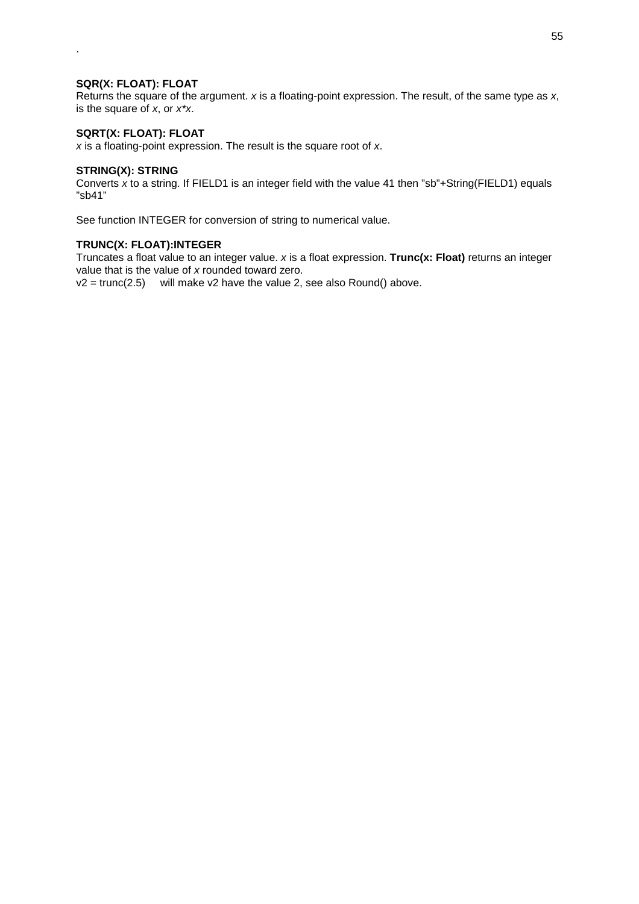.

**SQR(X: FLOAT): FLOAT**
Returns the square of the argument. *x* is a floating-point expression. The result, of the same type as *x*, is the square of *x*, or *x*x*.

**SQRT(X: FLOAT): FLOAT**
*x* is a floating-point expression. The result is the square root of *x*.

**STRING(X): STRING**
Converts *x* to a string. If FIELD1 is an integer field with the value 41 then ”sb”+String(FIELD1) equals ”sb41”

See function INTEGER for conversion of string to numerical value.

**TRUNC(X: FLOAT):INTEGER**
Truncates a float value to an integer value. *x* is a float expression. **Trunc(x: Float)** returns an integer value that is the value of *x* rounded toward zero.
v2 = trunc(2.5)     will make v2 have the value 2, see also Round() above.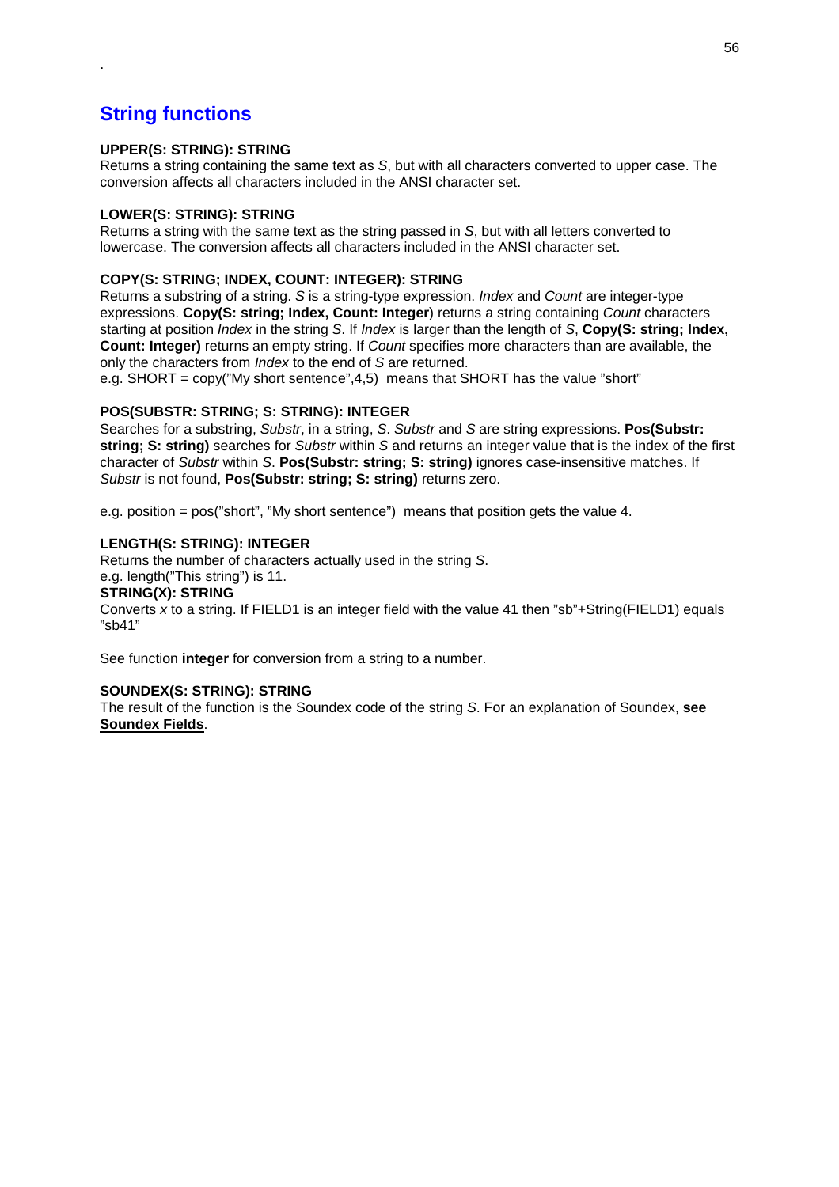.

## String functions

**UPPER(S: STRING): STRING**
Returns a string containing the same text as *S*, but with all characters converted to upper case. The conversion affects all characters included in the ANSI character set.

**LOWER(S: STRING): STRING**
Returns a string with the same text as the string passed in *S*, but with all letters converted to lowercase. The conversion affects all characters included in the ANSI character set.

**COPY(S: STRING; INDEX, COUNT: INTEGER): STRING**
Returns a substring of a string. *S* is a string-type expression. *Index* and *Count* are integer-type expressions. **Copy(S: string; Index, Count: Integer**) returns a string containing *Count* characters starting at position *Index* in the string *S*. If *Index* is larger than the length of *S*, **Copy(S: string; Index, Count: Integer)** returns an empty string. If *Count* specifies more characters than are available, the only the characters from *Index* to the end of *S* are returned.
e.g. SHORT = copy("My short sentence",4,5) means that SHORT has the value "short"

**POS(SUBSTR: STRING; S: STRING): INTEGER**
Searches for a substring, *Substr*, in a string, *S*. *Substr* and *S* are string expressions. **Pos(Substr: string; S: string)** searches for *Substr* within *S* and returns an integer value that is the index of the first character of *Substr* within *S*. **Pos(Substr: string; S: string)** ignores case-insensitive matches. If *Substr* is not found, **Pos(Substr: string; S: string)** returns zero.

e.g. position = pos("short", "My short sentence") means that position gets the value 4.

**LENGTH(S: STRING): INTEGER**
Returns the number of characters actually used in the string *S*.
e.g. length("This string") is 11.

**STRING(X): STRING**
Converts *x* to a string. If FIELD1 is an integer field with the value 41 then "sb"+String(FIELD1) equals "sb41"

See function **integer** for conversion from a string to a number.

**SOUNDEX(S: STRING): STRING**
The result of the function is the Soundex code of the string *S*. For an explanation of Soundex, **see Soundex Fields**.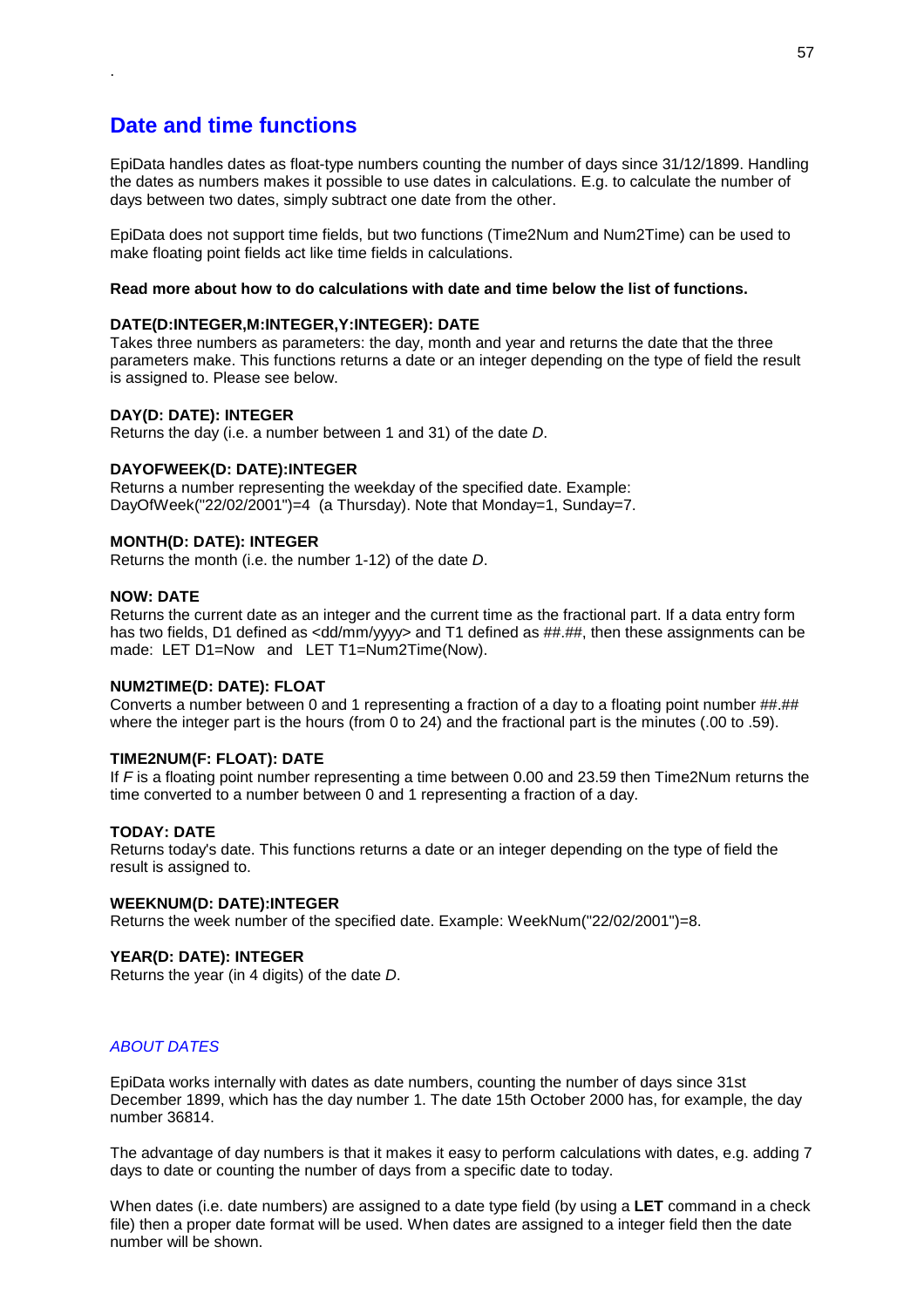## Date and time functions

EpiData handles dates as float-type numbers counting the number of days since 31/12/1899. Handling the dates as numbers makes it possible to use dates in calculations. E.g. to calculate the number of days between two dates, simply subtract one date from the other.

EpiData does not support time fields, but two functions (Time2Num and Num2Time) can be used to make floating point fields act like time fields in calculations.

**Read more about how to do calculations with date and time below the list of functions.**

**DATE(D:INTEGER,M:INTEGER,Y:INTEGER): DATE**
Takes three numbers as parameters: the day, month and year and returns the date that the three parameters make. This functions returns a date or an integer depending on the type of field the result is assigned to. Please see below.

**DAY(D: DATE): INTEGER**
Returns the day (i.e. a number between 1 and 31) of the date *D*.

**DAYOFWEEK(D: DATE):INTEGER**
Returns a number representing the weekday of the specified date. Example: DayOfWeek("22/02/2001")=4 (a Thursday). Note that Monday=1, Sunday=7.

**MONTH(D: DATE): INTEGER**
Returns the month (i.e. the number 1-12) of the date *D*.

**NOW: DATE**
Returns the current date as an integer and the current time as the fractional part. If a data entry form has two fields, D1 defined as <dd/mm/yyyy> and T1 defined as ##.##, then these assignments can be made: LET D1=Now and LET T1=Num2Time(Now).

**NUM2TIME(D: DATE): FLOAT**
Converts a number between 0 and 1 representing a fraction of a day to a floating point number ##.## where the integer part is the hours (from 0 to 24) and the fractional part is the minutes (.00 to .59).

**TIME2NUM(F: FLOAT): DATE**
If *F* is a floating point number representing a time between 0.00 and 23.59 then Time2Num returns the time converted to a number between 0 and 1 representing a fraction of a day.

**TODAY: DATE**
Returns today's date. This functions returns a date or an integer depending on the type of field the result is assigned to.

**WEEKNUM(D: DATE):INTEGER**
Returns the week number of the specified date. Example: WeekNum("22/02/2001")=8.

**YEAR(D: DATE): INTEGER**
Returns the year (in 4 digits) of the date *D*.

*ABOUT DATES*

EpiData works internally with dates as date numbers, counting the number of days since 31st December 1899, which has the day number 1. The date 15th October 2000 has, for example, the day number 36814.

The advantage of day numbers is that it makes it easy to perform calculations with dates, e.g. adding 7 days to date or counting the number of days from a specific date to today.

When dates (i.e. date numbers) are assigned to a date type field (by using a **LET** command in a check file) then a proper date format will be used. When dates are assigned to a integer field then the date number will be shown.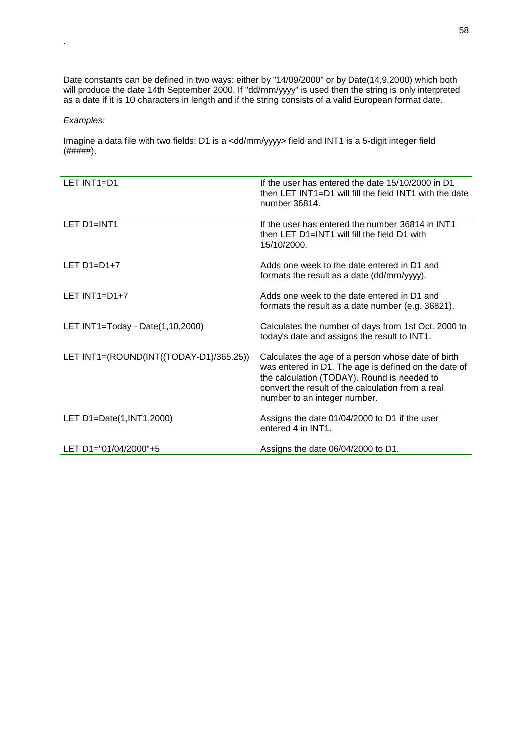.

Date constants can be defined in two ways: either by "14/09/2000" or by Date(14,9,2000) which both will produce the date 14th September 2000. If "dd/mm/yyyy" is used then the string is only interpreted as a date if it is 10 characters in length and if the string consists of a valid European format date.

*Examples:*

Imagine a data file with two fields: D1 is a <dd/mm/yyyy> field and INT1 is a 5-digit integer field (#####).

| | |
|---|---|
| LET INT1=D1 | If the user has entered the date 15/10/2000 in D1 then LET INT1=D1 will fill the field INT1 with the date number 36814. |
| LET D1=INT1 | If the user has entered the number 36814 in INT1 then LET D1=INT1 will fill the field D1 with 15/10/2000. |
| LET D1=D1+7 | Adds one week to the date entered in D1 and formats the result as a date (dd/mm/yyyy). |
| LET INT1=D1+7 | Adds one week to the date entered in D1 and formats the result as a date number (e.g. 36821). |
| LET INT1=Today - Date(1,10,2000) | Calculates the number of days from 1st Oct. 2000 to today's date and assigns the result to INT1. |
| LET INT1=(ROUND(INT((TODAY-D1)/365.25)) | Calculates the age of a person whose date of birth was entered in D1. The age is defined on the date of the calculation (TODAY). Round is needed to convert the result of the calculation from a real number to an integer number. |
| LET D1=Date(1,INT1,2000) | Assigns the date 01/04/2000 to D1 if the user entered 4 in INT1. |
| LET D1="01/04/2000"+5 | Assigns the date 06/04/2000 to D1. |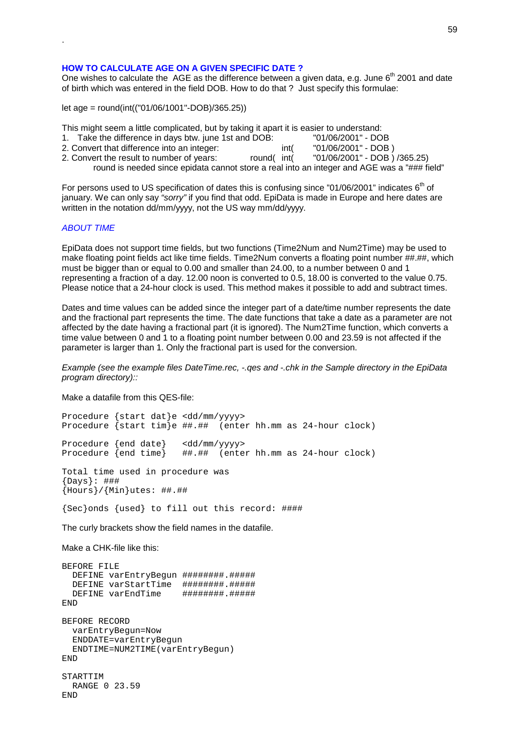.

### HOW TO CALCULATE AGE ON A GIVEN SPECIFIC DATE ?

One wishes to calculate the AGE as the difference between a given data, e.g. June 6th 2001 and date of birth which was entered in the field DOB. How to do that ? Just specify this formulae:

let age = round(int(("01/06/1001"-DOB)/365.25))

This might seem a little complicated, but by taking it apart it is easier to understand:

1. Take the difference in days btw. june 1st and DOB: "01/06/2001" - DOB
2. Convert that difference into an integer: int( "01/06/2001" - DOB )
2. Convert the result to number of years: round( int( "01/06/2001" - DOB ) /365.25)

   round is needed since epidata cannot store a real into an integer and AGE was a "### field"

For persons used to US specification of dates this is confusing since "01/06/2001" indicates 6th of january. We can only say *"sorry"* if you find that odd. EpiData is made in Europe and here dates are written in the notation dd/mm/yyyy, not the US way mm/dd/yyyy.

### *ABOUT TIME*

EpiData does not support time fields, but two functions (Time2Num and Num2Time) may be used to make floating point fields act like time fields. Time2Num converts a floating point number ##.##, which must be bigger than or equal to 0.00 and smaller than 24.00, to a number between 0 and 1 representing a fraction of a day. 12.00 noon is converted to 0.5, 18.00 is converted to the value 0.75. Please notice that a 24-hour clock is used. This method makes it possible to add and subtract times.

Dates and time values can be added since the integer part of a date/time number represents the date and the fractional part represents the time. The date functions that take a date as a parameter are not affected by the date having a fractional part (it is ignored). The Num2Time function, which converts a time value between 0 and 1 to a floating point number between 0.00 and 23.59 is not affected if the parameter is larger than 1. Only the fractional part is used for the conversion.

*Example (see the example files DateTime.rec, -.qes and -.chk in the Sample directory in the EpiData program directory)::*

Make a datafile from this QES-file:

```
Procedure {start dat}e <dd/mm/yyyy>
Procedure {start tim}e ##.##  (enter hh.mm as 24-hour clock)

Procedure {end date}   <dd/mm/yyyy>
Procedure {end time}   ##.##  (enter hh.mm as 24-hour clock)

Total time used in procedure was
{Days}: ###
{Hours}/{Min}utes: ##.##

{Sec}onds {used} to fill out this record: ####
```

The curly brackets show the field names in the datafile.

Make a CHK-file like this:

```
BEFORE FILE
  DEFINE varEntryBegun ########.#####
  DEFINE varStartTime  ########.#####
  DEFINE varEndTime    ########.#####
END

BEFORE RECORD
  varEntryBegun=Now
  ENDDATE=varEntryBegun
  ENDTIME=NUM2TIME(varEntryBegun)
END

STARTTIM
  RANGE 0 23.59
END
```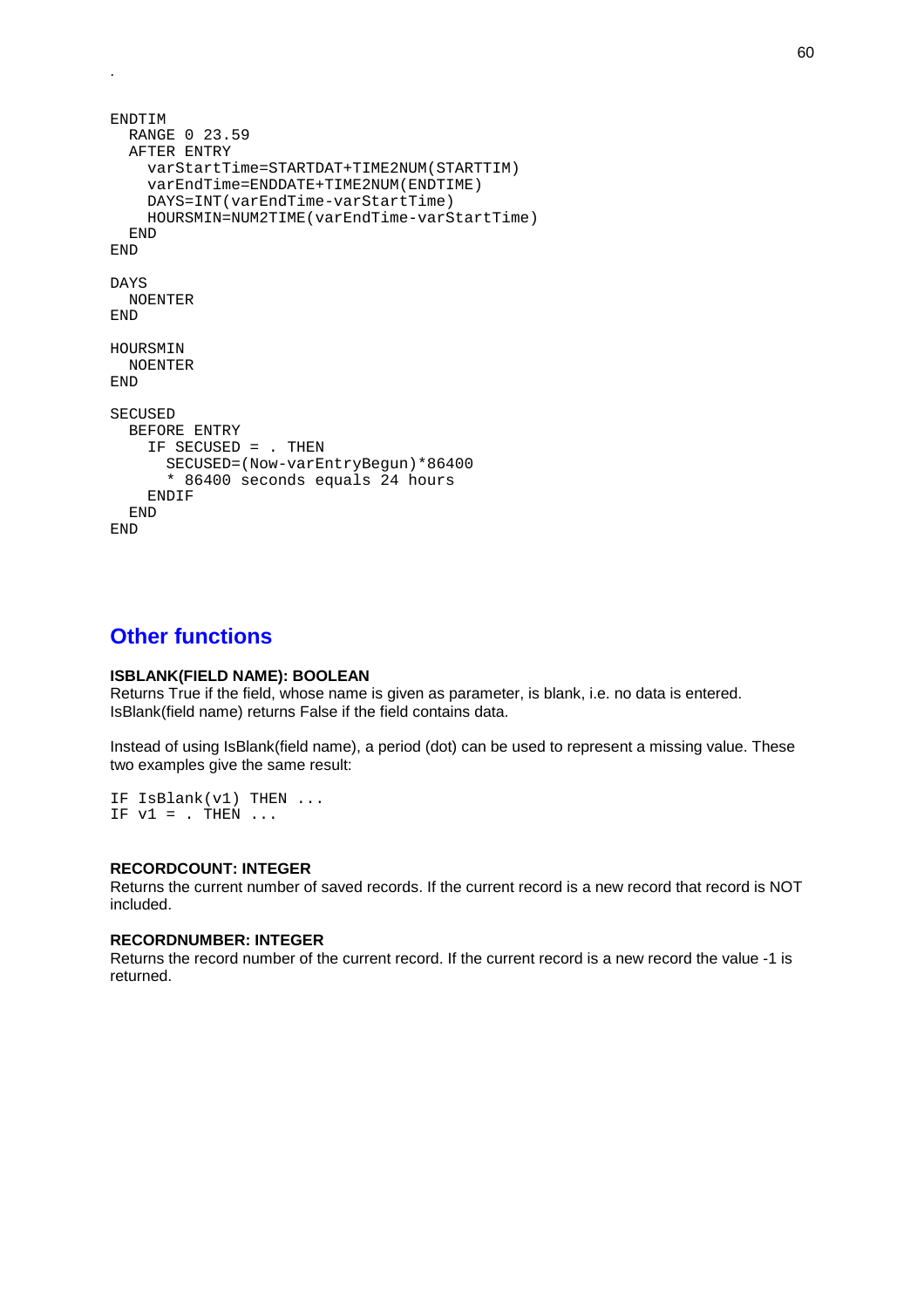.

```
ENDTIM
  RANGE 0 23.59
  AFTER ENTRY
    varStartTime=STARTDAT+TIME2NUM(STARTTIM)
    varEndTime=ENDDATE+TIME2NUM(ENDTIME)
    DAYS=INT(varEndTime-varStartTime)
    HOURSMIN=NUM2TIME(varEndTime-varStartTime)
  END
END

DAYS
  NOENTER
END

HOURSMIN
  NOENTER
END

SECUSED
  BEFORE ENTRY
    IF SECUSED = . THEN
      SECUSED=(Now-varEntryBegun)*86400
      * 86400 seconds equals 24 hours
    ENDIF
  END
END
```

## Other functions

**ISBLANK(FIELD NAME): BOOLEAN**
Returns True if the field, whose name is given as parameter, is blank, i.e. no data is entered. IsBlank(field name) returns False if the field contains data.

Instead of using IsBlank(field name), a period (dot) can be used to represent a missing value. These two examples give the same result:

```
IF IsBlank(v1) THEN ...
IF v1 = . THEN ...
```

**RECORDCOUNT: INTEGER**
Returns the current number of saved records. If the current record is a new record that record is NOT included.

**RECORDNUMBER: INTEGER**
Returns the record number of the current record. If the current record is a new record the value -1 is returned.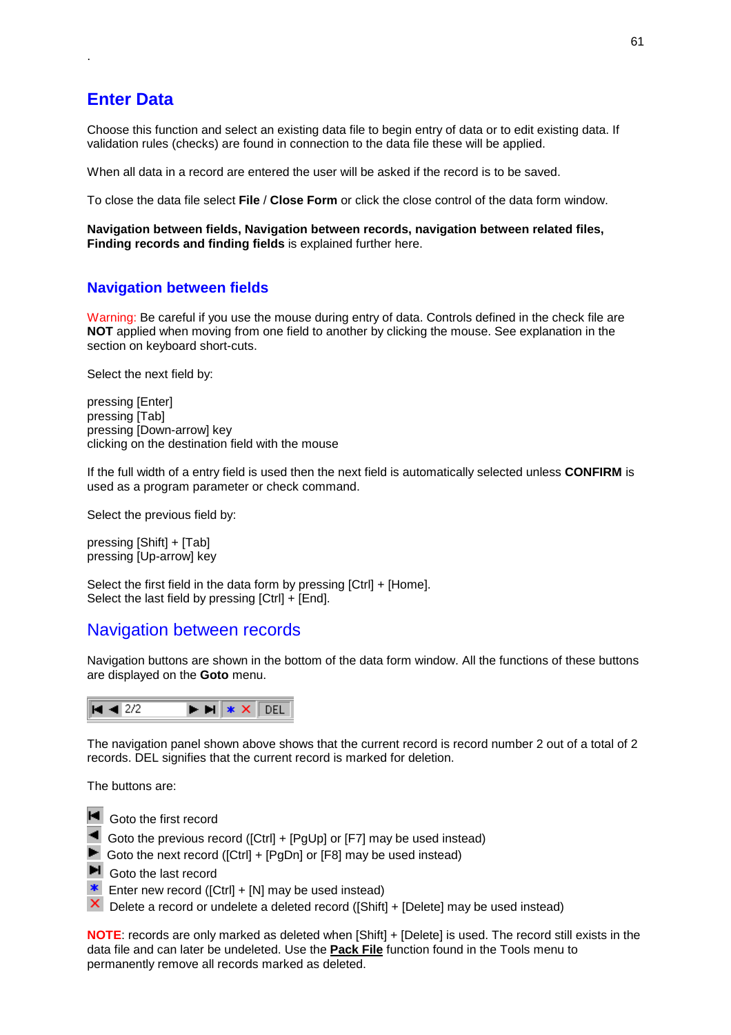.

## Enter Data

Choose this function and select an existing data file to begin entry of data or to edit existing data. If validation rules (checks) are found in connection to the data file these will be applied.

When all data in a record are entered the user will be asked if the record is to be saved.

To close the data file select **File** / **Close Form** or click the close control of the data form window.

**Navigation between fields, Navigation between records, navigation between related files, Finding records and finding fields** is explained further here.

### Navigation between fields

Warning: Be careful if you use the mouse during entry of data. Controls defined in the check file are **NOT** applied when moving from one field to another by clicking the mouse. See explanation in the section on keyboard short-cuts.

Select the next field by:

pressing [Enter]
pressing [Tab]
pressing [Down-arrow] key
clicking on the destination field with the mouse

If the full width of a entry field is used then the next field is automatically selected unless **CONFIRM** is used as a program parameter or check command.

Select the previous field by:

pressing [Shift] + [Tab]
pressing [Up-arrow] key

Select the first field in the data form by pressing [Ctrl] + [Home].
Select the last field by pressing [Ctrl] + [End].

### Navigation between records

Navigation buttons are shown in the bottom of the data form window. All the functions of these buttons are displayed on the **Goto** menu.

2/2 DEL

The navigation panel shown above shows that the current record is record number 2 out of a total of 2 records. DEL signifies that the current record is marked for deletion.

The buttons are:

Goto the first record
Goto the previous record ([Ctrl] + [PgUp] or [F7] may be used instead)
Goto the next record ([Ctrl] + [PgDn] or [F8] may be used instead)
Goto the last record
Enter new record ([Ctrl] + [N] may be used instead)
Delete a record or undelete a deleted record ([Shift] + [Delete] may be used instead)

**NOTE**: records are only marked as deleted when [Shift] + [Delete] is used. The record still exists in the data file and can later be undeleted. Use the **Pack File** function found in the Tools menu to permanently remove all records marked as deleted.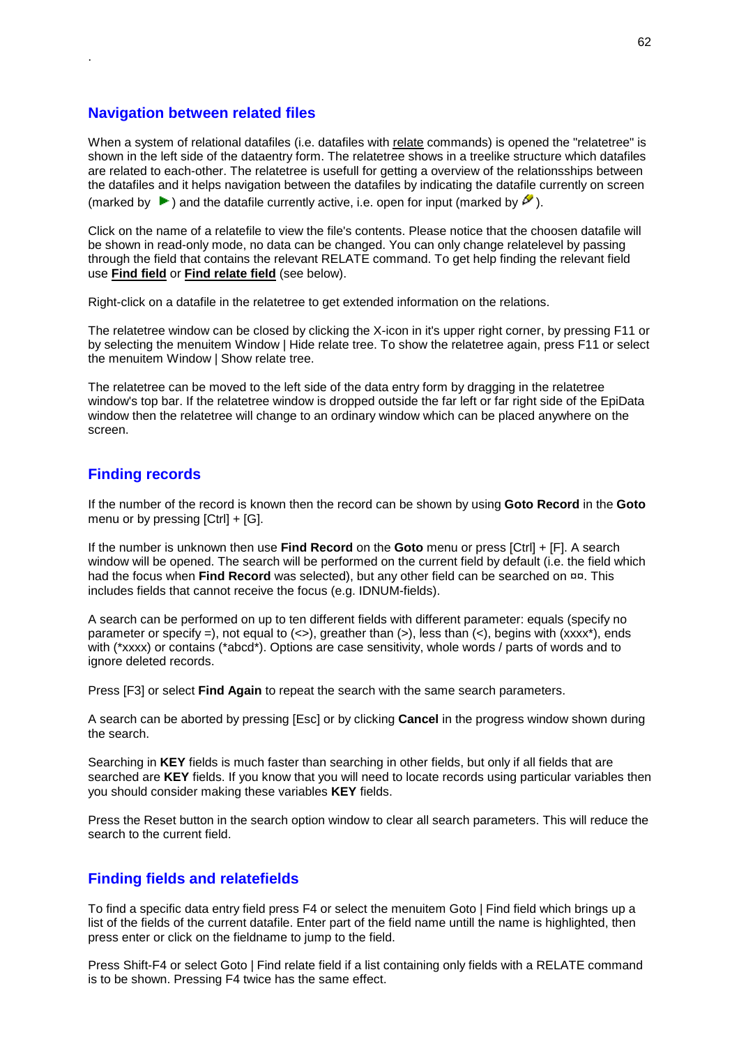## Navigation between related files

When a system of relational datafiles (i.e. datafiles with relate commands) is opened the "relatetree" is shown in the left side of the dataentry form. The relatetree shows in a treelike structure which datafiles are related to each-other. The relatetree is usefull for getting a overview of the relationsships between the datafiles and it helps navigation between the datafiles by indicating the datafile currently on screen (marked by ▶) and the datafile currently active, i.e. open for input (marked by ✎).

Click on the name of a relatefile to view the file's contents. Please notice that the choosen datafile will be shown in read-only mode, no data can be changed. You can only change relatelevel by passing through the field that contains the relevant RELATE command. To get help finding the relevant field use **Find field** or **Find relate field** (see below).

Right-click on a datafile in the relatetree to get extended information on the relations.

The relatetree window can be closed by clicking the X-icon in it's upper right corner, by pressing F11 or by selecting the menuitem Window | Hide relate tree. To show the relatetree again, press F11 or select the menuitem Window | Show relate tree.

The relatetree can be moved to the left side of the data entry form by dragging in the relatetree window's top bar. If the relatetree window is dropped outside the far left or far right side of the EpiData window then the relatetree will change to an ordinary window which can be placed anywhere on the screen.

## Finding records

If the number of the record is known then the record can be shown by using **Goto Record** in the **Goto** menu or by pressing [Ctrl] + [G].

If the number is unknown then use **Find Record** on the **Goto** menu or press [Ctrl] + [F]. A search window will be opened. The search will be performed on the current field by default (i.e. the field which had the focus when **Find Record** was selected), but any other field can be searched on ¤¤. This includes fields that cannot receive the focus (e.g. IDNUM-fields).

A search can be performed on up to ten different fields with different parameter: equals (specify no parameter or specify =), not equal to (<>), greather than (>), less than (<), begins with (xxxx*), ends with (*xxxx) or contains (*abcd*). Options are case sensitivity, whole words / parts of words and to ignore deleted records.

Press [F3] or select **Find Again** to repeat the search with the same search parameters.

A search can be aborted by pressing [Esc] or by clicking **Cancel** in the progress window shown during the search.

Searching in **KEY** fields is much faster than searching in other fields, but only if all fields that are searched are **KEY** fields. If you know that you will need to locate records using particular variables then you should consider making these variables **KEY** fields.

Press the Reset button in the search option window to clear all search parameters. This will reduce the search to the current field.

## Finding fields and relatefields

To find a specific data entry field press F4 or select the menuitem Goto | Find field which brings up a list of the fields of the current datafile. Enter part of the field name untill the name is highlighted, then press enter or click on the fieldname to jump to the field.

Press Shift-F4 or select Goto | Find relate field if a list containing only fields with a RELATE command is to be shown. Pressing F4 twice has the same effect.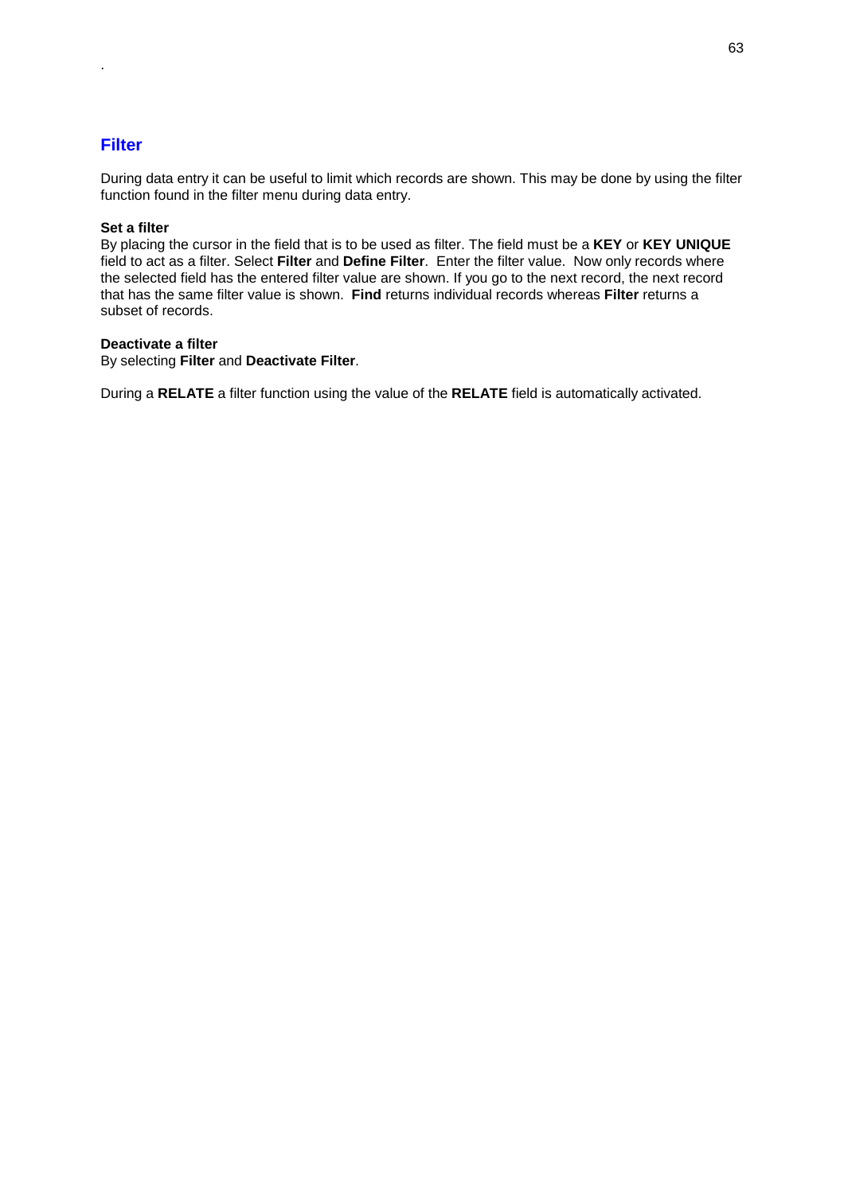## Filter

During data entry it can be useful to limit which records are shown. This may be done by using the filter function found in the filter menu during data entry.

**Set a filter**
By placing the cursor in the field that is to be used as filter. The field must be a **KEY** or **KEY UNIQUE** field to act as a filter. Select **Filter** and **Define Filter**. Enter the filter value. Now only records where the selected field has the entered filter value are shown. If you go to the next record, the next record that has the same filter value is shown. **Find** returns individual records whereas **Filter** returns a subset of records.

**Deactivate a filter**
By selecting **Filter** and **Deactivate Filter**.

During a **RELATE** a filter function using the value of the **RELATE** field is automatically activated.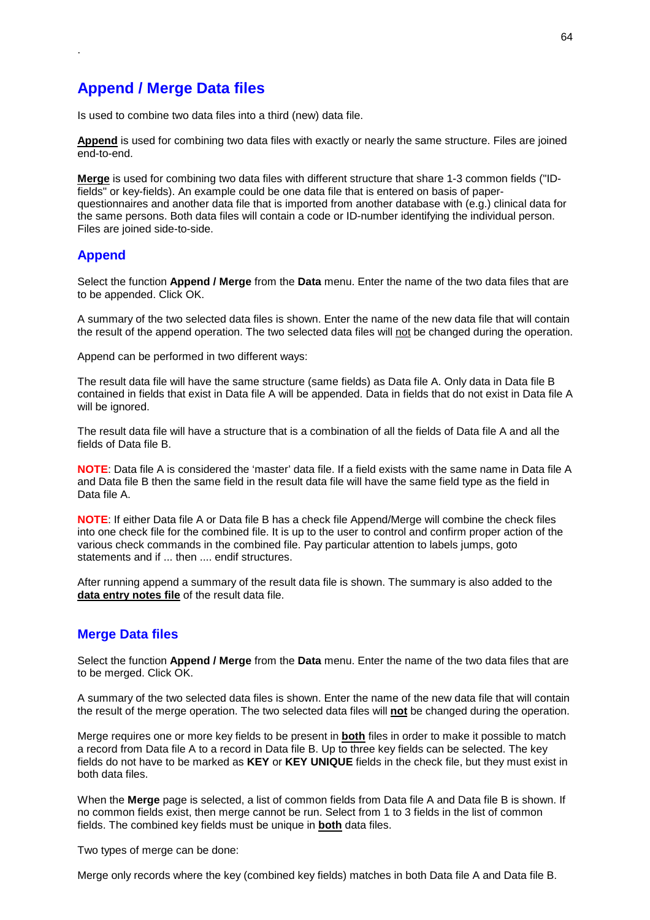## Append / Merge Data files

Is used to combine two data files into a third (new) data file.

**Append** is used for combining two data files with exactly or nearly the same structure. Files are joined end-to-end.

**Merge** is used for combining two data files with different structure that share 1-3 common fields ("ID-fields" or key-fields). An example could be one data file that is entered on basis of paper-questionnaires and another data file that is imported from another database with (e.g.) clinical data for the same persons. Both data files will contain a code or ID-number identifying the individual person. Files are joined side-to-side.

### Append

Select the function **Append / Merge** from the **Data** menu. Enter the name of the two data files that are to be appended. Click OK.

A summary of the two selected data files is shown. Enter the name of the new data file that will contain the result of the append operation. The two selected data files will not be changed during the operation.

Append can be performed in two different ways:

The result data file will have the same structure (same fields) as Data file A. Only data in Data file B contained in fields that exist in Data file A will be appended. Data in fields that do not exist in Data file A will be ignored.

The result data file will have a structure that is a combination of all the fields of Data file A and all the fields of Data file B.

**NOTE**: Data file A is considered the 'master' data file. If a field exists with the same name in Data file A and Data file B then the same field in the result data file will have the same field type as the field in Data file A.

**NOTE**: If either Data file A or Data file B has a check file Append/Merge will combine the check files into one check file for the combined file. It is up to the user to control and confirm proper action of the various check commands in the combined file. Pay particular attention to labels jumps, goto statements and if ... then .... endif structures.

After running append a summary of the result data file is shown. The summary is also added to the **data entry notes file** of the result data file.

### Merge Data files

Select the function **Append / Merge** from the **Data** menu. Enter the name of the two data files that are to be merged. Click OK.

A summary of the two selected data files is shown. Enter the name of the new data file that will contain the result of the merge operation. The two selected data files will **not** be changed during the operation.

Merge requires one or more key fields to be present in **both** files in order to make it possible to match a record from Data file A to a record in Data file B. Up to three key fields can be selected. The key fields do not have to be marked as **KEY** or **KEY UNIQUE** fields in the check file, but they must exist in both data files.

When the **Merge** page is selected, a list of common fields from Data file A and Data file B is shown. If no common fields exist, then merge cannot be run. Select from 1 to 3 fields in the list of common fields. The combined key fields must be unique in **both** data files.

Two types of merge can be done:

Merge only records where the key (combined key fields) matches in both Data file A and Data file B.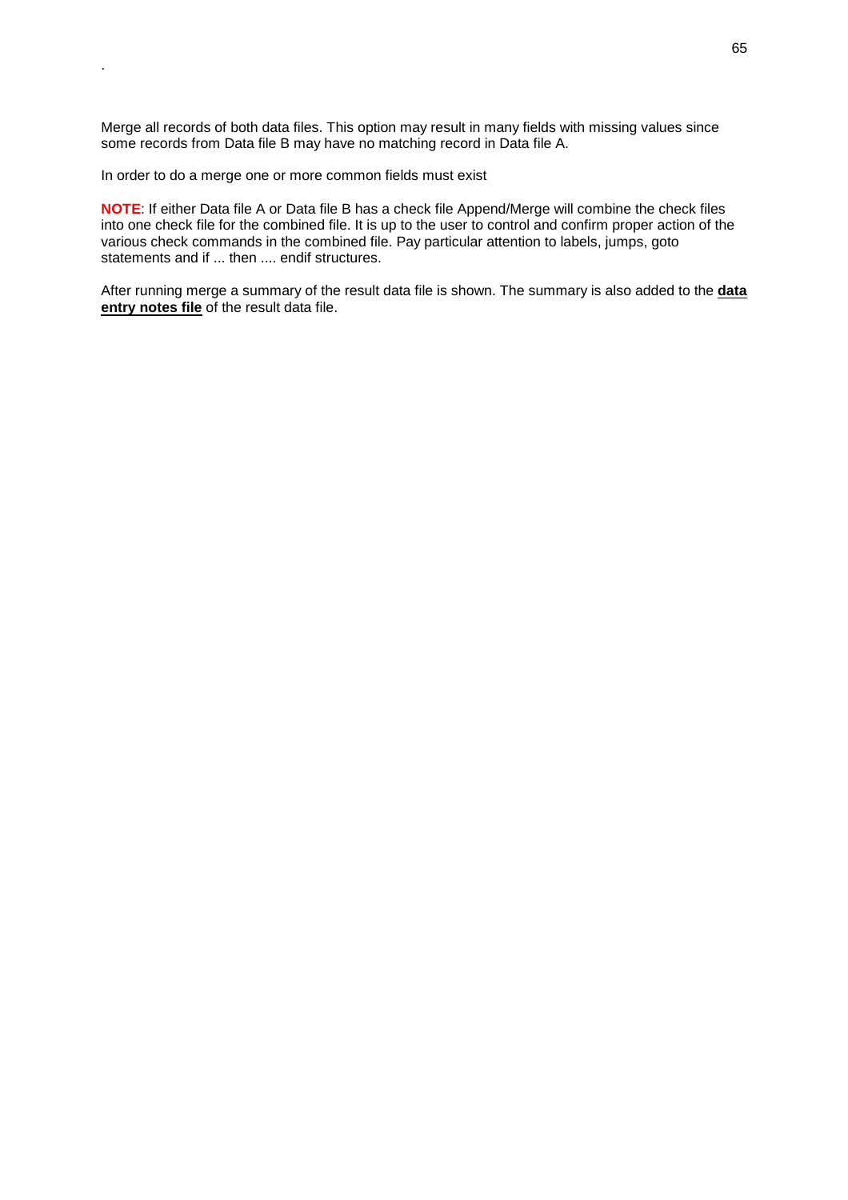.

Merge all records of both data files. This option may result in many fields with missing values since some records from Data file B may have no matching record in Data file A.

In order to do a merge one or more common fields must exist

**NOTE**: If either Data file A or Data file B has a check file Append/Merge will combine the check files into one check file for the combined file. It is up to the user to control and confirm proper action of the various check commands in the combined file. Pay particular attention to labels, jumps, goto statements and if ... then .... endif structures.

After running merge a summary of the result data file is shown. The summary is also added to the **data entry notes file** of the result data file.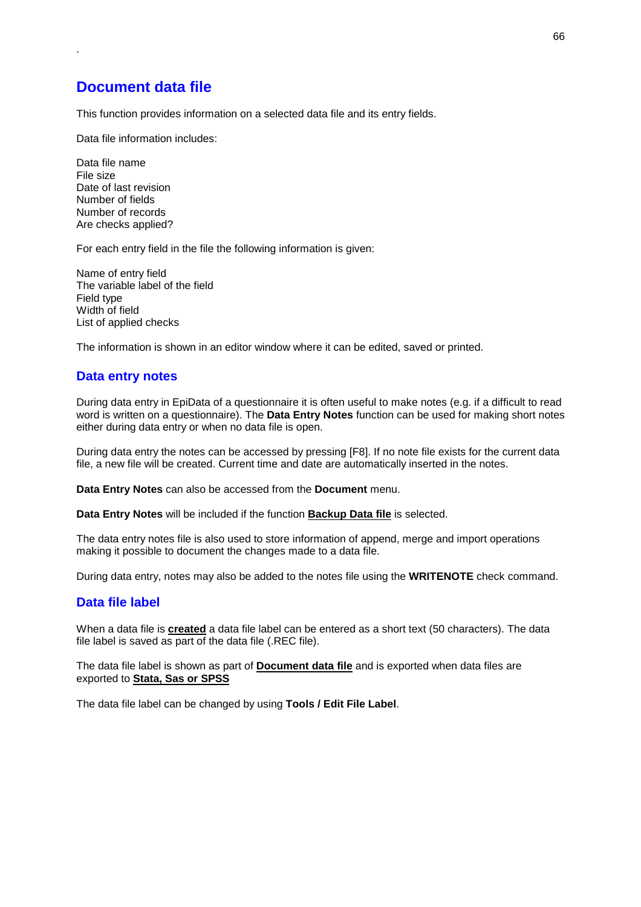## Document data file

This function provides information on a selected data file and its entry fields.

Data file information includes:

Data file name
File size
Date of last revision
Number of fields
Number of records
Are checks applied?

For each entry field in the file the following information is given:

Name of entry field
The variable label of the field
Field type
Width of field
List of applied checks

The information is shown in an editor window where it can be edited, saved or printed.

### Data entry notes

During data entry in EpiData of a questionnaire it is often useful to make notes (e.g. if a difficult to read word is written on a questionnaire). The **Data Entry Notes** function can be used for making short notes either during data entry or when no data file is open.

During data entry the notes can be accessed by pressing [F8]. If no note file exists for the current data file, a new file will be created. Current time and date are automatically inserted in the notes.

**Data Entry Notes** can also be accessed from the **Document** menu.

**Data Entry Notes** will be included if the function **Backup Data file** is selected.

The data entry notes file is also used to store information of append, merge and import operations making it possible to document the changes made to a data file.

During data entry, notes may also be added to the notes file using the **WRITENOTE** check command.

### Data file label

When a data file is **created** a data file label can be entered as a short text (50 characters). The data file label is saved as part of the data file (.REC file).

The data file label is shown as part of **Document data file** and is exported when data files are exported to **Stata, Sas or SPSS**

The data file label can be changed by using **Tools / Edit File Label**.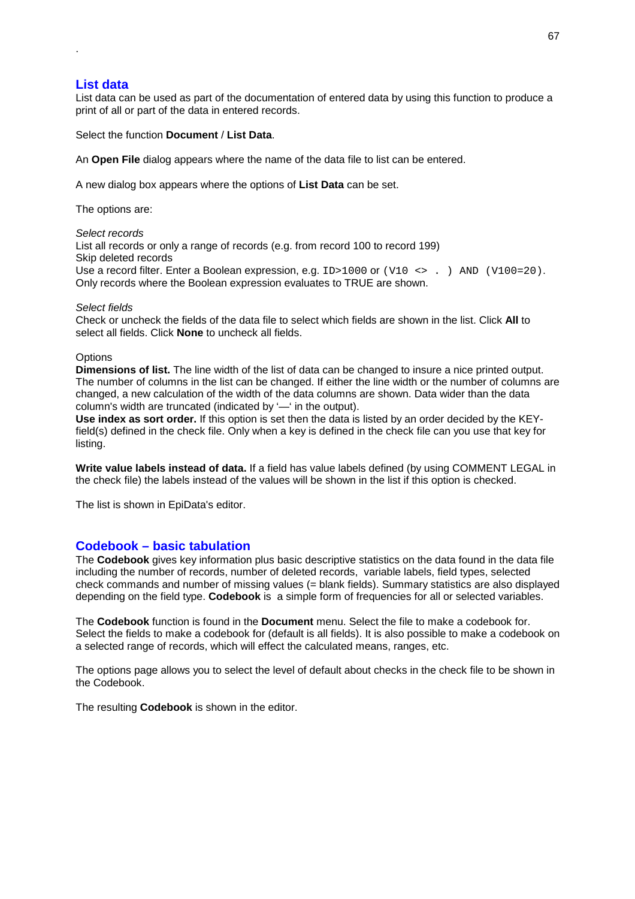.

## List data

List data can be used as part of the documentation of entered data by using this function to produce a print of all or part of the data in entered records.

Select the function **Document** / **List Data**.

An **Open File** dialog appears where the name of the data file to list can be entered.

A new dialog box appears where the options of **List Data** can be set.

The options are:

*Select records*
List all records or only a range of records (e.g. from record 100 to record 199)
Skip deleted records
Use a record filter. Enter a Boolean expression, e.g. `ID>1000` or `(V10 <> . ) AND (V100=20)`.
Only records where the Boolean expression evaluates to TRUE are shown.

*Select fields*
Check or uncheck the fields of the data file to select which fields are shown in the list. Click **All** to select all fields. Click **None** to uncheck all fields.

Options
**Dimensions of list.** The line width of the list of data can be changed to insure a nice printed output. The number of columns in the list can be changed. If either the line width or the number of columns are changed, a new calculation of the width of the data columns are shown. Data wider than the data column's width are truncated (indicated by '—' in the output).
**Use index as sort order.** If this option is set then the data is listed by an order decided by the KEY-field(s) defined in the check file. Only when a key is defined in the check file can you use that key for listing.

**Write value labels instead of data.** If a field has value labels defined (by using COMMENT LEGAL in the check file) the labels instead of the values will be shown in the list if this option is checked.

The list is shown in EpiData's editor.

## Codebook – basic tabulation

The **Codebook** gives key information plus basic descriptive statistics on the data found in the data file including the number of records, number of deleted records, variable labels, field types, selected check commands and number of missing values (= blank fields). Summary statistics are also displayed depending on the field type. **Codebook** is a simple form of frequencies for all or selected variables.

The **Codebook** function is found in the **Document** menu. Select the file to make a codebook for. Select the fields to make a codebook for (default is all fields). It is also possible to make a codebook on a selected range of records, which will effect the calculated means, ranges, etc.

The options page allows you to select the level of default about checks in the check file to be shown in the Codebook.

The resulting **Codebook** is shown in the editor.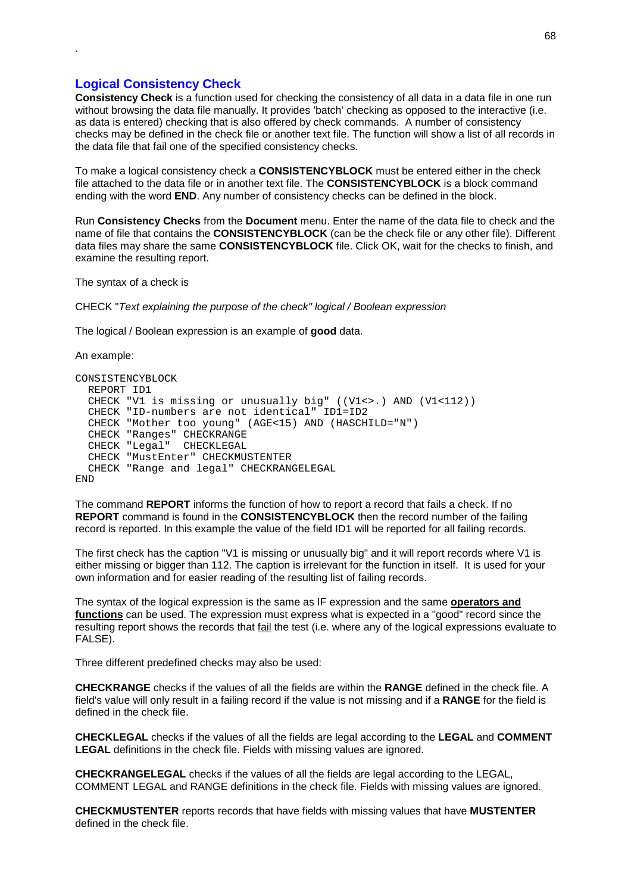## Logical Consistency Check

**Consistency Check** is a function used for checking the consistency of all data in a data file in one run without browsing the data file manually. It provides 'batch' checking as opposed to the interactive (i.e. as data is entered) checking that is also offered by check commands. A number of consistency checks may be defined in the check file or another text file. The function will show a list of all records in the data file that fail one of the specified consistency checks.

To make a logical consistency check a **CONSISTENCYBLOCK** must be entered either in the check file attached to the data file or in another text file. The **CONSISTENCYBLOCK** is a block command ending with the word **END**. Any number of consistency checks can be defined in the block.

Run **Consistency Checks** from the **Document** menu. Enter the name of the data file to check and the name of file that contains the **CONSISTENCYBLOCK** (can be the check file or any other file). Different data files may share the same **CONSISTENCYBLOCK** file. Click OK, wait for the checks to finish, and examine the resulting report.

The syntax of a check is

CHECK "*Text explaining the purpose of the check" logical / Boolean expression*

The logical / Boolean expression is an example of **good** data.

An example:

```
CONSISTENCYBLOCK
  REPORT ID1
  CHECK "V1 is missing or unusually big" ((V1<>.) AND (V1<112))
  CHECK "ID-numbers are not identical" ID1=ID2
  CHECK "Mother too young" (AGE<15) AND (HASCHILD="N")
  CHECK "Ranges" CHECKRANGE
  CHECK "Legal"  CHECKLEGAL
  CHECK "MustEnter" CHECKMUSTENTER
  CHECK "Range and legal" CHECKRANGELEGAL
END
```

The command **REPORT** informs the function of how to report a record that fails a check. If no **REPORT** command is found in the **CONSISTENCYBLOCK** then the record number of the failing record is reported. In this example the value of the field ID1 will be reported for all failing records.

The first check has the caption "V1 is missing or unusually big" and it will report records where V1 is either missing or bigger than 112. The caption is irrelevant for the function in itself. It is used for your own information and for easier reading of the resulting list of failing records.

The syntax of the logical expression is the same as IF expression and the same **operators and functions** can be used. The expression must express what is expected in a "good" record since the resulting report shows the records that fail the test (i.e. where any of the logical expressions evaluate to FALSE).

Three different predefined checks may also be used:

**CHECKRANGE** checks if the values of all the fields are within the **RANGE** defined in the check file. A field's value will only result in a failing record if the value is not missing and if a **RANGE** for the field is defined in the check file.

**CHECKLEGAL** checks if the values of all the fields are legal according to the **LEGAL** and **COMMENT LEGAL** definitions in the check file. Fields with missing values are ignored.

**CHECKRANGELEGAL** checks if the values of all the fields are legal according to the LEGAL, COMMENT LEGAL and RANGE definitions in the check file. Fields with missing values are ignored.

**CHECKMUSTENTER** reports records that have fields with missing values that have **MUSTENTER** defined in the check file.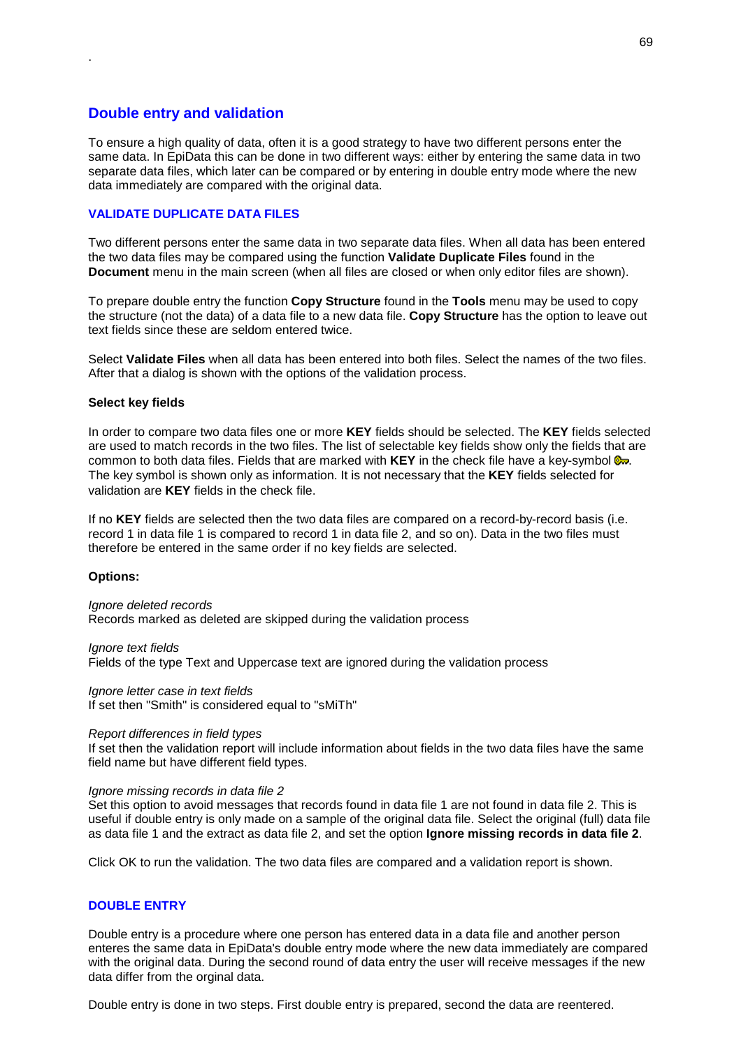.

## Double entry and validation

To ensure a high quality of data, often it is a good strategy to have two different persons enter the same data. In EpiData this can be done in two different ways: either by entering the same data in two separate data files, which later can be compared or by entering in double entry mode where the new data immediately are compared with the original data.

### VALIDATE DUPLICATE DATA FILES

Two different persons enter the same data in two separate data files. When all data has been entered the two data files may be compared using the function **Validate Duplicate Files** found in the **Document** menu in the main screen (when all files are closed or when only editor files are shown).

To prepare double entry the function **Copy Structure** found in the **Tools** menu may be used to copy the structure (not the data) of a data file to a new data file. **Copy Structure** has the option to leave out text fields since these are seldom entered twice.

Select **Validate Files** when all data has been entered into both files. Select the names of the two files. After that a dialog is shown with the options of the validation process.

**Select key fields**

In order to compare two data files one or more **KEY** fields should be selected. The **KEY** fields selected are used to match records in the two files. The list of selectable key fields show only the fields that are common to both data files. Fields that are marked with **KEY** in the check file have a key-symbol 🔑. The key symbol is shown only as information. It is not necessary that the **KEY** fields selected for validation are **KEY** fields in the check file.

If no **KEY** fields are selected then the two data files are compared on a record-by-record basis (i.e. record 1 in data file 1 is compared to record 1 in data file 2, and so on). Data in the two files must therefore be entered in the same order if no key fields are selected.

**Options:**

*Ignore deleted records*
Records marked as deleted are skipped during the validation process

*Ignore text fields*
Fields of the type Text and Uppercase text are ignored during the validation process

*Ignore letter case in text fields*
If set then "Smith" is considered equal to "sMiTh"

*Report differences in field types*
If set then the validation report will include information about fields in the two data files have the same field name but have different field types.

*Ignore missing records in data file 2*
Set this option to avoid messages that records found in data file 1 are not found in data file 2. This is useful if double entry is only made on a sample of the original data file. Select the original (full) data file as data file 1 and the extract as data file 2, and set the option **Ignore missing records in data file 2**.

Click OK to run the validation. The two data files are compared and a validation report is shown.

### DOUBLE ENTRY

Double entry is a procedure where one person has entered data in a data file and another person enteres the same data in EpiData's double entry mode where the new data immediately are compared with the original data. During the second round of data entry the user will receive messages if the new data differ from the orginal data.

Double entry is done in two steps. First double entry is prepared, second the data are reentered.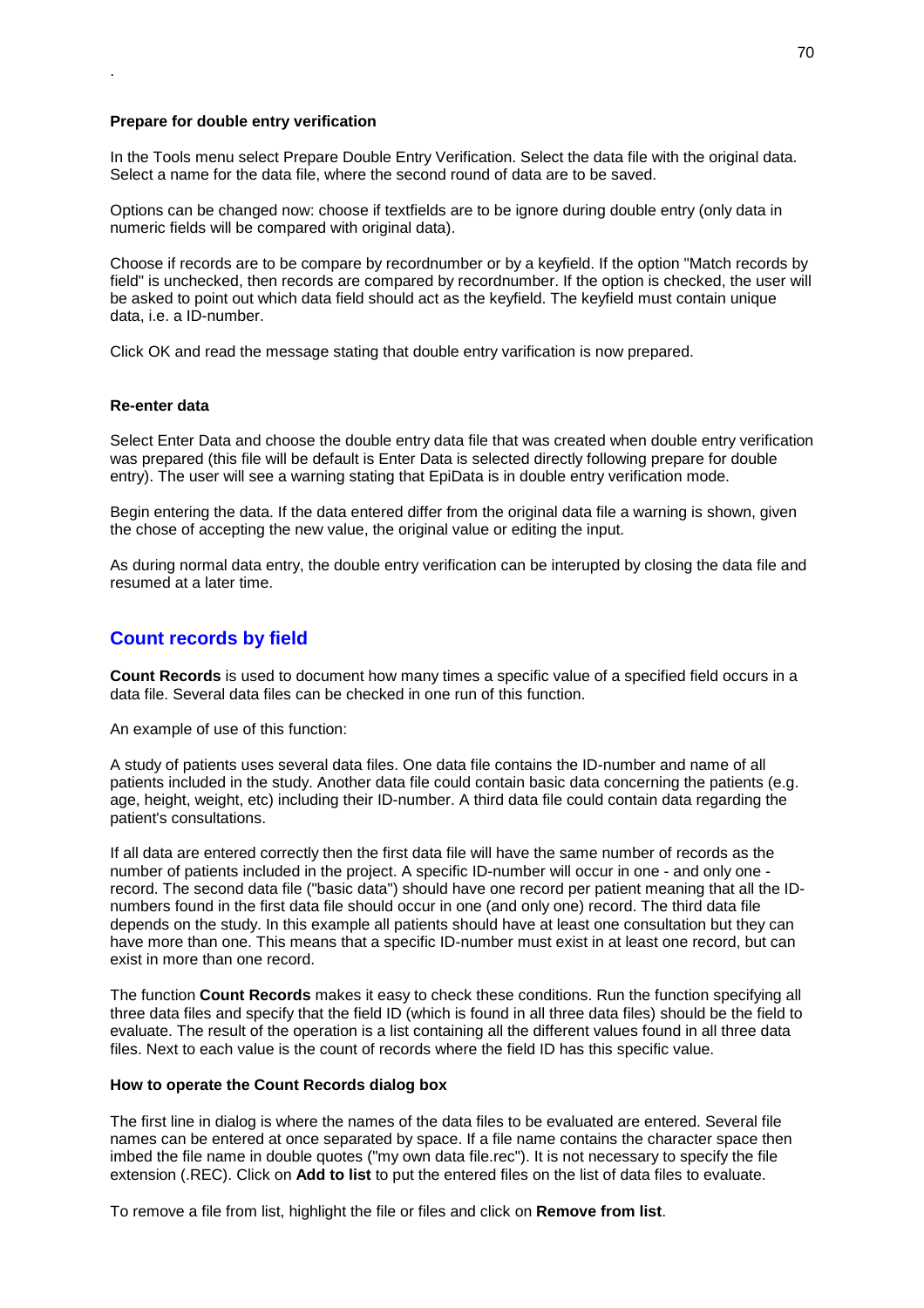.

**Prepare for double entry verification**

In the Tools menu select Prepare Double Entry Verification. Select the data file with the original data. Select a name for the data file, where the second round of data are to be saved.

Options can be changed now: choose if textfields are to be ignore during double entry (only data in numeric fields will be compared with original data).

Choose if records are to be compare by recordnumber or by a keyfield. If the option "Match records by field" is unchecked, then records are compared by recordnumber. If the option is checked, the user will be asked to point out which data field should act as the keyfield. The keyfield must contain unique data, i.e. a ID-number.

Click OK and read the message stating that double entry varification is now prepared.

**Re-enter data**

Select Enter Data and choose the double entry data file that was created when double entry verification was prepared (this file will be default is Enter Data is selected directly following prepare for double entry). The user will see a warning stating that EpiData is in double entry verification mode.

Begin entering the data. If the data entered differ from the original data file a warning is shown, given the chose of accepting the new value, the original value or editing the input.

As during normal data entry, the double entry verification can be interupted by closing the data file and resumed at a later time.

## Count records by field

**Count Records** is used to document how many times a specific value of a specified field occurs in a data file. Several data files can be checked in one run of this function.

An example of use of this function:

A study of patients uses several data files. One data file contains the ID-number and name of all patients included in the study. Another data file could contain basic data concerning the patients (e.g. age, height, weight, etc) including their ID-number. A third data file could contain data regarding the patient's consultations.

If all data are entered correctly then the first data file will have the same number of records as the number of patients included in the project. A specific ID-number will occur in one - and only one - record. The second data file ("basic data") should have one record per patient meaning that all the ID-numbers found in the first data file should occur in one (and only one) record. The third data file depends on the study. In this example all patients should have at least one consultation but they can have more than one. This means that a specific ID-number must exist in at least one record, but can exist in more than one record.

The function **Count Records** makes it easy to check these conditions. Run the function specifying all three data files and specify that the field ID (which is found in all three data files) should be the field to evaluate. The result of the operation is a list containing all the different values found in all three data files. Next to each value is the count of records where the field ID has this specific value.

**How to operate the Count Records dialog box**

The first line in dialog is where the names of the data files to be evaluated are entered. Several file names can be entered at once separated by space. If a file name contains the character space then imbed the file name in double quotes ("my own data file.rec"). It is not necessary to specify the file extension (.REC). Click on **Add to list** to put the entered files on the list of data files to evaluate.

To remove a file from list, highlight the file or files and click on **Remove from list**.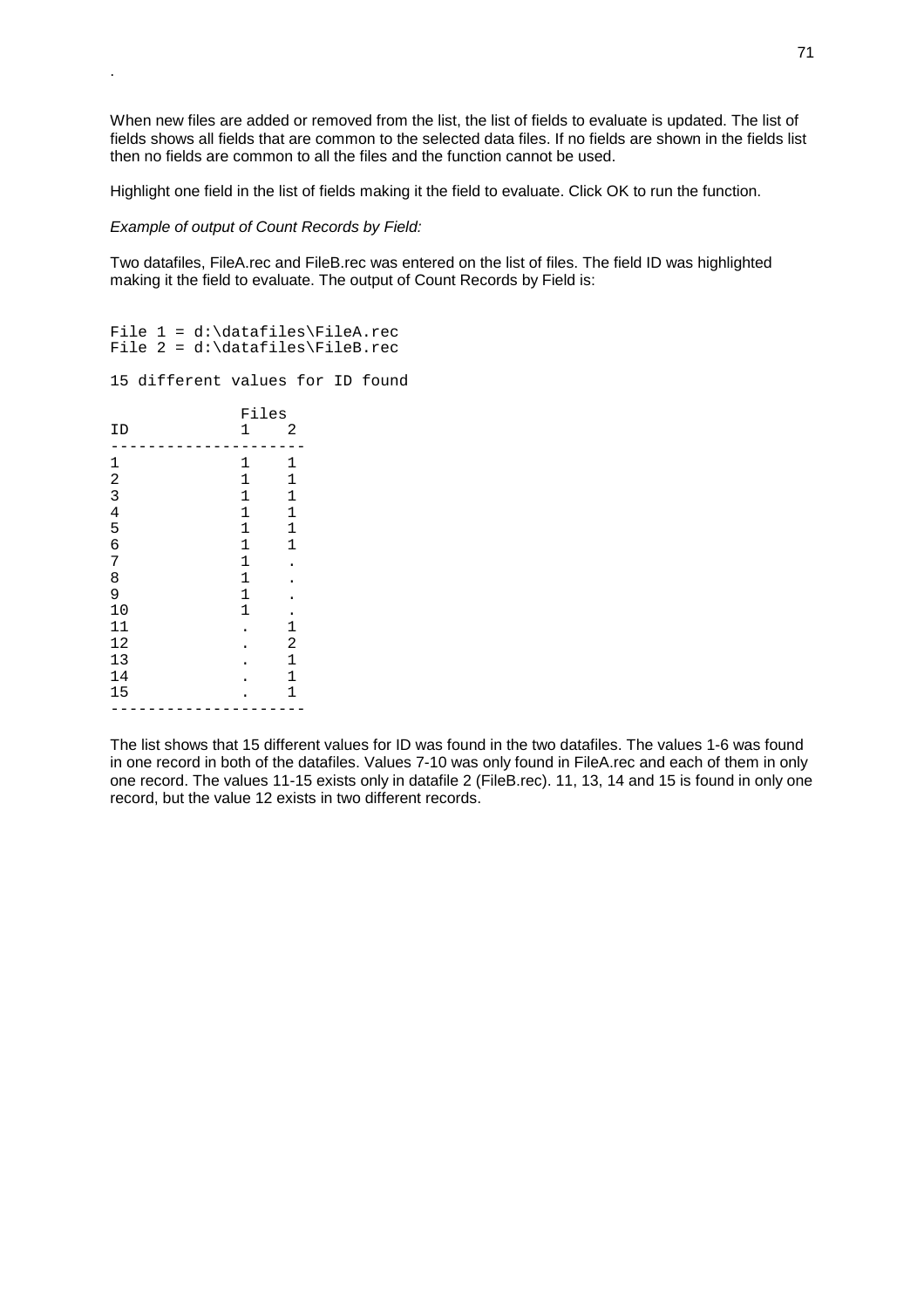.

When new files are added or removed from the list, the list of fields to evaluate is updated. The list of fields shows all fields that are common to the selected data files. If no fields are shown in the fields list then no fields are common to all the files and the function cannot be used.

Highlight one field in the list of fields making it the field to evaluate. Click OK to run the function.

*Example of output of Count Records by Field:*

Two datafiles, FileA.rec and FileB.rec was entered on the list of files. The field ID was highlighted making it the field to evaluate. The output of Count Records by Field is:

```
File 1 = d:\datafiles\FileA.rec
File 2 = d:\datafiles\FileB.rec

15 different values for ID found

              Files
ID            1    2
--------------------
1             1    1
2             1    1
3             1    1
4             1    1
5             1    1
6             1    1
7             1    .
8             1    .
9             1    .
10            1    .
11            .    1
12            .    2
13            .    1
14            .    1
15            .    1
--------------------
```

The list shows that 15 different values for ID was found in the two datafiles. The values 1-6 was found in one record in both of the datafiles. Values 7-10 was only found in FileA.rec and each of them in only one record. The values 11-15 exists only in datafile 2 (FileB.rec). 11, 13, 14 and 15 is found in only one record, but the value 12 exists in two different records.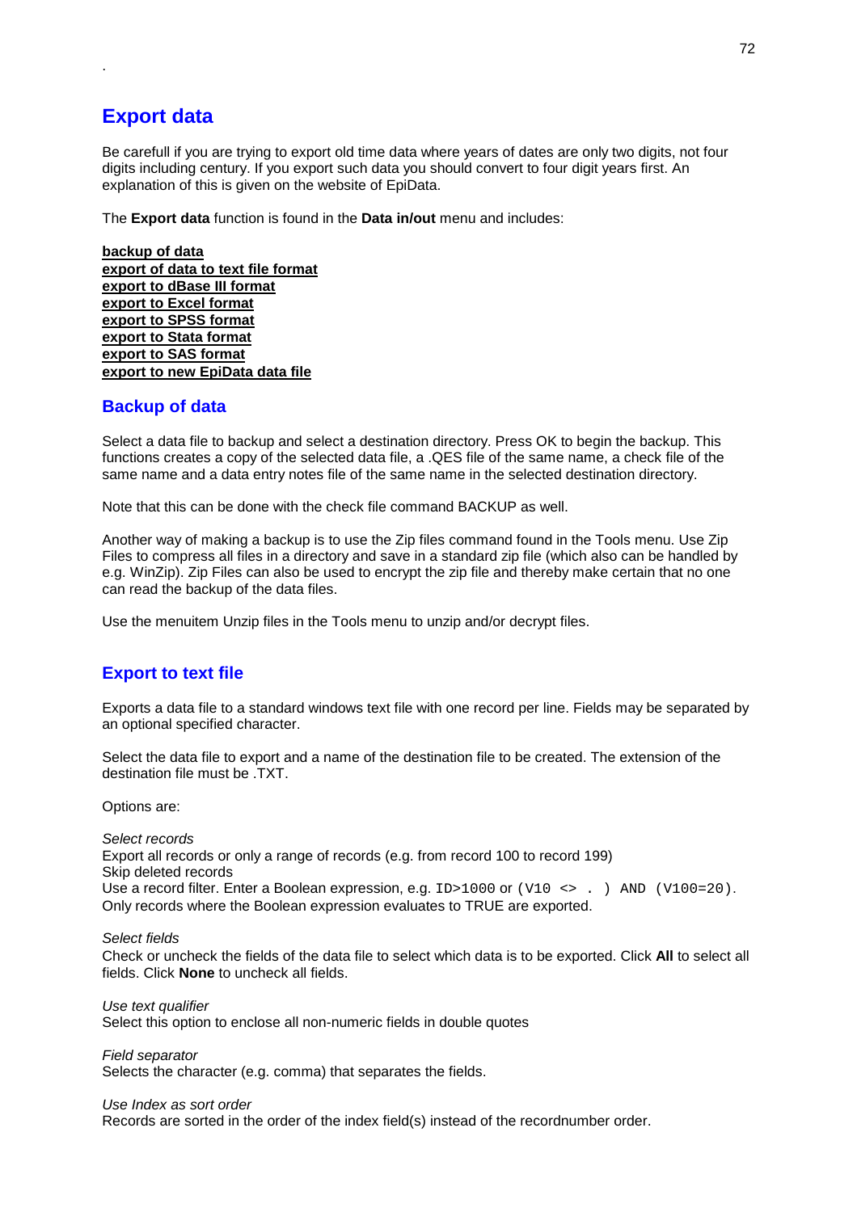## Export data

Be carefull if you are trying to export old time data where years of dates are only two digits, not four digits including century. If you export such data you should convert to four digit years first. An explanation of this is given on the website of EpiData.

The **Export data** function is found in the **Data in/out** menu and includes:

**backup of data**
**export of data to text file format**
**export to dBase III format**
**export to Excel format**
**export to SPSS format**
**export to Stata format**
**export to SAS format**
**export to new EpiData data file**

### Backup of data

Select a data file to backup and select a destination directory. Press OK to begin the backup. This functions creates a copy of the selected data file, a .QES file of the same name, a check file of the same name and a data entry notes file of the same name in the selected destination directory.

Note that this can be done with the check file command BACKUP as well.

Another way of making a backup is to use the Zip files command found in the Tools menu. Use Zip Files to compress all files in a directory and save in a standard zip file (which also can be handled by e.g. WinZip). Zip Files can also be used to encrypt the zip file and thereby make certain that no one can read the backup of the data files.

Use the menuitem Unzip files in the Tools menu to unzip and/or decrypt files.

### Export to text file

Exports a data file to a standard windows text file with one record per line. Fields may be separated by an optional specified character.

Select the data file to export and a name of the destination file to be created. The extension of the destination file must be .TXT.

Options are:

*Select records*
Export all records or only a range of records (e.g. from record 100 to record 199)
Skip deleted records
Use a record filter. Enter a Boolean expression, e.g. `ID>1000` or `(V10 <> . ) AND (V100=20)`. Only records where the Boolean expression evaluates to TRUE are exported.

*Select fields*
Check or uncheck the fields of the data file to select which data is to be exported. Click **All** to select all fields. Click **None** to uncheck all fields.

*Use text qualifier*
Select this option to enclose all non-numeric fields in double quotes

*Field separator*
Selects the character (e.g. comma) that separates the fields.

*Use Index as sort order*
Records are sorted in the order of the index field(s) instead of the recordnumber order.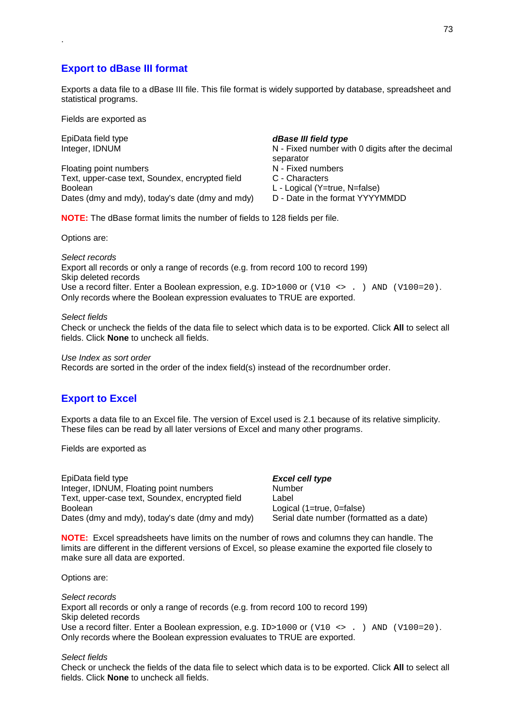## Export to dBase III format

Exports a data file to a dBase III file. This file format is widely supported by database, spreadsheet and statistical programs.

Fields are exported as

| EpiData field type | ***dBase III field type*** |
|---|---|
| Integer, IDNUM | N - Fixed number with 0 digits after the decimal separator |
| Floating point numbers | N - Fixed numbers |
| Text, upper-case text, Soundex, encrypted field | C - Characters |
| Boolean | L - Logical (Y=true, N=false) |
| Dates (dmy and mdy), today's date (dmy and mdy) | D - Date in the format YYYYMMDD |

**NOTE:** The dBase format limits the number of fields to 128 fields per file.

Options are:

*Select records*
Export all records or only a range of records (e.g. from record 100 to record 199)
Skip deleted records
Use a record filter. Enter a Boolean expression, e.g. `ID>1000` or `(V10 <> . ) AND (V100=20)`.
Only records where the Boolean expression evaluates to TRUE are exported.

*Select fields*
Check or uncheck the fields of the data file to select which data is to be exported. Click **All** to select all fields. Click **None** to uncheck all fields.

*Use Index as sort order*
Records are sorted in the order of the index field(s) instead of the recordnumber order.

## Export to Excel

Exports a data file to an Excel file. The version of Excel used is 2.1 because of its relative simplicity. These files can be read by all later versions of Excel and many other programs.

Fields are exported as

| EpiData field type | ***Excel cell type*** |
|---|---|
| Integer, IDNUM, Floating point numbers | Number |
| Text, upper-case text, Soundex, encrypted field | Label |
| Boolean | Logical (1=true, 0=false) |
| Dates (dmy and mdy), today's date (dmy and mdy) | Serial date number (formatted as a date) |

**NOTE:** Excel spreadsheets have limits on the number of rows and columns they can handle. The limits are different in the different versions of Excel, so please examine the exported file closely to make sure all data are exported.

Options are:

*Select records*
Export all records or only a range of records (e.g. from record 100 to record 199)
Skip deleted records
Use a record filter. Enter a Boolean expression, e.g. `ID>1000` or `(V10 <> . ) AND (V100=20)`.
Only records where the Boolean expression evaluates to TRUE are exported.

*Select fields*
Check or uncheck the fields of the data file to select which data is to be exported. Click **All** to select all fields. Click **None** to uncheck all fields.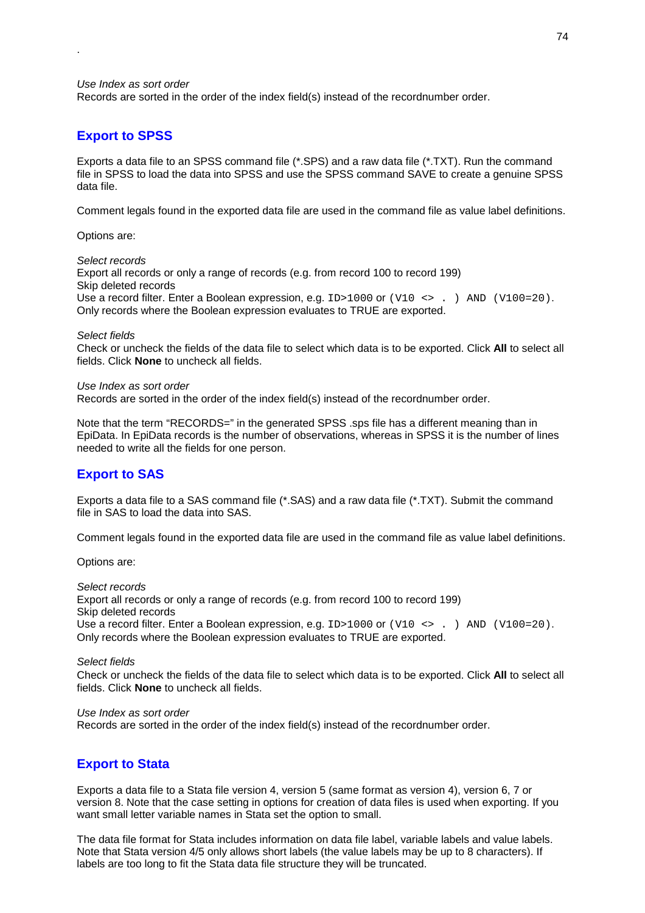.

*Use Index as sort order*
Records are sorted in the order of the index field(s) instead of the recordnumber order.

## Export to SPSS

Exports a data file to an SPSS command file (*.SPS) and a raw data file (*.TXT). Run the command file in SPSS to load the data into SPSS and use the SPSS command SAVE to create a genuine SPSS data file.

Comment legals found in the exported data file are used in the command file as value label definitions.

Options are:

*Select records*
Export all records or only a range of records (e.g. from record 100 to record 199)
Skip deleted records
Use a record filter. Enter a Boolean expression, e.g. `ID>1000` or `(V10 <> . ) AND (V100=20)`. Only records where the Boolean expression evaluates to TRUE are exported.

*Select fields*
Check or uncheck the fields of the data file to select which data is to be exported. Click **All** to select all fields. Click **None** to uncheck all fields.

*Use Index as sort order*
Records are sorted in the order of the index field(s) instead of the recordnumber order.

Note that the term “RECORDS=” in the generated SPSS .sps file has a different meaning than in EpiData. In EpiData records is the number of observations, whereas in SPSS it is the number of lines needed to write all the fields for one person.

## Export to SAS

Exports a data file to a SAS command file (*.SAS) and a raw data file (*.TXT). Submit the command file in SAS to load the data into SAS.

Comment legals found in the exported data file are used in the command file as value label definitions.

Options are:

*Select records*
Export all records or only a range of records (e.g. from record 100 to record 199)
Skip deleted records
Use a record filter. Enter a Boolean expression, e.g. `ID>1000` or `(V10 <> . ) AND (V100=20)`. Only records where the Boolean expression evaluates to TRUE are exported.

*Select fields*
Check or uncheck the fields of the data file to select which data is to be exported. Click **All** to select all fields. Click **None** to uncheck all fields.

*Use Index as sort order*
Records are sorted in the order of the index field(s) instead of the recordnumber order.

## Export to Stata

Exports a data file to a Stata file version 4, version 5 (same format as version 4), version 6, 7 or version 8. Note that the case setting in options for creation of data files is used when exporting. If you want small letter variable names in Stata set the option to small.

The data file format for Stata includes information on data file label, variable labels and value labels. Note that Stata version 4/5 only allows short labels (the value labels may be up to 8 characters). If labels are too long to fit the Stata data file structure they will be truncated.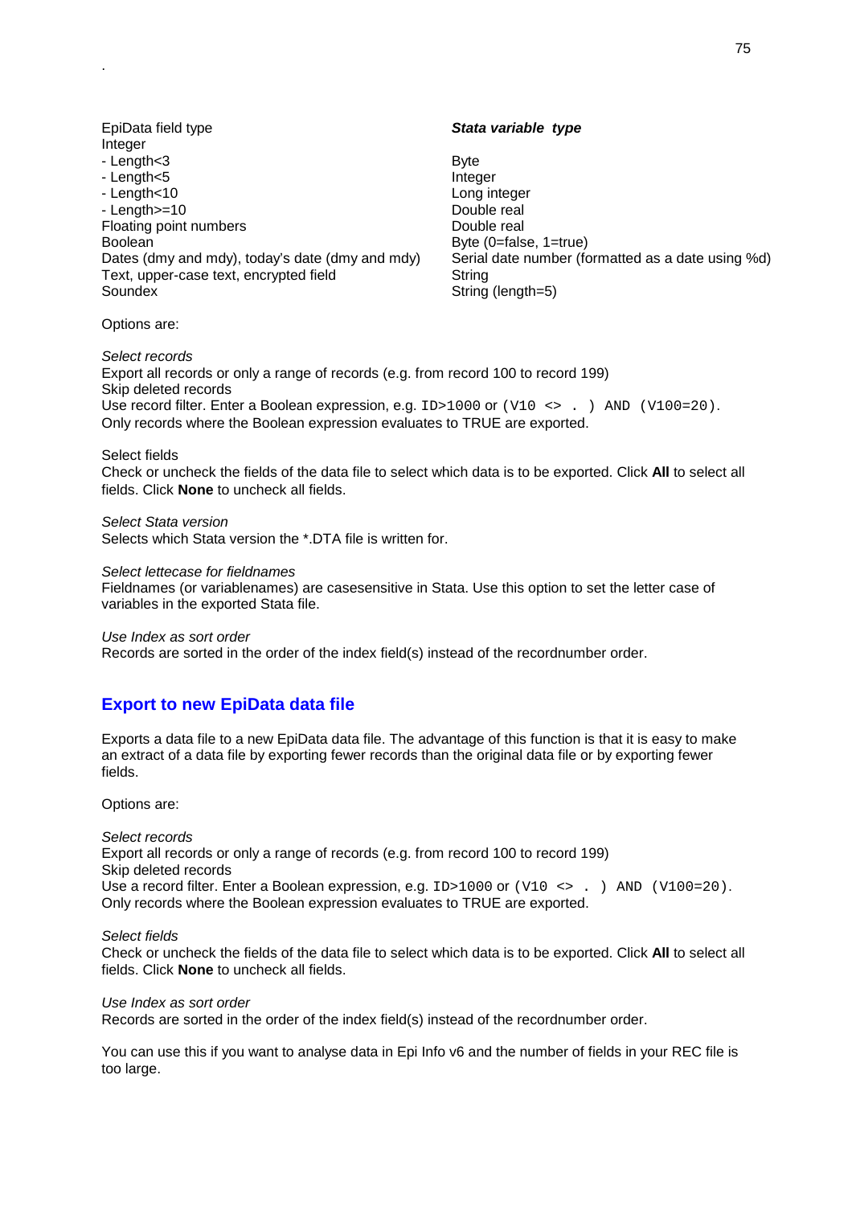| EpiData field type | *Stata variable type* |
|---|---|
| Integer | |
| - Length<3 | Byte |
| - Length<5 | Integer |
| - Length<10 | Long integer |
| - Length>=10 | Double real |
| Floating point numbers | Double real |
| Boolean | Byte (0=false, 1=true) |
| Dates (dmy and mdy), today's date (dmy and mdy) | Serial date number (formatted as a date using %d) |
| Text, upper-case text, encrypted field | String |
| Soundex | String (length=5) |

Options are:

*Select records*
Export all records or only a range of records (e.g. from record 100 to record 199)
Skip deleted records
Use record filter. Enter a Boolean expression, e.g. `ID>1000` or `(V10 <> . ) AND (V100=20)`.
Only records where the Boolean expression evaluates to TRUE are exported.

Select fields
Check or uncheck the fields of the data file to select which data is to be exported. Click **All** to select all fields. Click **None** to uncheck all fields.

*Select Stata version*
Selects which Stata version the *.DTA file is written for.

*Select lettecase for fieldnames*
Fieldnames (or variablenames) are casesensitive in Stata. Use this option to set the letter case of variables in the exported Stata file.

*Use Index as sort order*
Records are sorted in the order of the index field(s) instead of the recordnumber order.

## Export to new EpiData data file

Exports a data file to a new EpiData data file. The advantage of this function is that it is easy to make an extract of a data file by exporting fewer records than the original data file or by exporting fewer fields.

Options are:

*Select records*
Export all records or only a range of records (e.g. from record 100 to record 199)
Skip deleted records
Use a record filter. Enter a Boolean expression, e.g. `ID>1000` or `(V10 <> . ) AND (V100=20)`.
Only records where the Boolean expression evaluates to TRUE are exported.

*Select fields*
Check or uncheck the fields of the data file to select which data is to be exported. Click **All** to select all fields. Click **None** to uncheck all fields.

*Use Index as sort order*
Records are sorted in the order of the index field(s) instead of the recordnumber order.

You can use this if you want to analyse data in Epi Info v6 and the number of fields in your REC file is too large.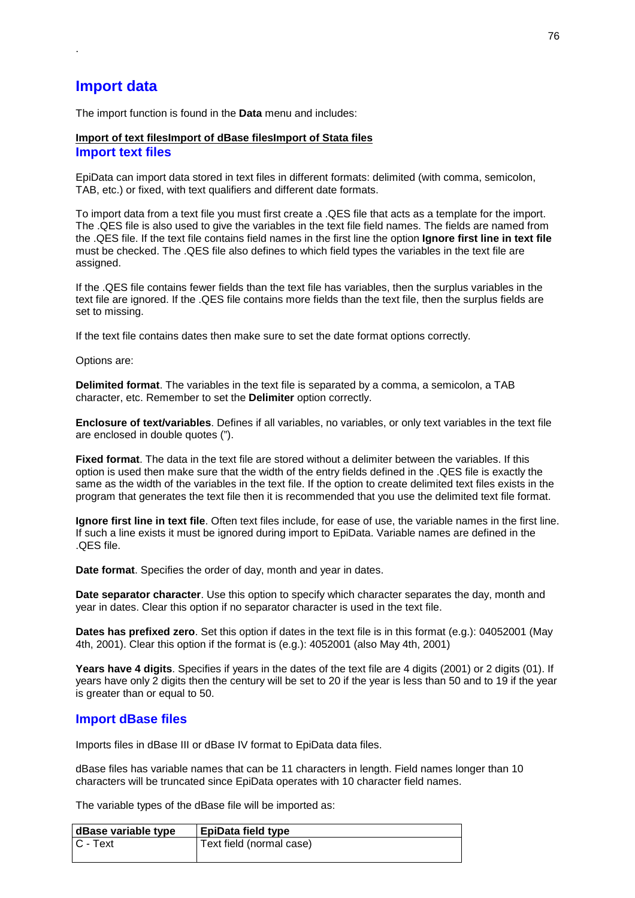.

# Import data

The import function is found in the **Data** menu and includes:

**Import of text filesImport of dBase filesImport of Stata files**

## Import text files

EpiData can import data stored in text files in different formats: delimited (with comma, semicolon, TAB, etc.) or fixed, with text qualifiers and different date formats.

To import data from a text file you must first create a .QES file that acts as a template for the import. The .QES file is also used to give the variables in the text file field names. The fields are named from the .QES file. If the text file contains field names in the first line the option **Ignore first line in text file** must be checked. The .QES file also defines to which field types the variables in the text file are assigned.

If the .QES file contains fewer fields than the text file has variables, then the surplus variables in the text file are ignored. If the .QES file contains more fields than the text file, then the surplus fields are set to missing.

If the text file contains dates then make sure to set the date format options correctly.

Options are:

**Delimited format**. The variables in the text file is separated by a comma, a semicolon, a TAB character, etc. Remember to set the **Delimiter** option correctly.

**Enclosure of text/variables**. Defines if all variables, no variables, or only text variables in the text file are enclosed in double quotes (").

**Fixed format**. The data in the text file are stored without a delimiter between the variables. If this option is used then make sure that the width of the entry fields defined in the .QES file is exactly the same as the width of the variables in the text file. If the option to create delimited text files exists in the program that generates the text file then it is recommended that you use the delimited text file format.

**Ignore first line in text file**. Often text files include, for ease of use, the variable names in the first line. If such a line exists it must be ignored during import to EpiData. Variable names are defined in the .QES file.

**Date format**. Specifies the order of day, month and year in dates.

**Date separator character**. Use this option to specify which character separates the day, month and year in dates. Clear this option if no separator character is used in the text file.

**Dates has prefixed zero**. Set this option if dates in the text file is in this format (e.g.): 04052001 (May 4th, 2001). Clear this option if the format is (e.g.): 4052001 (also May 4th, 2001)

**Years have 4 digits**. Specifies if years in the dates of the text file are 4 digits (2001) or 2 digits (01). If years have only 2 digits then the century will be set to 20 if the year is less than 50 and to 19 if the year is greater than or equal to 50.

## Import dBase files

Imports files in dBase III or dBase IV format to EpiData data files.

dBase files has variable names that can be 11 characters in length. Field names longer than 10 characters will be truncated since EpiData operates with 10 character field names.

The variable types of the dBase file will be imported as:

| dBase variable type | EpiData field type |
|---|---|
| C - Text | Text field (normal case) |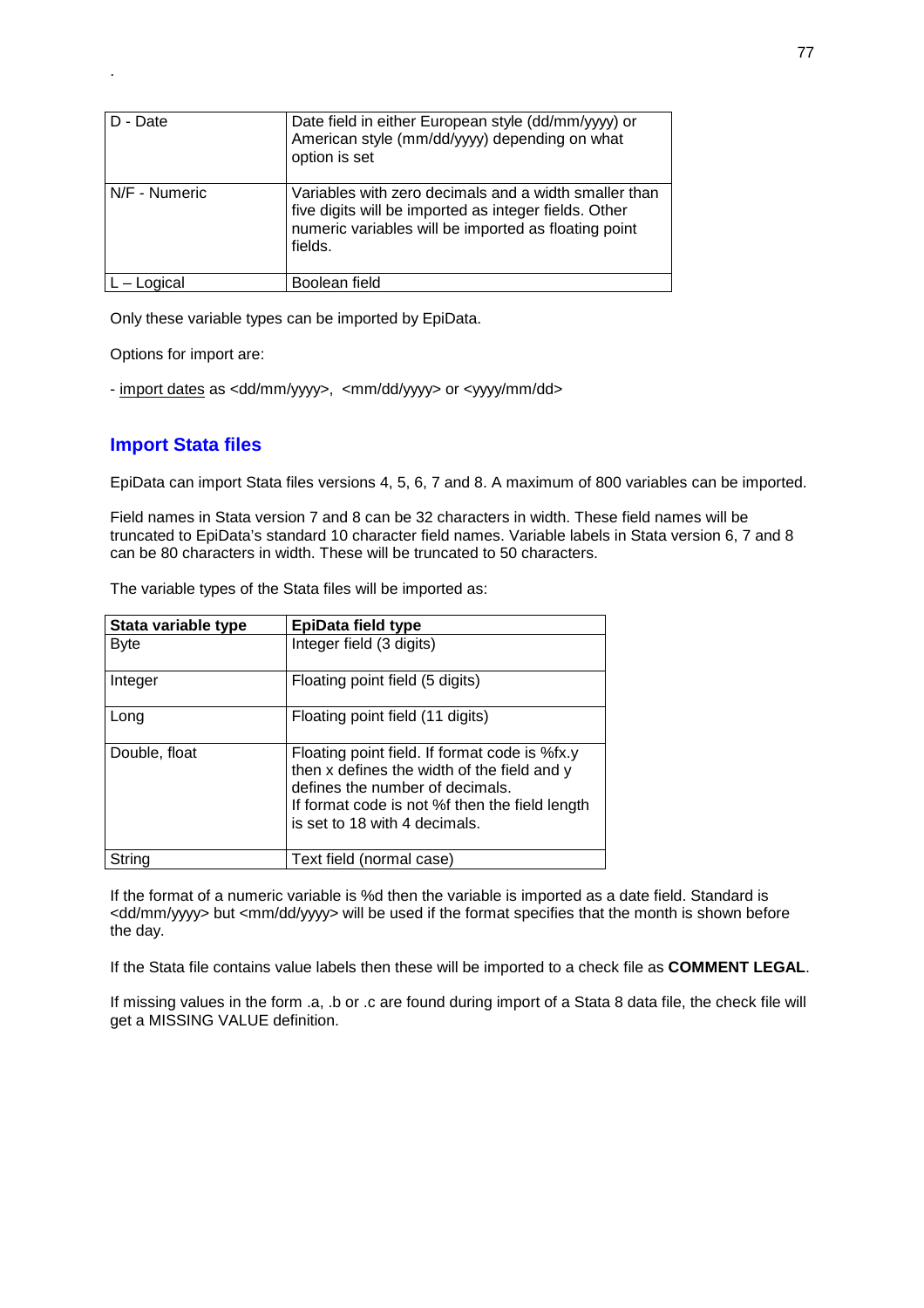| | |
|---|---|
| D - Date | Date field in either European style (dd/mm/yyyy) or American style (mm/dd/yyyy) depending on what option is set |
| N/F - Numeric | Variables with zero decimals and a width smaller than five digits will be imported as integer fields. Other numeric variables will be imported as floating point fields. |
| L – Logical | Boolean field |

Only these variable types can be imported by EpiData.

Options for import are:

- import dates as <dd/mm/yyyy>, <mm/dd/yyyy> or <yyyy/mm/dd>

## Import Stata files

EpiData can import Stata files versions 4, 5, 6, 7 and 8. A maximum of 800 variables can be imported.

Field names in Stata version 7 and 8 can be 32 characters in width. These field names will be truncated to EpiData's standard 10 character field names. Variable labels in Stata version 6, 7 and 8 can be 80 characters in width. These will be truncated to 50 characters.

The variable types of the Stata files will be imported as:

| Stata variable type | EpiData field type |
|---|---|
| Byte | Integer field (3 digits) |
| Integer | Floating point field (5 digits) |
| Long | Floating point field (11 digits) |
| Double, float | Floating point field. If format code is %fx.y then x defines the width of the field and y defines the number of decimals.<br>If format code is not %f then the field length is set to 18 with 4 decimals. |
| String | Text field (normal case) |

If the format of a numeric variable is %d then the variable is imported as a date field. Standard is <dd/mm/yyyy> but <mm/dd/yyyy> will be used if the format specifies that the month is shown before the day.

If the Stata file contains value labels then these will be imported to a check file as **COMMENT LEGAL**.

If missing values in the form .a, .b or .c are found during import of a Stata 8 data file, the check file will get a MISSING VALUE definition.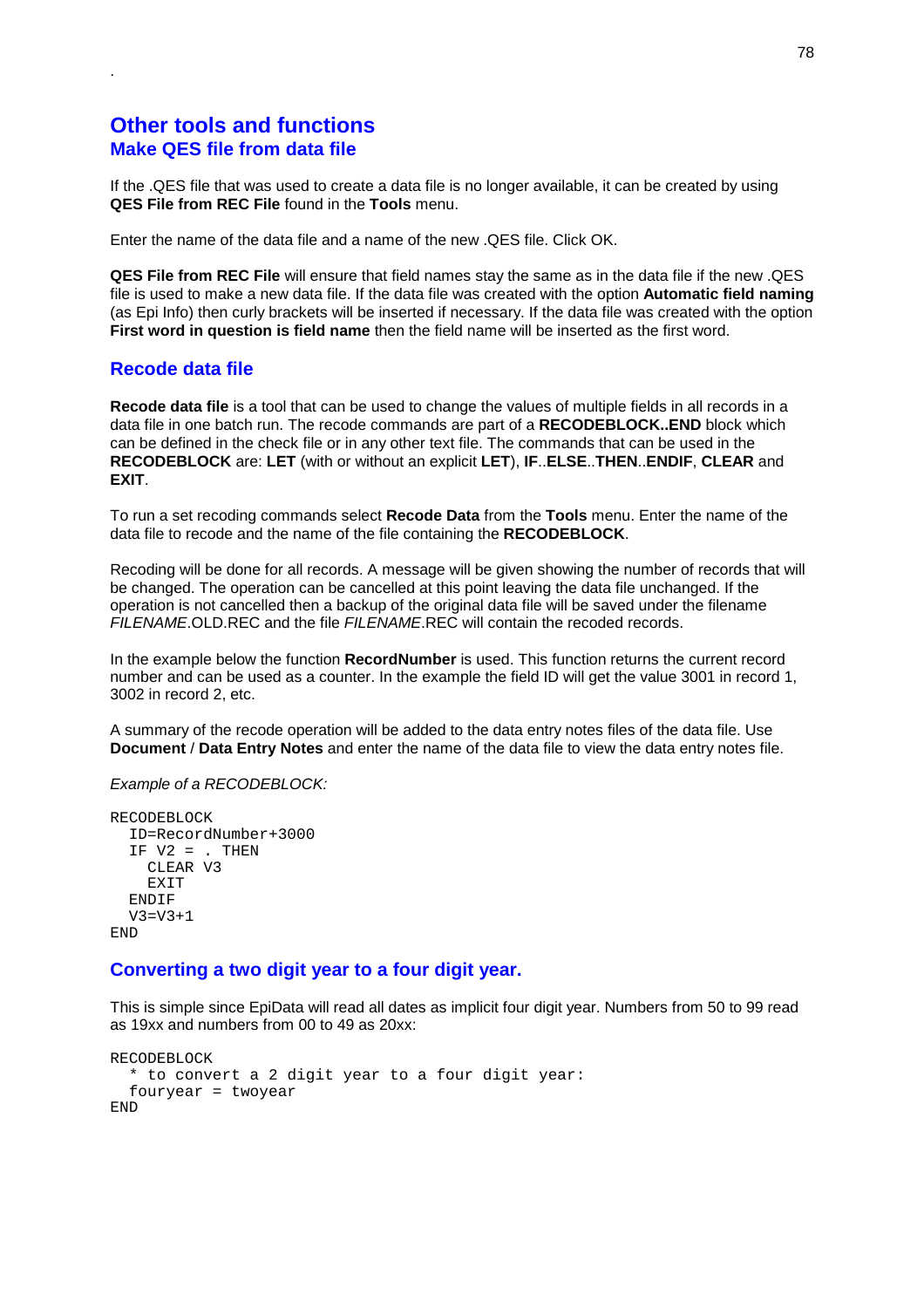# Other tools and functions

## Make QES file from data file

If the .QES file that was used to create a data file is no longer available, it can be created by using **QES File from REC File** found in the **Tools** menu.

Enter the name of the data file and a name of the new .QES file. Click OK.

**QES File from REC File** will ensure that field names stay the same as in the data file if the new .QES file is used to make a new data file. If the data file was created with the option **Automatic field naming** (as Epi Info) then curly brackets will be inserted if necessary. If the data file was created with the option **First word in question is field name** then the field name will be inserted as the first word.

## Recode data file

**Recode data file** is a tool that can be used to change the values of multiple fields in all records in a data file in one batch run. The recode commands are part of a **RECODEBLOCK..END** block which can be defined in the check file or in any other text file. The commands that can be used in the **RECODEBLOCK** are: **LET** (with or without an explicit **LET**), **IF**..**ELSE**..**THEN**..**ENDIF**, **CLEAR** and **EXIT**.

To run a set recoding commands select **Recode Data** from the **Tools** menu. Enter the name of the data file to recode and the name of the file containing the **RECODEBLOCK**.

Recoding will be done for all records. A message will be given showing the number of records that will be changed. The operation can be cancelled at this point leaving the data file unchanged. If the operation is not cancelled then a backup of the original data file will be saved under the filename *FILENAME*.OLD.REC and the file *FILENAME*.REC will contain the recoded records.

In the example below the function **RecordNumber** is used. This function returns the current record number and can be used as a counter. In the example the field ID will get the value 3001 in record 1, 3002 in record 2, etc.

A summary of the recode operation will be added to the data entry notes files of the data file. Use **Document** / **Data Entry Notes** and enter the name of the data file to view the data entry notes file.

*Example of a RECODEBLOCK:*

```
RECODEBLOCK
  ID=RecordNumber+3000
  IF V2 = . THEN
    CLEAR V3
    EXIT
  ENDIF
  V3=V3+1
END
```

## Converting a two digit year to a four digit year.

This is simple since EpiData will read all dates as implicit four digit year. Numbers from 50 to 99 read as 19xx and numbers from 00 to 49 as 20xx:

```
RECODEBLOCK
  * to convert a 2 digit year to a four digit year:
  fouryear = twoyear
END
```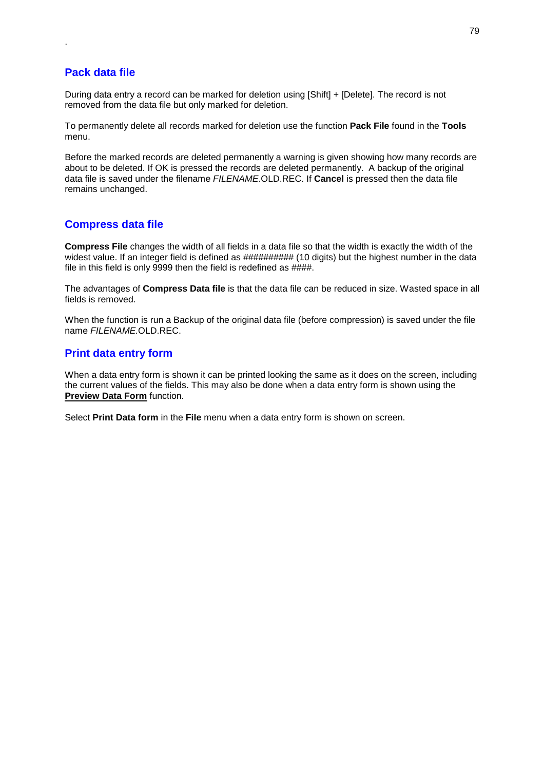## Pack data file

During data entry a record can be marked for deletion using [Shift] + [Delete]. The record is not removed from the data file but only marked for deletion.

To permanently delete all records marked for deletion use the function **Pack File** found in the **Tools** menu.

Before the marked records are deleted permanently a warning is given showing how many records are about to be deleted. If OK is pressed the records are deleted permanently. A backup of the original data file is saved under the filename *FILENAME*.OLD.REC. If **Cancel** is pressed then the data file remains unchanged.

## Compress data file

**Compress File** changes the width of all fields in a data file so that the width is exactly the width of the widest value. If an integer field is defined as ########## (10 digits) but the highest number in the data file in this field is only 9999 then the field is redefined as ####.

The advantages of **Compress Data file** is that the data file can be reduced in size. Wasted space in all fields is removed.

When the function is run a Backup of the original data file (before compression) is saved under the file name *FILENAME*.OLD.REC.

## Print data entry form

When a data entry form is shown it can be printed looking the same as it does on the screen, including the current values of the fields. This may also be done when a data entry form is shown using the **Preview Data Form** function.

Select **Print Data form** in the **File** menu when a data entry form is shown on screen.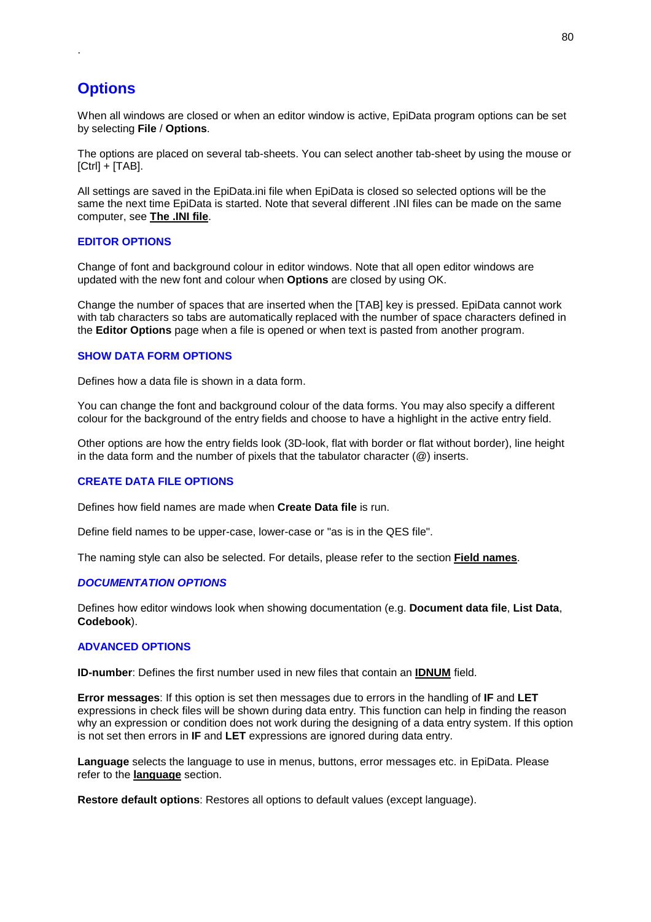## Options

When all windows are closed or when an editor window is active, EpiData program options can be set by selecting **File** / **Options**.

The options are placed on several tab-sheets. You can select another tab-sheet by using the mouse or [Ctrl] + [TAB].

All settings are saved in the EpiData.ini file when EpiData is closed so selected options will be the same the next time EpiData is started. Note that several different .INI files can be made on the same computer, see **The .INI file**.

### EDITOR OPTIONS

Change of font and background colour in editor windows. Note that all open editor windows are updated with the new font and colour when **Options** are closed by using OK.

Change the number of spaces that are inserted when the [TAB] key is pressed. EpiData cannot work with tab characters so tabs are automatically replaced with the number of space characters defined in the **Editor Options** page when a file is opened or when text is pasted from another program.

### SHOW DATA FORM OPTIONS

Defines how a data file is shown in a data form.

You can change the font and background colour of the data forms. You may also specify a different colour for the background of the entry fields and choose to have a highlight in the active entry field.

Other options are how the entry fields look (3D-look, flat with border or flat without border), line height in the data form and the number of pixels that the tabulator character (@) inserts.

### CREATE DATA FILE OPTIONS

Defines how field names are made when **Create Data file** is run.

Define field names to be upper-case, lower-case or "as is in the QES file".

The naming style can also be selected. For details, please refer to the section **Field names**.

### *DOCUMENTATION OPTIONS*

Defines how editor windows look when showing documentation (e.g. **Document data file**, **List Data**, **Codebook**).

### ADVANCED OPTIONS

**ID-number**: Defines the first number used in new files that contain an **IDNUM** field.

**Error messages**: If this option is set then messages due to errors in the handling of **IF** and **LET** expressions in check files will be shown during data entry. This function can help in finding the reason why an expression or condition does not work during the designing of a data entry system. If this option is not set then errors in **IF** and **LET** expressions are ignored during data entry.

**Language** selects the language to use in menus, buttons, error messages etc. in EpiData. Please refer to the **language** section.

**Restore default options**: Restores all options to default values (except language).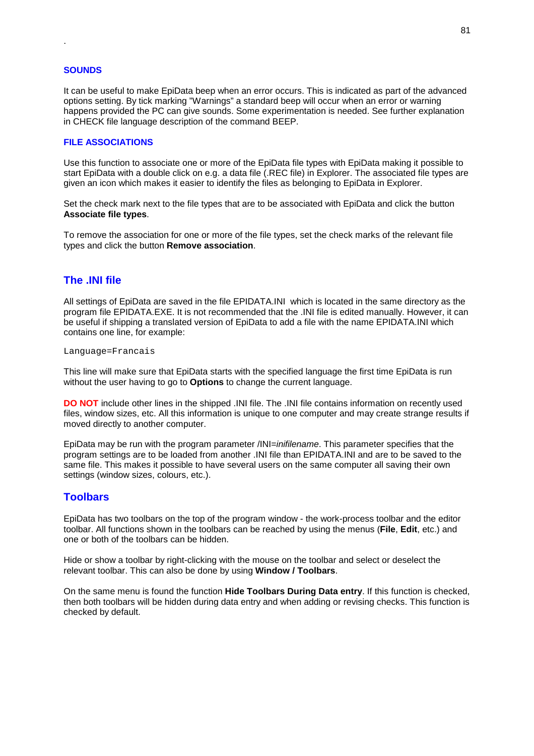.

### SOUNDS

It can be useful to make EpiData beep when an error occurs. This is indicated as part of the advanced options setting. By tick marking "Warnings" a standard beep will occur when an error or warning happens provided the PC can give sounds. Some experimentation is needed. See further explanation in CHECK file language description of the command BEEP.

### FILE ASSOCIATIONS

Use this function to associate one or more of the EpiData file types with EpiData making it possible to start EpiData with a double click on e.g. a data file (.REC file) in Explorer. The associated file types are given an icon which makes it easier to identify the files as belonging to EpiData in Explorer.

Set the check mark next to the file types that are to be associated with EpiData and click the button **Associate file types**.

To remove the association for one or more of the file types, set the check marks of the relevant file types and click the button **Remove association**.

## The .INI file

All settings of EpiData are saved in the file EPIDATA.INI which is located in the same directory as the program file EPIDATA.EXE. It is not recommended that the .INI file is edited manually. However, it can be useful if shipping a translated version of EpiData to add a file with the name EPIDATA.INI which contains one line, for example:

```
Language=Francais
```

This line will make sure that EpiData starts with the specified language the first time EpiData is run without the user having to go to **Options** to change the current language.

**DO NOT** include other lines in the shipped .INI file. The .INI file contains information on recently used files, window sizes, etc. All this information is unique to one computer and may create strange results if moved directly to another computer.

EpiData may be run with the program parameter /INI=*inifilename*. This parameter specifies that the program settings are to be loaded from another .INI file than EPIDATA.INI and are to be saved to the same file. This makes it possible to have several users on the same computer all saving their own settings (window sizes, colours, etc.).

## Toolbars

EpiData has two toolbars on the top of the program window - the work-process toolbar and the editor toolbar. All functions shown in the toolbars can be reached by using the menus (**File**, **Edit**, etc.) and one or both of the toolbars can be hidden.

Hide or show a toolbar by right-clicking with the mouse on the toolbar and select or deselect the relevant toolbar. This can also be done by using **Window / Toolbars**.

On the same menu is found the function **Hide Toolbars During Data entry**. If this function is checked, then both toolbars will be hidden during data entry and when adding or revising checks. This function is checked by default.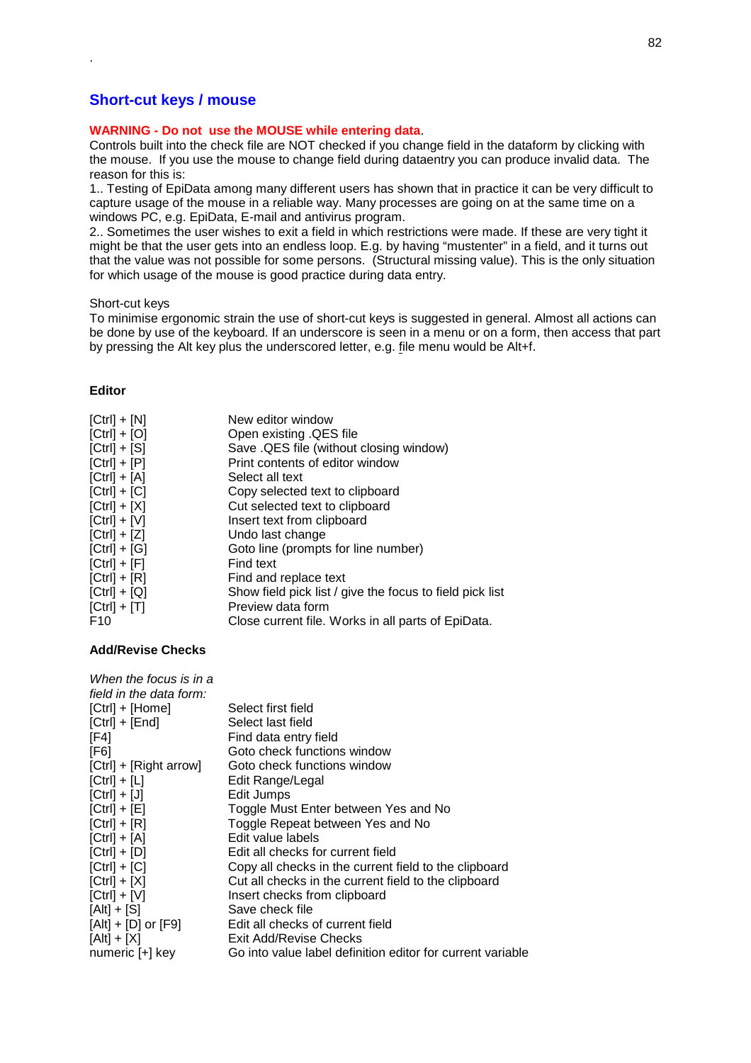.

## Short-cut keys / mouse

**WARNING - Do not use the MOUSE while entering data**.
Controls built into the check file are NOT checked if you change field in the dataform by clicking with the mouse. If you use the mouse to change field during dataentry you can produce invalid data. The reason for this is:

1.. Testing of EpiData among many different users has shown that in practice it can be very difficult to capture usage of the mouse in a reliable way. Many processes are going on at the same time on a windows PC, e.g. EpiData, E-mail and antivirus program.

2.. Sometimes the user wishes to exit a field in which restrictions were made. If these are very tight it might be that the user gets into an endless loop. E.g. by having "mustenter" in a field, and it turns out that the value was not possible for some persons. (Structural missing value). This is the only situation for which usage of the mouse is good practice during data entry.

Short-cut keys

To minimise ergonomic strain the use of short-cut keys is suggested in general. Almost all actions can be done by use of the keyboard. If an underscore is seen in a menu or on a form, then access that part by pressing the Alt key plus the underscored letter, e.g. file menu would be Alt+f.

### Editor

| | |
|---|---|
| [Ctrl] + [N] | New editor window |
| [Ctrl] + [O] | Open existing .QES file |
| [Ctrl] + [S] | Save .QES file (without closing window) |
| [Ctrl] + [P] | Print contents of editor window |
| [Ctrl] + [A] | Select all text |
| [Ctrl] + [C] | Copy selected text to clipboard |
| [Ctrl] + [X] | Cut selected text to clipboard |
| [Ctrl] + [V] | Insert text from clipboard |
| [Ctrl] + [Z] | Undo last change |
| [Ctrl] + [G] | Goto line (prompts for line number) |
| [Ctrl] + [F] | Find text |
| [Ctrl] + [R] | Find and replace text |
| [Ctrl] + [Q] | Show field pick list / give the focus to field pick list |
| [Ctrl] + [T] | Preview data form |
| F10 | Close current file. Works in all parts of EpiData. |

### Add/Revise Checks

*When the focus is in a field in the data form:*

| | |
|---|---|
| [Ctrl] + [Home] | Select first field |
| [Ctrl] + [End] | Select last field |
| [F4] | Find data entry field |
| [F6] | Goto check functions window |
| [Ctrl] + [Right arrow] | Goto check functions window |
| [Ctrl] + [L] | Edit Range/Legal |
| [Ctrl] + [J] | Edit Jumps |
| [Ctrl] + [E] | Toggle Must Enter between Yes and No |
| [Ctrl] + [R] | Toggle Repeat between Yes and No |
| [Ctrl] + [A] | Edit value labels |
| [Ctrl] + [D] | Edit all checks for current field |
| [Ctrl] + [C] | Copy all checks in the current field to the clipboard |
| [Ctrl] + [X] | Cut all checks in the current field to the clipboard |
| [Ctrl] + [V] | Insert checks from clipboard |
| [Alt] + [S] | Save check file |
| [Alt] + [D] or [F9] | Edit all checks of current field |
| [Alt] + [X] | Exit Add/Revise Checks |
| numeric [+] key | Go into value label definition editor for current variable |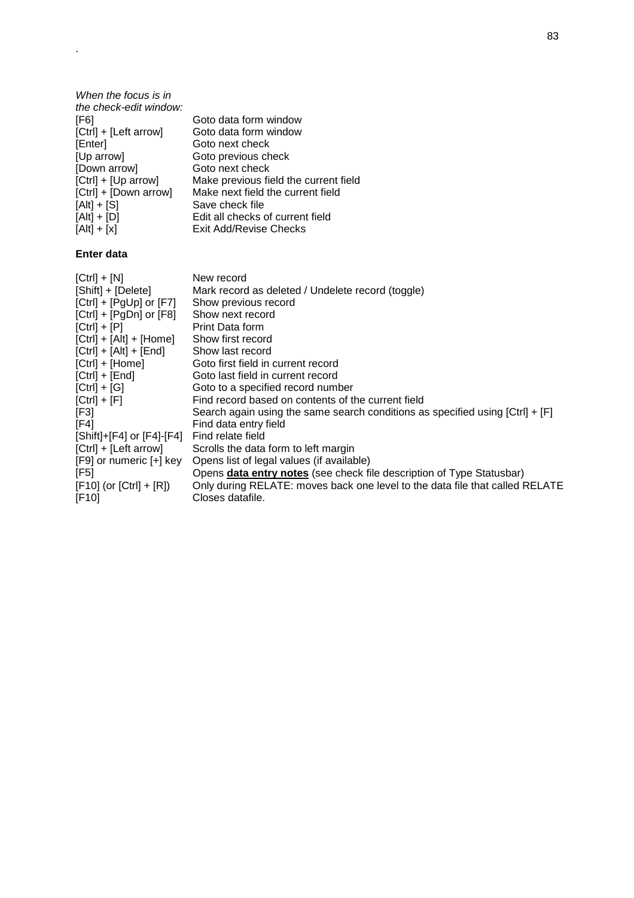*When the focus is in the check-edit window:*

| | |
|---|---|
| [F6] | Goto data form window |
| [Ctrl] + [Left arrow] | Goto data form window |
| [Enter] | Goto next check |
| [Up arrow] | Goto previous check |
| [Down arrow] | Goto next check |
| [Ctrl] + [Up arrow] | Make previous field the current field |
| [Ctrl] + [Down arrow] | Make next field the current field |
| [Alt] + [S] | Save check file |
| [Alt] + [D] | Edit all checks of current field |
| [Alt] + [x] | Exit Add/Revise Checks |

**Enter data**

| | |
|---|---|
| [Ctrl] + [N] | New record |
| [Shift] + [Delete] | Mark record as deleted / Undelete record (toggle) |
| [Ctrl] + [PgUp] or [F7] | Show previous record |
| [Ctrl] + [PgDn] or [F8] | Show next record |
| [Ctrl] + [P] | Print Data form |
| [Ctrl] + [Alt] + [Home] | Show first record |
| [Ctrl] + [Alt] + [End] | Show last record |
| [Ctrl] + [Home] | Goto first field in current record |
| [Ctrl] + [End] | Goto last field in current record |
| [Ctrl] + [G] | Goto to a specified record number |
| [Ctrl] + [F] | Find record based on contents of the current field |
| [F3] | Search again using the same search conditions as specified using [Ctrl] + [F] |
| [F4] | Find data entry field |
| [Shift]+[F4] or [F4]-[F4] | Find relate field |
| [Ctrl] + [Left arrow] | Scrolls the data form to left margin |
| [F9] or numeric [+] key | Opens list of legal values (if available) |
| [F5] | Opens **data entry notes** (see check file description of Type Statusbar) |
| [F10] (or [Ctrl] + [R]) | Only during RELATE: moves back one level to the data file that called RELATE |
| [F10] | Closes datafile. |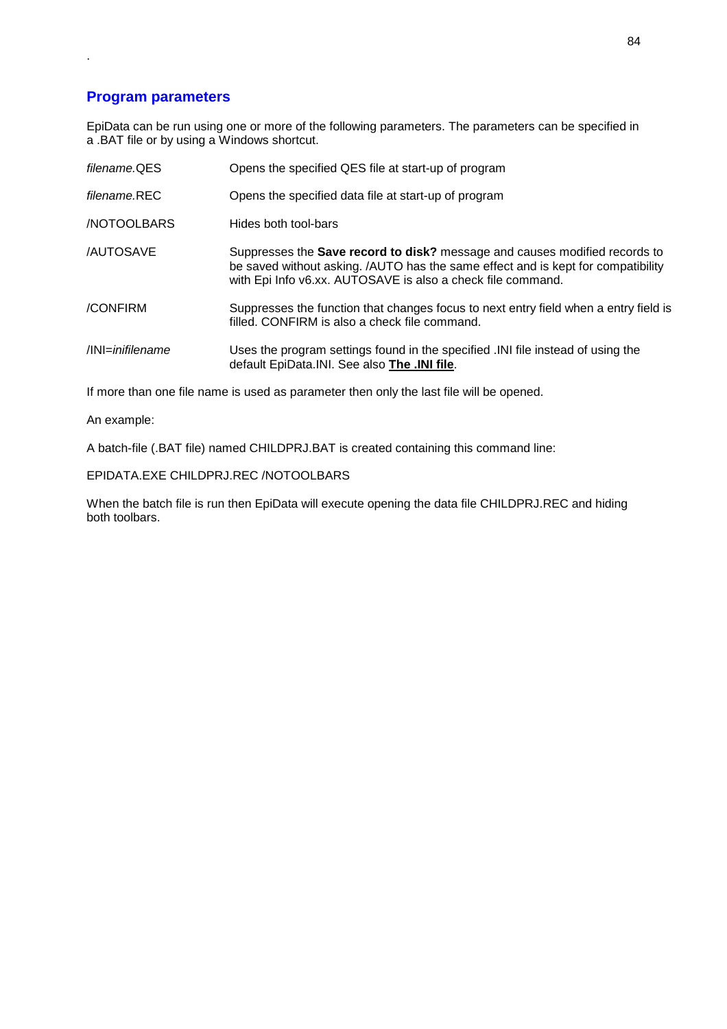## Program parameters

EpiData can be run using one or more of the following parameters. The parameters can be specified in a .BAT file or by using a Windows shortcut.

| | |
|---|---|
| *filename*.QES | Opens the specified QES file at start-up of program |
| *filename*.REC | Opens the specified data file at start-up of program |
| /NOTOOLBARS | Hides both tool-bars |
| /AUTOSAVE | Suppresses the **Save record to disk?** message and causes modified records to be saved without asking. /AUTO has the same effect and is kept for compatibility with Epi Info v6.xx. AUTOSAVE is also a check file command. |
| /CONFIRM | Suppresses the function that changes focus to next entry field when a entry field is filled. CONFIRM is also a check file command. |
| /INI=*inifilename* | Uses the program settings found in the specified .INI file instead of using the default EpiData.INI. See also **The .INI file**. |

If more than one file name is used as parameter then only the last file will be opened.

An example:

A batch-file (.BAT file) named CHILDPRJ.BAT is created containing this command line:

EPIDATA.EXE CHILDPRJ.REC /NOTOOLBARS

When the batch file is run then EpiData will execute opening the data file CHILDPRJ.REC and hiding both toolbars.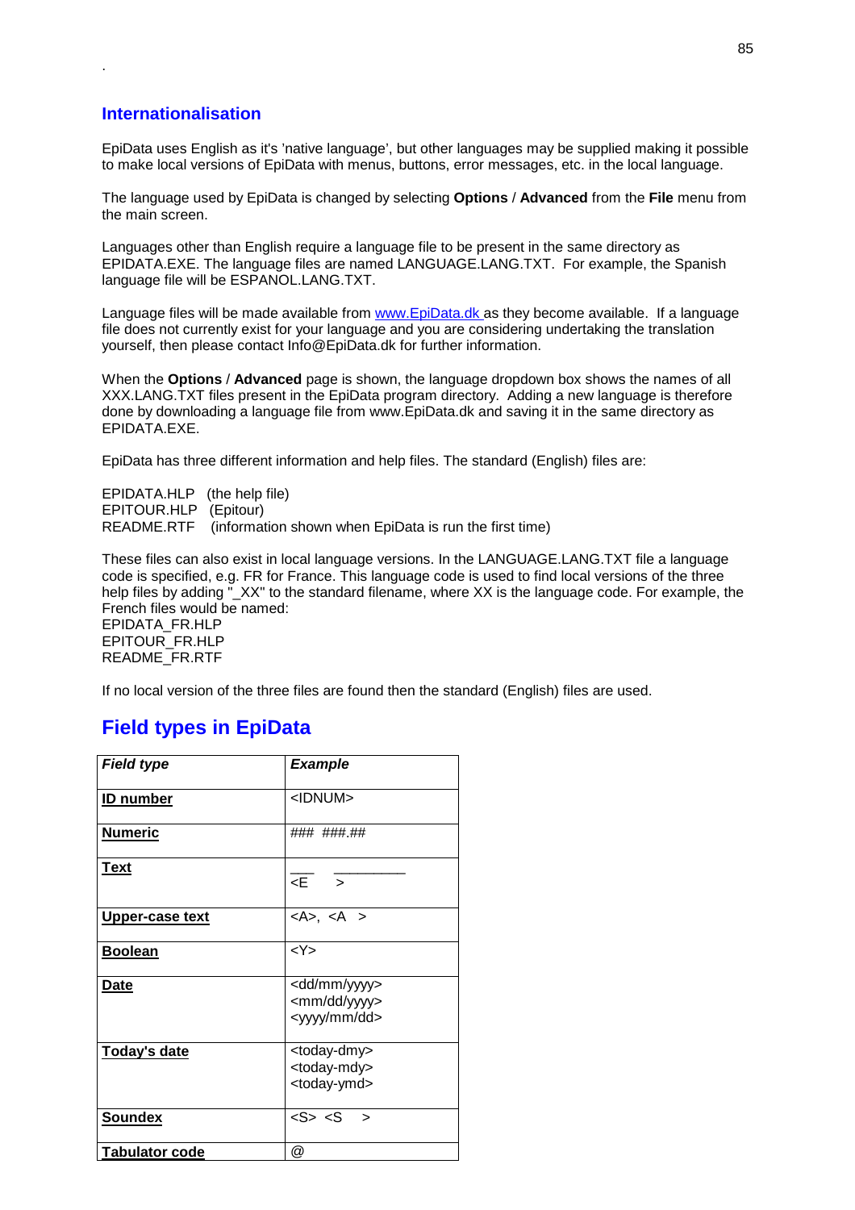## Internationalisation

EpiData uses English as it's 'native language', but other languages may be supplied making it possible to make local versions of EpiData with menus, buttons, error messages, etc. in the local language.

The language used by EpiData is changed by selecting **Options** / **Advanced** from the **File** menu from the main screen.

Languages other than English require a language file to be present in the same directory as EPIDATA.EXE. The language files are named LANGUAGE.LANG.TXT. For example, the Spanish language file will be ESPANOL.LANG.TXT.

Language files will be made available from [www.EpiData.dk](http://www.EpiData.dk) as they become available. If a language file does not currently exist for your language and you are considering undertaking the translation yourself, then please contact Info@EpiData.dk for further information.

When the **Options** / **Advanced** page is shown, the language dropdown box shows the names of all XXX.LANG.TXT files present in the EpiData program directory. Adding a new language is therefore done by downloading a language file from www.EpiData.dk and saving it in the same directory as EPIDATA.EXE.

EpiData has three different information and help files. The standard (English) files are:

EPIDATA.HLP (the help file)
EPITOUR.HLP (Epitour)
README.RTF (information shown when EpiData is run the first time)

These files can also exist in local language versions. In the LANGUAGE.LANG.TXT file a language code is specified, e.g. FR for France. This language code is used to find local versions of the three help files by adding "_XX" to the standard filename, where XX is the language code. For example, the French files would be named:
EPIDATA_FR.HLP
EPITOUR_FR.HLP
README_FR.RTF

If no local version of the three files are found then the standard (English) files are used.

# Field types in EpiData

| ***Field type*** | ***Example*** |
|---|---|
| **ID number** | <IDNUM> |
| **Numeric** | ### ###.## |
| **Text** | ___ _________ <E > |
| **Upper-case text** | <A>, <A > |
| **Boolean** | <Y> |
| **Date** | <dd/mm/yyyy> <mm/dd/yyyy> <yyyy/mm/dd> |
| **Today's date** | <today-dmy> <today-mdy> <today-ymd> |
| **Soundex** | <S> <S > |
| **Tabulator code** | @ |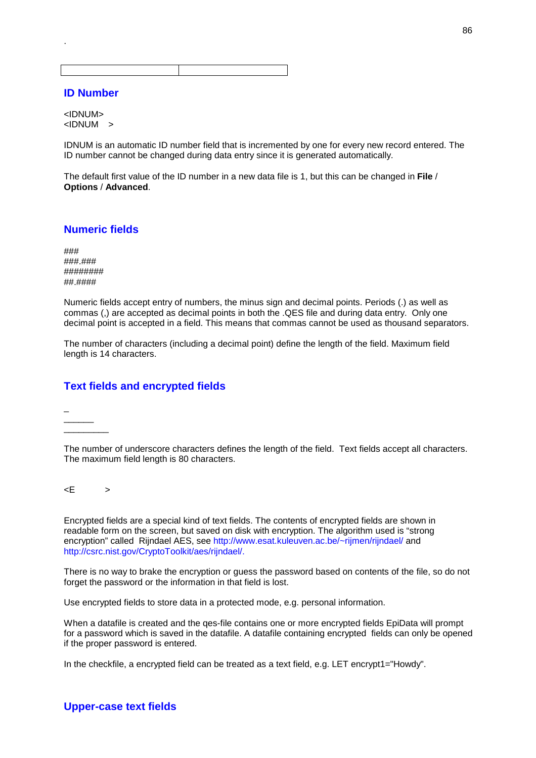.

| | |
|---|---|

## ID Number

<IDNUM>
<IDNUM    >

IDNUM is an automatic ID number field that is incremented by one for every new record entered. The ID number cannot be changed during data entry since it is generated automatically.

The default first value of the ID number in a new data file is 1, but this can be changed in **File** / **Options** / **Advanced**.

## Numeric fields

###
###.###
########
##.####

Numeric fields accept entry of numbers, the minus sign and decimal points. Periods (.) as well as commas (,) are accepted as decimal points in both the .QES file and during data entry. Only one decimal point is accepted in a field. This means that commas cannot be used as thousand separators.

The number of characters (including a decimal point) define the length of the field. Maximum field length is 14 characters.

## Text fields and encrypted fields

_
______
_________

The number of underscore characters defines the length of the field. Text fields accept all characters. The maximum field length is 80 characters.

<E          >

Encrypted fields are a special kind of text fields. The contents of encrypted fields are shown in readable form on the screen, but saved on disk with encryption. The algorithm used is "strong encryption" called Rijndael AES, see http://www.esat.kuleuven.ac.be/~rijmen/rijndael/ and http://csrc.nist.gov/CryptoToolkit/aes/rijndael/.

There is no way to brake the encryption or guess the password based on contents of the file, so do not forget the password or the information in that field is lost.

Use encrypted fields to store data in a protected mode, e.g. personal information.

When a datafile is created and the qes-file contains one or more encrypted fields EpiData will prompt for a password which is saved in the datafile. A datafile containing encrypted fields can only be opened if the proper password is entered.

In the checkfile, a encrypted field can be treated as a text field, e.g. LET encrypt1="Howdy".

## Upper-case text fields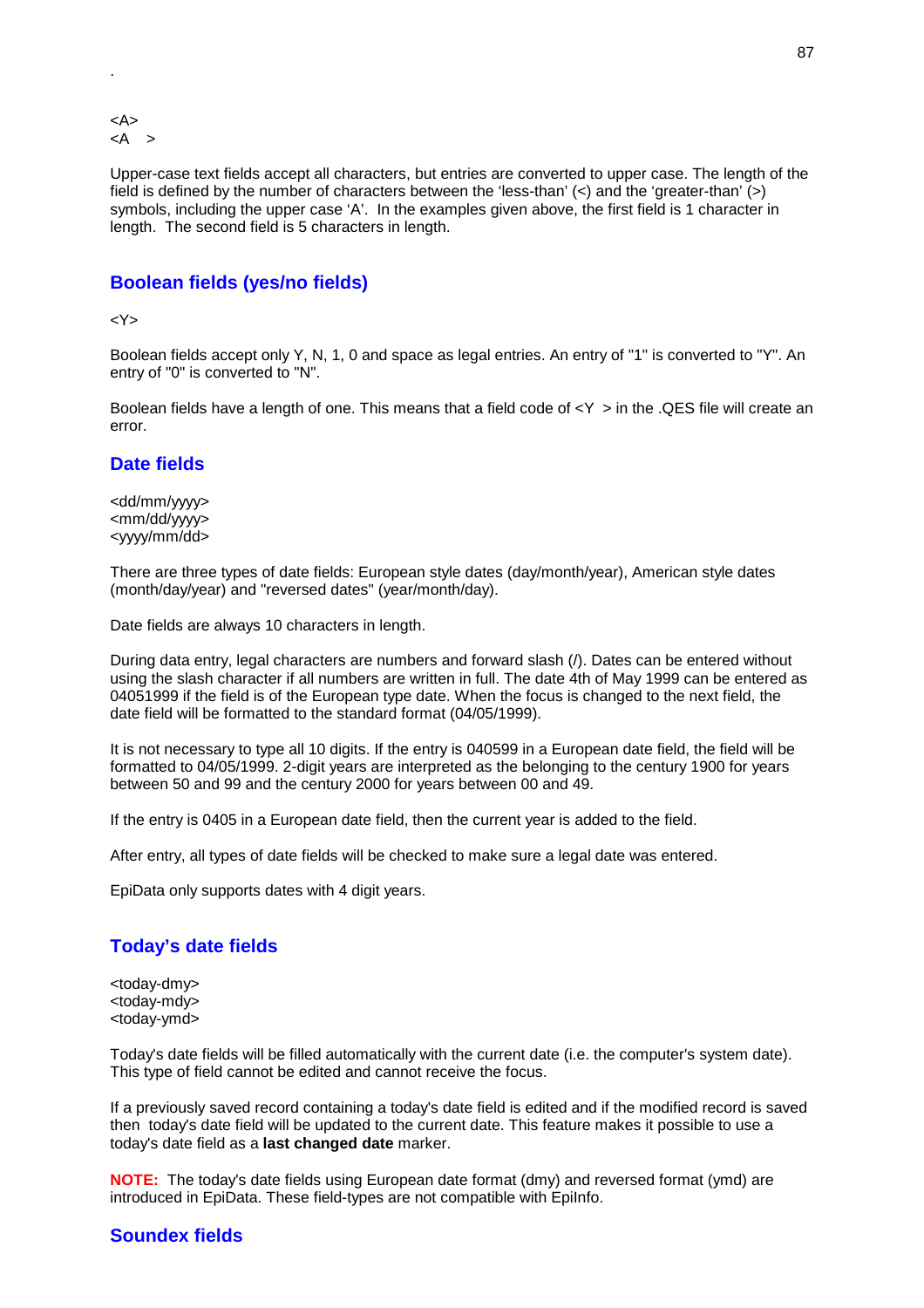.

<A>
<A    >

Upper-case text fields accept all characters, but entries are converted to upper case. The length of the field is defined by the number of characters between the 'less-than' (<) and the 'greater-than' (>) symbols, including the upper case 'A'. In the examples given above, the first field is 1 character in length. The second field is 5 characters in length.

## Boolean fields (yes/no fields)

<Y>

Boolean fields accept only Y, N, 1, 0 and space as legal entries. An entry of "1" is converted to "Y". An entry of "0" is converted to "N".

Boolean fields have a length of one. This means that a field code of <Y  > in the .QES file will create an error.

## Date fields

<dd/mm/yyyy>
<mm/dd/yyyy>
<yyyy/mm/dd>

There are three types of date fields: European style dates (day/month/year), American style dates (month/day/year) and "reversed dates" (year/month/day).

Date fields are always 10 characters in length.

During data entry, legal characters are numbers and forward slash (/). Dates can be entered without using the slash character if all numbers are written in full. The date 4th of May 1999 can be entered as 04051999 if the field is of the European type date. When the focus is changed to the next field, the date field will be formatted to the standard format (04/05/1999).

It is not necessary to type all 10 digits. If the entry is 040599 in a European date field, the field will be formatted to 04/05/1999. 2-digit years are interpreted as the belonging to the century 1900 for years between 50 and 99 and the century 2000 for years between 00 and 49.

If the entry is 0405 in a European date field, then the current year is added to the field.

After entry, all types of date fields will be checked to make sure a legal date was entered.

EpiData only supports dates with 4 digit years.

## Today's date fields

<today-dmy>
<today-mdy>
<today-ymd>

Today's date fields will be filled automatically with the current date (i.e. the computer's system date). This type of field cannot be edited and cannot receive the focus.

If a previously saved record containing a today's date field is edited and if the modified record is saved then today's date field will be updated to the current date. This feature makes it possible to use a today's date field as a **last changed date** marker.

**NOTE:** The today's date fields using European date format (dmy) and reversed format (ymd) are introduced in EpiData. These field-types are not compatible with EpiInfo.

## Soundex fields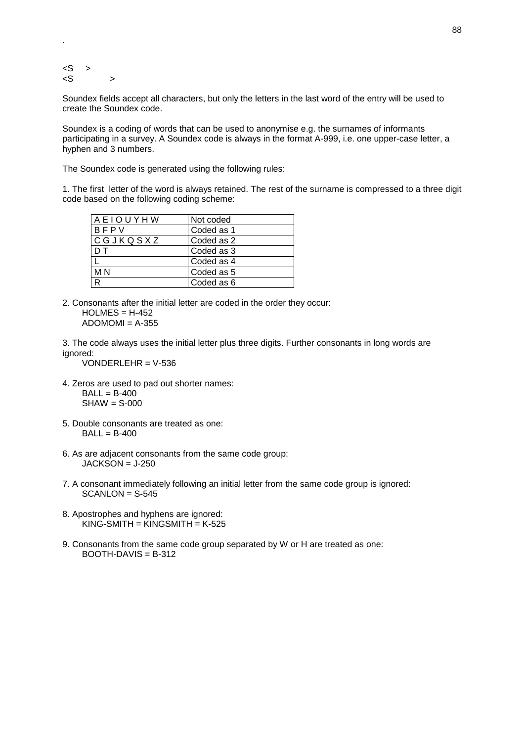.

<S >
<S >

Soundex fields accept all characters, but only the letters in the last word of the entry will be used to create the Soundex code.

Soundex is a coding of words that can be used to anonymise e.g. the surnames of informants participating in a survey. A Soundex code is always in the format A-999, i.e. one upper-case letter, a hyphen and 3 numbers.

The Soundex code is generated using the following rules:

1. The first letter of the word is always retained. The rest of the surname is compressed to a three digit code based on the following coding scheme:

| A E I O U Y H W | Not coded |
|---|---|
| B F P V | Coded as 1 |
| C G J K Q S X Z | Coded as 2 |
| D T | Coded as 3 |
| L | Coded as 4 |
| M N | Coded as 5 |
| R | Coded as 6 |

2. Consonants after the initial letter are coded in the order they occur:
   HOLMES = H-452
   ADOMOMI = A-355

3. The code always uses the initial letter plus three digits. Further consonants in long words are ignored:
   VONDERLEHR = V-536

4. Zeros are used to pad out shorter names:
   BALL = B-400
   SHAW = S-000

5. Double consonants are treated as one:
   BALL = B-400

6. As are adjacent consonants from the same code group:
   JACKSON = J-250

7. A consonant immediately following an initial letter from the same code group is ignored:
   SCANLON = S-545

8. Apostrophes and hyphens are ignored:
   KING-SMITH = KINGSMITH = K-525

9. Consonants from the same code group separated by W or H are treated as one:
   BOOTH-DAVIS = B-312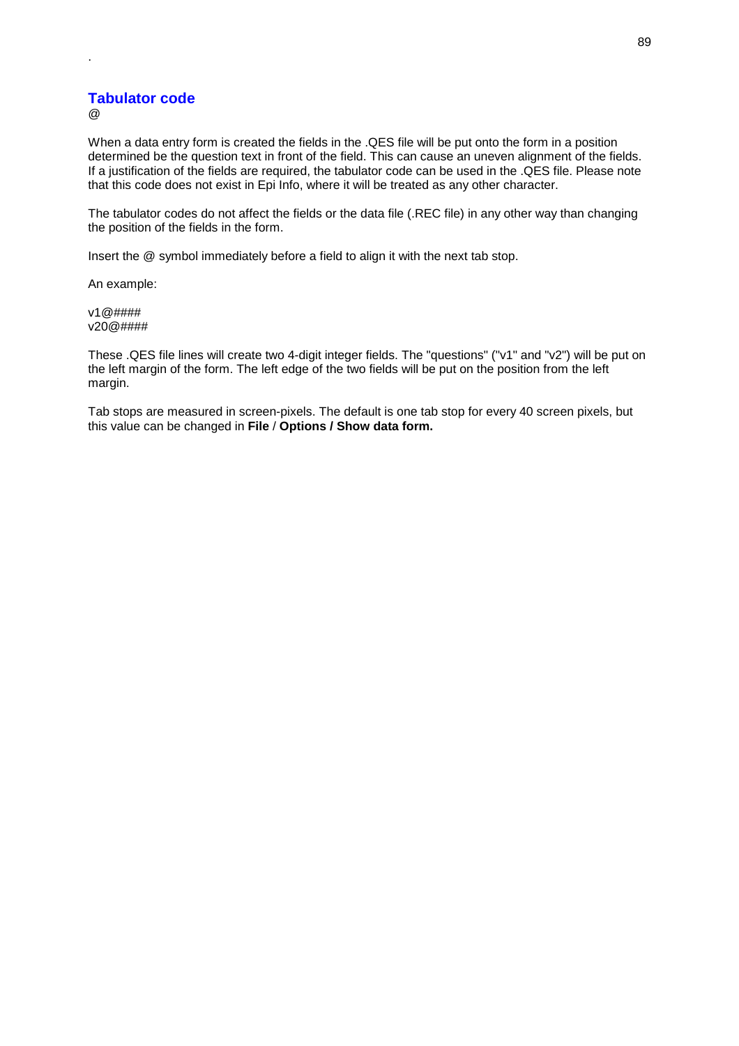.

## Tabulator code

@

When a data entry form is created the fields in the .QES file will be put onto the form in a position determined be the question text in front of the field. This can cause an uneven alignment of the fields. If a justification of the fields are required, the tabulator code can be used in the .QES file. Please note that this code does not exist in Epi Info, where it will be treated as any other character.

The tabulator codes do not affect the fields or the data file (.REC file) in any other way than changing the position of the fields in the form.

Insert the @ symbol immediately before a field to align it with the next tab stop.

An example:

```
v1@####
v20@####
```

These .QES file lines will create two 4-digit integer fields. The "questions" ("v1" and "v2") will be put on the left margin of the form. The left edge of the two fields will be put on the position from the left margin.

Tab stops are measured in screen-pixels. The default is one tab stop for every 40 screen pixels, but this value can be changed in **File** / **Options / Show data form.**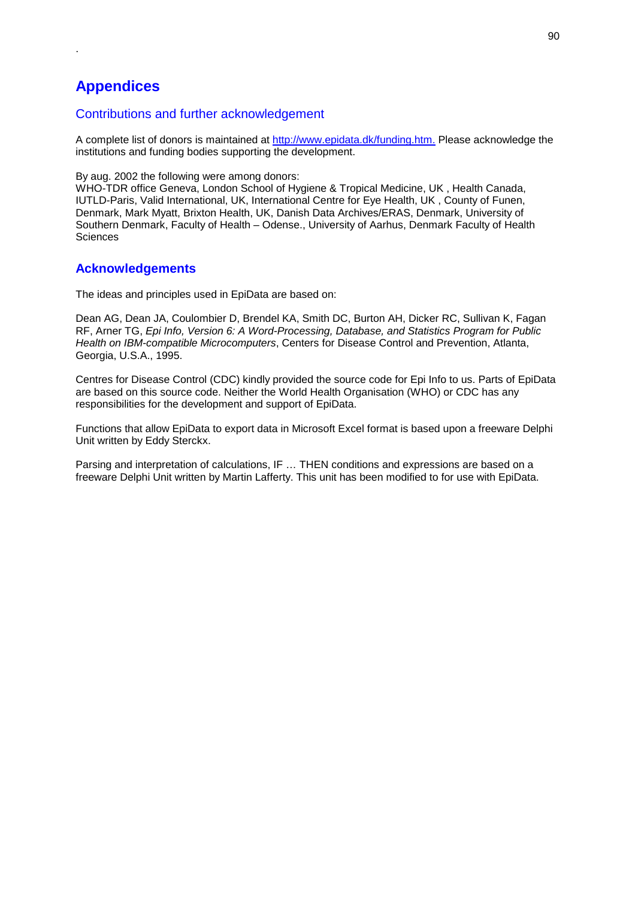# Appendices

## Contributions and further acknowledgement

A complete list of donors is maintained at http://www.epidata.dk/funding.htm. Please acknowledge the institutions and funding bodies supporting the development.

By aug. 2002 the following were among donors:
WHO-TDR office Geneva, London School of Hygiene & Tropical Medicine, UK , Health Canada, IUTLD-Paris, Valid International, UK, International Centre for Eye Health, UK , County of Funen, Denmark, Mark Myatt, Brixton Health, UK, Danish Data Archives/ERAS, Denmark, University of Southern Denmark, Faculty of Health – Odense., University of Aarhus, Denmark Faculty of Health Sciences

## Acknowledgements

The ideas and principles used in EpiData are based on:

Dean AG, Dean JA, Coulombier D, Brendel KA, Smith DC, Burton AH, Dicker RC, Sullivan K, Fagan RF, Arner TG, *Epi Info, Version 6: A Word-Processing, Database, and Statistics Program for Public Health on IBM-compatible Microcomputers*, Centers for Disease Control and Prevention, Atlanta, Georgia, U.S.A., 1995.

Centres for Disease Control (CDC) kindly provided the source code for Epi Info to us. Parts of EpiData are based on this source code. Neither the World Health Organisation (WHO) or CDC has any responsibilities for the development and support of EpiData.

Functions that allow EpiData to export data in Microsoft Excel format is based upon a freeware Delphi Unit written by Eddy Sterckx.

Parsing and interpretation of calculations, IF … THEN conditions and expressions are based on a freeware Delphi Unit written by Martin Lafferty. This unit has been modified to for use with EpiData.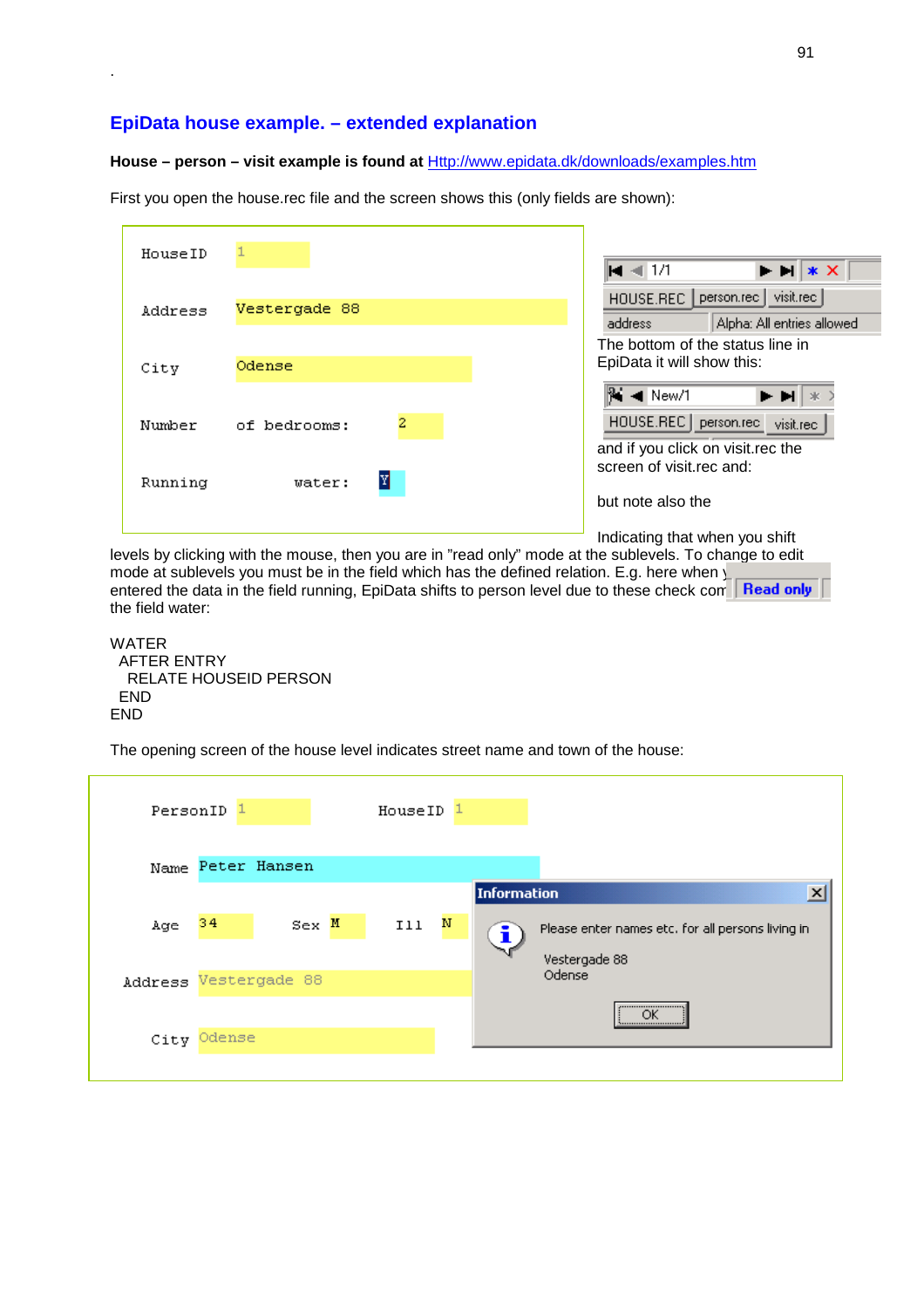## EpiData house example. – extended explanation

**House – person – visit example is found at** Http://www.epidata.dk/downloads/examples.htm

First you open the house.rec file and the screen shows this (only fields are shown):

The bottom of the status line in EpiData it will show this:

and if you click on visit.rec the screen of visit.rec and:

but note also the

Indicating that when you shift levels by clicking with the mouse, then you are in "read only" mode at the sublevels. To change to edit mode at sublevels you must be in the field which has the defined relation. E.g. here when you entered the data in the field running, EpiData shifts to person level due to these check commands in the field water:

```
WATER
  AFTER ENTRY
    RELATE HOUSEID PERSON
  END
END
```

The opening screen of the house level indicates street name and town of the house: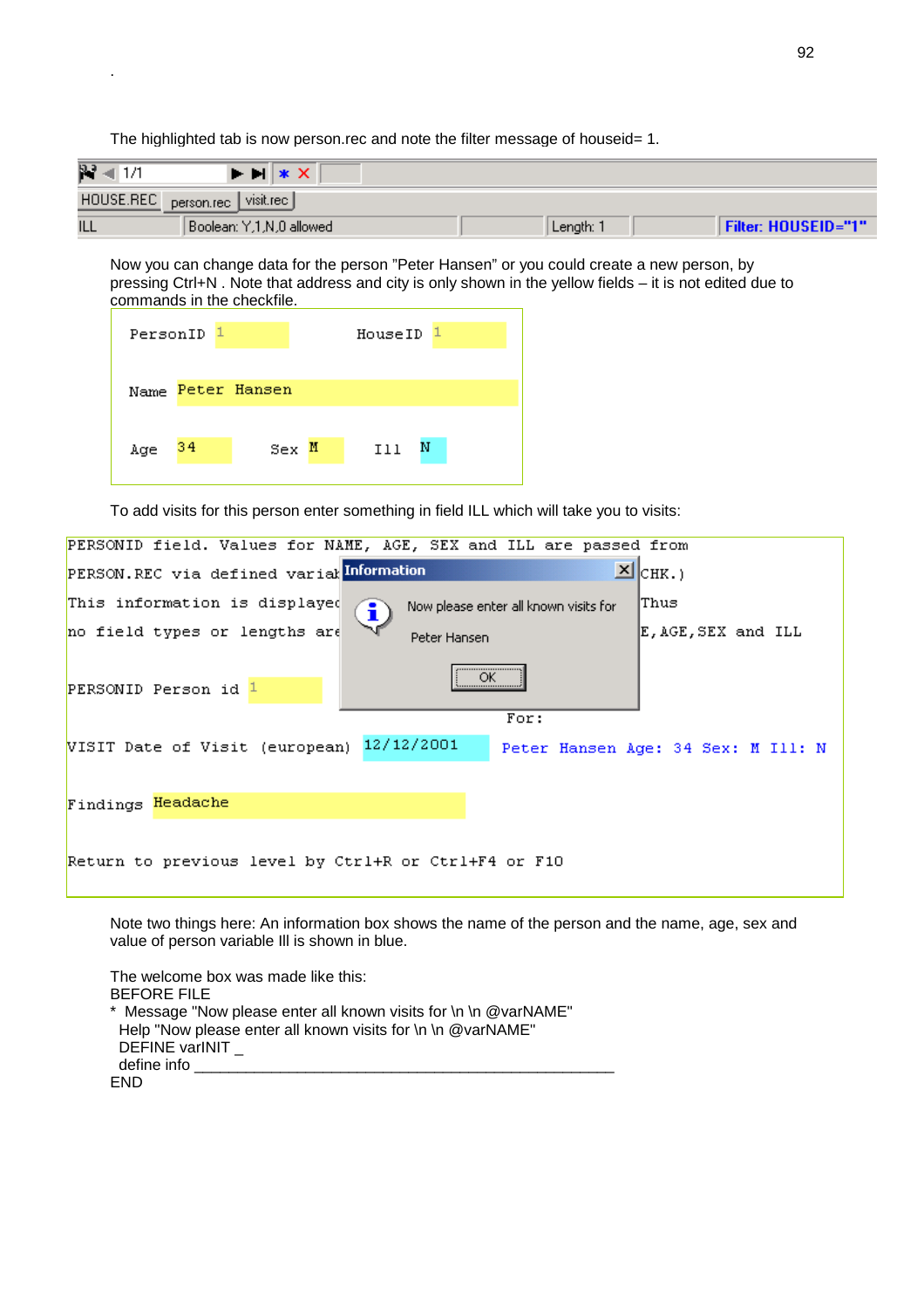.

The highlighted tab is now person.rec and note the filter message of houseid= 1.

1/1
HOUSE.REC person.rec visit.rec
ILL Boolean: Y,1,N,0 allowed Length: 1 Filter: HOUSEID="1"

Now you can change data for the person "Peter Hansen" or you could create a new person, by pressing Ctrl+N . Note that address and city is only shown in the yellow fields – it is not edited due to commands in the checkfile.

```
PersonID 1          HouseID 1

Name Peter Hansen

Age 34       Sex M       Ill N
```

To add visits for this person enter something in field ILL which will take you to visits:

```
PERSONID field. Values for NAME, AGE, SEX and ILL are passed from
PERSON.REC via defined variab                              CHK.)
This information is displayed                              Thus
no field types or lengths are                              E,AGE,SEX and ILL

PERSONID Person id 1
                                       For:
VISIT Date of Visit (european) 12/12/2001  Peter Hansen Age: 34 Sex: M Ill: N

Findings Headache

Return to previous level by Ctrl+R or Ctrl+F4 or F10
```

Information
Now please enter all known visits for
Peter Hansen
OK

Note two things here: An information box shows the name of the person and the name, age, sex and value of person variable Ill is shown in blue.

The welcome box was made like this:

```
BEFORE FILE
* Message "Now please enter all known visits for \n \n @varNAME"
  Help "Now please enter all known visits for \n \n @varNAME"
  DEFINE varINIT _
  define info ________________________________________________
END
```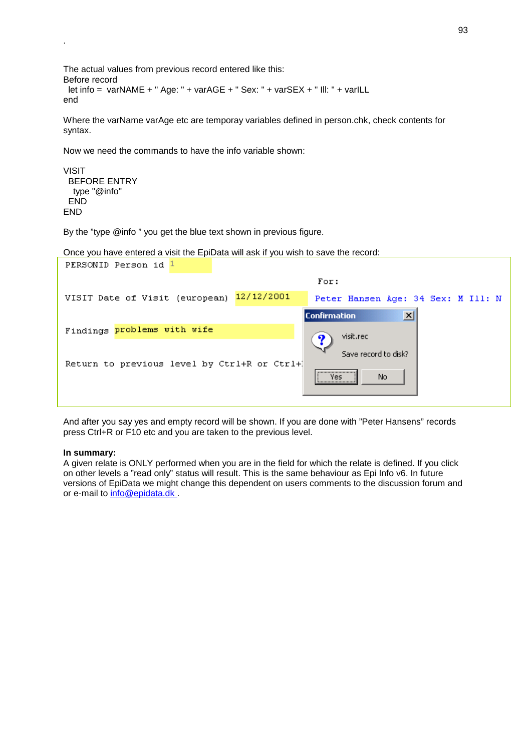.

The actual values from previous record entered like this:
Before record

```
let info =  varNAME + " Age: " + varAGE + " Sex: " + varSEX + " Ill: " + varILL
```

end

Where the varName varAge etc are temporay variables defined in person.chk, check contents for syntax.

Now we need the commands to have the info variable shown:

```
VISIT
  BEFORE ENTRY
    type "@info"
  END
END
```

By the "type @info " you get the blue text shown in previous figure.

Once you have entered a visit the EpiData will ask if you wish to save the record:

```
PERSONID Person id 1
                                              For:
VISIT Date of Visit (european) 12/12/2001    Peter Hansen Age: 34 Sex: M Ill: N

Findings problems with wife

Return to previous level by Ctrl+R or Ctrl+
```

Confirmation

visit.rec

Save record to disk?

Yes   No

And after you say yes and empty record will be shown. If you are done with "Peter Hansens" records press Ctrl+R or F10 etc and you are taken to the previous level.

**In summary:**
A given relate is ONLY performed when you are in the field for which the relate is defined. If you click on other levels a "read only" status will result. This is the same behaviour as Epi Info v6. In future versions of EpiData we might change this dependent on users comments to the discussion forum and or e-mail to info@epidata.dk .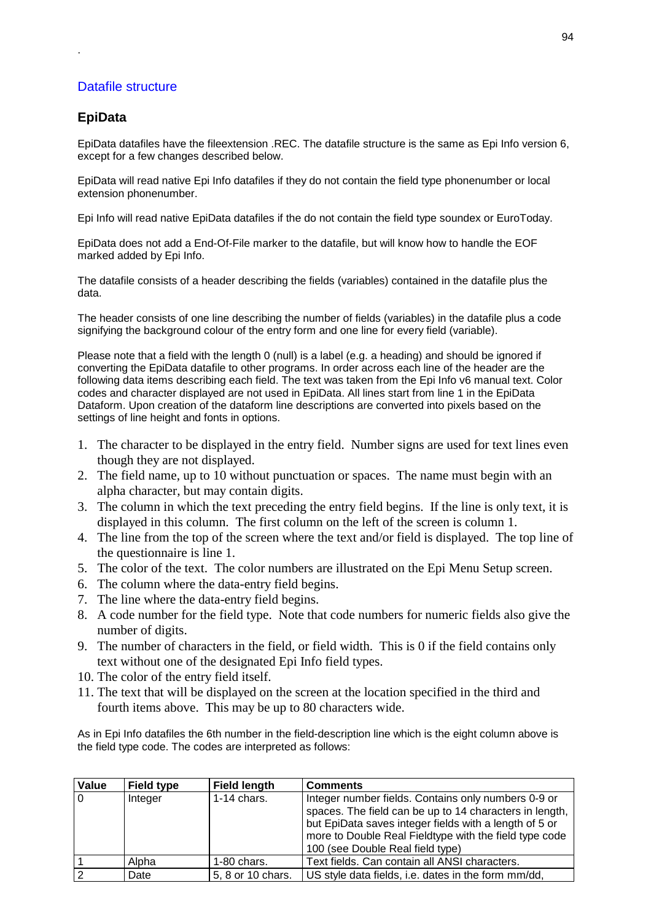## Datafile structure

### EpiData

EpiData datafiles have the fileextension .REC. The datafile structure is the same as Epi Info version 6, except for a few changes described below.

EpiData will read native Epi Info datafiles if they do not contain the field type phonenumber or local extension phonenumber.

Epi Info will read native EpiData datafiles if the do not contain the field type soundex or EuroToday.

EpiData does not add a End-Of-File marker to the datafile, but will know how to handle the EOF marked added by Epi Info.

The datafile consists of a header describing the fields (variables) contained in the datafile plus the data.

The header consists of one line describing the number of fields (variables) in the datafile plus a code signifying the background colour of the entry form and one line for every field (variable).

Please note that a field with the length 0 (null) is a label (e.g. a heading) and should be ignored if converting the EpiData datafile to other programs. In order across each line of the header are the following data items describing each field. The text was taken from the Epi Info v6 manual text. Color codes and character displayed are not used in EpiData. All lines start from line 1 in the EpiData Dataform. Upon creation of the dataform line descriptions are converted into pixels based on the settings of line height and fonts in options.

1. The character to be displayed in the entry field. Number signs are used for text lines even though they are not displayed.
2. The field name, up to 10 without punctuation or spaces. The name must begin with an alpha character, but may contain digits.
3. The column in which the text preceding the entry field begins. If the line is only text, it is displayed in this column. The first column on the left of the screen is column 1.
4. The line from the top of the screen where the text and/or field is displayed. The top line of the questionnaire is line 1.
5. The color of the text. The color numbers are illustrated on the Epi Menu Setup screen.
6. The column where the data-entry field begins.
7. The line where the data-entry field begins.
8. A code number for the field type. Note that code numbers for numeric fields also give the number of digits.
9. The number of characters in the field, or field width. This is 0 if the field contains only text without one of the designated Epi Info field types.
10. The color of the entry field itself.
11. The text that will be displayed on the screen at the location specified in the third and fourth items above. This may be up to 80 characters wide.

As in Epi Info datafiles the 6th number in the field-description line which is the eight column above is the field type code. The codes are interpreted as follows:

| Value | Field type | Field length | Comments |
|---|---|---|---|
| 0 | Integer | 1-14 chars. | Integer number fields. Contains only numbers 0-9 or spaces. The field can be up to 14 characters in length, but EpiData saves integer fields with a length of 5 or more to Double Real Fieldtype with the field type code 100 (see Double Real field type) |
| 1 | Alpha | 1-80 chars. | Text fields. Can contain all ANSI characters. |
| 2 | Date | 5, 8 or 10 chars. | US style data fields, i.e. dates in the form mm/dd, |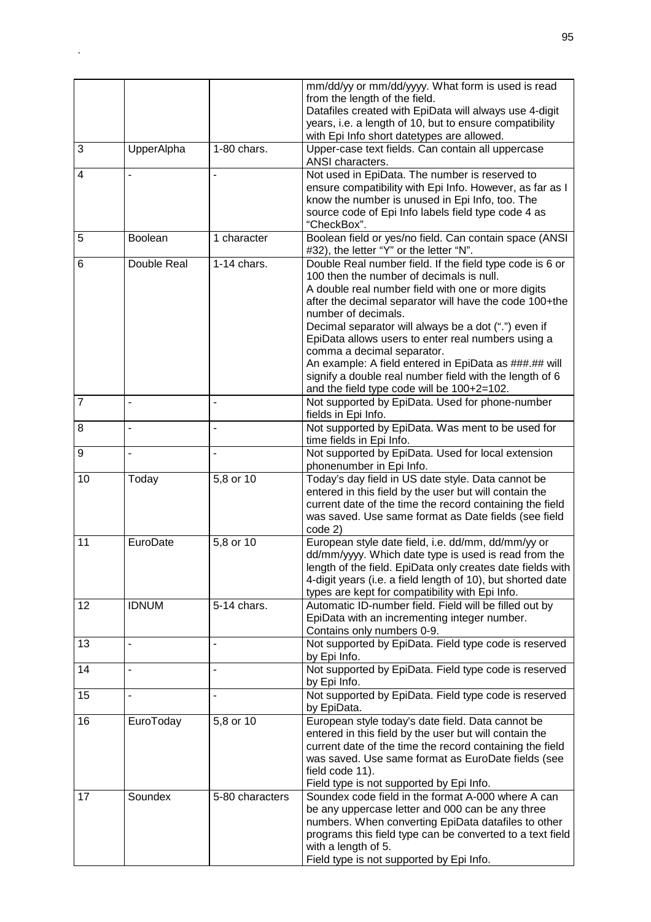| | | | |
|---|---|---|---|
| | | | mm/dd/yy or mm/dd/yyyy. What form is used is read from the length of the field. Datafiles created with EpiData will always use 4-digit years, i.e. a length of 10, but to ensure compatibility with Epi Info short datetypes are allowed. |
| 3 | UpperAlpha | 1-80 chars. | Upper-case text fields. Can contain all uppercase ANSI characters. |
| 4 | - | - | Not used in EpiData. The number is reserved to ensure compatibility with Epi Info. However, as far as I know the number is unused in Epi Info, too. The source code of Epi Info labels field type code 4 as "CheckBox". |
| 5 | Boolean | 1 character | Boolean field or yes/no field. Can contain space (ANSI #32), the letter "Y" or the letter "N". |
| 6 | Double Real | 1-14 chars. | Double Real number field. If the field type code is 6 or 100 then the number of decimals is null. A double real number field with one or more digits after the decimal separator will have the code 100+the number of decimals. Decimal separator will always be a dot (".") even if EpiData allows users to enter real numbers using a comma a decimal separator. An example: A field entered in EpiData as ###.## will signify a double real number field with the length of 6 and the field type code will be 100+2=102. |
| 7 | - | - | Not supported by EpiData. Used for phone-number fields in Epi Info. |
| 8 | - | - | Not supported by EpiData. Was ment to be used for time fields in Epi Info. |
| 9 | - | - | Not supported by EpiData. Used for local extension phonenumber in Epi Info. |
| 10 | Today | 5,8 or 10 | Today's day field in US date style. Data cannot be entered in this field by the user but will contain the current date of the time the record containing the field was saved. Use same format as Date fields (see field code 2) |
| 11 | EuroDate | 5,8 or 10 | European style date field, i.e. dd/mm, dd/mm/yy or dd/mm/yyyy. Which date type is used is read from the length of the field. EpiData only creates date fields with 4-digit years (i.e. a field length of 10), but shorted date types are kept for compatibility with Epi Info. |
| 12 | IDNUM | 5-14 chars. | Automatic ID-number field. Field will be filled out by EpiData with an incrementing integer number. Contains only numbers 0-9. |
| 13 | - | - | Not supported by EpiData. Field type code is reserved by Epi Info. |
| 14 | - | - | Not supported by EpiData. Field type code is reserved by Epi Info. |
| 15 | - | - | Not supported by EpiData. Field type code is reserved by EpiData. |
| 16 | EuroToday | 5,8 or 10 | European style today's date field. Data cannot be entered in this field by the user but will contain the current date of the time the record containing the field was saved. Use same format as EuroDate fields (see field code 11). Field type is not supported by Epi Info. |
| 17 | Soundex | 5-80 characters | Soundex code field in the format A-000 where A can be any uppercase letter and 000 can be any three numbers. When converting EpiData datafiles to other programs this field type can be converted to a text field with a length of 5. Field type is not supported by Epi Info. |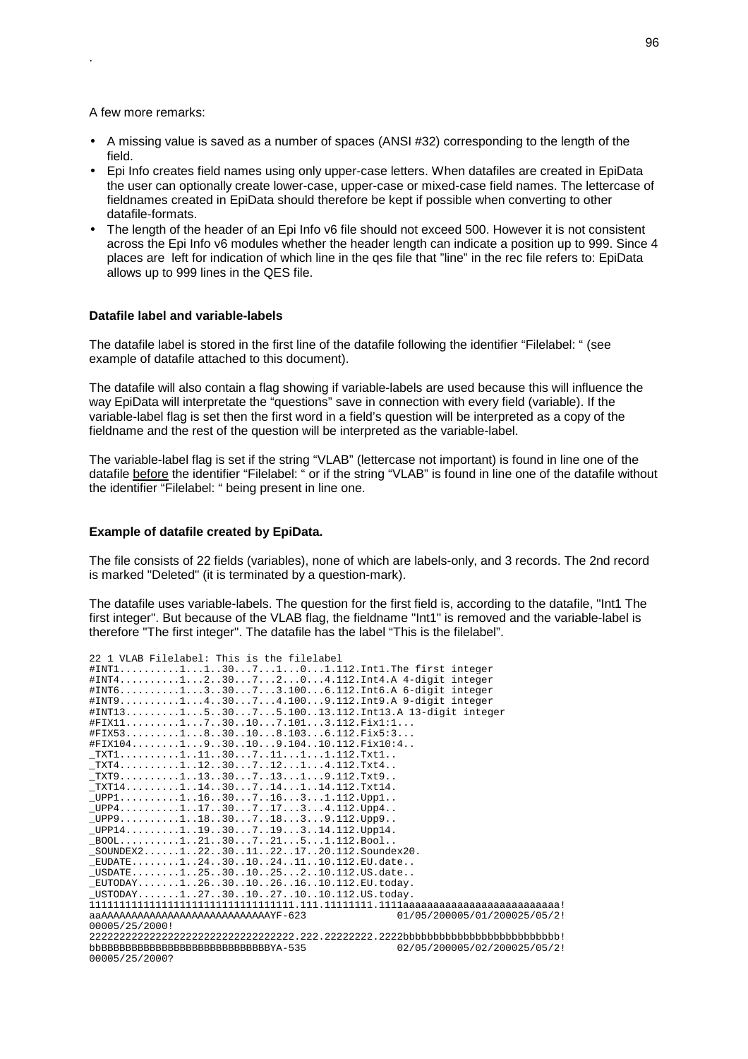.

A few more remarks:

- A missing value is saved as a number of spaces (ANSI #32) corresponding to the length of the field.
- Epi Info creates field names using only upper-case letters. When datafiles are created in EpiData the user can optionally create lower-case, upper-case or mixed-case field names. The lettercase of fieldnames created in EpiData should therefore be kept if possible when converting to other datafile-formats.
- The length of the header of an Epi Info v6 file should not exceed 500. However it is not consistent across the Epi Info v6 modules whether the header length can indicate a position up to 999. Since 4 places are left for indication of which line in the qes file that "line" in the rec file refers to: EpiData allows up to 999 lines in the QES file.

**Datafile label and variable-labels**

The datafile label is stored in the first line of the datafile following the identifier "Filelabel: " (see example of datafile attached to this document).

The datafile will also contain a flag showing if variable-labels are used because this will influence the way EpiData will interpretate the "questions" save in connection with every field (variable). If the variable-label flag is set then the first word in a field's question will be interpreted as a copy of the fieldname and the rest of the question will be interpreted as the variable-label.

The variable-label flag is set if the string "VLAB" (lettercase not important) is found in line one of the datafile before the identifier "Filelabel: " or if the string "VLAB" is found in line one of the datafile without the identifier "Filelabel: " being present in line one.

**Example of datafile created by EpiData.**

The file consists of 22 fields (variables), none of which are labels-only, and 3 records. The 2nd record is marked "Deleted" (it is terminated by a question-mark).

The datafile uses variable-labels. The question for the first field is, according to the datafile, "Int1 The first integer". But because of the VLAB flag, the fieldname "Int1" is removed and the variable-label is therefore "The first integer". The datafile has the label "This is the filelabel".

```
22 1 VLAB Filelabel: This is the filelabel
#INT1..........1...1..30...7...1...0...1.112.Int1.The first integer
#INT4..........1...2..30...7...2...0...4.112.Int4.A 4-digit integer
#INT6..........1...3..30...7...3.100...6.112.Int6.A 6-digit integer
#INT9..........1...4..30...7...4.100...9.112.Int9.A 9-digit integer
#INT13.........1...5..30...7...5.100..13.112.Int13.A 13-digit integer
#FIX11.........1...7..30..10...7.101...3.112.Fix1:1...
#FIX53.........1...8..30..10...8.103...6.112.Fix5:3...
#FIX104........1...9..30..10...9.104..10.112.Fix10:4..
_TXT1..........1..11..30...7..11...1...1.112.Txt1..
_TXT4..........1..12..30...7..12...1...4.112.Txt4..
_TXT9..........1..13..30...7..13...1...9.112.Txt9..
_TXT14.........1..14..30...7..14...1..14.112.Txt14.
_UPP1..........1..16..30...7..16...3...1.112.Upp1..
_UPP4..........1..17..30...7..17...3...4.112.Upp4..
_UPP9..........1..18..30...7..18...3...9.112.Upp9..
_UPP14.........1..19..30...7..19...3..14.112.Upp14.
_BOOL..........1..21..30...7..21...5...1.112.Bool..
_SOUNDEX2......1..22..30..11..22..17..20.112.Soundex20.
_EUDATE........1..24..30..10..24..11..10.112.EU.date..
_USDATE........1..25..30..10..25...2..10.112.US.date..
_EUTODAY.......1..26..30..10..26..16..10.112.EU.today.
_USTODAY.......1..27..30..10..27..10..10.112.US.today.
1111111111111111111111111111111111.111.11111111.1111aaaaaaaaaaaaaaaaaaaaaaaaaa!
aaAAAAAAAAAAAAAAAAAAAAAAAAAAAAAAYF-623            01/05/200005/01/200025/05/2!
00005/25/2000!
2222222222222222222222222222222222.222.22222222.2222bbbbbbbbbbbbbbbbbbbbbbbbbb!
bbBBBBBBBBBBBBBBBBBBBBBBBBBBBBBBYA-535            02/05/200005/02/200025/05/2!
00005/25/2000?
```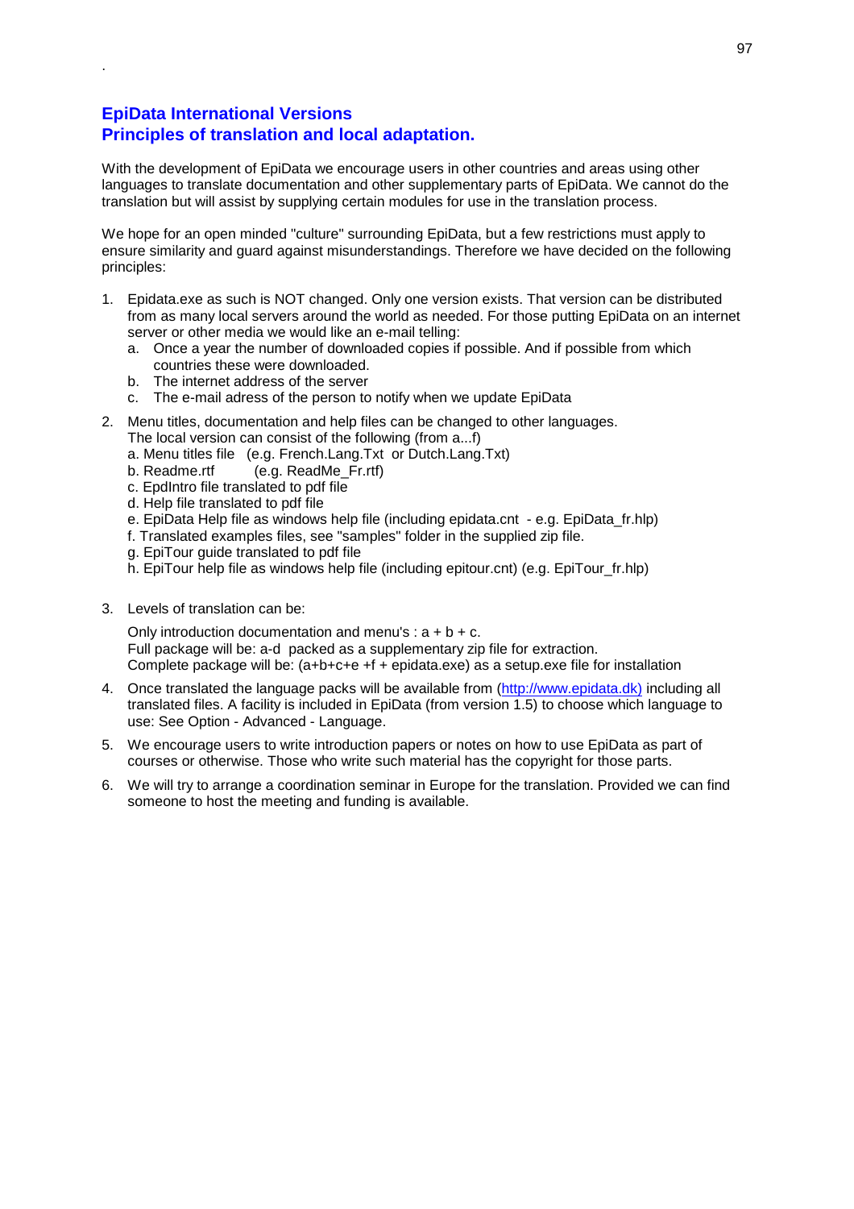## EpiData International Versions
## Principles of translation and local adaptation.

With the development of EpiData we encourage users in other countries and areas using other languages to translate documentation and other supplementary parts of EpiData. We cannot do the translation but will assist by supplying certain modules for use in the translation process.

We hope for an open minded "culture" surrounding EpiData, but a few restrictions must apply to ensure similarity and guard against misunderstandings. Therefore we have decided on the following principles:

1. Epidata.exe as such is NOT changed. Only one version exists. That version can be distributed from as many local servers around the world as needed. For those putting EpiData on an internet server or other media we would like an e-mail telling:
   a. Once a year the number of downloaded copies if possible. And if possible from which countries these were downloaded.
   b. The internet address of the server
   c. The e-mail adress of the person to notify when we update EpiData

2. Menu titles, documentation and help files can be changed to other languages.
   The local version can consist of the following (from a...f)
   a. Menu titles file (e.g. French.Lang.Txt or Dutch.Lang.Txt)
   b. Readme.rtf (e.g. ReadMe_Fr.rtf)
   c. EpdIntro file translated to pdf file
   d. Help file translated to pdf file
   e. EpiData Help file as windows help file (including epidata.cnt - e.g. EpiData_fr.hlp)
   f. Translated examples files, see "samples" folder in the supplied zip file.
   g. EpiTour guide translated to pdf file
   h. EpiTour help file as windows help file (including epitour.cnt) (e.g. EpiTour_fr.hlp)

3. Levels of translation can be:

   Only introduction documentation and menu's : a + b + c.
   Full package will be: a-d packed as a supplementary zip file for extraction.
   Complete package will be: (a+b+c+e +f + epidata.exe) as a setup.exe file for installation

4. Once translated the language packs will be available from (http://www.epidata.dk) including all translated files. A facility is included in EpiData (from version 1.5) to choose which language to use: See Option - Advanced - Language.

5. We encourage users to write introduction papers or notes on how to use EpiData as part of courses or otherwise. Those who write such material has the copyright for those parts.

6. We will try to arrange a coordination seminar in Europe for the translation. Provided we can find someone to host the meeting and funding is available.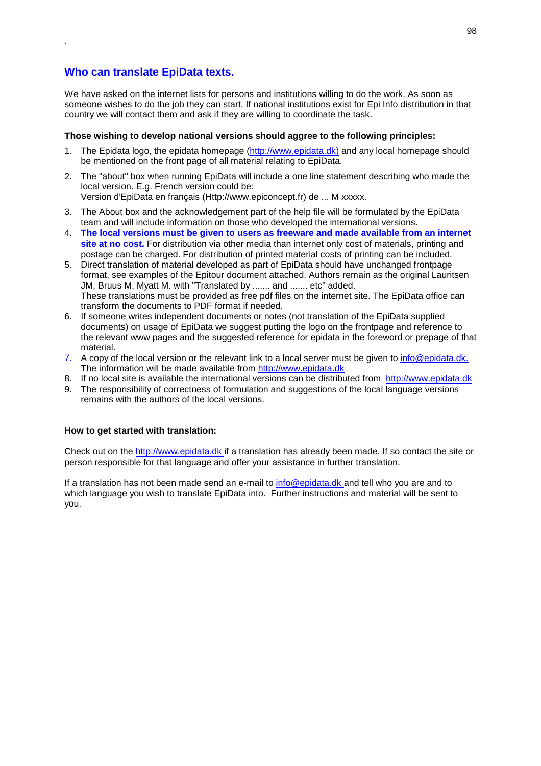## Who can translate EpiData texts.

We have asked on the internet lists for persons and institutions willing to do the work. As soon as someone wishes to do the job they can start. If national institutions exist for Epi Info distribution in that country we will contact them and ask if they are willing to coordinate the task.

**Those wishing to develop national versions should aggree to the following principles:**

1. The Epidata logo, the epidata homepage (http://www.epidata.dk) and any local homepage should be mentioned on the front page of all material relating to EpiData.
2. The "about" box when running EpiData will include a one line statement describing who made the local version. E.g. French version could be:
   Version d'EpiData en français (Http://www.epiconcept.fr) de ... M xxxxx.
3. The About box and the acknowledgement part of the help file will be formulated by the EpiData team and will include information on those who developed the international versions.
4. **The local versions must be given to users as freeware and made available from an internet site at no cost.** For distribution via other media than internet only cost of materials, printing and postage can be charged. For distribution of printed material costs of printing can be included.
5. Direct translation of material developed as part of EpiData should have unchanged frontpage format, see examples of the Epitour document attached. Authors remain as the original Lauritsen JM, Bruus M, Myatt M. with "Translated by ....... and ....... etc" added.
   These translations must be provided as free pdf files on the internet site. The EpiData office can transform the documents to PDF format if needed.
6. If someone writes independent documents or notes (not translation of the EpiData supplied documents) on usage of EpiData we suggest putting the logo on the frontpage and reference to the relevant www pages and the suggested reference for epidata in the foreword or prepage of that material.
7. A copy of the local version or the relevant link to a local server must be given to info@epidata.dk.
   The information will be made available from http://www.epidata.dk
8. If no local site is available the international versions can be distributed from http://www.epidata.dk
9. The responsibility of correctness of formulation and suggestions of the local language versions remains with the authors of the local versions.

**How to get started with translation:**

Check out on the http://www.epidata.dk if a translation has already been made. If so contact the site or person responsible for that language and offer your assistance in further translation.

If a translation has not been made send an e-mail to info@epidata.dk and tell who you are and to which language you wish to translate EpiData into. Further instructions and material will be sent to you.